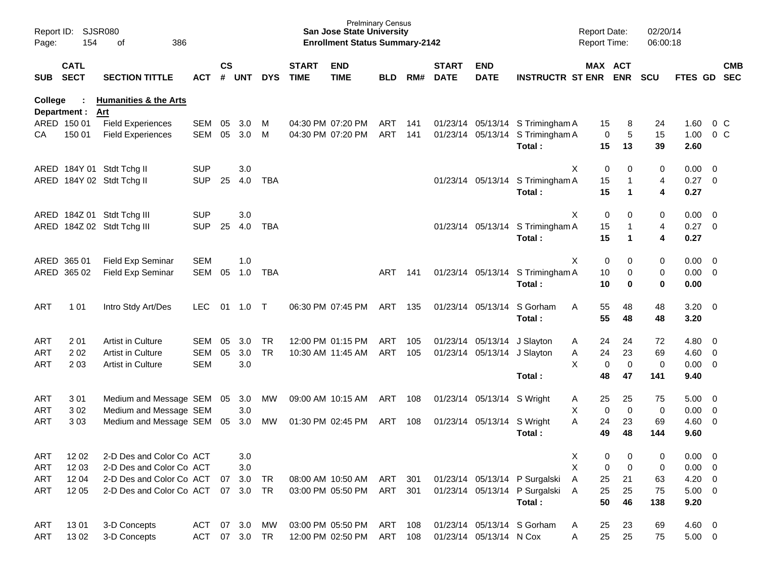Prelminary Census
**San Jose State University**
**Enrollment Status Summary-2142**

Report ID: SJSR080
Report Date: 02/20/14
Report Time: 06:00:18

**College : Humanities & the Arts**
**Department : Art**

| SUB | CATL SECT | SECTION TITTLE | ACT | CS # | UNT | DYS | START TIME | END TIME | BLD | RM# | START DATE | END DATE | INSTRUCTR | ST | MAX ENR | ACT ENR | SCU | FTES | GD | CMB SEC |
|---|---|---|---|---|---|---|---|---|---|---|---|---|---|---|---|---|---|---|---|---|
| ARED | 150 01 | Field Experiences | SEM | 05 | 3.0 | M | 04:30 PM | 07:20 PM | ART | 141 | 01/23/14 | 05/13/14 | S Trimingham | A | 15 | 8 | 24 | 1.60 | 0 | C |
| CA | 150 01 | Field Experiences | SEM | 05 | 3.0 | M | 04:30 PM | 07:20 PM | ART | 141 | 01/23/14 | 05/13/14 | S Trimingham | A | 0 | 5 | 15 | 1.00 | 0 | C |
| | | | | | | | | | | | | | **Total :** | | **15** | **13** | **39** | **2.60** | | |
| ARED | 184Y 01 | Stdt Tchg II | SUP | | 3.0 | | | | | | | | | X | 0 | 0 | 0 | 0.00 | 0 | |
| ARED | 184Y 02 | Stdt Tchg II | SUP | 25 | 4.0 | TBA | | | | | 01/23/14 | 05/13/14 | S Trimingham | A | 15 | 1 | 4 | 0.27 | 0 | |
| | | | | | | | | | | | | | **Total :** | | **15** | **1** | **4** | **0.27** | | |
| ARED | 184Z 01 | Stdt Tchg III | SUP | | 3.0 | | | | | | | | | X | 0 | 0 | 0 | 0.00 | 0 | |
| ARED | 184Z 02 | Stdt Tchg III | SUP | 25 | 4.0 | TBA | | | | | 01/23/14 | 05/13/14 | S Trimingham | A | 15 | 1 | 4 | 0.27 | 0 | |
| | | | | | | | | | | | | | **Total :** | | **15** | **1** | **4** | **0.27** | | |
| ARED | 365 01 | Field Exp Seminar | SEM | | 1.0 | | | | | | | | | X | 0 | 0 | 0 | 0.00 | 0 | |
| ARED | 365 02 | Field Exp Seminar | SEM | 05 | 1.0 | TBA | | | ART | 141 | 01/23/14 | 05/13/14 | S Trimingham | A | 10 | 0 | 0 | 0.00 | 0 | |
| | | | | | | | | | | | | | **Total :** | | **10** | **0** | **0** | **0.00** | | |
| ART | 1 01 | Intro Stdy Art/Des | LEC | 01 | 1.0 | T | 06:30 PM | 07:45 PM | ART | 135 | 01/23/14 | 05/13/14 | S Gorham | A | 55 | 48 | 48 | 3.20 | 0 | |
| | | | | | | | | | | | | | **Total :** | | **55** | **48** | **48** | **3.20** | | |
| ART | 2 01 | Artist in Culture | SEM | 05 | 3.0 | TR | 12:00 PM | 01:15 PM | ART | 105 | 01/23/14 | 05/13/14 | J Slayton | A | 24 | 24 | 72 | 4.80 | 0 | |
| ART | 2 02 | Artist in Culture | SEM | 05 | 3.0 | TR | 10:30 AM | 11:45 AM | ART | 105 | 01/23/14 | 05/13/14 | J Slayton | A | 24 | 23 | 69 | 4.60 | 0 | |
| ART | 2 03 | Artist in Culture | SEM | | 3.0 | | | | | | | | | X | 0 | 0 | 0 | 0.00 | 0 | |
| | | | | | | | | | | | | | **Total :** | | **48** | **47** | **141** | **9.40** | | |
| ART | 3 01 | Medium and Message | SEM | 05 | 3.0 | MW | 09:00 AM | 10:15 AM | ART | 108 | 01/23/14 | 05/13/14 | S Wright | A | 25 | 25 | 75 | 5.00 | 0 | |
| ART | 3 02 | Medium and Message | SEM | | 3.0 | | | | | | | | | X | 0 | 0 | 0 | 0.00 | 0 | |
| ART | 3 03 | Medium and Message | SEM | 05 | 3.0 | MW | 01:30 PM | 02:45 PM | ART | 108 | 01/23/14 | 05/13/14 | S Wright | A | 24 | 23 | 69 | 4.60 | 0 | |
| | | | | | | | | | | | | | **Total :** | | **49** | **48** | **144** | **9.60** | | |
| ART | 12 02 | 2-D Des and Color Co | ACT | | 3.0 | | | | | | | | | X | 0 | 0 | 0 | 0.00 | 0 | |
| ART | 12 03 | 2-D Des and Color Co | ACT | | 3.0 | | | | | | | | | X | 0 | 0 | 0 | 0.00 | 0 | |
| ART | 12 04 | 2-D Des and Color Co | ACT | 07 | 3.0 | TR | 08:00 AM | 10:50 AM | ART | 301 | 01/23/14 | 05/13/14 | P Surgalski | A | 25 | 21 | 63 | 4.20 | 0 | |
| ART | 12 05 | 2-D Des and Color Co | ACT | 07 | 3.0 | TR | 03:00 PM | 05:50 PM | ART | 301 | 01/23/14 | 05/13/14 | P Surgalski | A | 25 | 25 | 75 | 5.00 | 0 | |
| | | | | | | | | | | | | | **Total :** | | **50** | **46** | **138** | **9.20** | | |
| ART | 13 01 | 3-D Concepts | ACT | 07 | 3.0 | MW | 03:00 PM | 05:50 PM | ART | 108 | 01/23/14 | 05/13/14 | S Gorham | A | 25 | 23 | 69 | 4.60 | 0 | |
| ART | 13 02 | 3-D Concepts | ACT | 07 | 3.0 | TR | 12:00 PM | 02:50 PM | ART | 108 | 01/23/14 | 05/13/14 | N Cox | A | 25 | 25 | 75 | 5.00 | 0 | |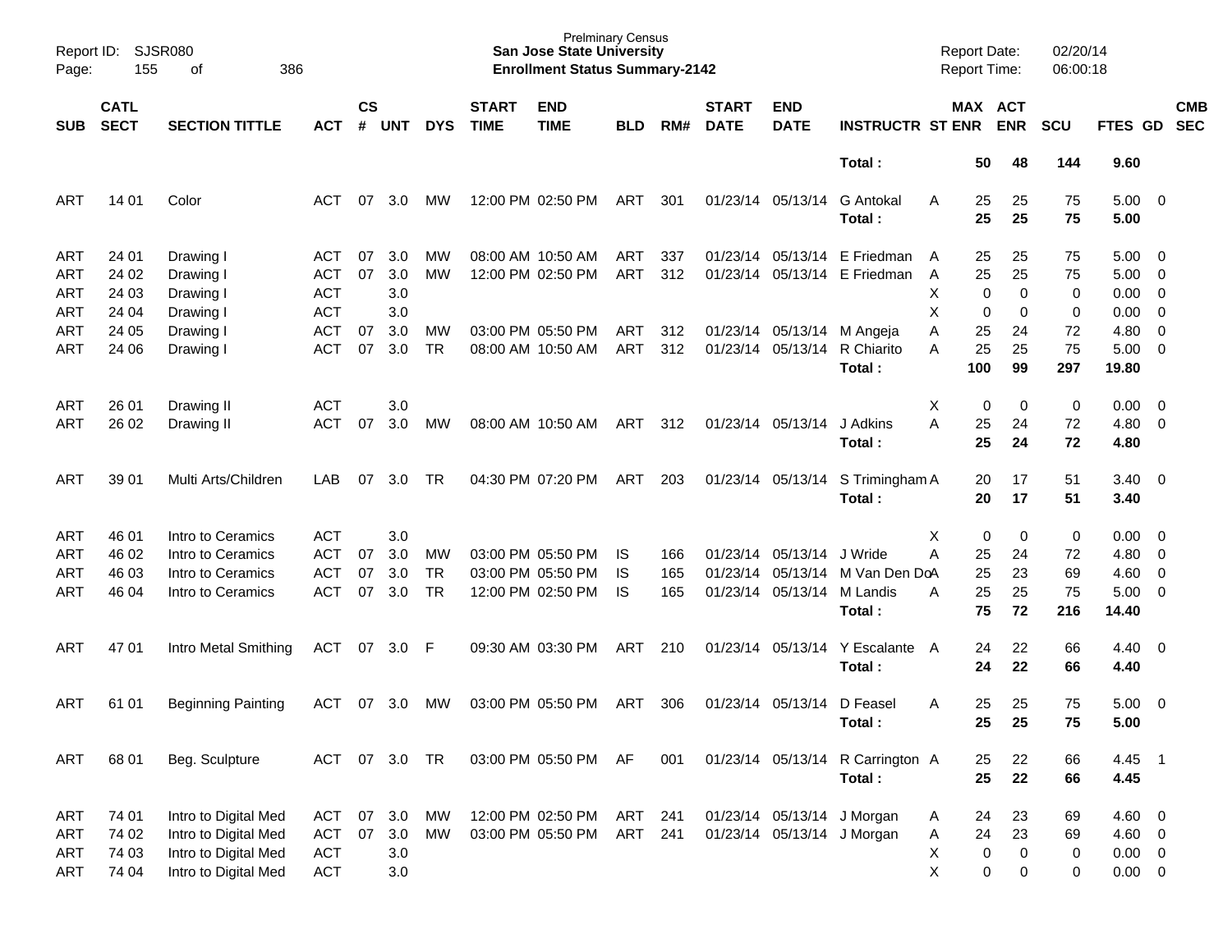| SUB | CATL SECT | SECTION TITTLE | ACT | CS # | UNT | DYS | START TIME | END TIME | BLD | RM# | START DATE | END DATE | INSTRUCTR | ST | MAX ENR | ACT ENR | SCU | FTES | GD | CMB SEC |
|---|---|---|---|---|---|---|---|---|---|---|---|---|---|---|---|---|---|---|---|---|
| | | | | | | | | | | | | | **Total :** | | **50** | **48** | **144** | **9.60** | | |
| ART | 14 01 | Color | ACT | 07 | 3.0 | MW | 12:00 PM | 02:50 PM | ART | 301 | 01/23/14 | 05/13/14 | G Antokal | A | 25 | 25 | 75 | 5.00 | 0 | |
| | | | | | | | | | | | | | **Total :** | | **25** | **25** | **75** | **5.00** | | |
| ART | 24 01 | Drawing I | ACT | 07 | 3.0 | MW | 08:00 AM | 10:50 AM | ART | 337 | 01/23/14 | 05/13/14 | E Friedman | A | 25 | 25 | 75 | 5.00 | 0 | |
| ART | 24 02 | Drawing I | ACT | 07 | 3.0 | MW | 12:00 PM | 02:50 PM | ART | 312 | 01/23/14 | 05/13/14 | E Friedman | A | 25 | 25 | 75 | 5.00 | 0 | |
| ART | 24 03 | Drawing I | ACT | | 3.0 | | | | | | | | | X | 0 | 0 | 0 | 0.00 | 0 | |
| ART | 24 04 | Drawing I | ACT | | 3.0 | | | | | | | | | X | 0 | 0 | 0 | 0.00 | 0 | |
| ART | 24 05 | Drawing I | ACT | 07 | 3.0 | MW | 03:00 PM | 05:50 PM | ART | 312 | 01/23/14 | 05/13/14 | M Angeja | A | 25 | 24 | 72 | 4.80 | 0 | |
| ART | 24 06 | Drawing I | ACT | 07 | 3.0 | TR | 08:00 AM | 10:50 AM | ART | 312 | 01/23/14 | 05/13/14 | R Chiarito | A | 25 | 25 | 75 | 5.00 | 0 | |
| | | | | | | | | | | | | | **Total :** | | **100** | **99** | **297** | **19.80** | | |
| ART | 26 01 | Drawing II | ACT | | 3.0 | | | | | | | | | X | 0 | 0 | 0 | 0.00 | 0 | |
| ART | 26 02 | Drawing II | ACT | 07 | 3.0 | MW | 08:00 AM | 10:50 AM | ART | 312 | 01/23/14 | 05/13/14 | J Adkins | A | 25 | 24 | 72 | 4.80 | 0 | |
| | | | | | | | | | | | | | **Total :** | | **25** | **24** | **72** | **4.80** | | |
| ART | 39 01 | Multi Arts/Children | LAB | 07 | 3.0 | TR | 04:30 PM | 07:20 PM | ART | 203 | 01/23/14 | 05/13/14 | S Trimingham | A | 20 | 17 | 51 | 3.40 | 0 | |
| | | | | | | | | | | | | | **Total :** | | **20** | **17** | **51** | **3.40** | | |
| ART | 46 01 | Intro to Ceramics | ACT | | 3.0 | | | | | | | | | X | 0 | 0 | 0 | 0.00 | 0 | |
| ART | 46 02 | Intro to Ceramics | ACT | 07 | 3.0 | MW | 03:00 PM | 05:50 PM | IS | 166 | 01/23/14 | 05/13/14 | J Wride | A | 25 | 24 | 72 | 4.80 | 0 | |
| ART | 46 03 | Intro to Ceramics | ACT | 07 | 3.0 | TR | 03:00 PM | 05:50 PM | IS | 165 | 01/23/14 | 05/13/14 | M Van Den Do | A | 25 | 23 | 69 | 4.60 | 0 | |
| ART | 46 04 | Intro to Ceramics | ACT | 07 | 3.0 | TR | 12:00 PM | 02:50 PM | IS | 165 | 01/23/14 | 05/13/14 | M Landis | A | 25 | 25 | 75 | 5.00 | 0 | |
| | | | | | | | | | | | | | **Total :** | | **75** | **72** | **216** | **14.40** | | |
| ART | 47 01 | Intro Metal Smithing | ACT | 07 | 3.0 | F | 09:30 AM | 03:30 PM | ART | 210 | 01/23/14 | 05/13/14 | Y Escalante | A | 24 | 22 | 66 | 4.40 | 0 | |
| | | | | | | | | | | | | | **Total :** | | **24** | **22** | **66** | **4.40** | | |
| ART | 61 01 | Beginning Painting | ACT | 07 | 3.0 | MW | 03:00 PM | 05:50 PM | ART | 306 | 01/23/14 | 05/13/14 | D Feasel | A | 25 | 25 | 75 | 5.00 | 0 | |
| | | | | | | | | | | | | | **Total :** | | **25** | **25** | **75** | **5.00** | | |
| ART | 68 01 | Beg. Sculpture | ACT | 07 | 3.0 | TR | 03:00 PM | 05:50 PM | AF | 001 | 01/23/14 | 05/13/14 | R Carrington | A | 25 | 22 | 66 | 4.45 | 1 | |
| | | | | | | | | | | | | | **Total :** | | **25** | **22** | **66** | **4.45** | | |
| ART | 74 01 | Intro to Digital Med | ACT | 07 | 3.0 | MW | 12:00 PM | 02:50 PM | ART | 241 | 01/23/14 | 05/13/14 | J Morgan | A | 24 | 23 | 69 | 4.60 | 0 | |
| ART | 74 02 | Intro to Digital Med | ACT | 07 | 3.0 | MW | 03:00 PM | 05:50 PM | ART | 241 | 01/23/14 | 05/13/14 | J Morgan | A | 24 | 23 | 69 | 4.60 | 0 | |
| ART | 74 03 | Intro to Digital Med | ACT | | 3.0 | | | | | | | | | X | 0 | 0 | 0 | 0.00 | 0 | |
| ART | 74 04 | Intro to Digital Med | ACT | | 3.0 | | | | | | | | | X | 0 | 0 | 0 | 0.00 | 0 | |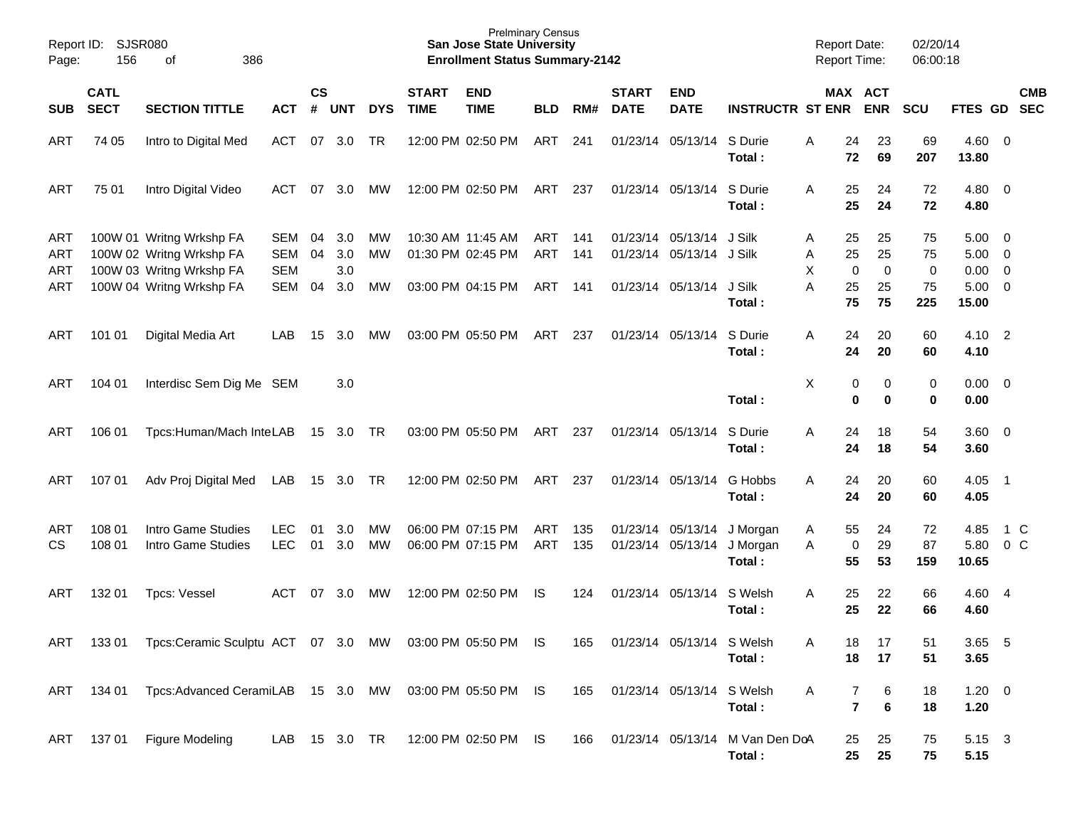Report ID: SJSR080
Page: 156 of 386

Prelminary Census
**San Jose State University**
**Enrollment Status Summary-2142**

Report Date: 02/20/14
Report Time: 06:00:18

| SUB | CATL SECT | SECTION TITTLE | ACT | CS # | UNT | DYS | START TIME | END TIME | BLD | RM# | START DATE | END DATE | INSTRUCTR | ST | MAX ENR | ACT ENR | SCU | FTES | GD | CMB SEC |
|---|---|---|---|---|---|---|---|---|---|---|---|---|---|---|---|---|---|---|---|---|
| ART | 74 05 | Intro to Digital Med | ACT | 07 | 3.0 | TR | 12:00 PM | 02:50 PM | ART | 241 | 01/23/14 | 05/13/14 | S Durie | A | 24 | 23 | 69 | 4.60 | 0 | |
| | | | | | | | | | | | | | **Total :** | | **72** | **69** | **207** | **13.80** | | |
| ART | 75 01 | Intro Digital Video | ACT | 07 | 3.0 | MW | 12:00 PM | 02:50 PM | ART | 237 | 01/23/14 | 05/13/14 | S Durie | A | 25 | 24 | 72 | 4.80 | 0 | |
| | | | | | | | | | | | | | **Total :** | | **25** | **24** | **72** | **4.80** | | |
| ART | 100W 01 | Writng Wrkshp FA | SEM | 04 | 3.0 | MW | 10:30 AM | 11:45 AM | ART | 141 | 01/23/14 | 05/13/14 | J Silk | A | 25 | 25 | 75 | 5.00 | 0 | |
| ART | 100W 02 | Writng Wrkshp FA | SEM | 04 | 3.0 | MW | 01:30 PM | 02:45 PM | ART | 141 | 01/23/14 | 05/13/14 | J Silk | A | 25 | 25 | 75 | 5.00 | 0 | |
| ART | 100W 03 | Writng Wrkshp FA | SEM | | 3.0 | | | | | | | | | X | 0 | 0 | 0 | 0.00 | 0 | |
| ART | 100W 04 | Writng Wrkshp FA | SEM | 04 | 3.0 | MW | 03:00 PM | 04:15 PM | ART | 141 | 01/23/14 | 05/13/14 | J Silk | A | 25 | 25 | 75 | 5.00 | 0 | |
| | | | | | | | | | | | | | **Total :** | | **75** | **75** | **225** | **15.00** | | |
| ART | 101 01 | Digital Media Art | LAB | 15 | 3.0 | MW | 03:00 PM | 05:50 PM | ART | 237 | 01/23/14 | 05/13/14 | S Durie | A | 24 | 20 | 60 | 4.10 | 2 | |
| | | | | | | | | | | | | | **Total :** | | **24** | **20** | **60** | **4.10** | | |
| ART | 104 01 | Interdisc Sem Dig Me | SEM | | 3.0 | | | | | | | | | X | 0 | 0 | 0 | 0.00 | 0 | |
| | | | | | | | | | | | | | **Total :** | | **0** | **0** | **0** | **0.00** | | |
| ART | 106 01 | Tpcs:Human/Mach Inte | LAB | 15 | 3.0 | TR | 03:00 PM | 05:50 PM | ART | 237 | 01/23/14 | 05/13/14 | S Durie | A | 24 | 18 | 54 | 3.60 | 0 | |
| | | | | | | | | | | | | | **Total :** | | **24** | **18** | **54** | **3.60** | | |
| ART | 107 01 | Adv Proj Digital Med | LAB | 15 | 3.0 | TR | 12:00 PM | 02:50 PM | ART | 237 | 01/23/14 | 05/13/14 | G Hobbs | A | 24 | 20 | 60 | 4.05 | 1 | |
| | | | | | | | | | | | | | **Total :** | | **24** | **20** | **60** | **4.05** | | |
| ART | 108 01 | Intro Game Studies | LEC | 01 | 3.0 | MW | 06:00 PM | 07:15 PM | ART | 135 | 01/23/14 | 05/13/14 | J Morgan | A | 55 | 24 | 72 | 4.85 | 1 | C |
| CS | 108 01 | Intro Game Studies | LEC | 01 | 3.0 | MW | 06:00 PM | 07:15 PM | ART | 135 | 01/23/14 | 05/13/14 | J Morgan | A | 0 | 29 | 87 | 5.80 | 0 | C |
| | | | | | | | | | | | | | **Total :** | | **55** | **53** | **159** | **10.65** | | |
| ART | 132 01 | Tpcs: Vessel | ACT | 07 | 3.0 | MW | 12:00 PM | 02:50 PM | IS | 124 | 01/23/14 | 05/13/14 | S Welsh | A | 25 | 22 | 66 | 4.60 | 4 | |
| | | | | | | | | | | | | | **Total :** | | **25** | **22** | **66** | **4.60** | | |
| ART | 133 01 | Tpcs:Ceramic Sculptu | ACT | 07 | 3.0 | MW | 03:00 PM | 05:50 PM | IS | 165 | 01/23/14 | 05/13/14 | S Welsh | A | 18 | 17 | 51 | 3.65 | 5 | |
| | | | | | | | | | | | | | **Total :** | | **18** | **17** | **51** | **3.65** | | |
| ART | 134 01 | Tpcs:Advanced Cerami | LAB | 15 | 3.0 | MW | 03:00 PM | 05:50 PM | IS | 165 | 01/23/14 | 05/13/14 | S Welsh | A | 7 | 6 | 18 | 1.20 | 0 | |
| | | | | | | | | | | | | | **Total :** | | **7** | **6** | **18** | **1.20** | | |
| ART | 137 01 | Figure Modeling | LAB | 15 | 3.0 | TR | 12:00 PM | 02:50 PM | IS | 166 | 01/23/14 | 05/13/14 | M Van Den Do | A | 25 | 25 | 75 | 5.15 | 3 | |
| | | | | | | | | | | | | | **Total :** | | **25** | **25** | **75** | **5.15** | | |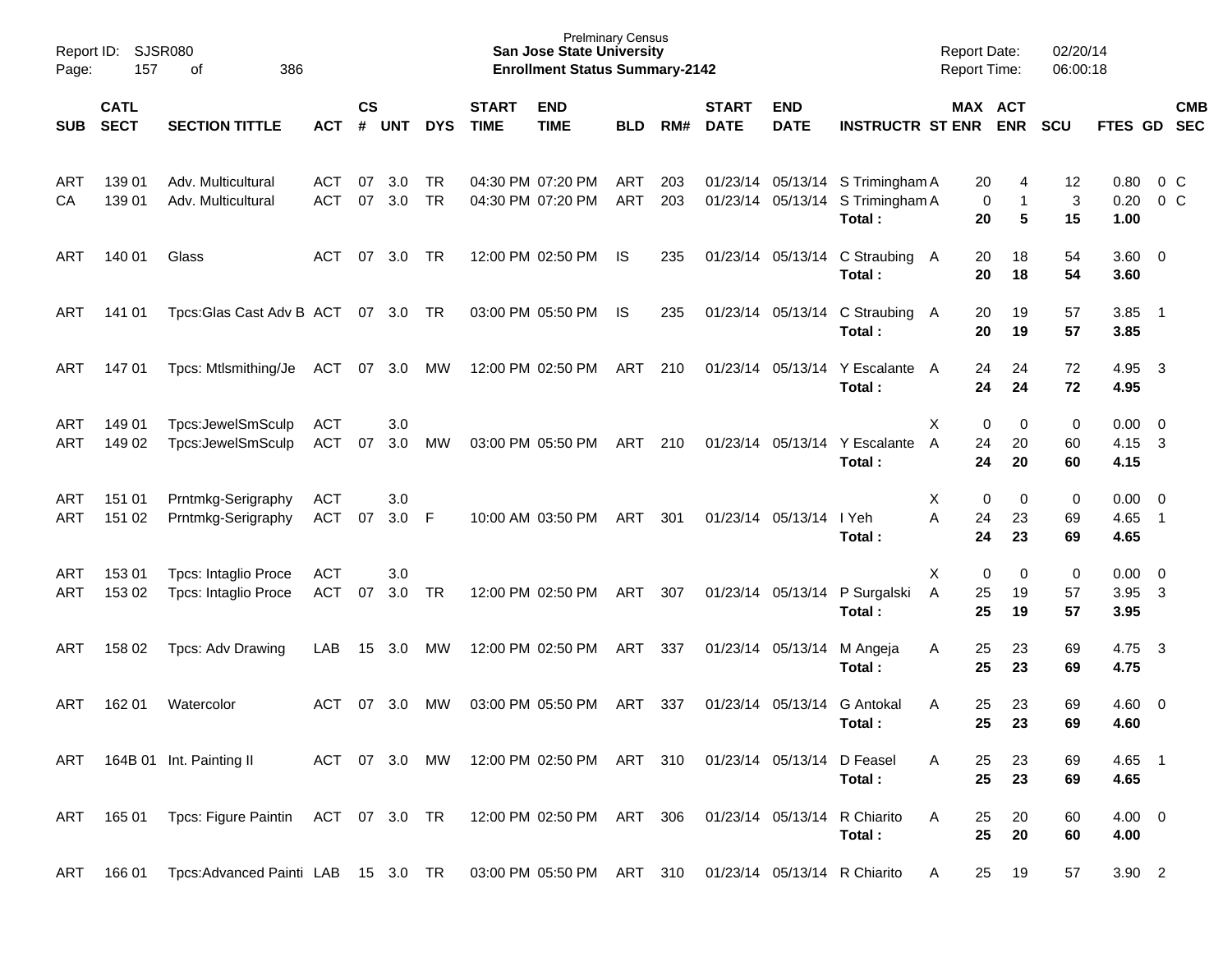| SUB | CATL SECT | SECTION TITTLE | ACT | CS # | UNT | DYS | START TIME | END TIME | BLD | RM# | START DATE | END DATE | INSTRUCTR | ST | MAX ENR | ACT ENR | SCU | FTES | GD | CMB SEC |
|---|---|---|---|---|---|---|---|---|---|---|---|---|---|---|---|---|---|---|---|---|
| ART | 139 01 | Adv. Multicultural | ACT | 07 | 3.0 | TR | 04:30 PM | 07:20 PM | ART | 203 | 01/23/14 | 05/13/14 | S Trimingham | A | 20 | 4 | 12 | 0.80 | 0 | C |
| CA | 139 01 | Adv. Multicultural | ACT | 07 | 3.0 | TR | 04:30 PM | 07:20 PM | ART | 203 | 01/23/14 | 05/13/14 | S Trimingham | A | 0 | 1 | 3 | 0.20 | 0 | C |
| | | | | | | | | | | | | | **Total :** | | **20** | **5** | **15** | **1.00** | | |
| ART | 140 01 | Glass | ACT | 07 | 3.0 | TR | 12:00 PM | 02:50 PM | IS | 235 | 01/23/14 | 05/13/14 | C Straubing | A | 20 | 18 | 54 | 3.60 | 0 | |
| | | | | | | | | | | | | | **Total :** | | **20** | **18** | **54** | **3.60** | | |
| ART | 141 01 | Tpcs:Glas Cast Adv B | ACT | 07 | 3.0 | TR | 03:00 PM | 05:50 PM | IS | 235 | 01/23/14 | 05/13/14 | C Straubing | A | 20 | 19 | 57 | 3.85 | 1 | |
| | | | | | | | | | | | | | **Total :** | | **20** | **19** | **57** | **3.85** | | |
| ART | 147 01 | Tpcs: Mtlsmithing/Je | ACT | 07 | 3.0 | MW | 12:00 PM | 02:50 PM | ART | 210 | 01/23/14 | 05/13/14 | Y Escalante | A | 24 | 24 | 72 | 4.95 | 3 | |
| | | | | | | | | | | | | | **Total :** | | **24** | **24** | **72** | **4.95** | | |
| ART | 149 01 | Tpcs:JewelSmSculp | ACT | | 3.0 | | | | | | | | | X | 0 | 0 | 0 | 0.00 | 0 | |
| ART | 149 02 | Tpcs:JewelSmSculp | ACT | 07 | 3.0 | MW | 03:00 PM | 05:50 PM | ART | 210 | 01/23/14 | 05/13/14 | Y Escalante | A | 24 | 20 | 60 | 4.15 | 3 | |
| | | | | | | | | | | | | | **Total :** | | **24** | **20** | **60** | **4.15** | | |
| ART | 151 01 | Prntmkg-Serigraphy | ACT | | 3.0 | | | | | | | | | X | 0 | 0 | 0 | 0.00 | 0 | |
| ART | 151 02 | Prntmkg-Serigraphy | ACT | 07 | 3.0 | F | 10:00 AM | 03:50 PM | ART | 301 | 01/23/14 | 05/13/14 | I Yeh | A | 24 | 23 | 69 | 4.65 | 1 | |
| | | | | | | | | | | | | | **Total :** | | **24** | **23** | **69** | **4.65** | | |
| ART | 153 01 | Tpcs: Intaglio Proce | ACT | | 3.0 | | | | | | | | | X | 0 | 0 | 0 | 0.00 | 0 | |
| ART | 153 02 | Tpcs: Intaglio Proce | ACT | 07 | 3.0 | TR | 12:00 PM | 02:50 PM | ART | 307 | 01/23/14 | 05/13/14 | P Surgalski | A | 25 | 19 | 57 | 3.95 | 3 | |
| | | | | | | | | | | | | | **Total :** | | **25** | **19** | **57** | **3.95** | | |
| ART | 158 02 | Tpcs: Adv Drawing | LAB | 15 | 3.0 | MW | 12:00 PM | 02:50 PM | ART | 337 | 01/23/14 | 05/13/14 | M Angeja | A | 25 | 23 | 69 | 4.75 | 3 | |
| | | | | | | | | | | | | | **Total :** | | **25** | **23** | **69** | **4.75** | | |
| ART | 162 01 | Watercolor | ACT | 07 | 3.0 | MW | 03:00 PM | 05:50 PM | ART | 337 | 01/23/14 | 05/13/14 | G Antokal | A | 25 | 23 | 69 | 4.60 | 0 | |
| | | | | | | | | | | | | | **Total :** | | **25** | **23** | **69** | **4.60** | | |
| ART | 164B 01 | Int. Painting II | ACT | 07 | 3.0 | MW | 12:00 PM | 02:50 PM | ART | 310 | 01/23/14 | 05/13/14 | D Feasel | A | 25 | 23 | 69 | 4.65 | 1 | |
| | | | | | | | | | | | | | **Total :** | | **25** | **23** | **69** | **4.65** | | |
| ART | 165 01 | Tpcs: Figure Paintin | ACT | 07 | 3.0 | TR | 12:00 PM | 02:50 PM | ART | 306 | 01/23/14 | 05/13/14 | R Chiarito | A | 25 | 20 | 60 | 4.00 | 0 | |
| | | | | | | | | | | | | | **Total :** | | **25** | **20** | **60** | **4.00** | | |
| ART | 166 01 | Tpcs:Advanced Painti | LAB | 15 | 3.0 | TR | 03:00 PM | 05:50 PM | ART | 310 | 01/23/14 | 05/13/14 | R Chiarito | A | 25 | 19 | 57 | 3.90 | 2 | |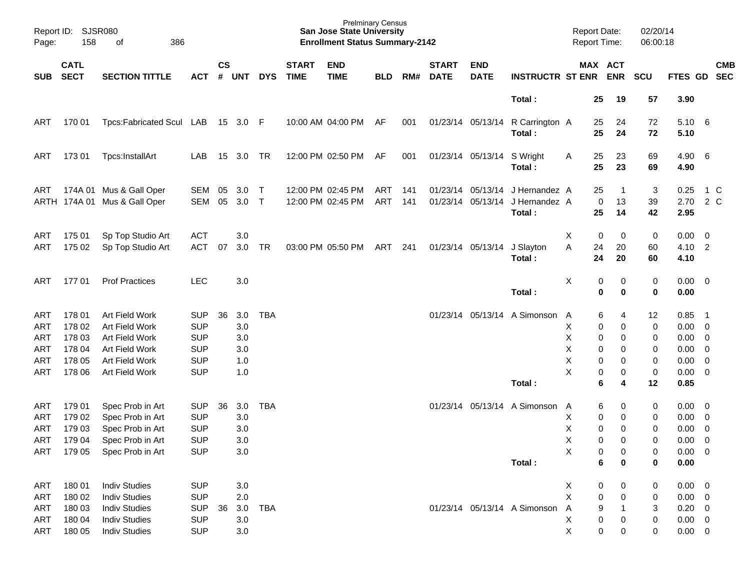| SUB | CATL SECT | SECTION TITTLE | ACT | CS # | UNT | DYS | START TIME | END TIME | BLD | RM# | START DATE | END DATE | INSTRUCTR | ST | MAX ENR | ACT ENR | SCU | FTES | GD | CMB SEC |
|---|---|---|---|---|---|---|---|---|---|---|---|---|---|---|---|---|---|---|---|---|
| | | | | | | | | | | | | | **Total :** | | **25** | **19** | **57** | **3.90** | | |
| ART | 170 01 | Tpcs:Fabricated Scul | LAB | 15 | 3.0 | F | 10:00 AM | 04:00 PM | AF | 001 | 01/23/14 | 05/13/14 | R Carrington | A | 25 | 24 | 72 | 5.10 | 6 | |
| | | | | | | | | | | | | | **Total :** | | **25** | **24** | **72** | **5.10** | | |
| ART | 173 01 | Tpcs:InstallArt | LAB | 15 | 3.0 | TR | 12:00 PM | 02:50 PM | AF | 001 | 01/23/14 | 05/13/14 | S Wright | A | 25 | 23 | 69 | 4.90 | 6 | |
| | | | | | | | | | | | | | **Total :** | | **25** | **23** | **69** | **4.90** | | |
| ART | 174A 01 | Mus & Gall Oper | SEM | 05 | 3.0 | T | 12:00 PM | 02:45 PM | ART | 141 | 01/23/14 | 05/13/14 | J Hernandez | A | 25 | 1 | 3 | 0.25 | 1 | C |
| ARTH | 174A 01 | Mus & Gall Oper | SEM | 05 | 3.0 | T | 12:00 PM | 02:45 PM | ART | 141 | 01/23/14 | 05/13/14 | J Hernandez | A | 0 | 13 | 39 | 2.70 | 2 | C |
| | | | | | | | | | | | | | **Total :** | | **25** | **14** | **42** | **2.95** | | |
| ART | 175 01 | Sp Top Studio Art | ACT | | 3.0 | | | | | | | | | X | 0 | 0 | 0 | 0.00 | 0 | |
| ART | 175 02 | Sp Top Studio Art | ACT | 07 | 3.0 | TR | 03:00 PM | 05:50 PM | ART | 241 | 01/23/14 | 05/13/14 | J Slayton | A | 24 | 20 | 60 | 4.10 | 2 | |
| | | | | | | | | | | | | | **Total :** | | **24** | **20** | **60** | **4.10** | | |
| ART | 177 01 | Prof Practices | LEC | | 3.0 | | | | | | | | | X | 0 | 0 | 0 | 0.00 | 0 | |
| | | | | | | | | | | | | | **Total :** | | **0** | **0** | **0** | **0.00** | | |
| ART | 178 01 | Art Field Work | SUP | 36 | 3.0 | TBA | | | | | 01/23/14 | 05/13/14 | A Simonson | A | 6 | 4 | 12 | 0.85 | 1 | |
| ART | 178 02 | Art Field Work | SUP | | 3.0 | | | | | | | | | X | 0 | 0 | 0 | 0.00 | 0 | |
| ART | 178 03 | Art Field Work | SUP | | 3.0 | | | | | | | | | X | 0 | 0 | 0 | 0.00 | 0 | |
| ART | 178 04 | Art Field Work | SUP | | 3.0 | | | | | | | | | X | 0 | 0 | 0 | 0.00 | 0 | |
| ART | 178 05 | Art Field Work | SUP | | 1.0 | | | | | | | | | X | 0 | 0 | 0 | 0.00 | 0 | |
| ART | 178 06 | Art Field Work | SUP | | 1.0 | | | | | | | | | X | 0 | 0 | 0 | 0.00 | 0 | |
| | | | | | | | | | | | | | **Total :** | | **6** | **4** | **12** | **0.85** | | |
| ART | 179 01 | Spec Prob in Art | SUP | 36 | 3.0 | TBA | | | | | 01/23/14 | 05/13/14 | A Simonson | A | 6 | 0 | 0 | 0.00 | 0 | |
| ART | 179 02 | Spec Prob in Art | SUP | | 3.0 | | | | | | | | | X | 0 | 0 | 0 | 0.00 | 0 | |
| ART | 179 03 | Spec Prob in Art | SUP | | 3.0 | | | | | | | | | X | 0 | 0 | 0 | 0.00 | 0 | |
| ART | 179 04 | Spec Prob in Art | SUP | | 3.0 | | | | | | | | | X | 0 | 0 | 0 | 0.00 | 0 | |
| ART | 179 05 | Spec Prob in Art | SUP | | 3.0 | | | | | | | | | X | 0 | 0 | 0 | 0.00 | 0 | |
| | | | | | | | | | | | | | **Total :** | | **6** | **0** | **0** | **0.00** | | |
| ART | 180 01 | Indiv Studies | SUP | | 3.0 | | | | | | | | | X | 0 | 0 | 0 | 0.00 | 0 | |
| ART | 180 02 | Indiv Studies | SUP | | 2.0 | | | | | | | | | X | 0 | 0 | 0 | 0.00 | 0 | |
| ART | 180 03 | Indiv Studies | SUP | 36 | 3.0 | TBA | | | | | 01/23/14 | 05/13/14 | A Simonson | A | 9 | 1 | 3 | 0.20 | 0 | |
| ART | 180 04 | Indiv Studies | SUP | | 3.0 | | | | | | | | | X | 0 | 0 | 0 | 0.00 | 0 | |
| ART | 180 05 | Indiv Studies | SUP | | 3.0 | | | | | | | | | X | 0 | 0 | 0 | 0.00 | 0 | |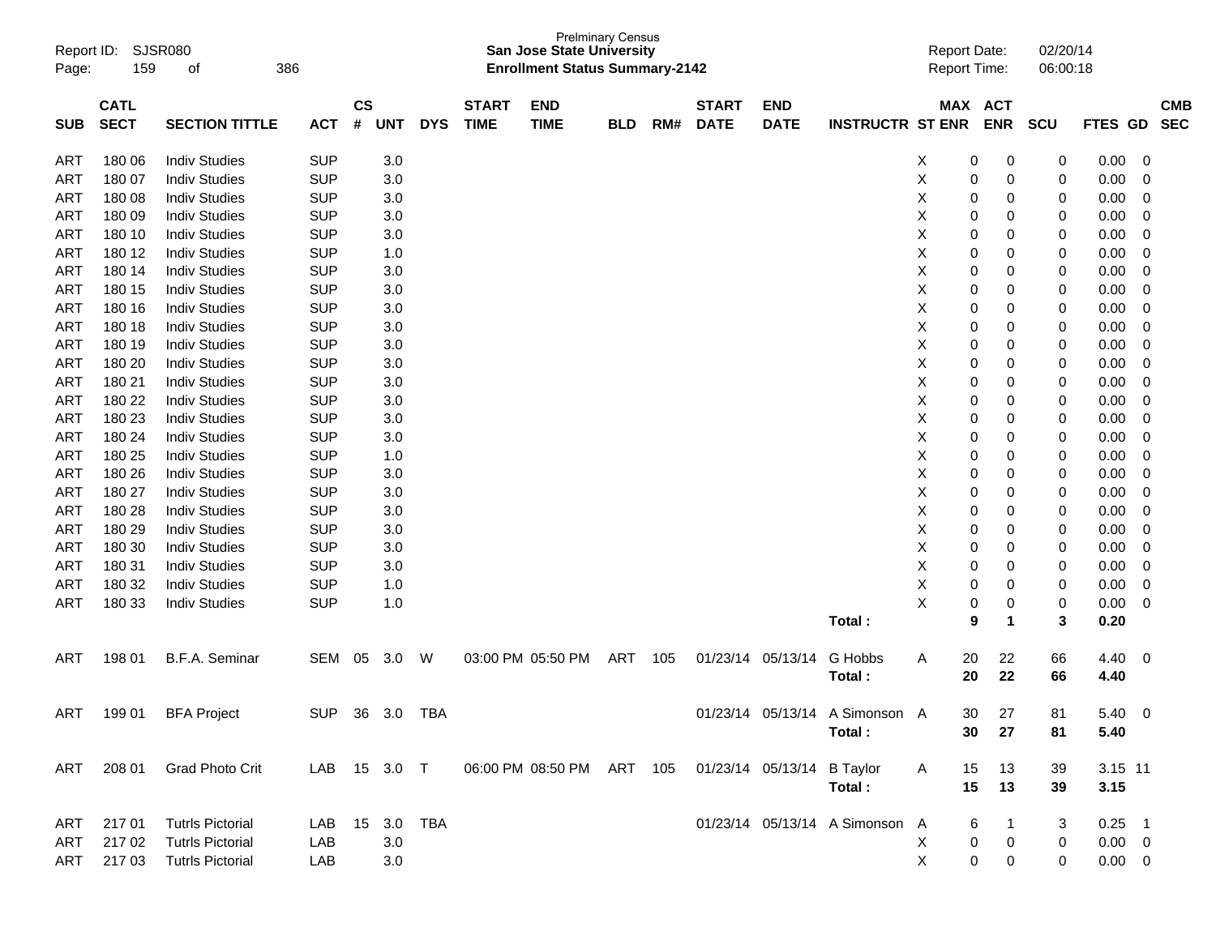Prelminary Census
**San Jose State University**
**Enrollment Status Summary-2142**

Report ID: SJSR080
Report Date: 02/20/14
Report Time: 06:00:18

| SUB | CATL SECT | SECTION TITTLE | ACT | CS # | UNT | DYS | START TIME | END TIME | BLD | RM# | START DATE | END DATE | INSTRUCTR | ST | MAX ENR | ACT ENR | SCU | FTES | GD | CMB SEC |
|---|---|---|---|---|---|---|---|---|---|---|---|---|---|---|---|---|---|---|---|---|
| ART | 180 06 | Indiv Studies | SUP | | 3.0 | | | | | | | | | X | 0 | 0 | 0 | 0.00 | 0 | |
| ART | 180 07 | Indiv Studies | SUP | | 3.0 | | | | | | | | | X | 0 | 0 | 0 | 0.00 | 0 | |
| ART | 180 08 | Indiv Studies | SUP | | 3.0 | | | | | | | | | X | 0 | 0 | 0 | 0.00 | 0 | |
| ART | 180 09 | Indiv Studies | SUP | | 3.0 | | | | | | | | | X | 0 | 0 | 0 | 0.00 | 0 | |
| ART | 180 10 | Indiv Studies | SUP | | 3.0 | | | | | | | | | X | 0 | 0 | 0 | 0.00 | 0 | |
| ART | 180 12 | Indiv Studies | SUP | | 1.0 | | | | | | | | | X | 0 | 0 | 0 | 0.00 | 0 | |
| ART | 180 14 | Indiv Studies | SUP | | 3.0 | | | | | | | | | X | 0 | 0 | 0 | 0.00 | 0 | |
| ART | 180 15 | Indiv Studies | SUP | | 3.0 | | | | | | | | | X | 0 | 0 | 0 | 0.00 | 0 | |
| ART | 180 16 | Indiv Studies | SUP | | 3.0 | | | | | | | | | X | 0 | 0 | 0 | 0.00 | 0 | |
| ART | 180 18 | Indiv Studies | SUP | | 3.0 | | | | | | | | | X | 0 | 0 | 0 | 0.00 | 0 | |
| ART | 180 19 | Indiv Studies | SUP | | 3.0 | | | | | | | | | X | 0 | 0 | 0 | 0.00 | 0 | |
| ART | 180 20 | Indiv Studies | SUP | | 3.0 | | | | | | | | | X | 0 | 0 | 0 | 0.00 | 0 | |
| ART | 180 21 | Indiv Studies | SUP | | 3.0 | | | | | | | | | X | 0 | 0 | 0 | 0.00 | 0 | |
| ART | 180 22 | Indiv Studies | SUP | | 3.0 | | | | | | | | | X | 0 | 0 | 0 | 0.00 | 0 | |
| ART | 180 23 | Indiv Studies | SUP | | 3.0 | | | | | | | | | X | 0 | 0 | 0 | 0.00 | 0 | |
| ART | 180 24 | Indiv Studies | SUP | | 3.0 | | | | | | | | | X | 0 | 0 | 0 | 0.00 | 0 | |
| ART | 180 25 | Indiv Studies | SUP | | 1.0 | | | | | | | | | X | 0 | 0 | 0 | 0.00 | 0 | |
| ART | 180 26 | Indiv Studies | SUP | | 3.0 | | | | | | | | | X | 0 | 0 | 0 | 0.00 | 0 | |
| ART | 180 27 | Indiv Studies | SUP | | 3.0 | | | | | | | | | X | 0 | 0 | 0 | 0.00 | 0 | |
| ART | 180 28 | Indiv Studies | SUP | | 3.0 | | | | | | | | | X | 0 | 0 | 0 | 0.00 | 0 | |
| ART | 180 29 | Indiv Studies | SUP | | 3.0 | | | | | | | | | X | 0 | 0 | 0 | 0.00 | 0 | |
| ART | 180 30 | Indiv Studies | SUP | | 3.0 | | | | | | | | | X | 0 | 0 | 0 | 0.00 | 0 | |
| ART | 180 31 | Indiv Studies | SUP | | 3.0 | | | | | | | | | X | 0 | 0 | 0 | 0.00 | 0 | |
| ART | 180 32 | Indiv Studies | SUP | | 1.0 | | | | | | | | | X | 0 | 0 | 0 | 0.00 | 0 | |
| ART | 180 33 | Indiv Studies | SUP | | 1.0 | | | | | | | | | X | 0 | 0 | 0 | 0.00 | 0 | |
| | | | | | | | | | | | | | **Total :** | | **9** | **1** | **3** | **0.20** | | |
| ART | 198 01 | B.F.A. Seminar | SEM | 05 | 3.0 | W | 03:00 PM | 05:50 PM | ART | 105 | 01/23/14 | 05/13/14 | G Hobbs | A | 20 | 22 | 66 | 4.40 | 0 | |
| | | | | | | | | | | | | | **Total :** | | **20** | **22** | **66** | **4.40** | | |
| ART | 199 01 | BFA Project | SUP | 36 | 3.0 | TBA | | | | | 01/23/14 | 05/13/14 | A Simonson | A | 30 | 27 | 81 | 5.40 | 0 | |
| | | | | | | | | | | | | | **Total :** | | **30** | **27** | **81** | **5.40** | | |
| ART | 208 01 | Grad Photo Crit | LAB | 15 | 3.0 | T | 06:00 PM | 08:50 PM | ART | 105 | 01/23/14 | 05/13/14 | B Taylor | A | 15 | 13 | 39 | 3.15 | 11 | |
| | | | | | | | | | | | | | **Total :** | | **15** | **13** | **39** | **3.15** | | |
| ART | 217 01 | Tutrls Pictorial | LAB | 15 | 3.0 | TBA | | | | | 01/23/14 | 05/13/14 | A Simonson | A | 6 | 1 | 3 | 0.25 | 1 | |
| ART | 217 02 | Tutrls Pictorial | LAB | | 3.0 | | | | | | | | | X | 0 | 0 | 0 | 0.00 | 0 | |
| ART | 217 03 | Tutrls Pictorial | LAB | | 3.0 | | | | | | | | | X | 0 | 0 | 0 | 0.00 | 0 | |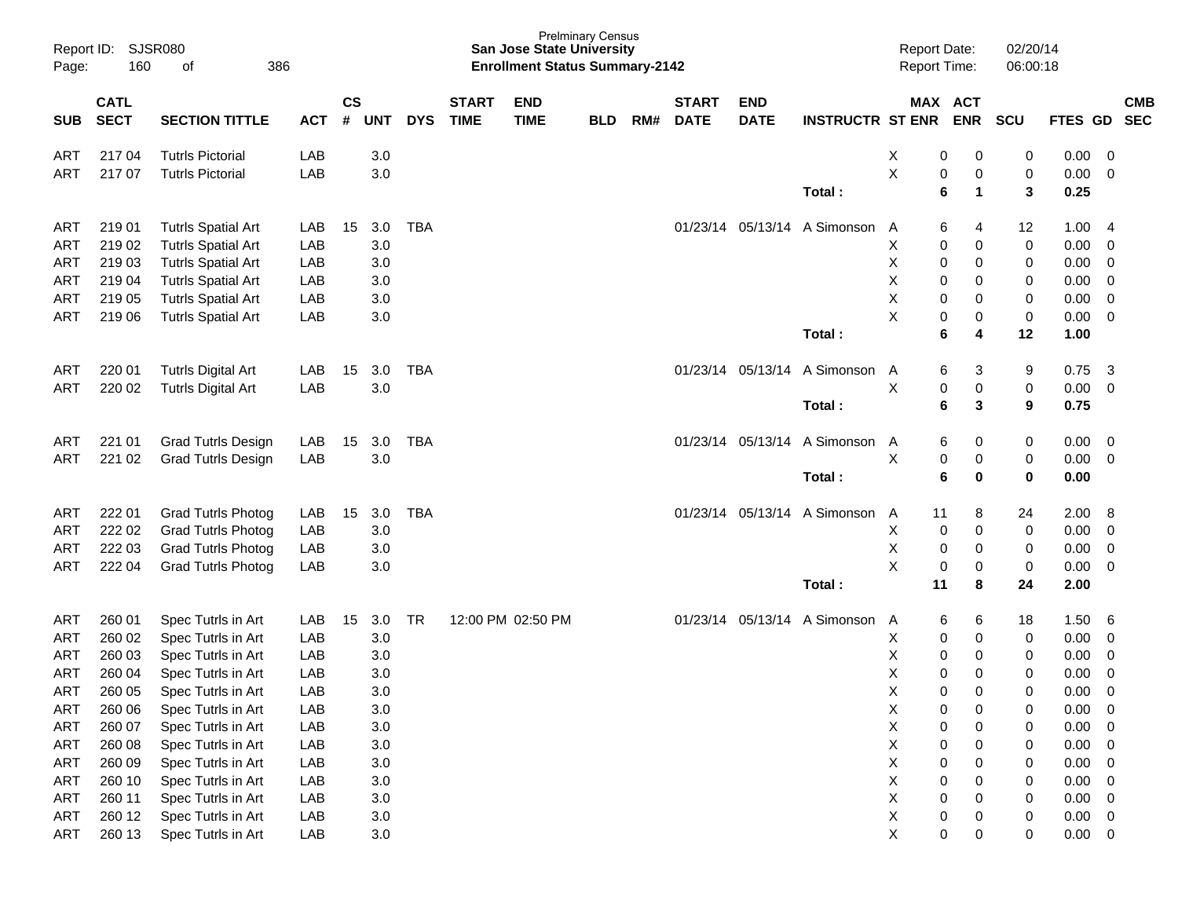Prelminary Census
**San Jose State University**
**Enrollment Status Summary-2142**

Report ID: SJSR080
Report Date: 02/20/14
Report Time: 06:00:18

| SUB | CATL SECT | SECTION TITTLE | ACT | CS # | UNT | DYS | START TIME | END TIME | BLD | RM# | START DATE | END DATE | INSTRUCTR | ST | MAX ENR | ACT ENR | SCU | FTES | GD | CMB SEC |
|---|---|---|---|---|---|---|---|---|---|---|---|---|---|---|---|---|---|---|---|---|
| ART | 217 04 | Tutrls Pictorial | LAB | | 3.0 | | | | | | | | | X | 0 | 0 | 0 | 0.00 | 0 | |
| ART | 217 07 | Tutrls Pictorial | LAB | | 3.0 | | | | | | | | | X | 0 | 0 | 0 | 0.00 | 0 | |
| | | | | | | | | | | | | | **Total :** | | **6** | **1** | **3** | **0.25** | | |
| ART | 219 01 | Tutrls Spatial Art | LAB | 15 | 3.0 | TBA | | | | | 01/23/14 | 05/13/14 | A Simonson | A | 6 | 4 | 12 | 1.00 | 4 | |
| ART | 219 02 | Tutrls Spatial Art | LAB | | 3.0 | | | | | | | | | X | 0 | 0 | 0 | 0.00 | 0 | |
| ART | 219 03 | Tutrls Spatial Art | LAB | | 3.0 | | | | | | | | | X | 0 | 0 | 0 | 0.00 | 0 | |
| ART | 219 04 | Tutrls Spatial Art | LAB | | 3.0 | | | | | | | | | X | 0 | 0 | 0 | 0.00 | 0 | |
| ART | 219 05 | Tutrls Spatial Art | LAB | | 3.0 | | | | | | | | | X | 0 | 0 | 0 | 0.00 | 0 | |
| ART | 219 06 | Tutrls Spatial Art | LAB | | 3.0 | | | | | | | | | X | 0 | 0 | 0 | 0.00 | 0 | |
| | | | | | | | | | | | | | **Total :** | | **6** | **4** | **12** | **1.00** | | |
| ART | 220 01 | Tutrls Digital Art | LAB | 15 | 3.0 | TBA | | | | | 01/23/14 | 05/13/14 | A Simonson | A | 6 | 3 | 9 | 0.75 | 3 | |
| ART | 220 02 | Tutrls Digital Art | LAB | | 3.0 | | | | | | | | | X | 0 | 0 | 0 | 0.00 | 0 | |
| | | | | | | | | | | | | | **Total :** | | **6** | **3** | **9** | **0.75** | | |
| ART | 221 01 | Grad Tutrls Design | LAB | 15 | 3.0 | TBA | | | | | 01/23/14 | 05/13/14 | A Simonson | A | 6 | 0 | 0 | 0.00 | 0 | |
| ART | 221 02 | Grad Tutrls Design | LAB | | 3.0 | | | | | | | | | X | 0 | 0 | 0 | 0.00 | 0 | |
| | | | | | | | | | | | | | **Total :** | | **6** | **0** | **0** | **0.00** | | |
| ART | 222 01 | Grad Tutrls Photog | LAB | 15 | 3.0 | TBA | | | | | 01/23/14 | 05/13/14 | A Simonson | A | 11 | 8 | 24 | 2.00 | 8 | |
| ART | 222 02 | Grad Tutrls Photog | LAB | | 3.0 | | | | | | | | | X | 0 | 0 | 0 | 0.00 | 0 | |
| ART | 222 03 | Grad Tutrls Photog | LAB | | 3.0 | | | | | | | | | X | 0 | 0 | 0 | 0.00 | 0 | |
| ART | 222 04 | Grad Tutrls Photog | LAB | | 3.0 | | | | | | | | | X | 0 | 0 | 0 | 0.00 | 0 | |
| | | | | | | | | | | | | | **Total :** | | **11** | **8** | **24** | **2.00** | | |
| ART | 260 01 | Spec Tutrls in Art | LAB | 15 | 3.0 | TR | 12:00 PM | 02:50 PM | | | 01/23/14 | 05/13/14 | A Simonson | A | 6 | 6 | 18 | 1.50 | 6 | |
| ART | 260 02 | Spec Tutrls in Art | LAB | | 3.0 | | | | | | | | | X | 0 | 0 | 0 | 0.00 | 0 | |
| ART | 260 03 | Spec Tutrls in Art | LAB | | 3.0 | | | | | | | | | X | 0 | 0 | 0 | 0.00 | 0 | |
| ART | 260 04 | Spec Tutrls in Art | LAB | | 3.0 | | | | | | | | | X | 0 | 0 | 0 | 0.00 | 0 | |
| ART | 260 05 | Spec Tutrls in Art | LAB | | 3.0 | | | | | | | | | X | 0 | 0 | 0 | 0.00 | 0 | |
| ART | 260 06 | Spec Tutrls in Art | LAB | | 3.0 | | | | | | | | | X | 0 | 0 | 0 | 0.00 | 0 | |
| ART | 260 07 | Spec Tutrls in Art | LAB | | 3.0 | | | | | | | | | X | 0 | 0 | 0 | 0.00 | 0 | |
| ART | 260 08 | Spec Tutrls in Art | LAB | | 3.0 | | | | | | | | | X | 0 | 0 | 0 | 0.00 | 0 | |
| ART | 260 09 | Spec Tutrls in Art | LAB | | 3.0 | | | | | | | | | X | 0 | 0 | 0 | 0.00 | 0 | |
| ART | 260 10 | Spec Tutrls in Art | LAB | | 3.0 | | | | | | | | | X | 0 | 0 | 0 | 0.00 | 0 | |
| ART | 260 11 | Spec Tutrls in Art | LAB | | 3.0 | | | | | | | | | X | 0 | 0 | 0 | 0.00 | 0 | |
| ART | 260 12 | Spec Tutrls in Art | LAB | | 3.0 | | | | | | | | | X | 0 | 0 | 0 | 0.00 | 0 | |
| ART | 260 13 | Spec Tutrls in Art | LAB | | 3.0 | | | | | | | | | X | 0 | 0 | 0 | 0.00 | 0 | |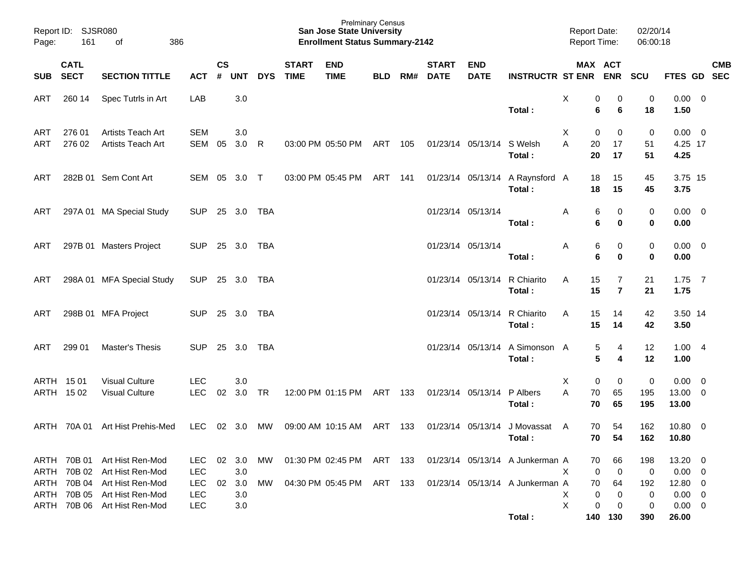Prelminary Census
**San Jose State University**
**Enrollment Status Summary-2142**

Report ID: SJSR080
Report Date: 02/20/14
Report Time: 06:00:18

| SUB | CATL SECT | SECTION TITTLE | ACT | CS # | UNT | DYS | START TIME | END TIME | BLD | RM# | START DATE | END DATE | INSTRUCTR | ST | MAX ENR | ACT ENR | SCU | FTES | GD | CMB SEC |
|---|---|---|---|---|---|---|---|---|---|---|---|---|---|---|---|---|---|---|---|---|
| ART | 260 14 | Spec Tutrls in Art | LAB | | 3.0 | | | | | | | | | X | 0 | 0 | 0 | 0.00 | 0 | |
| | | | | | | | | | | | | | **Total :** | | **6** | **6** | **18** | **1.50** | | |
| ART | 276 01 | Artists Teach Art | SEM | | 3.0 | | | | | | | | | X | 0 | 0 | 0 | 0.00 | 0 | |
| ART | 276 02 | Artists Teach Art | SEM | 05 | 3.0 | R | 03:00 PM | 05:50 PM | ART | 105 | 01/23/14 | 05/13/14 | S Welsh | A | 20 | 17 | 51 | 4.25 | 17 | |
| | | | | | | | | | | | | | **Total :** | | **20** | **17** | **51** | **4.25** | | |
| ART | 282B 01 | Sem Cont Art | SEM | 05 | 3.0 | T | 03:00 PM | 05:45 PM | ART | 141 | 01/23/14 | 05/13/14 | A Raynsford | A | 18 | 15 | 45 | 3.75 | 15 | |
| | | | | | | | | | | | | | **Total :** | | **18** | **15** | **45** | **3.75** | | |
| ART | 297A 01 | MA Special Study | SUP | 25 | 3.0 | TBA | | | | | 01/23/14 | 05/13/14 | | A | 6 | 0 | 0 | 0.00 | 0 | |
| | | | | | | | | | | | | | **Total :** | | **6** | **0** | **0** | **0.00** | | |
| ART | 297B 01 | Masters Project | SUP | 25 | 3.0 | TBA | | | | | 01/23/14 | 05/13/14 | | A | 6 | 0 | 0 | 0.00 | 0 | |
| | | | | | | | | | | | | | **Total :** | | **6** | **0** | **0** | **0.00** | | |
| ART | 298A 01 | MFA Special Study | SUP | 25 | 3.0 | TBA | | | | | 01/23/14 | 05/13/14 | R Chiarito | A | 15 | 7 | 21 | 1.75 | 7 | |
| | | | | | | | | | | | | | **Total :** | | **15** | **7** | **21** | **1.75** | | |
| ART | 298B 01 | MFA Project | SUP | 25 | 3.0 | TBA | | | | | 01/23/14 | 05/13/14 | R Chiarito | A | 15 | 14 | 42 | 3.50 | 14 | |
| | | | | | | | | | | | | | **Total :** | | **15** | **14** | **42** | **3.50** | | |
| ART | 299 01 | Master's Thesis | SUP | 25 | 3.0 | TBA | | | | | 01/23/14 | 05/13/14 | A Simonson | A | 5 | 4 | 12 | 1.00 | 4 | |
| | | | | | | | | | | | | | **Total :** | | **5** | **4** | **12** | **1.00** | | |
| ARTH | 15 01 | Visual Culture | LEC | | 3.0 | | | | | | | | | X | 0 | 0 | 0 | 0.00 | 0 | |
| ARTH | 15 02 | Visual Culture | LEC | 02 | 3.0 | TR | 12:00 PM | 01:15 PM | ART | 133 | 01/23/14 | 05/13/14 | P Albers | A | 70 | 65 | 195 | 13.00 | 0 | |
| | | | | | | | | | | | | | **Total :** | | **70** | **65** | **195** | **13.00** | | |
| ARTH | 70A 01 | Art Hist Prehis-Med | LEC | 02 | 3.0 | MW | 09:00 AM | 10:15 AM | ART | 133 | 01/23/14 | 05/13/14 | J Movassat | A | 70 | 54 | 162 | 10.80 | 0 | |
| | | | | | | | | | | | | | **Total :** | | **70** | **54** | **162** | **10.80** | | |
| ARTH | 70B 01 | Art Hist Ren-Mod | LEC | 02 | 3.0 | MW | 01:30 PM | 02:45 PM | ART | 133 | 01/23/14 | 05/13/14 | A Junkerman | A | 70 | 66 | 198 | 13.20 | 0 | |
| ARTH | 70B 02 | Art Hist Ren-Mod | LEC | | 3.0 | | | | | | | | | X | 0 | 0 | 0 | 0.00 | 0 | |
| ARTH | 70B 04 | Art Hist Ren-Mod | LEC | 02 | 3.0 | MW | 04:30 PM | 05:45 PM | ART | 133 | 01/23/14 | 05/13/14 | A Junkerman | A | 70 | 64 | 192 | 12.80 | 0 | |
| ARTH | 70B 05 | Art Hist Ren-Mod | LEC | | 3.0 | | | | | | | | | X | 0 | 0 | 0 | 0.00 | 0 | |
| ARTH | 70B 06 | Art Hist Ren-Mod | LEC | | 3.0 | | | | | | | | | X | 0 | 0 | 0 | 0.00 | 0 | |
| | | | | | | | | | | | | | **Total :** | | **140** | **130** | **390** | **26.00** | | |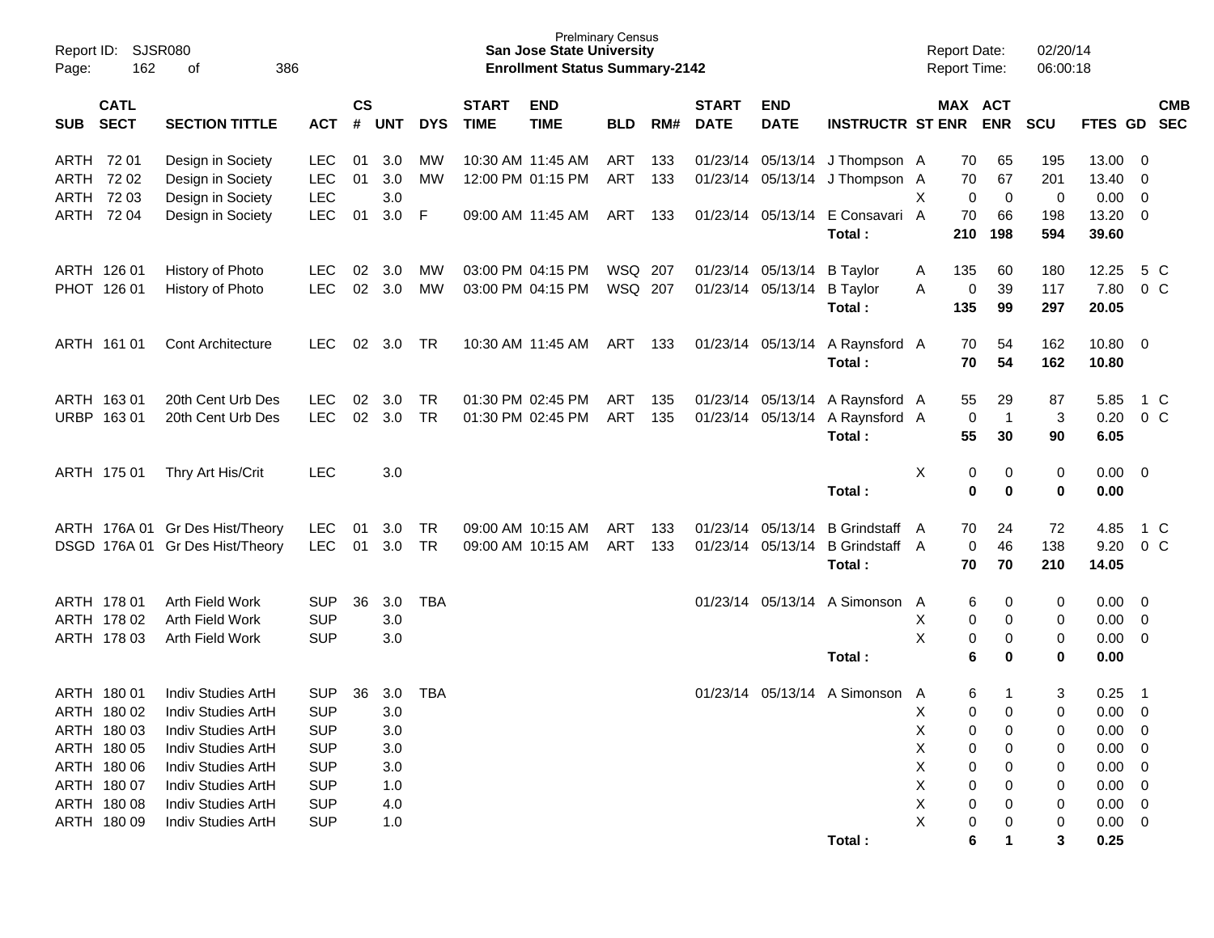Prelminary Census
**San Jose State University**
**Enrollment Status Summary-2142**

Report ID: SJSR080
Report Date: 02/20/14
Report Time: 06:00:18

| SUB | CATL SECT | SECTION TITTLE | ACT | CS # | UNT | DYS | START TIME | END TIME | BLD | RM# | START DATE | END DATE | INSTRUCTR | ST | MAX ENR | ACT ENR | SCU | FTES | GD | CMB SEC |
|---|---|---|---|---|---|---|---|---|---|---|---|---|---|---|---|---|---|---|---|---|
| ARTH | 72 01 | Design in Society | LEC | 01 | 3.0 | MW | 10:30 AM | 11:45 AM | ART | 133 | 01/23/14 | 05/13/14 | J Thompson | A | 70 | 65 | 195 | 13.00 | 0 | |
| ARTH | 72 02 | Design in Society | LEC | 01 | 3.0 | MW | 12:00 PM | 01:15 PM | ART | 133 | 01/23/14 | 05/13/14 | J Thompson | A | 70 | 67 | 201 | 13.40 | 0 | |
| ARTH | 72 03 | Design in Society | LEC | | 3.0 | | | | | | | | | X | 0 | 0 | 0 | 0.00 | 0 | |
| ARTH | 72 04 | Design in Society | LEC | 01 | 3.0 | F | 09:00 AM | 11:45 AM | ART | 133 | 01/23/14 | 05/13/14 | E Consavari | A | 70 | 66 | 198 | 13.20 | 0 | |
| | | | | | | | | | | | | | **Total :** | | **210** | **198** | **594** | **39.60** | | |
| ARTH | 126 01 | History of Photo | LEC | 02 | 3.0 | MW | 03:00 PM | 04:15 PM | WSQ | 207 | 01/23/14 | 05/13/14 | B Taylor | A | 135 | 60 | 180 | 12.25 | 5 | C |
| PHOT | 126 01 | History of Photo | LEC | 02 | 3.0 | MW | 03:00 PM | 04:15 PM | WSQ | 207 | 01/23/14 | 05/13/14 | B Taylor | A | 0 | 39 | 117 | 7.80 | 0 | C |
| | | | | | | | | | | | | | **Total :** | | **135** | **99** | **297** | **20.05** | | |
| ARTH | 161 01 | Cont Architecture | LEC | 02 | 3.0 | TR | 10:30 AM | 11:45 AM | ART | 133 | 01/23/14 | 05/13/14 | A Raynsford | A | 70 | 54 | 162 | 10.80 | 0 | |
| | | | | | | | | | | | | | **Total :** | | **70** | **54** | **162** | **10.80** | | |
| ARTH | 163 01 | 20th Cent Urb Des | LEC | 02 | 3.0 | TR | 01:30 PM | 02:45 PM | ART | 135 | 01/23/14 | 05/13/14 | A Raynsford | A | 55 | 29 | 87 | 5.85 | 1 | C |
| URBP | 163 01 | 20th Cent Urb Des | LEC | 02 | 3.0 | TR | 01:30 PM | 02:45 PM | ART | 135 | 01/23/14 | 05/13/14 | A Raynsford | A | 0 | 1 | 3 | 0.20 | 0 | C |
| | | | | | | | | | | | | | **Total :** | | **55** | **30** | **90** | **6.05** | | |
| ARTH | 175 01 | Thry Art His/Crit | LEC | | 3.0 | | | | | | | | | X | 0 | 0 | 0 | 0.00 | 0 | |
| | | | | | | | | | | | | | **Total :** | | **0** | **0** | **0** | **0.00** | | |
| ARTH | 176A 01 | Gr Des Hist/Theory | LEC | 01 | 3.0 | TR | 09:00 AM | 10:15 AM | ART | 133 | 01/23/14 | 05/13/14 | B Grindstaff | A | 70 | 24 | 72 | 4.85 | 1 | C |
| DSGD | 176A 01 | Gr Des Hist/Theory | LEC | 01 | 3.0 | TR | 09:00 AM | 10:15 AM | ART | 133 | 01/23/14 | 05/13/14 | B Grindstaff | A | 0 | 46 | 138 | 9.20 | 0 | C |
| | | | | | | | | | | | | | **Total :** | | **70** | **70** | **210** | **14.05** | | |
| ARTH | 178 01 | Arth Field Work | SUP | 36 | 3.0 | TBA | | | | | 01/23/14 | 05/13/14 | A Simonson | A | 6 | 0 | 0 | 0.00 | 0 | |
| ARTH | 178 02 | Arth Field Work | SUP | | 3.0 | | | | | | | | | X | 0 | 0 | 0 | 0.00 | 0 | |
| ARTH | 178 03 | Arth Field Work | SUP | | 3.0 | | | | | | | | | X | 0 | 0 | 0 | 0.00 | 0 | |
| | | | | | | | | | | | | | **Total :** | | **6** | **0** | **0** | **0.00** | | |
| ARTH | 180 01 | Indiv Studies ArtH | SUP | 36 | 3.0 | TBA | | | | | 01/23/14 | 05/13/14 | A Simonson | A | 6 | 1 | 3 | 0.25 | 1 | |
| ARTH | 180 02 | Indiv Studies ArtH | SUP | | 3.0 | | | | | | | | | X | 0 | 0 | 0 | 0.00 | 0 | |
| ARTH | 180 03 | Indiv Studies ArtH | SUP | | 3.0 | | | | | | | | | X | 0 | 0 | 0 | 0.00 | 0 | |
| ARTH | 180 05 | Indiv Studies ArtH | SUP | | 3.0 | | | | | | | | | X | 0 | 0 | 0 | 0.00 | 0 | |
| ARTH | 180 06 | Indiv Studies ArtH | SUP | | 3.0 | | | | | | | | | X | 0 | 0 | 0 | 0.00 | 0 | |
| ARTH | 180 07 | Indiv Studies ArtH | SUP | | 1.0 | | | | | | | | | X | 0 | 0 | 0 | 0.00 | 0 | |
| ARTH | 180 08 | Indiv Studies ArtH | SUP | | 4.0 | | | | | | | | | X | 0 | 0 | 0 | 0.00 | 0 | |
| ARTH | 180 09 | Indiv Studies ArtH | SUP | | 1.0 | | | | | | | | | X | 0 | 0 | 0 | 0.00 | 0 | |
| | | | | | | | | | | | | | **Total :** | | **6** | **1** | **3** | **0.25** | | |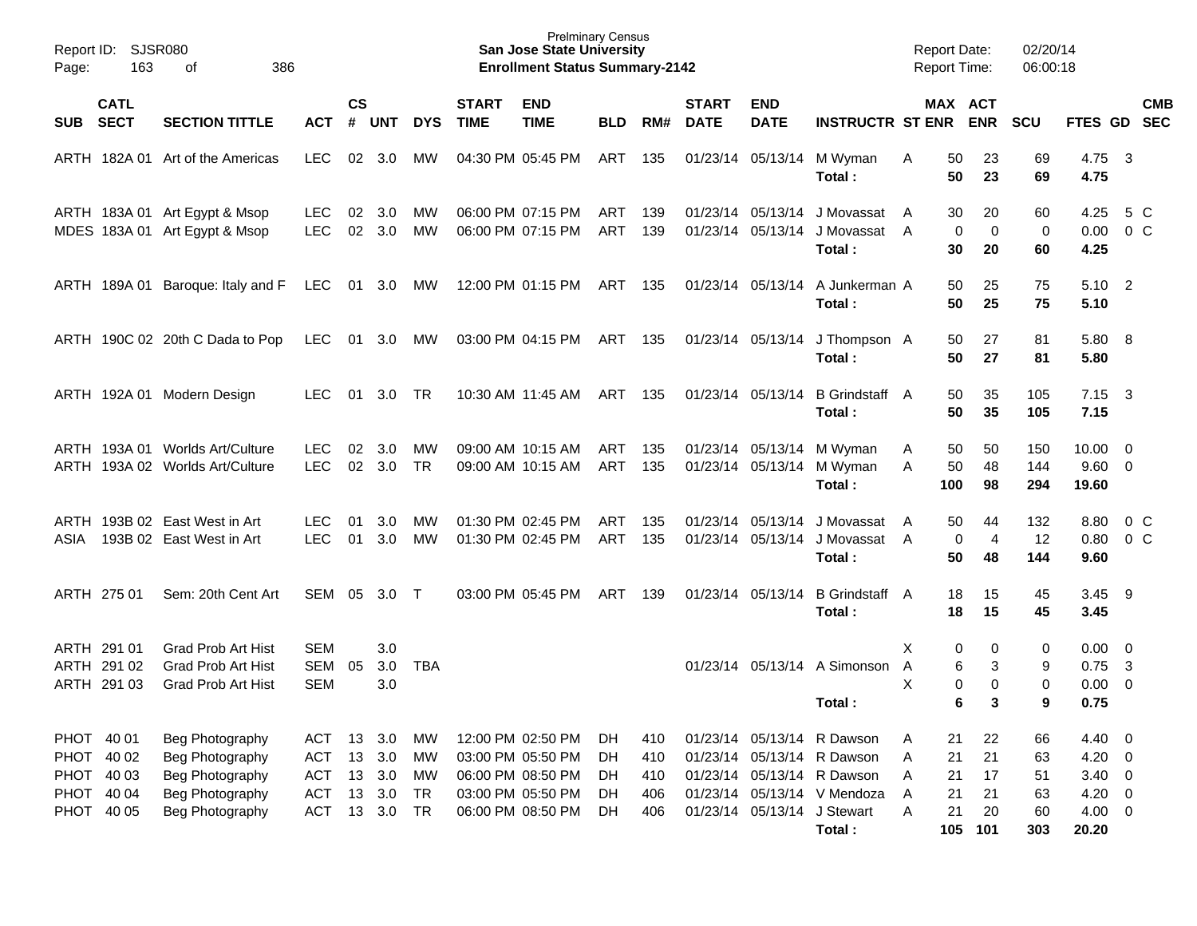Prelminary Census
**San Jose State University**
**Enrollment Status Summary-2142**

Report ID: SJSR080
Report Date: 02/20/14
Report Time: 06:00:18

| SUB | CATL SECT | SECTION TITTLE | ACT | CS # | UNT | DYS | START TIME | END TIME | BLD | RM# | START DATE | END DATE | INSTRUCTR | ST | MAX ENR | ACT ENR | SCU | FTES | GD | CMB SEC |
|---|---|---|---|---|---|---|---|---|---|---|---|---|---|---|---|---|---|---|---|---|
| ARTH | 182A 01 | Art of the Americas | LEC | 02 | 3.0 | MW | 04:30 PM | 05:45 PM | ART | 135 | 01/23/14 | 05/13/14 | M Wyman | A | 50 | 23 | 69 | 4.75 | 3 | |
| | | | | | | | | | | | | | **Total :** | | **50** | **23** | **69** | **4.75** | | |
| ARTH | 183A 01 | Art Egypt & Msop | LEC | 02 | 3.0 | MW | 06:00 PM | 07:15 PM | ART | 139 | 01/23/14 | 05/13/14 | J Movassat | A | 30 | 20 | 60 | 4.25 | 5 | C |
| MDES | 183A 01 | Art Egypt & Msop | LEC | 02 | 3.0 | MW | 06:00 PM | 07:15 PM | ART | 139 | 01/23/14 | 05/13/14 | J Movassat | A | 0 | 0 | 0 | 0.00 | 0 | C |
| | | | | | | | | | | | | | **Total :** | | **30** | **20** | **60** | **4.25** | | |
| ARTH | 189A 01 | Baroque: Italy and F | LEC | 01 | 3.0 | MW | 12:00 PM | 01:15 PM | ART | 135 | 01/23/14 | 05/13/14 | A Junkerman | A | 50 | 25 | 75 | 5.10 | 2 | |
| | | | | | | | | | | | | | **Total :** | | **50** | **25** | **75** | **5.10** | | |
| ARTH | 190C 02 | 20th C Dada to Pop | LEC | 01 | 3.0 | MW | 03:00 PM | 04:15 PM | ART | 135 | 01/23/14 | 05/13/14 | J Thompson | A | 50 | 27 | 81 | 5.80 | 8 | |
| | | | | | | | | | | | | | **Total :** | | **50** | **27** | **81** | **5.80** | | |
| ARTH | 192A 01 | Modern Design | LEC | 01 | 3.0 | TR | 10:30 AM | 11:45 AM | ART | 135 | 01/23/14 | 05/13/14 | B Grindstaff | A | 50 | 35 | 105 | 7.15 | 3 | |
| | | | | | | | | | | | | | **Total :** | | **50** | **35** | **105** | **7.15** | | |
| ARTH | 193A 01 | Worlds Art/Culture | LEC | 02 | 3.0 | MW | 09:00 AM | 10:15 AM | ART | 135 | 01/23/14 | 05/13/14 | M Wyman | A | 50 | 50 | 150 | 10.00 | 0 | |
| ARTH | 193A 02 | Worlds Art/Culture | LEC | 02 | 3.0 | TR | 09:00 AM | 10:15 AM | ART | 135 | 01/23/14 | 05/13/14 | M Wyman | A | 50 | 48 | 144 | 9.60 | 0 | |
| | | | | | | | | | | | | | **Total :** | | **100** | **98** | **294** | **19.60** | | |
| ARTH | 193B 02 | East West in Art | LEC | 01 | 3.0 | MW | 01:30 PM | 02:45 PM | ART | 135 | 01/23/14 | 05/13/14 | J Movassat | A | 50 | 44 | 132 | 8.80 | 0 | C |
| ASIA | 193B 02 | East West in Art | LEC | 01 | 3.0 | MW | 01:30 PM | 02:45 PM | ART | 135 | 01/23/14 | 05/13/14 | J Movassat | A | 0 | 4 | 12 | 0.80 | 0 | C |
| | | | | | | | | | | | | | **Total :** | | **50** | **48** | **144** | **9.60** | | |
| ARTH | 275 01 | Sem: 20th Cent Art | SEM | 05 | 3.0 | T | 03:00 PM | 05:45 PM | ART | 139 | 01/23/14 | 05/13/14 | B Grindstaff | A | 18 | 15 | 45 | 3.45 | 9 | |
| | | | | | | | | | | | | | **Total :** | | **18** | **15** | **45** | **3.45** | | |
| ARTH | 291 01 | Grad Prob Art Hist | SEM | | 3.0 | | | | | | | | | X | 0 | 0 | 0 | 0.00 | 0 | |
| ARTH | 291 02 | Grad Prob Art Hist | SEM | 05 | 3.0 | TBA | | | | | 01/23/14 | 05/13/14 | A Simonson | A | 6 | 3 | 9 | 0.75 | 3 | |
| ARTH | 291 03 | Grad Prob Art Hist | SEM | | 3.0 | | | | | | | | | X | 0 | 0 | 0 | 0.00 | 0 | |
| | | | | | | | | | | | | | **Total :** | | **6** | **3** | **9** | **0.75** | | |
| PHOT | 40 01 | Beg Photography | ACT | 13 | 3.0 | MW | 12:00 PM | 02:50 PM | DH | 410 | 01/23/14 | 05/13/14 | R Dawson | A | 21 | 22 | 66 | 4.40 | 0 | |
| PHOT | 40 02 | Beg Photography | ACT | 13 | 3.0 | MW | 03:00 PM | 05:50 PM | DH | 410 | 01/23/14 | 05/13/14 | R Dawson | A | 21 | 21 | 63 | 4.20 | 0 | |
| PHOT | 40 03 | Beg Photography | ACT | 13 | 3.0 | MW | 06:00 PM | 08:50 PM | DH | 410 | 01/23/14 | 05/13/14 | R Dawson | A | 21 | 17 | 51 | 3.40 | 0 | |
| PHOT | 40 04 | Beg Photography | ACT | 13 | 3.0 | TR | 03:00 PM | 05:50 PM | DH | 406 | 01/23/14 | 05/13/14 | V Mendoza | A | 21 | 21 | 63 | 4.20 | 0 | |
| PHOT | 40 05 | Beg Photography | ACT | 13 | 3.0 | TR | 06:00 PM | 08:50 PM | DH | 406 | 01/23/14 | 05/13/14 | J Stewart | A | 21 | 20 | 60 | 4.00 | 0 | |
| | | | | | | | | | | | | | **Total :** | | **105** | **101** | **303** | **20.20** | | |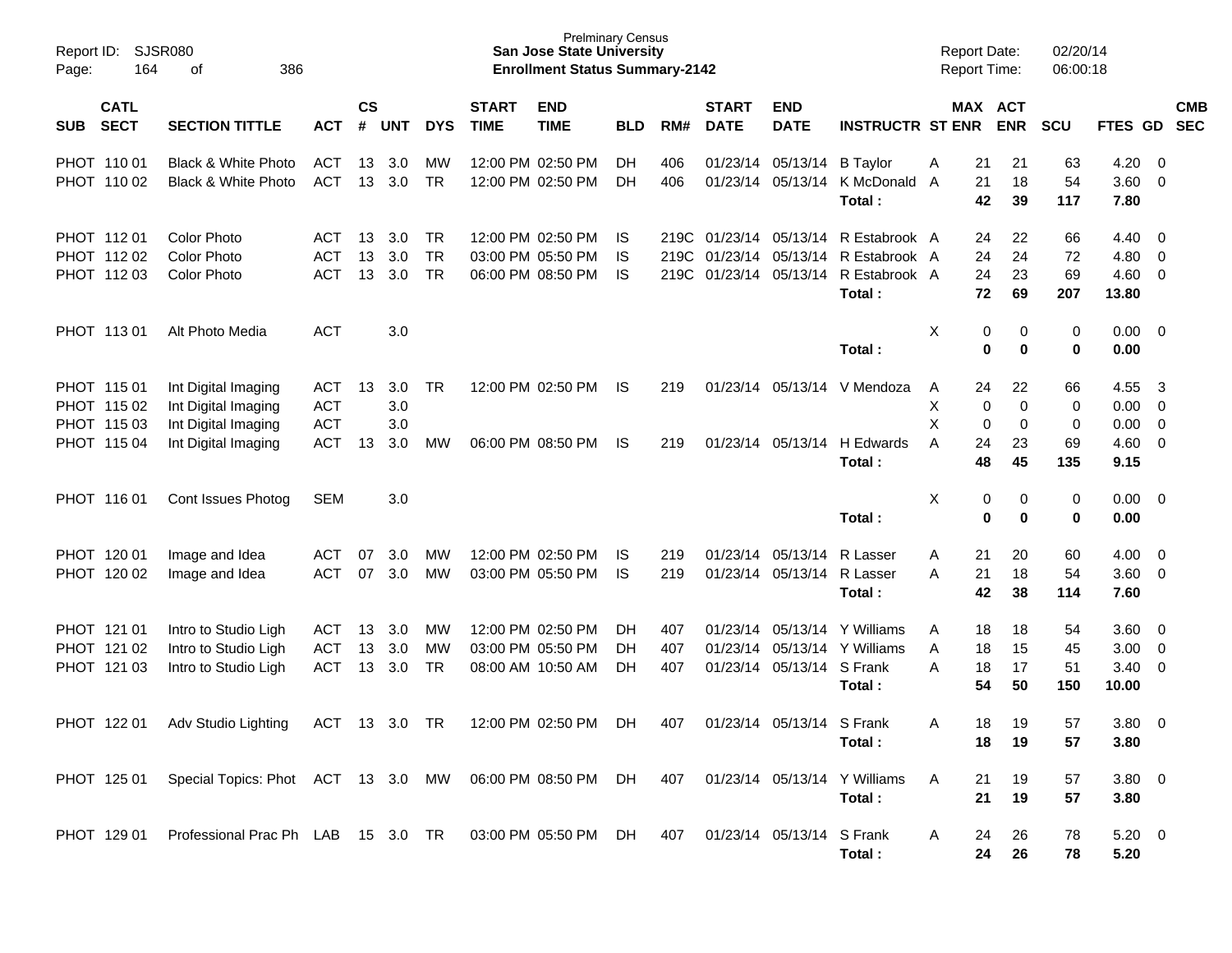Prelminary Census
**San Jose State University**
**Enrollment Status Summary-2142**

Report ID: SJSR080
Report Date: 02/20/14
Report Time: 06:00:18

| SUB | CATL SECT | SECTION TITTLE | ACT | CS # | UNT | DYS | START TIME | END TIME | BLD | RM# | START DATE | END DATE | INSTRUCTR | ST | MAX ENR | ACT ENR | SCU | FTES | GD | CMB SEC |
|---|---|---|---|---|---|---|---|---|---|---|---|---|---|---|---|---|---|---|---|---|
| PHOT | 110 01 | Black & White Photo | ACT | 13 | 3.0 | MW | 12:00 PM | 02:50 PM | DH | 406 | 01/23/14 | 05/13/14 | B Taylor | A | 21 | 21 | 63 | 4.20 | 0 | |
| PHOT | 110 02 | Black & White Photo | ACT | 13 | 3.0 | TR | 12:00 PM | 02:50 PM | DH | 406 | 01/23/14 | 05/13/14 | K McDonald | A | 21 | 18 | 54 | 3.60 | 0 | |
| | | | | | | | | | | | | | **Total :** | | **42** | **39** | **117** | **7.80** | | |
| PHOT | 112 01 | Color Photo | ACT | 13 | 3.0 | TR | 12:00 PM | 02:50 PM | IS | 219C | 01/23/14 | 05/13/14 | R Estabrook | A | 24 | 22 | 66 | 4.40 | 0 | |
| PHOT | 112 02 | Color Photo | ACT | 13 | 3.0 | TR | 03:00 PM | 05:50 PM | IS | 219C | 01/23/14 | 05/13/14 | R Estabrook | A | 24 | 24 | 72 | 4.80 | 0 | |
| PHOT | 112 03 | Color Photo | ACT | 13 | 3.0 | TR | 06:00 PM | 08:50 PM | IS | 219C | 01/23/14 | 05/13/14 | R Estabrook | A | 24 | 23 | 69 | 4.60 | 0 | |
| | | | | | | | | | | | | | **Total :** | | **72** | **69** | **207** | **13.80** | | |
| PHOT | 113 01 | Alt Photo Media | ACT | | 3.0 | | | | | | | | | X | 0 | 0 | 0 | 0.00 | 0 | |
| | | | | | | | | | | | | | **Total :** | | **0** | **0** | **0** | **0.00** | | |
| PHOT | 115 01 | Int Digital Imaging | ACT | 13 | 3.0 | TR | 12:00 PM | 02:50 PM | IS | 219 | 01/23/14 | 05/13/14 | V Mendoza | A | 24 | 22 | 66 | 4.55 | 3 | |
| PHOT | 115 02 | Int Digital Imaging | ACT | | 3.0 | | | | | | | | | X | 0 | 0 | 0 | 0.00 | 0 | |
| PHOT | 115 03 | Int Digital Imaging | ACT | | 3.0 | | | | | | | | | X | 0 | 0 | 0 | 0.00 | 0 | |
| PHOT | 115 04 | Int Digital Imaging | ACT | 13 | 3.0 | MW | 06:00 PM | 08:50 PM | IS | 219 | 01/23/14 | 05/13/14 | H Edwards | A | 24 | 23 | 69 | 4.60 | 0 | |
| | | | | | | | | | | | | | **Total :** | | **48** | **45** | **135** | **9.15** | | |
| PHOT | 116 01 | Cont Issues Photog | SEM | | 3.0 | | | | | | | | | X | 0 | 0 | 0 | 0.00 | 0 | |
| | | | | | | | | | | | | | **Total :** | | **0** | **0** | **0** | **0.00** | | |
| PHOT | 120 01 | Image and Idea | ACT | 07 | 3.0 | MW | 12:00 PM | 02:50 PM | IS | 219 | 01/23/14 | 05/13/14 | R Lasser | A | 21 | 20 | 60 | 4.00 | 0 | |
| PHOT | 120 02 | Image and Idea | ACT | 07 | 3.0 | MW | 03:00 PM | 05:50 PM | IS | 219 | 01/23/14 | 05/13/14 | R Lasser | A | 21 | 18 | 54 | 3.60 | 0 | |
| | | | | | | | | | | | | | **Total :** | | **42** | **38** | **114** | **7.60** | | |
| PHOT | 121 01 | Intro to Studio Ligh | ACT | 13 | 3.0 | MW | 12:00 PM | 02:50 PM | DH | 407 | 01/23/14 | 05/13/14 | Y Williams | A | 18 | 18 | 54 | 3.60 | 0 | |
| PHOT | 121 02 | Intro to Studio Ligh | ACT | 13 | 3.0 | MW | 03:00 PM | 05:50 PM | DH | 407 | 01/23/14 | 05/13/14 | Y Williams | A | 18 | 15 | 45 | 3.00 | 0 | |
| PHOT | 121 03 | Intro to Studio Ligh | ACT | 13 | 3.0 | TR | 08:00 AM | 10:50 AM | DH | 407 | 01/23/14 | 05/13/14 | S Frank | A | 18 | 17 | 51 | 3.40 | 0 | |
| | | | | | | | | | | | | | **Total :** | | **54** | **50** | **150** | **10.00** | | |
| PHOT | 122 01 | Adv Studio Lighting | ACT | 13 | 3.0 | TR | 12:00 PM | 02:50 PM | DH | 407 | 01/23/14 | 05/13/14 | S Frank | A | 18 | 19 | 57 | 3.80 | 0 | |
| | | | | | | | | | | | | | **Total :** | | **18** | **19** | **57** | **3.80** | | |
| PHOT | 125 01 | Special Topics: Phot | ACT | 13 | 3.0 | MW | 06:00 PM | 08:50 PM | DH | 407 | 01/23/14 | 05/13/14 | Y Williams | A | 21 | 19 | 57 | 3.80 | 0 | |
| | | | | | | | | | | | | | **Total :** | | **21** | **19** | **57** | **3.80** | | |
| PHOT | 129 01 | Professional Prac Ph | LAB | 15 | 3.0 | TR | 03:00 PM | 05:50 PM | DH | 407 | 01/23/14 | 05/13/14 | S Frank | A | 24 | 26 | 78 | 5.20 | 0 | |
| | | | | | | | | | | | | | **Total :** | | **24** | **26** | **78** | **5.20** | | |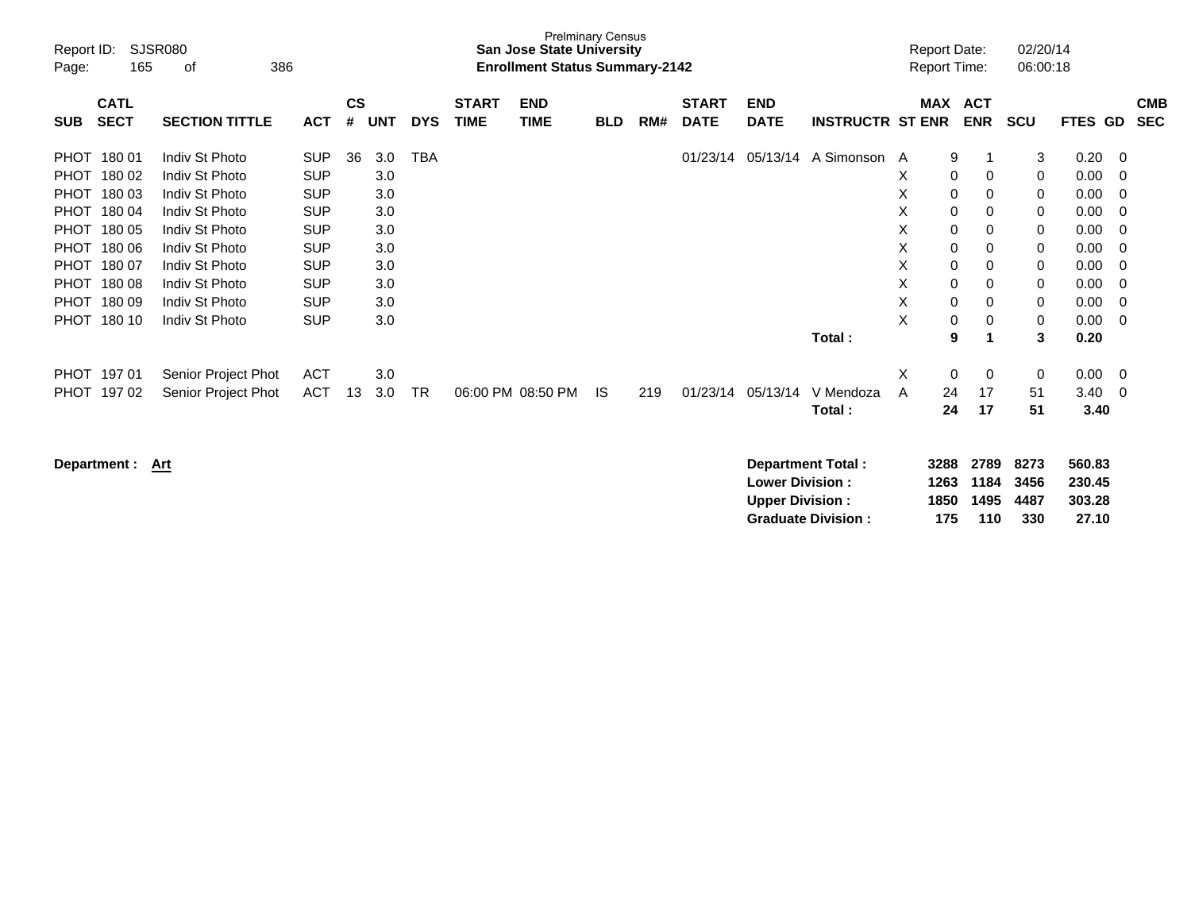Prelminary Census
**San Jose State University**
**Enrollment Status Summary-2142**

Report ID: SJSR080
Report Date: 02/20/14
Report Time: 06:00:18

| SUB | CATL SECT | SECTION TITTLE | ACT | CS # | UNT | DYS | START TIME | END TIME | BLD | RM# | START DATE | END DATE | INSTRUCTR | ST | MAX ENR | ACT ENR | SCU | FTES | GD | CMB SEC |
|---|---|---|---|---|---|---|---|---|---|---|---|---|---|---|---|---|---|---|---|---|
| PHOT | 180 01 | Indiv St Photo | SUP | 36 | 3.0 | TBA | | | | | 01/23/14 | 05/13/14 | A Simonson | A | 9 | 1 | 3 | 0.20 | 0 | |
| PHOT | 180 02 | Indiv St Photo | SUP | | 3.0 | | | | | | | | | X | 0 | 0 | 0 | 0.00 | 0 | |
| PHOT | 180 03 | Indiv St Photo | SUP | | 3.0 | | | | | | | | | X | 0 | 0 | 0 | 0.00 | 0 | |
| PHOT | 180 04 | Indiv St Photo | SUP | | 3.0 | | | | | | | | | X | 0 | 0 | 0 | 0.00 | 0 | |
| PHOT | 180 05 | Indiv St Photo | SUP | | 3.0 | | | | | | | | | X | 0 | 0 | 0 | 0.00 | 0 | |
| PHOT | 180 06 | Indiv St Photo | SUP | | 3.0 | | | | | | | | | X | 0 | 0 | 0 | 0.00 | 0 | |
| PHOT | 180 07 | Indiv St Photo | SUP | | 3.0 | | | | | | | | | X | 0 | 0 | 0 | 0.00 | 0 | |
| PHOT | 180 08 | Indiv St Photo | SUP | | 3.0 | | | | | | | | | X | 0 | 0 | 0 | 0.00 | 0 | |
| PHOT | 180 09 | Indiv St Photo | SUP | | 3.0 | | | | | | | | | X | 0 | 0 | 0 | 0.00 | 0 | |
| PHOT | 180 10 | Indiv St Photo | SUP | | 3.0 | | | | | | | | | X | 0 | 0 | 0 | 0.00 | 0 | |
| | | | | | | | | | | | | | **Total :** | | **9** | **1** | **3** | **0.20** | | |
| PHOT | 197 01 | Senior Project Phot | ACT | | 3.0 | | | | | | | | | X | 0 | 0 | 0 | 0.00 | 0 | |
| PHOT | 197 02 | Senior Project Phot | ACT | 13 | 3.0 | TR | 06:00 PM | 08:50 PM | IS | 219 | 01/23/14 | 05/13/14 | V Mendoza | A | 24 | 17 | 51 | 3.40 | 0 | |
| | | | | | | | | | | | | | **Total :** | | **24** | **17** | **51** | **3.40** | | |

**Department : Art**

| | MAX ENR | ACT ENR | SCU | FTES |
|---|---|---|---|---|
| **Department Total :** | **3288** | **2789** | **8273** | **560.83** |
| **Lower Division :** | **1263** | **1184** | **3456** | **230.45** |
| **Upper Division :** | **1850** | **1495** | **4487** | **303.28** |
| **Graduate Division :** | **175** | **110** | **330** | **27.10** |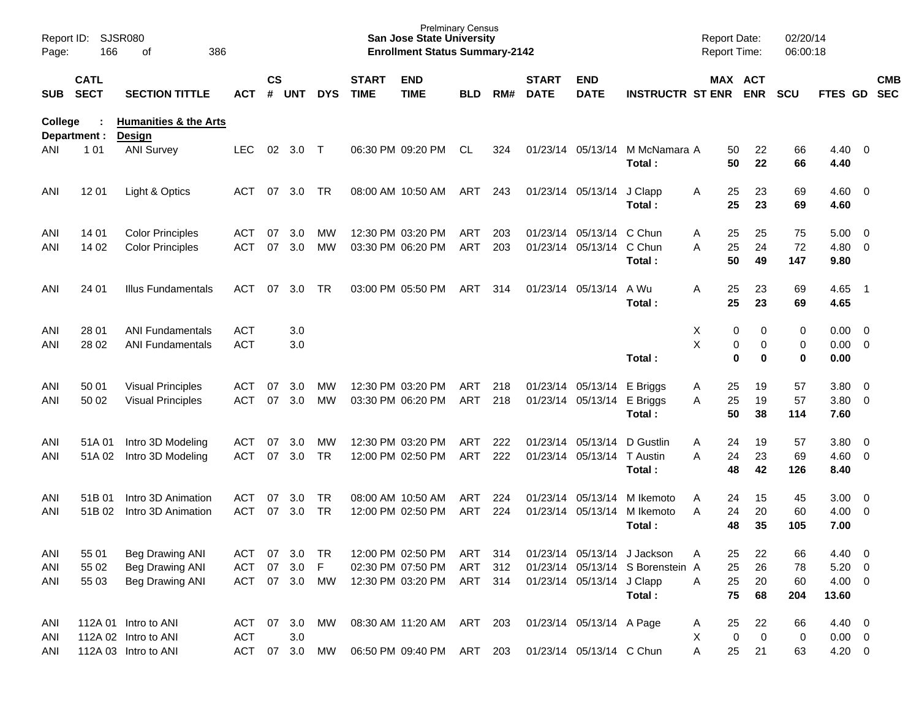Prelminary Census
**San Jose State University**
**Enrollment Status Summary-2142**

Report ID: SJSR080
Report Date: 02/20/14
Report Time: 06:00:18

**College : Humanities & the Arts**
**Department : Design**

| SUB | CATL SECT | SECTION TITTLE | ACT | CS # | UNT | DYS | START TIME | END TIME | BLD | RM# | START DATE | END DATE | INSTRUCTR | ST | MAX ENR | ACT ENR | SCU | FTES | GD | CMB SEC |
|---|---|---|---|---|---|---|---|---|---|---|---|---|---|---|---|---|---|---|---|---|
| ANI | 1 01 | ANI Survey | LEC | 02 | 3.0 | T | 06:30 PM | 09:20 PM | CL | 324 | 01/23/14 | 05/13/14 | M McNamara | A | 50 | 22 | 66 | 4.40 | 0 | |
| | | | | | | | | | | | | | **Total :** | | **50** | **22** | **66** | **4.40** | | |
| ANI | 12 01 | Light & Optics | ACT | 07 | 3.0 | TR | 08:00 AM | 10:50 AM | ART | 243 | 01/23/14 | 05/13/14 | J Clapp | A | 25 | 23 | 69 | 4.60 | 0 | |
| | | | | | | | | | | | | | **Total :** | | **25** | **23** | **69** | **4.60** | | |
| ANI | 14 01 | Color Principles | ACT | 07 | 3.0 | MW | 12:30 PM | 03:20 PM | ART | 203 | 01/23/14 | 05/13/14 | C Chun | A | 25 | 25 | 75 | 5.00 | 0 | |
| ANI | 14 02 | Color Principles | ACT | 07 | 3.0 | MW | 03:30 PM | 06:20 PM | ART | 203 | 01/23/14 | 05/13/14 | C Chun | A | 25 | 24 | 72 | 4.80 | 0 | |
| | | | | | | | | | | | | | **Total :** | | **50** | **49** | **147** | **9.80** | | |
| ANI | 24 01 | Illus Fundamentals | ACT | 07 | 3.0 | TR | 03:00 PM | 05:50 PM | ART | 314 | 01/23/14 | 05/13/14 | A Wu | A | 25 | 23 | 69 | 4.65 | 1 | |
| | | | | | | | | | | | | | **Total :** | | **25** | **23** | **69** | **4.65** | | |
| ANI | 28 01 | ANI Fundamentals | ACT | | 3.0 | | | | | | | | | X | 0 | 0 | 0 | 0.00 | 0 | |
| ANI | 28 02 | ANI Fundamentals | ACT | | 3.0 | | | | | | | | | X | 0 | 0 | 0 | 0.00 | 0 | |
| | | | | | | | | | | | | | **Total :** | | **0** | **0** | **0** | **0.00** | | |
| ANI | 50 01 | Visual Principles | ACT | 07 | 3.0 | MW | 12:30 PM | 03:20 PM | ART | 218 | 01/23/14 | 05/13/14 | E Briggs | A | 25 | 19 | 57 | 3.80 | 0 | |
| ANI | 50 02 | Visual Principles | ACT | 07 | 3.0 | MW | 03:30 PM | 06:20 PM | ART | 218 | 01/23/14 | 05/13/14 | E Briggs | A | 25 | 19 | 57 | 3.80 | 0 | |
| | | | | | | | | | | | | | **Total :** | | **50** | **38** | **114** | **7.60** | | |
| ANI | 51A 01 | Intro 3D Modeling | ACT | 07 | 3.0 | MW | 12:30 PM | 03:20 PM | ART | 222 | 01/23/14 | 05/13/14 | D Gustlin | A | 24 | 19 | 57 | 3.80 | 0 | |
| ANI | 51A 02 | Intro 3D Modeling | ACT | 07 | 3.0 | TR | 12:00 PM | 02:50 PM | ART | 222 | 01/23/14 | 05/13/14 | T Austin | A | 24 | 23 | 69 | 4.60 | 0 | |
| | | | | | | | | | | | | | **Total :** | | **48** | **42** | **126** | **8.40** | | |
| ANI | 51B 01 | Intro 3D Animation | ACT | 07 | 3.0 | TR | 08:00 AM | 10:50 AM | ART | 224 | 01/23/14 | 05/13/14 | M Ikemoto | A | 24 | 15 | 45 | 3.00 | 0 | |
| ANI | 51B 02 | Intro 3D Animation | ACT | 07 | 3.0 | TR | 12:00 PM | 02:50 PM | ART | 224 | 01/23/14 | 05/13/14 | M Ikemoto | A | 24 | 20 | 60 | 4.00 | 0 | |
| | | | | | | | | | | | | | **Total :** | | **48** | **35** | **105** | **7.00** | | |
| ANI | 55 01 | Beg Drawing ANI | ACT | 07 | 3.0 | TR | 12:00 PM | 02:50 PM | ART | 314 | 01/23/14 | 05/13/14 | J Jackson | A | 25 | 22 | 66 | 4.40 | 0 | |
| ANI | 55 02 | Beg Drawing ANI | ACT | 07 | 3.0 | F | 02:30 PM | 07:50 PM | ART | 312 | 01/23/14 | 05/13/14 | S Borenstein | A | 25 | 26 | 78 | 5.20 | 0 | |
| ANI | 55 03 | Beg Drawing ANI | ACT | 07 | 3.0 | MW | 12:30 PM | 03:20 PM | ART | 314 | 01/23/14 | 05/13/14 | J Clapp | A | 25 | 20 | 60 | 4.00 | 0 | |
| | | | | | | | | | | | | | **Total :** | | **75** | **68** | **204** | **13.60** | | |
| ANI | 112A 01 | Intro to ANI | ACT | 07 | 3.0 | MW | 08:30 AM | 11:20 AM | ART | 203 | 01/23/14 | 05/13/14 | A Page | A | 25 | 22 | 66 | 4.40 | 0 | |
| ANI | 112A 02 | Intro to ANI | ACT | | 3.0 | | | | | | | | | X | 0 | 0 | 0 | 0.00 | 0 | |
| ANI | 112A 03 | Intro to ANI | ACT | 07 | 3.0 | MW | 06:50 PM | 09:40 PM | ART | 203 | 01/23/14 | 05/13/14 | C Chun | A | 25 | 21 | 63 | 4.20 | 0 | |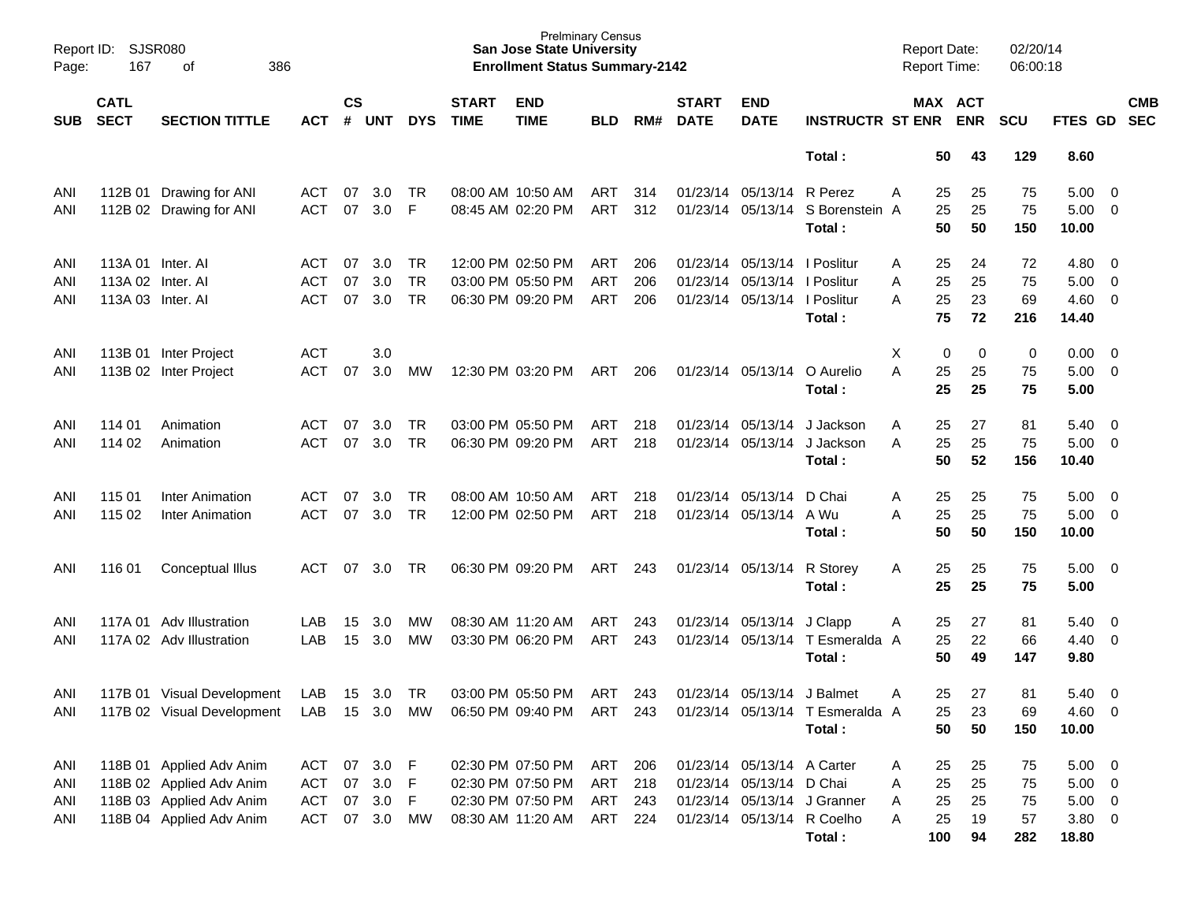Prelminary Census
**San Jose State University**
**Enrollment Status Summary-2142**

Report ID: SJSR080
Report Date: 02/20/14
Report Time: 06:00:18

| SUB | CATL SECT | SECTION TITTLE | ACT | CS # | UNT | DYS | START TIME | END TIME | BLD | RM# | START DATE | END DATE | INSTRUCTR | ST | MAX ENR | ACT ENR | SCU | FTES | GD | CMB SEC |
|---|---|---|---|---|---|---|---|---|---|---|---|---|---|---|---|---|---|---|---|---|
| | | | | | | | | | | | | | **Total :** | | **50** | **43** | **129** | **8.60** | | |
| ANI | 112B 01 | Drawing for ANI | ACT | 07 | 3.0 | TR | 08:00 AM | 10:50 AM | ART | 314 | 01/23/14 | 05/13/14 | R Perez | A | 25 | 25 | 75 | 5.00 | 0 | |
| ANI | 112B 02 | Drawing for ANI | ACT | 07 | 3.0 | F | 08:45 AM | 02:20 PM | ART | 312 | 01/23/14 | 05/13/14 | S Borenstein | A | 25 | 25 | 75 | 5.00 | 0 | |
| | | | | | | | | | | | | | **Total :** | | **50** | **50** | **150** | **10.00** | | |
| ANI | 113A 01 | Inter. AI | ACT | 07 | 3.0 | TR | 12:00 PM | 02:50 PM | ART | 206 | 01/23/14 | 05/13/14 | I Poslitur | A | 25 | 24 | 72 | 4.80 | 0 | |
| ANI | 113A 02 | Inter. AI | ACT | 07 | 3.0 | TR | 03:00 PM | 05:50 PM | ART | 206 | 01/23/14 | 05/13/14 | I Poslitur | A | 25 | 25 | 75 | 5.00 | 0 | |
| ANI | 113A 03 | Inter. AI | ACT | 07 | 3.0 | TR | 06:30 PM | 09:20 PM | ART | 206 | 01/23/14 | 05/13/14 | I Poslitur | A | 25 | 23 | 69 | 4.60 | 0 | |
| | | | | | | | | | | | | | **Total :** | | **75** | **72** | **216** | **14.40** | | |
| ANI | 113B 01 | Inter Project | ACT | | 3.0 | | | | | | | | | X | 0 | 0 | 0 | 0.00 | 0 | |
| ANI | 113B 02 | Inter Project | ACT | 07 | 3.0 | MW | 12:30 PM | 03:20 PM | ART | 206 | 01/23/14 | 05/13/14 | O Aurelio | A | 25 | 25 | 75 | 5.00 | 0 | |
| | | | | | | | | | | | | | **Total :** | | **25** | **25** | **75** | **5.00** | | |
| ANI | 114 01 | Animation | ACT | 07 | 3.0 | TR | 03:00 PM | 05:50 PM | ART | 218 | 01/23/14 | 05/13/14 | J Jackson | A | 25 | 27 | 81 | 5.40 | 0 | |
| ANI | 114 02 | Animation | ACT | 07 | 3.0 | TR | 06:30 PM | 09:20 PM | ART | 218 | 01/23/14 | 05/13/14 | J Jackson | A | 25 | 25 | 75 | 5.00 | 0 | |
| | | | | | | | | | | | | | **Total :** | | **50** | **52** | **156** | **10.40** | | |
| ANI | 115 01 | Inter Animation | ACT | 07 | 3.0 | TR | 08:00 AM | 10:50 AM | ART | 218 | 01/23/14 | 05/13/14 | D Chai | A | 25 | 25 | 75 | 5.00 | 0 | |
| ANI | 115 02 | Inter Animation | ACT | 07 | 3.0 | TR | 12:00 PM | 02:50 PM | ART | 218 | 01/23/14 | 05/13/14 | A Wu | A | 25 | 25 | 75 | 5.00 | 0 | |
| | | | | | | | | | | | | | **Total :** | | **50** | **50** | **150** | **10.00** | | |
| ANI | 116 01 | Conceptual Illus | ACT | 07 | 3.0 | TR | 06:30 PM | 09:20 PM | ART | 243 | 01/23/14 | 05/13/14 | R Storey | A | 25 | 25 | 75 | 5.00 | 0 | |
| | | | | | | | | | | | | | **Total :** | | **25** | **25** | **75** | **5.00** | | |
| ANI | 117A 01 | Adv Illustration | LAB | 15 | 3.0 | MW | 08:30 AM | 11:20 AM | ART | 243 | 01/23/14 | 05/13/14 | J Clapp | A | 25 | 27 | 81 | 5.40 | 0 | |
| ANI | 117A 02 | Adv Illustration | LAB | 15 | 3.0 | MW | 03:30 PM | 06:20 PM | ART | 243 | 01/23/14 | 05/13/14 | T Esmeralda | A | 25 | 22 | 66 | 4.40 | 0 | |
| | | | | | | | | | | | | | **Total :** | | **50** | **49** | **147** | **9.80** | | |
| ANI | 117B 01 | Visual Development | LAB | 15 | 3.0 | TR | 03:00 PM | 05:50 PM | ART | 243 | 01/23/14 | 05/13/14 | J Balmet | A | 25 | 27 | 81 | 5.40 | 0 | |
| ANI | 117B 02 | Visual Development | LAB | 15 | 3.0 | MW | 06:50 PM | 09:40 PM | ART | 243 | 01/23/14 | 05/13/14 | T Esmeralda | A | 25 | 23 | 69 | 4.60 | 0 | |
| | | | | | | | | | | | | | **Total :** | | **50** | **50** | **150** | **10.00** | | |
| ANI | 118B 01 | Applied Adv Anim | ACT | 07 | 3.0 | F | 02:30 PM | 07:50 PM | ART | 206 | 01/23/14 | 05/13/14 | A Carter | A | 25 | 25 | 75 | 5.00 | 0 | |
| ANI | 118B 02 | Applied Adv Anim | ACT | 07 | 3.0 | F | 02:30 PM | 07:50 PM | ART | 218 | 01/23/14 | 05/13/14 | D Chai | A | 25 | 25 | 75 | 5.00 | 0 | |
| ANI | 118B 03 | Applied Adv Anim | ACT | 07 | 3.0 | F | 02:30 PM | 07:50 PM | ART | 243 | 01/23/14 | 05/13/14 | J Granner | A | 25 | 25 | 75 | 5.00 | 0 | |
| ANI | 118B 04 | Applied Adv Anim | ACT | 07 | 3.0 | MW | 08:30 AM | 11:20 AM | ART | 224 | 01/23/14 | 05/13/14 | R Coelho | A | 25 | 19 | 57 | 3.80 | 0 | |
| | | | | | | | | | | | | | **Total :** | | **100** | **94** | **282** | **18.80** | | |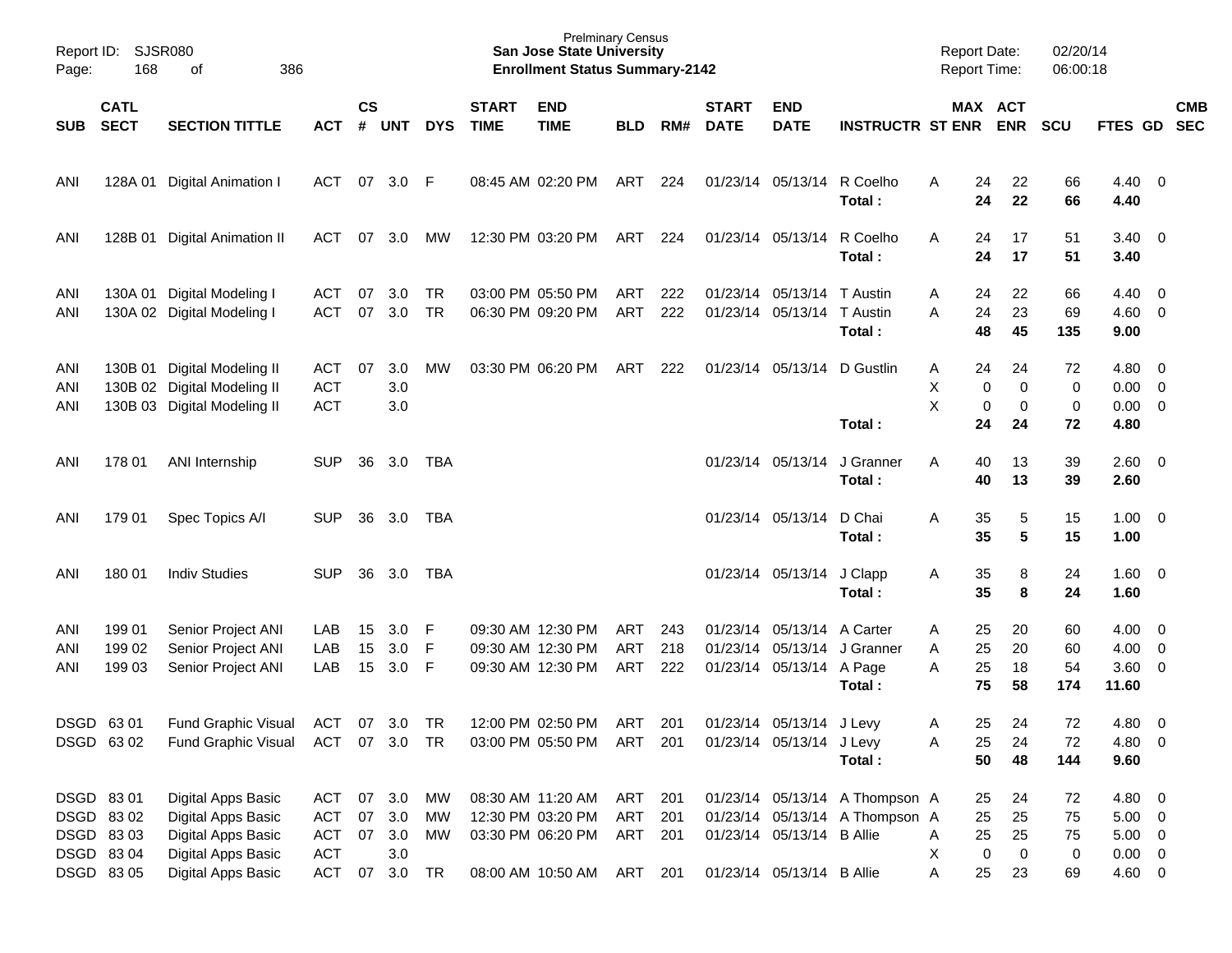Report ID: SJSR080
Page: 168 of 386

Prelminary Census
**San Jose State University**
**Enrollment Status Summary-2142**

Report Date: 02/20/14
Report Time: 06:00:18

| SUB | CATL SECT | SECTION TITTLE | ACT | CS # | UNT | DYS | START TIME | END TIME | BLD | RM# | START DATE | END DATE | INSTRUCTR | ST | MAX ENR | ACT ENR | SCU | FTES | GD | CMB SEC |
|---|---|---|---|---|---|---|---|---|---|---|---|---|---|---|---|---|---|---|---|---|
| ANI | 128A 01 | Digital Animation I | ACT | 07 | 3.0 | F | 08:45 AM | 02:20 PM | ART | 224 | 01/23/14 | 05/13/14 | R Coelho | A | 24 | 22 | 66 | 4.40 | 0 | |
| | | | | | | | | | | | | | **Total :** | | **24** | **22** | **66** | **4.40** | | |
| ANI | 128B 01 | Digital Animation II | ACT | 07 | 3.0 | MW | 12:30 PM | 03:20 PM | ART | 224 | 01/23/14 | 05/13/14 | R Coelho | A | 24 | 17 | 51 | 3.40 | 0 | |
| | | | | | | | | | | | | | **Total :** | | **24** | **17** | **51** | **3.40** | | |
| ANI | 130A 01 | Digital Modeling I | ACT | 07 | 3.0 | TR | 03:00 PM | 05:50 PM | ART | 222 | 01/23/14 | 05/13/14 | T Austin | A | 24 | 22 | 66 | 4.40 | 0 | |
| ANI | 130A 02 | Digital Modeling I | ACT | 07 | 3.0 | TR | 06:30 PM | 09:20 PM | ART | 222 | 01/23/14 | 05/13/14 | T Austin | A | 24 | 23 | 69 | 4.60 | 0 | |
| | | | | | | | | | | | | | **Total :** | | **48** | **45** | **135** | **9.00** | | |
| ANI | 130B 01 | Digital Modeling II | ACT | 07 | 3.0 | MW | 03:30 PM | 06:20 PM | ART | 222 | 01/23/14 | 05/13/14 | D Gustlin | A | 24 | 24 | 72 | 4.80 | 0 | |
| ANI | 130B 02 | Digital Modeling II | ACT | | 3.0 | | | | | | | | | X | 0 | 0 | 0 | 0.00 | 0 | |
| ANI | 130B 03 | Digital Modeling II | ACT | | 3.0 | | | | | | | | | X | 0 | 0 | 0 | 0.00 | 0 | |
| | | | | | | | | | | | | | **Total :** | | **24** | **24** | **72** | **4.80** | | |
| ANI | 178 01 | ANI Internship | SUP | 36 | 3.0 | TBA | | | | | 01/23/14 | 05/13/14 | J Granner | A | 40 | 13 | 39 | 2.60 | 0 | |
| | | | | | | | | | | | | | **Total :** | | **40** | **13** | **39** | **2.60** | | |
| ANI | 179 01 | Spec Topics A/I | SUP | 36 | 3.0 | TBA | | | | | 01/23/14 | 05/13/14 | D Chai | A | 35 | 5 | 15 | 1.00 | 0 | |
| | | | | | | | | | | | | | **Total :** | | **35** | **5** | **15** | **1.00** | | |
| ANI | 180 01 | Indiv Studies | SUP | 36 | 3.0 | TBA | | | | | 01/23/14 | 05/13/14 | J Clapp | A | 35 | 8 | 24 | 1.60 | 0 | |
| | | | | | | | | | | | | | **Total :** | | **35** | **8** | **24** | **1.60** | | |
| ANI | 199 01 | Senior Project ANI | LAB | 15 | 3.0 | F | 09:30 AM | 12:30 PM | ART | 243 | 01/23/14 | 05/13/14 | A Carter | A | 25 | 20 | 60 | 4.00 | 0 | |
| ANI | 199 02 | Senior Project ANI | LAB | 15 | 3.0 | F | 09:30 AM | 12:30 PM | ART | 218 | 01/23/14 | 05/13/14 | J Granner | A | 25 | 20 | 60 | 4.00 | 0 | |
| ANI | 199 03 | Senior Project ANI | LAB | 15 | 3.0 | F | 09:30 AM | 12:30 PM | ART | 222 | 01/23/14 | 05/13/14 | A Page | A | 25 | 18 | 54 | 3.60 | 0 | |
| | | | | | | | | | | | | | **Total :** | | **75** | **58** | **174** | **11.60** | | |
| DSGD | 63 01 | Fund Graphic Visual | ACT | 07 | 3.0 | TR | 12:00 PM | 02:50 PM | ART | 201 | 01/23/14 | 05/13/14 | J Levy | A | 25 | 24 | 72 | 4.80 | 0 | |
| DSGD | 63 02 | Fund Graphic Visual | ACT | 07 | 3.0 | TR | 03:00 PM | 05:50 PM | ART | 201 | 01/23/14 | 05/13/14 | J Levy | A | 25 | 24 | 72 | 4.80 | 0 | |
| | | | | | | | | | | | | | **Total :** | | **50** | **48** | **144** | **9.60** | | |
| DSGD | 83 01 | Digital Apps Basic | ACT | 07 | 3.0 | MW | 08:30 AM | 11:20 AM | ART | 201 | 01/23/14 | 05/13/14 | A Thompson | A | 25 | 24 | 72 | 4.80 | 0 | |
| DSGD | 83 02 | Digital Apps Basic | ACT | 07 | 3.0 | MW | 12:30 PM | 03:20 PM | ART | 201 | 01/23/14 | 05/13/14 | A Thompson | A | 25 | 25 | 75 | 5.00 | 0 | |
| DSGD | 83 03 | Digital Apps Basic | ACT | 07 | 3.0 | MW | 03:30 PM | 06:20 PM | ART | 201 | 01/23/14 | 05/13/14 | B Allie | A | 25 | 25 | 75 | 5.00 | 0 | |
| DSGD | 83 04 | Digital Apps Basic | ACT | | 3.0 | | | | | | | | | X | 0 | 0 | 0 | 0.00 | 0 | |
| DSGD | 83 05 | Digital Apps Basic | ACT | 07 | 3.0 | TR | 08:00 AM | 10:50 AM | ART | 201 | 01/23/14 | 05/13/14 | B Allie | A | 25 | 23 | 69 | 4.60 | 0 | |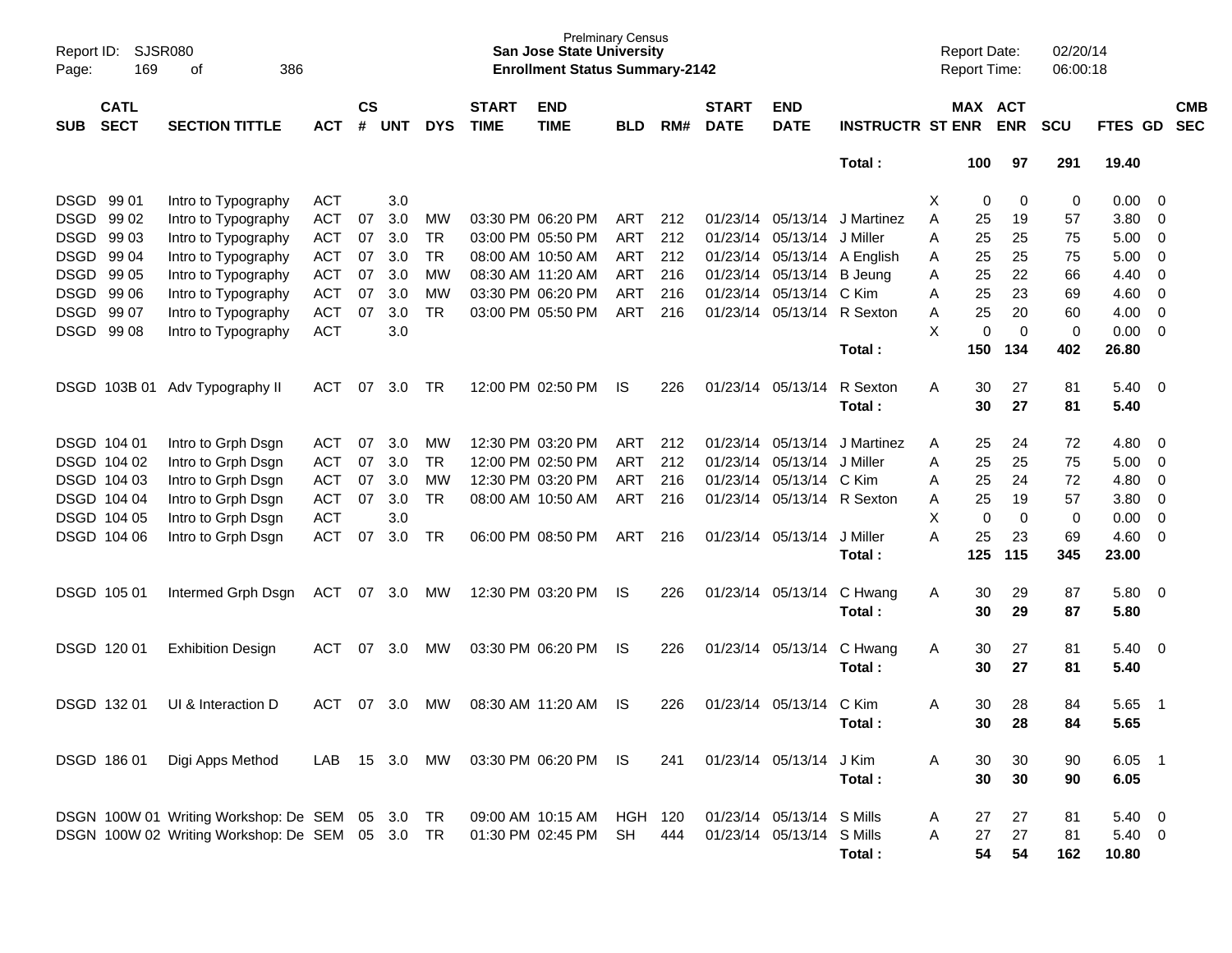| SUB | CATL SECT | SECTION TITTLE | ACT | CS # | UNT | DYS | START TIME | END TIME | BLD | RM# | START DATE | END DATE | INSTRUCTR | ST | MAX ENR | ACT ENR | SCU | FTES | GD | CMB SEC |
|---|---|---|---|---|---|---|---|---|---|---|---|---|---|---|---|---|---|---|---|---|
| | | | | | | | | | | | | | Total : | | 100 | 97 | 291 | 19.40 | | |
| DSGD | 99 01 | Intro to Typography | ACT | | 3.0 | | | | | | | | | X | 0 | 0 | 0 | 0.00 | 0 | |
| DSGD | 99 02 | Intro to Typography | ACT | 07 | 3.0 | MW | 03:30 PM | 06:20 PM | ART | 212 | 01/23/14 | 05/13/14 | J Martinez | A | 25 | 19 | 57 | 3.80 | 0 | |
| DSGD | 99 03 | Intro to Typography | ACT | 07 | 3.0 | TR | 03:00 PM | 05:50 PM | ART | 212 | 01/23/14 | 05/13/14 | J Miller | A | 25 | 25 | 75 | 5.00 | 0 | |
| DSGD | 99 04 | Intro to Typography | ACT | 07 | 3.0 | TR | 08:00 AM | 10:50 AM | ART | 212 | 01/23/14 | 05/13/14 | A English | A | 25 | 25 | 75 | 5.00 | 0 | |
| DSGD | 99 05 | Intro to Typography | ACT | 07 | 3.0 | MW | 08:30 AM | 11:20 AM | ART | 216 | 01/23/14 | 05/13/14 | B Jeung | A | 25 | 22 | 66 | 4.40 | 0 | |
| DSGD | 99 06 | Intro to Typography | ACT | 07 | 3.0 | MW | 03:30 PM | 06:20 PM | ART | 216 | 01/23/14 | 05/13/14 | C Kim | A | 25 | 23 | 69 | 4.60 | 0 | |
| DSGD | 99 07 | Intro to Typography | ACT | 07 | 3.0 | TR | 03:00 PM | 05:50 PM | ART | 216 | 01/23/14 | 05/13/14 | R Sexton | A | 25 | 20 | 60 | 4.00 | 0 | |
| DSGD | 99 08 | Intro to Typography | ACT | | 3.0 | | | | | | | | | X | 0 | 0 | 0 | 0.00 | 0 | |
| | | | | | | | | | | | | | Total : | | 150 | 134 | 402 | 26.80 | | |
| DSGD | 103B 01 | Adv Typography II | ACT | 07 | 3.0 | TR | 12:00 PM | 02:50 PM | IS | 226 | 01/23/14 | 05/13/14 | R Sexton | A | 30 | 27 | 81 | 5.40 | 0 | |
| | | | | | | | | | | | | | Total : | | 30 | 27 | 81 | 5.40 | | |
| DSGD | 104 01 | Intro to Grph Dsgn | ACT | 07 | 3.0 | MW | 12:30 PM | 03:20 PM | ART | 212 | 01/23/14 | 05/13/14 | J Martinez | A | 25 | 24 | 72 | 4.80 | 0 | |
| DSGD | 104 02 | Intro to Grph Dsgn | ACT | 07 | 3.0 | TR | 12:00 PM | 02:50 PM | ART | 212 | 01/23/14 | 05/13/14 | J Miller | A | 25 | 25 | 75 | 5.00 | 0 | |
| DSGD | 104 03 | Intro to Grph Dsgn | ACT | 07 | 3.0 | MW | 12:30 PM | 03:20 PM | ART | 216 | 01/23/14 | 05/13/14 | C Kim | A | 25 | 24 | 72 | 4.80 | 0 | |
| DSGD | 104 04 | Intro to Grph Dsgn | ACT | 07 | 3.0 | TR | 08:00 AM | 10:50 AM | ART | 216 | 01/23/14 | 05/13/14 | R Sexton | A | 25 | 19 | 57 | 3.80 | 0 | |
| DSGD | 104 05 | Intro to Grph Dsgn | ACT | | 3.0 | | | | | | | | | X | 0 | 0 | 0 | 0.00 | 0 | |
| DSGD | 104 06 | Intro to Grph Dsgn | ACT | 07 | 3.0 | TR | 06:00 PM | 08:50 PM | ART | 216 | 01/23/14 | 05/13/14 | J Miller | A | 25 | 23 | 69 | 4.60 | 0 | |
| | | | | | | | | | | | | | Total : | | 125 | 115 | 345 | 23.00 | | |
| DSGD | 105 01 | Intermed Grph Dsgn | ACT | 07 | 3.0 | MW | 12:30 PM | 03:20 PM | IS | 226 | 01/23/14 | 05/13/14 | C Hwang | A | 30 | 29 | 87 | 5.80 | 0 | |
| | | | | | | | | | | | | | Total : | | 30 | 29 | 87 | 5.80 | | |
| DSGD | 120 01 | Exhibition Design | ACT | 07 | 3.0 | MW | 03:30 PM | 06:20 PM | IS | 226 | 01/23/14 | 05/13/14 | C Hwang | A | 30 | 27 | 81 | 5.40 | 0 | |
| | | | | | | | | | | | | | Total : | | 30 | 27 | 81 | 5.40 | | |
| DSGD | 132 01 | UI & Interaction D | ACT | 07 | 3.0 | MW | 08:30 AM | 11:20 AM | IS | 226 | 01/23/14 | 05/13/14 | C Kim | A | 30 | 28 | 84 | 5.65 | 1 | |
| | | | | | | | | | | | | | Total : | | 30 | 28 | 84 | 5.65 | | |
| DSGD | 186 01 | Digi Apps Method | LAB | 15 | 3.0 | MW | 03:30 PM | 06:20 PM | IS | 241 | 01/23/14 | 05/13/14 | J Kim | A | 30 | 30 | 90 | 6.05 | 1 | |
| | | | | | | | | | | | | | Total : | | 30 | 30 | 90 | 6.05 | | |
| DSGN | 100W 01 | Writing Workshop: De | SEM | 05 | 3.0 | TR | 09:00 AM | 10:15 AM | HGH | 120 | 01/23/14 | 05/13/14 | S Mills | A | 27 | 27 | 81 | 5.40 | 0 | |
| DSGN | 100W 02 | Writing Workshop: De | SEM | 05 | 3.0 | TR | 01:30 PM | 02:45 PM | SH | 444 | 01/23/14 | 05/13/14 | S Mills | A | 27 | 27 | 81 | 5.40 | 0 | |
| | | | | | | | | | | | | | Total : | | 54 | 54 | 162 | 10.80 | | |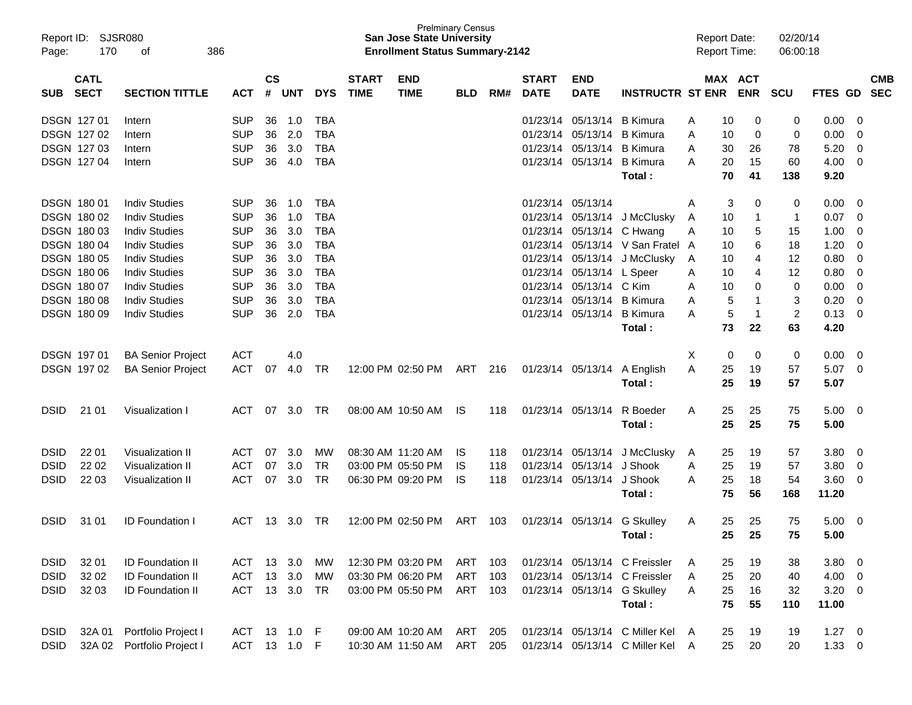Prelminary Census
**San Jose State University**
**Enrollment Status Summary-2142**

Report ID: SJSR080
Report Date: 02/20/14
Report Time: 06:00:18

| SUB | CATL SECT | SECTION TITTLE | ACT | CS # | UNT | DYS | START TIME | END TIME | BLD | RM# | START DATE | END DATE | INSTRUCTR | ST | MAX ENR | ACT ENR | SCU | FTES | GD | CMB SEC |
|---|---|---|---|---|---|---|---|---|---|---|---|---|---|---|---|---|---|---|---|---|
| DSGN | 127 01 | Intern | SUP | 36 | 1.0 | TBA | | | | | 01/23/14 | 05/13/14 | B Kimura | A | 10 | 0 | 0 | 0.00 | 0 | |
| DSGN | 127 02 | Intern | SUP | 36 | 2.0 | TBA | | | | | 01/23/14 | 05/13/14 | B Kimura | A | 10 | 0 | 0 | 0.00 | 0 | |
| DSGN | 127 03 | Intern | SUP | 36 | 3.0 | TBA | | | | | 01/23/14 | 05/13/14 | B Kimura | A | 30 | 26 | 78 | 5.20 | 0 | |
| DSGN | 127 04 | Intern | SUP | 36 | 4.0 | TBA | | | | | 01/23/14 | 05/13/14 | B Kimura | A | 20 | 15 | 60 | 4.00 | 0 | |
| | | | | | | | | | | | | | **Total :** | | **70** | **41** | **138** | **9.20** | | |
| DSGN | 180 01 | Indiv Studies | SUP | 36 | 1.0 | TBA | | | | | 01/23/14 | 05/13/14 | | A | 3 | 0 | 0 | 0.00 | 0 | |
| DSGN | 180 02 | Indiv Studies | SUP | 36 | 1.0 | TBA | | | | | 01/23/14 | 05/13/14 | J McClusky | A | 10 | 1 | 1 | 0.07 | 0 | |
| DSGN | 180 03 | Indiv Studies | SUP | 36 | 3.0 | TBA | | | | | 01/23/14 | 05/13/14 | C Hwang | A | 10 | 5 | 15 | 1.00 | 0 | |
| DSGN | 180 04 | Indiv Studies | SUP | 36 | 3.0 | TBA | | | | | 01/23/14 | 05/13/14 | V San Fratel | A | 10 | 6 | 18 | 1.20 | 0 | |
| DSGN | 180 05 | Indiv Studies | SUP | 36 | 3.0 | TBA | | | | | 01/23/14 | 05/13/14 | J McClusky | A | 10 | 4 | 12 | 0.80 | 0 | |
| DSGN | 180 06 | Indiv Studies | SUP | 36 | 3.0 | TBA | | | | | 01/23/14 | 05/13/14 | L Speer | A | 10 | 4 | 12 | 0.80 | 0 | |
| DSGN | 180 07 | Indiv Studies | SUP | 36 | 3.0 | TBA | | | | | 01/23/14 | 05/13/14 | C Kim | A | 10 | 0 | 0 | 0.00 | 0 | |
| DSGN | 180 08 | Indiv Studies | SUP | 36 | 3.0 | TBA | | | | | 01/23/14 | 05/13/14 | B Kimura | A | 5 | 1 | 3 | 0.20 | 0 | |
| DSGN | 180 09 | Indiv Studies | SUP | 36 | 2.0 | TBA | | | | | 01/23/14 | 05/13/14 | B Kimura | A | 5 | 1 | 2 | 0.13 | 0 | |
| | | | | | | | | | | | | | **Total :** | | **73** | **22** | **63** | **4.20** | | |
| DSGN | 197 01 | BA Senior Project | ACT | | 4.0 | | | | | | | | | X | 0 | 0 | 0 | 0.00 | 0 | |
| DSGN | 197 02 | BA Senior Project | ACT | 07 | 4.0 | TR | 12:00 PM | 02:50 PM | ART | 216 | 01/23/14 | 05/13/14 | A English | A | 25 | 19 | 57 | 5.07 | 0 | |
| | | | | | | | | | | | | | **Total :** | | **25** | **19** | **57** | **5.07** | | |
| DSID | 21 01 | Visualization I | ACT | 07 | 3.0 | TR | 08:00 AM | 10:50 AM | IS | 118 | 01/23/14 | 05/13/14 | R Boeder | A | 25 | 25 | 75 | 5.00 | 0 | |
| | | | | | | | | | | | | | **Total :** | | **25** | **25** | **75** | **5.00** | | |
| DSID | 22 01 | Visualization II | ACT | 07 | 3.0 | MW | 08:30 AM | 11:20 AM | IS | 118 | 01/23/14 | 05/13/14 | J McClusky | A | 25 | 19 | 57 | 3.80 | 0 | |
| DSID | 22 02 | Visualization II | ACT | 07 | 3.0 | TR | 03:00 PM | 05:50 PM | IS | 118 | 01/23/14 | 05/13/14 | J Shook | A | 25 | 19 | 57 | 3.80 | 0 | |
| DSID | 22 03 | Visualization II | ACT | 07 | 3.0 | TR | 06:30 PM | 09:20 PM | IS | 118 | 01/23/14 | 05/13/14 | J Shook | A | 25 | 18 | 54 | 3.60 | 0 | |
| | | | | | | | | | | | | | **Total :** | | **75** | **56** | **168** | **11.20** | | |
| DSID | 31 01 | ID Foundation I | ACT | 13 | 3.0 | TR | 12:00 PM | 02:50 PM | ART | 103 | 01/23/14 | 05/13/14 | G Skulley | A | 25 | 25 | 75 | 5.00 | 0 | |
| | | | | | | | | | | | | | **Total :** | | **25** | **25** | **75** | **5.00** | | |
| DSID | 32 01 | ID Foundation II | ACT | 13 | 3.0 | MW | 12:30 PM | 03:20 PM | ART | 103 | 01/23/14 | 05/13/14 | C Freissler | A | 25 | 19 | 38 | 3.80 | 0 | |
| DSID | 32 02 | ID Foundation II | ACT | 13 | 3.0 | MW | 03:30 PM | 06:20 PM | ART | 103 | 01/23/14 | 05/13/14 | C Freissler | A | 25 | 20 | 40 | 4.00 | 0 | |
| DSID | 32 03 | ID Foundation II | ACT | 13 | 3.0 | TR | 03:00 PM | 05:50 PM | ART | 103 | 01/23/14 | 05/13/14 | G Skulley | A | 25 | 16 | 32 | 3.20 | 0 | |
| | | | | | | | | | | | | | **Total :** | | **75** | **55** | **110** | **11.00** | | |
| DSID | 32A 01 | Portfolio Project I | ACT | 13 | 1.0 | F | 09:00 AM | 10:20 AM | ART | 205 | 01/23/14 | 05/13/14 | C Miller Kel | A | 25 | 19 | 19 | 1.27 | 0 | |
| DSID | 32A 02 | Portfolio Project I | ACT | 13 | 1.0 | F | 10:30 AM | 11:50 AM | ART | 205 | 01/23/14 | 05/13/14 | C Miller Kel | A | 25 | 20 | 20 | 1.33 | 0 | |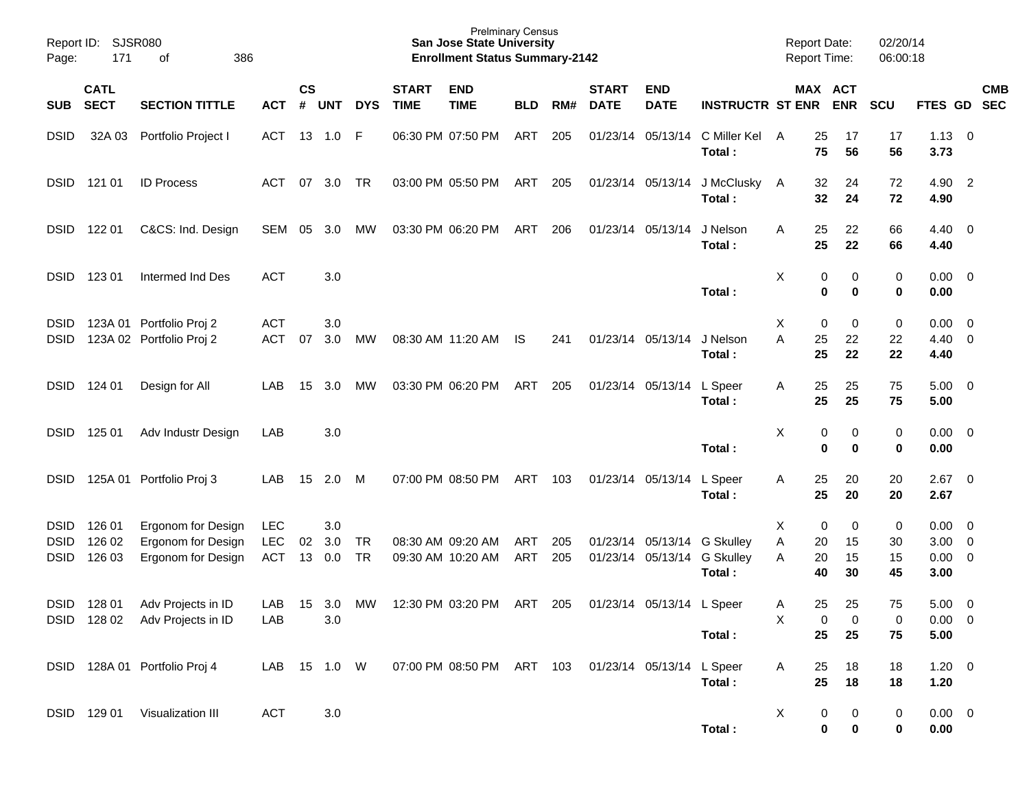Prelminary Census
**San Jose State University**
**Enrollment Status Summary-2142**

Report ID: SJSR080
Page: 171 of 386

Report Date: 02/20/14
Report Time: 06:00:18

| SUB | CATL SECT | SECTION TITTLE | ACT | CS # | UNT | DYS | START TIME | END TIME | BLD | RM# | START DATE | END DATE | INSTRUCTR | ST | MAX ENR | ACT ENR | SCU | FTES | GD | CMB SEC |
|---|---|---|---|---|---|---|---|---|---|---|---|---|---|---|---|---|---|---|---|---|
| DSID | 32A 03 | Portfolio Project I | ACT | 13 | 1.0 | F | 06:30 PM | 07:50 PM | ART | 205 | 01/23/14 | 05/13/14 | C Miller Kel | A | 25 | 17 | 17 | 1.13 | 0 | |
| | | | | | | | | | | | | | **Total :** | | **75** | **56** | **56** | **3.73** | | |
| DSID | 121 01 | ID Process | ACT | 07 | 3.0 | TR | 03:00 PM | 05:50 PM | ART | 205 | 01/23/14 | 05/13/14 | J McClusky | A | 32 | 24 | 72 | 4.90 | 2 | |
| | | | | | | | | | | | | | **Total :** | | **32** | **24** | **72** | **4.90** | | |
| DSID | 122 01 | C&CS: Ind. Design | SEM | 05 | 3.0 | MW | 03:30 PM | 06:20 PM | ART | 206 | 01/23/14 | 05/13/14 | J Nelson | A | 25 | 22 | 66 | 4.40 | 0 | |
| | | | | | | | | | | | | | **Total :** | | **25** | **22** | **66** | **4.40** | | |
| DSID | 123 01 | Intermed Ind Des | ACT | | 3.0 | | | | | | | | | X | 0 | 0 | 0 | 0.00 | 0 | |
| | | | | | | | | | | | | | **Total :** | | **0** | **0** | **0** | **0.00** | | |
| DSID | 123A 01 | Portfolio Proj 2 | ACT | | 3.0 | | | | | | | | | X | 0 | 0 | 0 | 0.00 | 0 | |
| DSID | 123A 02 | Portfolio Proj 2 | ACT | 07 | 3.0 | MW | 08:30 AM | 11:20 AM | IS | 241 | 01/23/14 | 05/13/14 | J Nelson | A | 25 | 22 | 22 | 4.40 | 0 | |
| | | | | | | | | | | | | | **Total :** | | **25** | **22** | **22** | **4.40** | | |
| DSID | 124 01 | Design for All | LAB | 15 | 3.0 | MW | 03:30 PM | 06:20 PM | ART | 205 | 01/23/14 | 05/13/14 | L Speer | A | 25 | 25 | 75 | 5.00 | 0 | |
| | | | | | | | | | | | | | **Total :** | | **25** | **25** | **75** | **5.00** | | |
| DSID | 125 01 | Adv Industr Design | LAB | | 3.0 | | | | | | | | | X | 0 | 0 | 0 | 0.00 | 0 | |
| | | | | | | | | | | | | | **Total :** | | **0** | **0** | **0** | **0.00** | | |
| DSID | 125A 01 | Portfolio Proj 3 | LAB | 15 | 2.0 | M | 07:00 PM | 08:50 PM | ART | 103 | 01/23/14 | 05/13/14 | L Speer | A | 25 | 20 | 20 | 2.67 | 0 | |
| | | | | | | | | | | | | | **Total :** | | **25** | **20** | **20** | **2.67** | | |
| DSID | 126 01 | Ergonom for Design | LEC | | 3.0 | | | | | | | | | X | 0 | 0 | 0 | 0.00 | 0 | |
| DSID | 126 02 | Ergonom for Design | LEC | 02 | 3.0 | TR | 08:30 AM | 09:20 AM | ART | 205 | 01/23/14 | 05/13/14 | G Skulley | A | 20 | 15 | 30 | 3.00 | 0 | |
| DSID | 126 03 | Ergonom for Design | ACT | 13 | 0.0 | TR | 09:30 AM | 10:20 AM | ART | 205 | 01/23/14 | 05/13/14 | G Skulley | A | 20 | 15 | 15 | 0.00 | 0 | |
| | | | | | | | | | | | | | **Total :** | | **40** | **30** | **45** | **3.00** | | |
| DSID | 128 01 | Adv Projects in ID | LAB | 15 | 3.0 | MW | 12:30 PM | 03:20 PM | ART | 205 | 01/23/14 | 05/13/14 | L Speer | A | 25 | 25 | 75 | 5.00 | 0 | |
| DSID | 128 02 | Adv Projects in ID | LAB | | 3.0 | | | | | | | | | X | 0 | 0 | 0 | 0.00 | 0 | |
| | | | | | | | | | | | | | **Total :** | | **25** | **25** | **75** | **5.00** | | |
| DSID | 128A 01 | Portfolio Proj 4 | LAB | 15 | 1.0 | W | 07:00 PM | 08:50 PM | ART | 103 | 01/23/14 | 05/13/14 | L Speer | A | 25 | 18 | 18 | 1.20 | 0 | |
| | | | | | | | | | | | | | **Total :** | | **25** | **18** | **18** | **1.20** | | |
| DSID | 129 01 | Visualization III | ACT | | 3.0 | | | | | | | | | X | 0 | 0 | 0 | 0.00 | 0 | |
| | | | | | | | | | | | | | **Total :** | | **0** | **0** | **0** | **0.00** | | |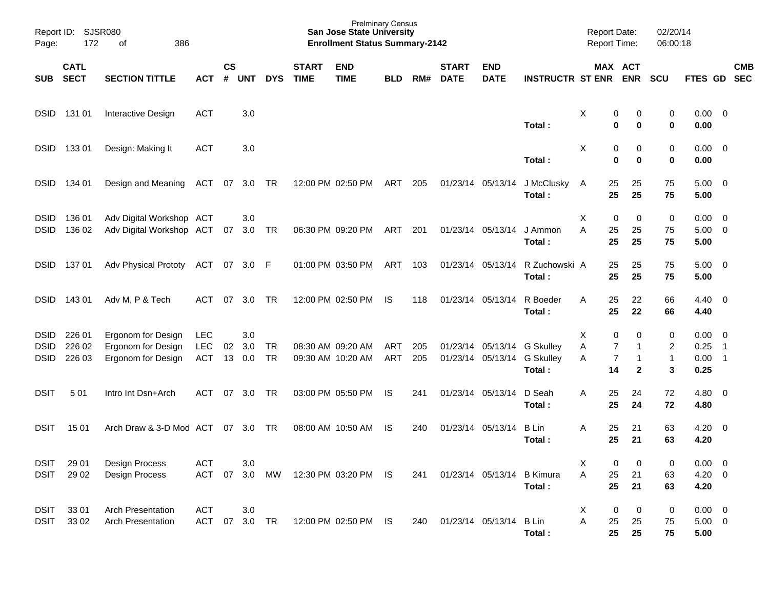Prelminary Census
**San Jose State University**
**Enrollment Status Summary-2142**

Report ID: SJSR080
Report Date: 02/20/14
Report Time: 06:00:18

| SUB | CATL SECT | SECTION TITTLE | ACT | CS # | UNT | DYS | START TIME | END TIME | BLD | RM# | START DATE | END DATE | INSTRUCTR | ST | MAX ENR | ACT ENR | SCU | FTES | GD | CMB SEC |
|---|---|---|---|---|---|---|---|---|---|---|---|---|---|---|---|---|---|---|---|---|
| DSID | 131 01 | Interactive Design | ACT | | 3.0 | | | | | | | | | X | 0 | 0 | 0 | 0.00 | 0 | |
| | | | | | | | | | | | | | **Total :** | | **0** | **0** | **0** | **0.00** | | |
| DSID | 133 01 | Design: Making It | ACT | | 3.0 | | | | | | | | | X | 0 | 0 | 0 | 0.00 | 0 | |
| | | | | | | | | | | | | | **Total :** | | **0** | **0** | **0** | **0.00** | | |
| DSID | 134 01 | Design and Meaning | ACT | 07 | 3.0 | TR | 12:00 PM | 02:50 PM | ART | 205 | 01/23/14 | 05/13/14 | J McClusky | A | 25 | 25 | 75 | 5.00 | 0 | |
| | | | | | | | | | | | | | **Total :** | | **25** | **25** | **75** | **5.00** | | |
| DSID | 136 01 | Adv Digital Workshop | ACT | | 3.0 | | | | | | | | | X | 0 | 0 | 0 | 0.00 | 0 | |
| DSID | 136 02 | Adv Digital Workshop | ACT | 07 | 3.0 | TR | 06:30 PM | 09:20 PM | ART | 201 | 01/23/14 | 05/13/14 | J Ammon | A | 25 | 25 | 75 | 5.00 | 0 | |
| | | | | | | | | | | | | | **Total :** | | **25** | **25** | **75** | **5.00** | | |
| DSID | 137 01 | Adv Physical Prototy | ACT | 07 | 3.0 | F | 01:00 PM | 03:50 PM | ART | 103 | 01/23/14 | 05/13/14 | R Zuchowski | A | 25 | 25 | 75 | 5.00 | 0 | |
| | | | | | | | | | | | | | **Total :** | | **25** | **25** | **75** | **5.00** | | |
| DSID | 143 01 | Adv M, P & Tech | ACT | 07 | 3.0 | TR | 12:00 PM | 02:50 PM | IS | 118 | 01/23/14 | 05/13/14 | R Boeder | A | 25 | 22 | 66 | 4.40 | 0 | |
| | | | | | | | | | | | | | **Total :** | | **25** | **22** | **66** | **4.40** | | |
| DSID | 226 01 | Ergonom for Design | LEC | | 3.0 | | | | | | | | | X | 0 | 0 | 0 | 0.00 | 0 | |
| DSID | 226 02 | Ergonom for Design | LEC | 02 | 3.0 | TR | 08:30 AM | 09:20 AM | ART | 205 | 01/23/14 | 05/13/14 | G Skulley | A | 7 | 1 | 2 | 0.25 | 1 | |
| DSID | 226 03 | Ergonom for Design | ACT | 13 | 0.0 | TR | 09:30 AM | 10:20 AM | ART | 205 | 01/23/14 | 05/13/14 | G Skulley | A | 7 | 1 | 1 | 0.00 | 1 | |
| | | | | | | | | | | | | | **Total :** | | **14** | **2** | **3** | **0.25** | | |
| DSIT | 5 01 | Intro Int Dsn+Arch | ACT | 07 | 3.0 | TR | 03:00 PM | 05:50 PM | IS | 241 | 01/23/14 | 05/13/14 | D Seah | A | 25 | 24 | 72 | 4.80 | 0 | |
| | | | | | | | | | | | | | **Total :** | | **25** | **24** | **72** | **4.80** | | |
| DSIT | 15 01 | Arch Draw & 3-D Mod | ACT | 07 | 3.0 | TR | 08:00 AM | 10:50 AM | IS | 240 | 01/23/14 | 05/13/14 | B Lin | A | 25 | 21 | 63 | 4.20 | 0 | |
| | | | | | | | | | | | | | **Total :** | | **25** | **21** | **63** | **4.20** | | |
| DSIT | 29 01 | Design Process | ACT | | 3.0 | | | | | | | | | X | 0 | 0 | 0 | 0.00 | 0 | |
| DSIT | 29 02 | Design Process | ACT | 07 | 3.0 | MW | 12:30 PM | 03:20 PM | IS | 241 | 01/23/14 | 05/13/14 | B Kimura | A | 25 | 21 | 63 | 4.20 | 0 | |
| | | | | | | | | | | | | | **Total :** | | **25** | **21** | **63** | **4.20** | | |
| DSIT | 33 01 | Arch Presentation | ACT | | 3.0 | | | | | | | | | X | 0 | 0 | 0 | 0.00 | 0 | |
| DSIT | 33 02 | Arch Presentation | ACT | 07 | 3.0 | TR | 12:00 PM | 02:50 PM | IS | 240 | 01/23/14 | 05/13/14 | B Lin | A | 25 | 25 | 75 | 5.00 | 0 | |
| | | | | | | | | | | | | | **Total :** | | **25** | **25** | **75** | **5.00** | | |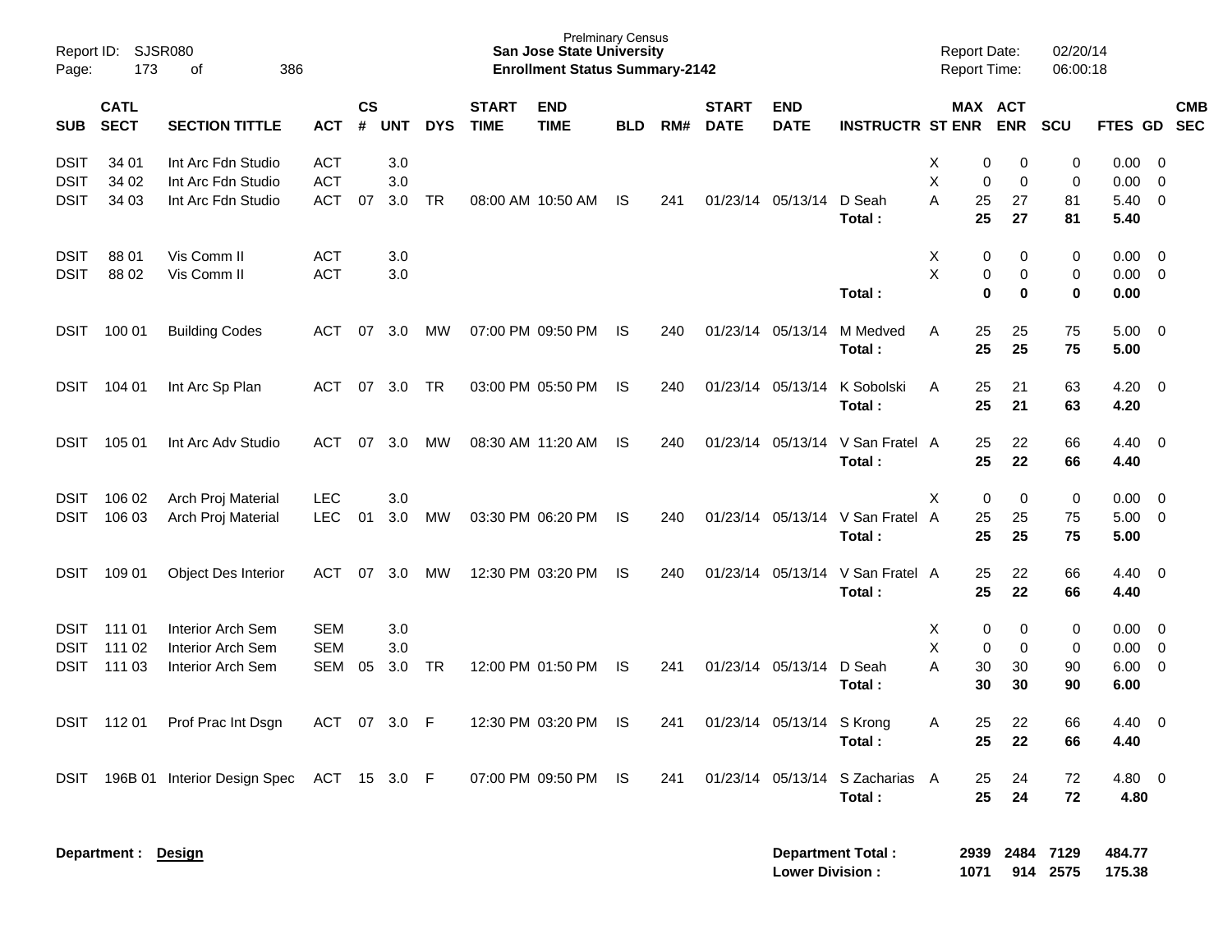Prelminary Census
**San Jose State University**
**Enrollment Status Summary-2142**

Report ID: SJSR080
Report Date: 02/20/14
Report Time: 06:00:18

| SUB | CATL SECT | SECTION TITTLE | ACT | CS # | UNT | DYS | START TIME | END TIME | BLD | RM# | START DATE | END DATE | INSTRUCTR | ST | MAX ENR | ACT ENR | SCU | FTES | GD | CMB SEC |
|---|---|---|---|---|---|---|---|---|---|---|---|---|---|---|---|---|---|---|---|---|
| DSIT | 34 01 | Int Arc Fdn Studio | ACT | | 3.0 | | | | | | | | | X | 0 | 0 | 0 | 0.00 | 0 | |
| DSIT | 34 02 | Int Arc Fdn Studio | ACT | | 3.0 | | | | | | | | | X | 0 | 0 | 0 | 0.00 | 0 | |
| DSIT | 34 03 | Int Arc Fdn Studio | ACT | 07 | 3.0 | TR | 08:00 AM | 10:50 AM | IS | 241 | 01/23/14 | 05/13/14 | D Seah | A | 25 | 27 | 81 | 5.40 | 0 | |
| | | | | | | | | | | | | | **Total :** | | **25** | **27** | **81** | **5.40** | | |
| DSIT | 88 01 | Vis Comm II | ACT | | 3.0 | | | | | | | | | X | 0 | 0 | 0 | 0.00 | 0 | |
| DSIT | 88 02 | Vis Comm II | ACT | | 3.0 | | | | | | | | | X | 0 | 0 | 0 | 0.00 | 0 | |
| | | | | | | | | | | | | | **Total :** | | **0** | **0** | **0** | **0.00** | | |
| DSIT | 100 01 | Building Codes | ACT | 07 | 3.0 | MW | 07:00 PM | 09:50 PM | IS | 240 | 01/23/14 | 05/13/14 | M Medved | A | 25 | 25 | 75 | 5.00 | 0 | |
| | | | | | | | | | | | | | **Total :** | | **25** | **25** | **75** | **5.00** | | |
| DSIT | 104 01 | Int Arc Sp Plan | ACT | 07 | 3.0 | TR | 03:00 PM | 05:50 PM | IS | 240 | 01/23/14 | 05/13/14 | K Sobolski | A | 25 | 21 | 63 | 4.20 | 0 | |
| | | | | | | | | | | | | | **Total :** | | **25** | **21** | **63** | **4.20** | | |
| DSIT | 105 01 | Int Arc Adv Studio | ACT | 07 | 3.0 | MW | 08:30 AM | 11:20 AM | IS | 240 | 01/23/14 | 05/13/14 | V San Fratel | A | 25 | 22 | 66 | 4.40 | 0 | |
| | | | | | | | | | | | | | **Total :** | | **25** | **22** | **66** | **4.40** | | |
| DSIT | 106 02 | Arch Proj Material | LEC | | 3.0 | | | | | | | | | X | 0 | 0 | 0 | 0.00 | 0 | |
| DSIT | 106 03 | Arch Proj Material | LEC | 01 | 3.0 | MW | 03:30 PM | 06:20 PM | IS | 240 | 01/23/14 | 05/13/14 | V San Fratel | A | 25 | 25 | 75 | 5.00 | 0 | |
| | | | | | | | | | | | | | **Total :** | | **25** | **25** | **75** | **5.00** | | |
| DSIT | 109 01 | Object Des Interior | ACT | 07 | 3.0 | MW | 12:30 PM | 03:20 PM | IS | 240 | 01/23/14 | 05/13/14 | V San Fratel | A | 25 | 22 | 66 | 4.40 | 0 | |
| | | | | | | | | | | | | | **Total :** | | **25** | **22** | **66** | **4.40** | | |
| DSIT | 111 01 | Interior Arch Sem | SEM | | 3.0 | | | | | | | | | X | 0 | 0 | 0 | 0.00 | 0 | |
| DSIT | 111 02 | Interior Arch Sem | SEM | | 3.0 | | | | | | | | | X | 0 | 0 | 0 | 0.00 | 0 | |
| DSIT | 111 03 | Interior Arch Sem | SEM | 05 | 3.0 | TR | 12:00 PM | 01:50 PM | IS | 241 | 01/23/14 | 05/13/14 | D Seah | A | 30 | 30 | 90 | 6.00 | 0 | |
| | | | | | | | | | | | | | **Total :** | | **30** | **30** | **90** | **6.00** | | |
| DSIT | 112 01 | Prof Prac Int Dsgn | ACT | 07 | 3.0 | F | 12:30 PM | 03:20 PM | IS | 241 | 01/23/14 | 05/13/14 | S Krong | A | 25 | 22 | 66 | 4.40 | 0 | |
| | | | | | | | | | | | | | **Total :** | | **25** | **22** | **66** | **4.40** | | |
| DSIT | 196B 01 | Interior Design Spec | ACT | 15 | 3.0 | F | 07:00 PM | 09:50 PM | IS | 241 | 01/23/14 | 05/13/14 | S Zacharias | A | 25 | 24 | 72 | 4.80 | 0 | |
| | | | | | | | | | | | | | **Total :** | | **25** | **24** | **72** | **4.80** | | |

**Department : Design**

| | MAX ENR | ACT ENR | SCU | FTES |
|---|---|---|---|---|
| **Department Total :** | **2939** | **2484** | **7129** | **484.77** |
| **Lower Division :** | **1071** | **914** | **2575** | **175.38** |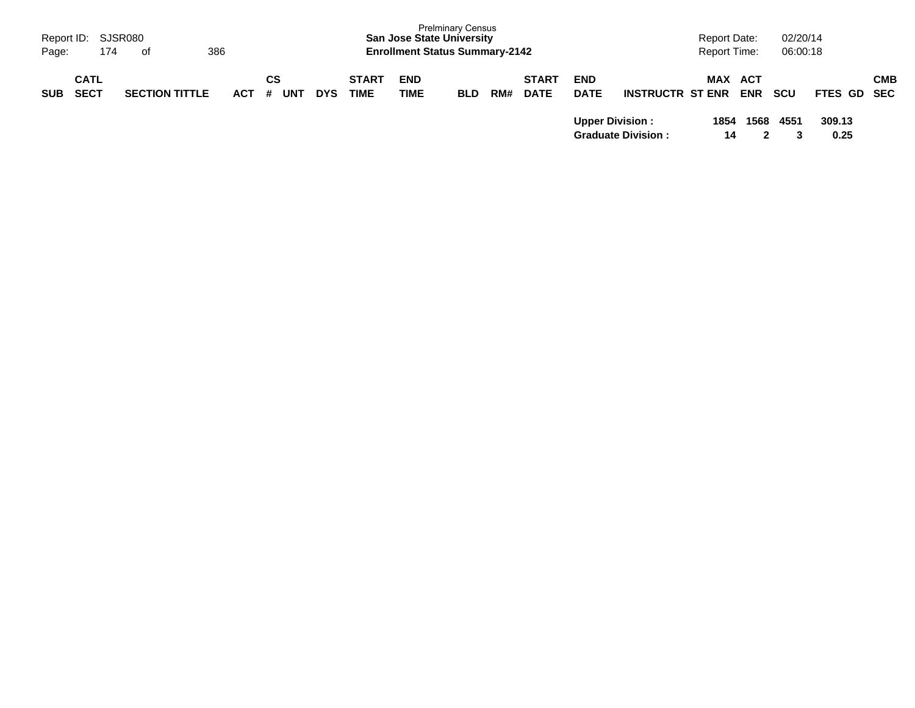| SUB | CATL SECT | SECTION TITTLE | ACT | CS # | UNT | DYS | START TIME | END TIME | BLD | RM# | START DATE | END DATE | INSTRUCTR | ST | MAX ENR | ACT ENR | SCU | FTES | GD | CMB SEC |
|---|---|---|---|---|---|---|---|---|---|---|---|---|---|---|---|---|---|---|---|---|
| | | | | | | | | | | | | **Upper Division :** | | | **1854** | **1568** | **4551** | **309.13** | | |
| | | | | | | | | | | | | **Graduate Division :** | | | **14** | **2** | **3** | **0.25** | | |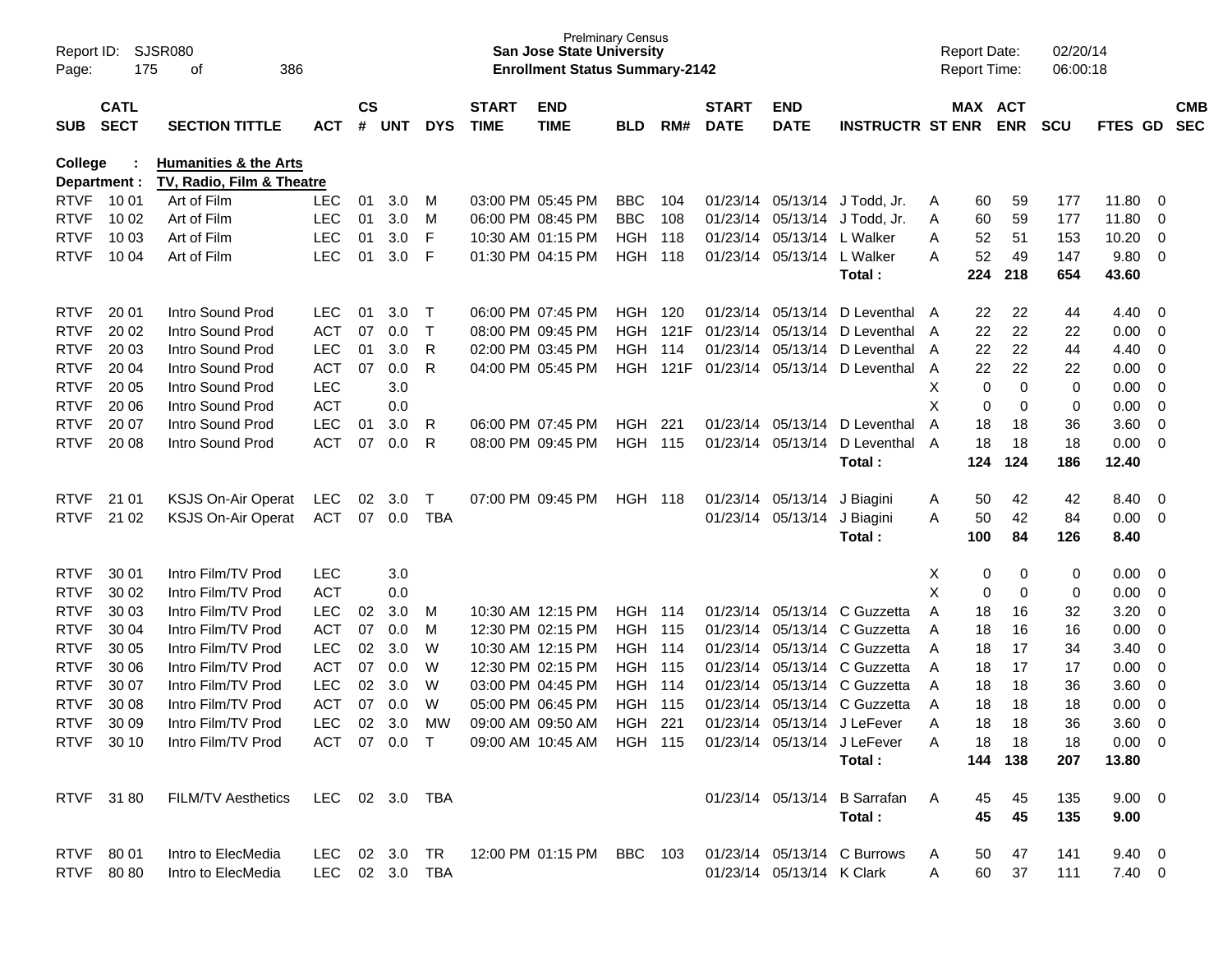**College : Humanities & the Arts**
**Department : TV, Radio, Film & Theatre**

| SUB | CATL SECT | SECTION TITTLE | ACT | CS # | UNT | DYS | START TIME | END TIME | BLD | RM# | START DATE | END DATE | INSTRUCTR | ST | MAX ENR | ACT ENR | SCU | FTES | GD | CMB SEC |
|---|---|---|---|---|---|---|---|---|---|---|---|---|---|---|---|---|---|---|---|---|
| RTVF | 10 01 | Art of Film | LEC | 01 | 3.0 | M | 03:00 PM | 05:45 PM | BBC | 104 | 01/23/14 | 05/13/14 | J Todd, Jr. | A | 60 | 59 | 177 | 11.80 | 0 | |
| RTVF | 10 02 | Art of Film | LEC | 01 | 3.0 | M | 06:00 PM | 08:45 PM | BBC | 108 | 01/23/14 | 05/13/14 | J Todd, Jr. | A | 60 | 59 | 177 | 11.80 | 0 | |
| RTVF | 10 03 | Art of Film | LEC | 01 | 3.0 | F | 10:30 AM | 01:15 PM | HGH | 118 | 01/23/14 | 05/13/14 | L Walker | A | 52 | 51 | 153 | 10.20 | 0 | |
| RTVF | 10 04 | Art of Film | LEC | 01 | 3.0 | F | 01:30 PM | 04:15 PM | HGH | 118 | 01/23/14 | 05/13/14 | L Walker | A | 52 | 49 | 147 | 9.80 | 0 | |
| | | | | | | | | | | | | | **Total :** | | **224** | **218** | **654** | **43.60** | | |
| RTVF | 20 01 | Intro Sound Prod | LEC | 01 | 3.0 | T | 06:00 PM | 07:45 PM | HGH | 120 | 01/23/14 | 05/13/14 | D Leventhal | A | 22 | 22 | 44 | 4.40 | 0 | |
| RTVF | 20 02 | Intro Sound Prod | ACT | 07 | 0.0 | T | 08:00 PM | 09:45 PM | HGH | 121F | 01/23/14 | 05/13/14 | D Leventhal | A | 22 | 22 | 22 | 0.00 | 0 | |
| RTVF | 20 03 | Intro Sound Prod | LEC | 01 | 3.0 | R | 02:00 PM | 03:45 PM | HGH | 114 | 01/23/14 | 05/13/14 | D Leventhal | A | 22 | 22 | 44 | 4.40 | 0 | |
| RTVF | 20 04 | Intro Sound Prod | ACT | 07 | 0.0 | R | 04:00 PM | 05:45 PM | HGH | 121F | 01/23/14 | 05/13/14 | D Leventhal | A | 22 | 22 | 22 | 0.00 | 0 | |
| RTVF | 20 05 | Intro Sound Prod | LEC | | 3.0 | | | | | | | | | X | 0 | 0 | 0 | 0.00 | 0 | |
| RTVF | 20 06 | Intro Sound Prod | ACT | | 0.0 | | | | | | | | | X | 0 | 0 | 0 | 0.00 | 0 | |
| RTVF | 20 07 | Intro Sound Prod | LEC | 01 | 3.0 | R | 06:00 PM | 07:45 PM | HGH | 221 | 01/23/14 | 05/13/14 | D Leventhal | A | 18 | 18 | 36 | 3.60 | 0 | |
| RTVF | 20 08 | Intro Sound Prod | ACT | 07 | 0.0 | R | 08:00 PM | 09:45 PM | HGH | 115 | 01/23/14 | 05/13/14 | D Leventhal | A | 18 | 18 | 18 | 0.00 | 0 | |
| | | | | | | | | | | | | | **Total :** | | **124** | **124** | **186** | **12.40** | | |
| RTVF | 21 01 | KSJS On-Air Operat | LEC | 02 | 3.0 | T | 07:00 PM | 09:45 PM | HGH | 118 | 01/23/14 | 05/13/14 | J Biagini | A | 50 | 42 | 42 | 8.40 | 0 | |
| RTVF | 21 02 | KSJS On-Air Operat | ACT | 07 | 0.0 | TBA | | | | | 01/23/14 | 05/13/14 | J Biagini | A | 50 | 42 | 84 | 0.00 | 0 | |
| | | | | | | | | | | | | | **Total :** | | **100** | **84** | **126** | **8.40** | | |
| RTVF | 30 01 | Intro Film/TV Prod | LEC | | 3.0 | | | | | | | | | X | 0 | 0 | 0 | 0.00 | 0 | |
| RTVF | 30 02 | Intro Film/TV Prod | ACT | | 0.0 | | | | | | | | | X | 0 | 0 | 0 | 0.00 | 0 | |
| RTVF | 30 03 | Intro Film/TV Prod | LEC | 02 | 3.0 | M | 10:30 AM | 12:15 PM | HGH | 114 | 01/23/14 | 05/13/14 | C Guzzetta | A | 18 | 16 | 32 | 3.20 | 0 | |
| RTVF | 30 04 | Intro Film/TV Prod | ACT | 07 | 0.0 | M | 12:30 PM | 02:15 PM | HGH | 115 | 01/23/14 | 05/13/14 | C Guzzetta | A | 18 | 16 | 16 | 0.00 | 0 | |
| RTVF | 30 05 | Intro Film/TV Prod | LEC | 02 | 3.0 | W | 10:30 AM | 12:15 PM | HGH | 114 | 01/23/14 | 05/13/14 | C Guzzetta | A | 18 | 17 | 34 | 3.40 | 0 | |
| RTVF | 30 06 | Intro Film/TV Prod | ACT | 07 | 0.0 | W | 12:30 PM | 02:15 PM | HGH | 115 | 01/23/14 | 05/13/14 | C Guzzetta | A | 18 | 17 | 17 | 0.00 | 0 | |
| RTVF | 30 07 | Intro Film/TV Prod | LEC | 02 | 3.0 | W | 03:00 PM | 04:45 PM | HGH | 114 | 01/23/14 | 05/13/14 | C Guzzetta | A | 18 | 18 | 36 | 3.60 | 0 | |
| RTVF | 30 08 | Intro Film/TV Prod | ACT | 07 | 0.0 | W | 05:00 PM | 06:45 PM | HGH | 115 | 01/23/14 | 05/13/14 | C Guzzetta | A | 18 | 18 | 18 | 0.00 | 0 | |
| RTVF | 30 09 | Intro Film/TV Prod | LEC | 02 | 3.0 | MW | 09:00 AM | 09:50 AM | HGH | 221 | 01/23/14 | 05/13/14 | J LeFever | A | 18 | 18 | 36 | 3.60 | 0 | |
| RTVF | 30 10 | Intro Film/TV Prod | ACT | 07 | 0.0 | T | 09:00 AM | 10:45 AM | HGH | 115 | 01/23/14 | 05/13/14 | J LeFever | A | 18 | 18 | 18 | 0.00 | 0 | |
| | | | | | | | | | | | | | **Total :** | | **144** | **138** | **207** | **13.80** | | |
| RTVF | 31 80 | FILM/TV Aesthetics | LEC | 02 | 3.0 | TBA | | | | | 01/23/14 | 05/13/14 | B Sarrafan | A | 45 | 45 | 135 | 9.00 | 0 | |
| | | | | | | | | | | | | | **Total :** | | **45** | **45** | **135** | **9.00** | | |
| RTVF | 80 01 | Intro to ElecMedia | LEC | 02 | 3.0 | TR | 12:00 PM | 01:15 PM | BBC | 103 | 01/23/14 | 05/13/14 | C Burrows | A | 50 | 47 | 141 | 9.40 | 0 | |
| RTVF | 80 80 | Intro to ElecMedia | LEC | 02 | 3.0 | TBA | | | | | 01/23/14 | 05/13/14 | K Clark | A | 60 | 37 | 111 | 7.40 | 0 | |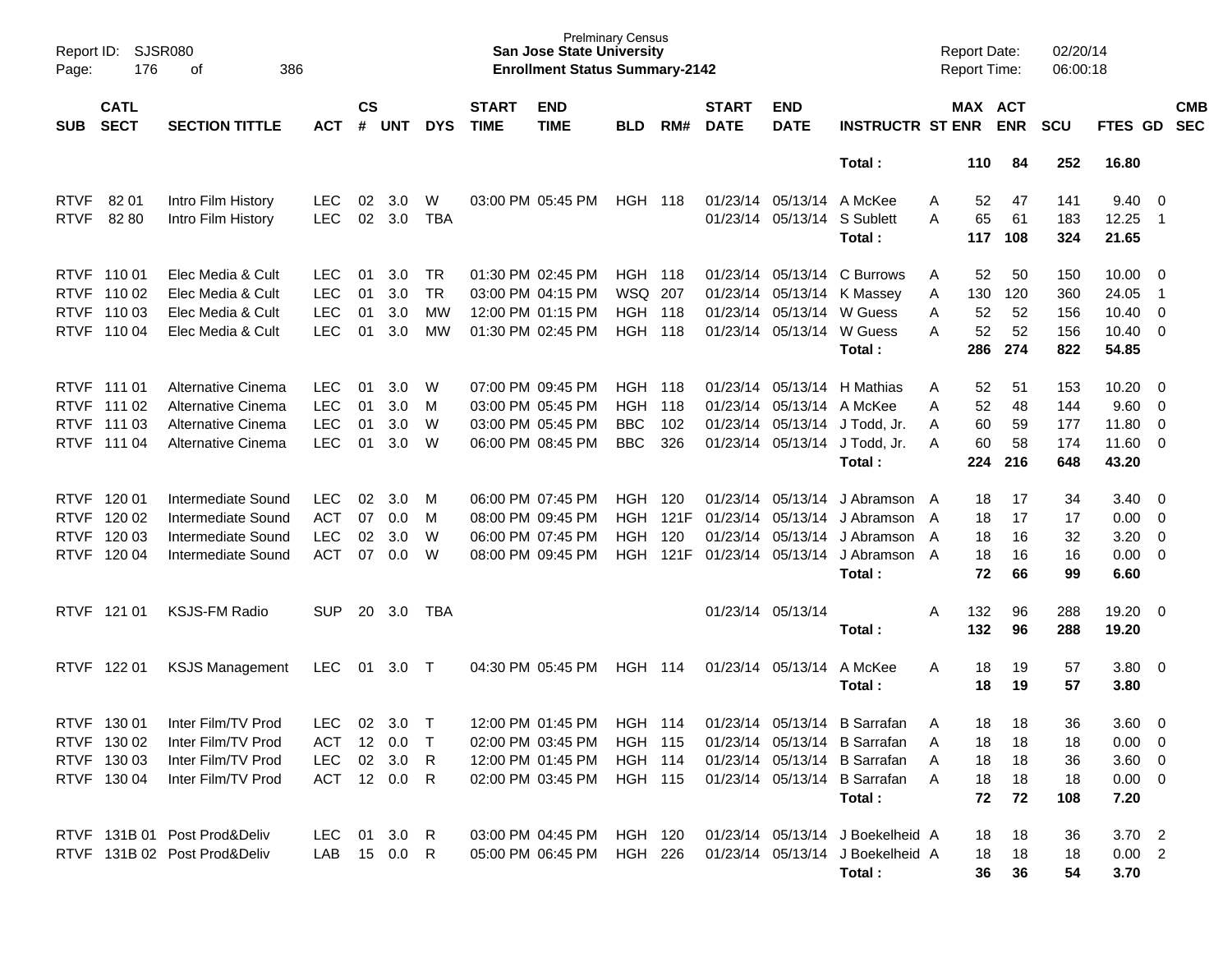Prelminary Census
**San Jose State University**
**Enrollment Status Summary-2142**

Report ID: SJSR080
Report Date: 02/20/14
Report Time: 06:00:18

| SUB | CATL SECT | SECTION TITTLE | ACT | CS # | UNT | DYS | START TIME | END TIME | BLD | RM# | START DATE | END DATE | INSTRUCTR | ST | MAX ENR | ACT ENR | SCU | FTES | GD | CMB SEC |
|---|---|---|---|---|---|---|---|---|---|---|---|---|---|---|---|---|---|---|---|---|
| | | | | | | | | | | | | | **Total :** | | **110** | **84** | **252** | **16.80** | | |
| RTVF | 82 01 | Intro Film History | LEC | 02 | 3.0 | W | 03:00 PM | 05:45 PM | HGH | 118 | 01/23/14 | 05/13/14 | A McKee | A | 52 | 47 | 141 | 9.40 | 0 | |
| RTVF | 82 80 | Intro Film History | LEC | 02 | 3.0 | TBA | | | | | 01/23/14 | 05/13/14 | S Sublett | A | 65 | 61 | 183 | 12.25 | 1 | |
| | | | | | | | | | | | | | **Total :** | | **117** | **108** | **324** | **21.65** | | |
| RTVF | 110 01 | Elec Media & Cult | LEC | 01 | 3.0 | TR | 01:30 PM | 02:45 PM | HGH | 118 | 01/23/14 | 05/13/14 | C Burrows | A | 52 | 50 | 150 | 10.00 | 0 | |
| RTVF | 110 02 | Elec Media & Cult | LEC | 01 | 3.0 | TR | 03:00 PM | 04:15 PM | WSQ | 207 | 01/23/14 | 05/13/14 | K Massey | A | 130 | 120 | 360 | 24.05 | 1 | |
| RTVF | 110 03 | Elec Media & Cult | LEC | 01 | 3.0 | MW | 12:00 PM | 01:15 PM | HGH | 118 | 01/23/14 | 05/13/14 | W Guess | A | 52 | 52 | 156 | 10.40 | 0 | |
| RTVF | 110 04 | Elec Media & Cult | LEC | 01 | 3.0 | MW | 01:30 PM | 02:45 PM | HGH | 118 | 01/23/14 | 05/13/14 | W Guess | A | 52 | 52 | 156 | 10.40 | 0 | |
| | | | | | | | | | | | | | **Total :** | | **286** | **274** | **822** | **54.85** | | |
| RTVF | 111 01 | Alternative Cinema | LEC | 01 | 3.0 | W | 07:00 PM | 09:45 PM | HGH | 118 | 01/23/14 | 05/13/14 | H Mathias | A | 52 | 51 | 153 | 10.20 | 0 | |
| RTVF | 111 02 | Alternative Cinema | LEC | 01 | 3.0 | M | 03:00 PM | 05:45 PM | HGH | 118 | 01/23/14 | 05/13/14 | A McKee | A | 52 | 48 | 144 | 9.60 | 0 | |
| RTVF | 111 03 | Alternative Cinema | LEC | 01 | 3.0 | W | 03:00 PM | 05:45 PM | BBC | 102 | 01/23/14 | 05/13/14 | J Todd, Jr. | A | 60 | 59 | 177 | 11.80 | 0 | |
| RTVF | 111 04 | Alternative Cinema | LEC | 01 | 3.0 | W | 06:00 PM | 08:45 PM | BBC | 326 | 01/23/14 | 05/13/14 | J Todd, Jr. | A | 60 | 58 | 174 | 11.60 | 0 | |
| | | | | | | | | | | | | | **Total :** | | **224** | **216** | **648** | **43.20** | | |
| RTVF | 120 01 | Intermediate Sound | LEC | 02 | 3.0 | M | 06:00 PM | 07:45 PM | HGH | 120 | 01/23/14 | 05/13/14 | J Abramson | A | 18 | 17 | 34 | 3.40 | 0 | |
| RTVF | 120 02 | Intermediate Sound | ACT | 07 | 0.0 | M | 08:00 PM | 09:45 PM | HGH | 121F | 01/23/14 | 05/13/14 | J Abramson | A | 18 | 17 | 17 | 0.00 | 0 | |
| RTVF | 120 03 | Intermediate Sound | LEC | 02 | 3.0 | W | 06:00 PM | 07:45 PM | HGH | 120 | 01/23/14 | 05/13/14 | J Abramson | A | 18 | 16 | 32 | 3.20 | 0 | |
| RTVF | 120 04 | Intermediate Sound | ACT | 07 | 0.0 | W | 08:00 PM | 09:45 PM | HGH | 121F | 01/23/14 | 05/13/14 | J Abramson | A | 18 | 16 | 16 | 0.00 | 0 | |
| | | | | | | | | | | | | | **Total :** | | **72** | **66** | **99** | **6.60** | | |
| RTVF | 121 01 | KSJS-FM Radio | SUP | 20 | 3.0 | TBA | | | | | 01/23/14 | 05/13/14 | | A | 132 | 96 | 288 | 19.20 | 0 | |
| | | | | | | | | | | | | | **Total :** | | **132** | **96** | **288** | **19.20** | | |
| RTVF | 122 01 | KSJS Management | LEC | 01 | 3.0 | T | 04:30 PM | 05:45 PM | HGH | 114 | 01/23/14 | 05/13/14 | A McKee | A | 18 | 19 | 57 | 3.80 | 0 | |
| | | | | | | | | | | | | | **Total :** | | **18** | **19** | **57** | **3.80** | | |
| RTVF | 130 01 | Inter Film/TV Prod | LEC | 02 | 3.0 | T | 12:00 PM | 01:45 PM | HGH | 114 | 01/23/14 | 05/13/14 | B Sarrafan | A | 18 | 18 | 36 | 3.60 | 0 | |
| RTVF | 130 02 | Inter Film/TV Prod | ACT | 12 | 0.0 | T | 02:00 PM | 03:45 PM | HGH | 115 | 01/23/14 | 05/13/14 | B Sarrafan | A | 18 | 18 | 18 | 0.00 | 0 | |
| RTVF | 130 03 | Inter Film/TV Prod | LEC | 02 | 3.0 | R | 12:00 PM | 01:45 PM | HGH | 114 | 01/23/14 | 05/13/14 | B Sarrafan | A | 18 | 18 | 36 | 3.60 | 0 | |
| RTVF | 130 04 | Inter Film/TV Prod | ACT | 12 | 0.0 | R | 02:00 PM | 03:45 PM | HGH | 115 | 01/23/14 | 05/13/14 | B Sarrafan | A | 18 | 18 | 18 | 0.00 | 0 | |
| | | | | | | | | | | | | | **Total :** | | **72** | **72** | **108** | **7.20** | | |
| RTVF | 131B 01 | Post Prod&Deliv | LEC | 01 | 3.0 | R | 03:00 PM | 04:45 PM | HGH | 120 | 01/23/14 | 05/13/14 | J Boekelheid | A | 18 | 18 | 36 | 3.70 | 2 | |
| RTVF | 131B 02 | Post Prod&Deliv | LAB | 15 | 0.0 | R | 05:00 PM | 06:45 PM | HGH | 226 | 01/23/14 | 05/13/14 | J Boekelheid | A | 18 | 18 | 18 | 0.00 | 2 | |
| | | | | | | | | | | | | | **Total :** | | **36** | **36** | **54** | **3.70** | | |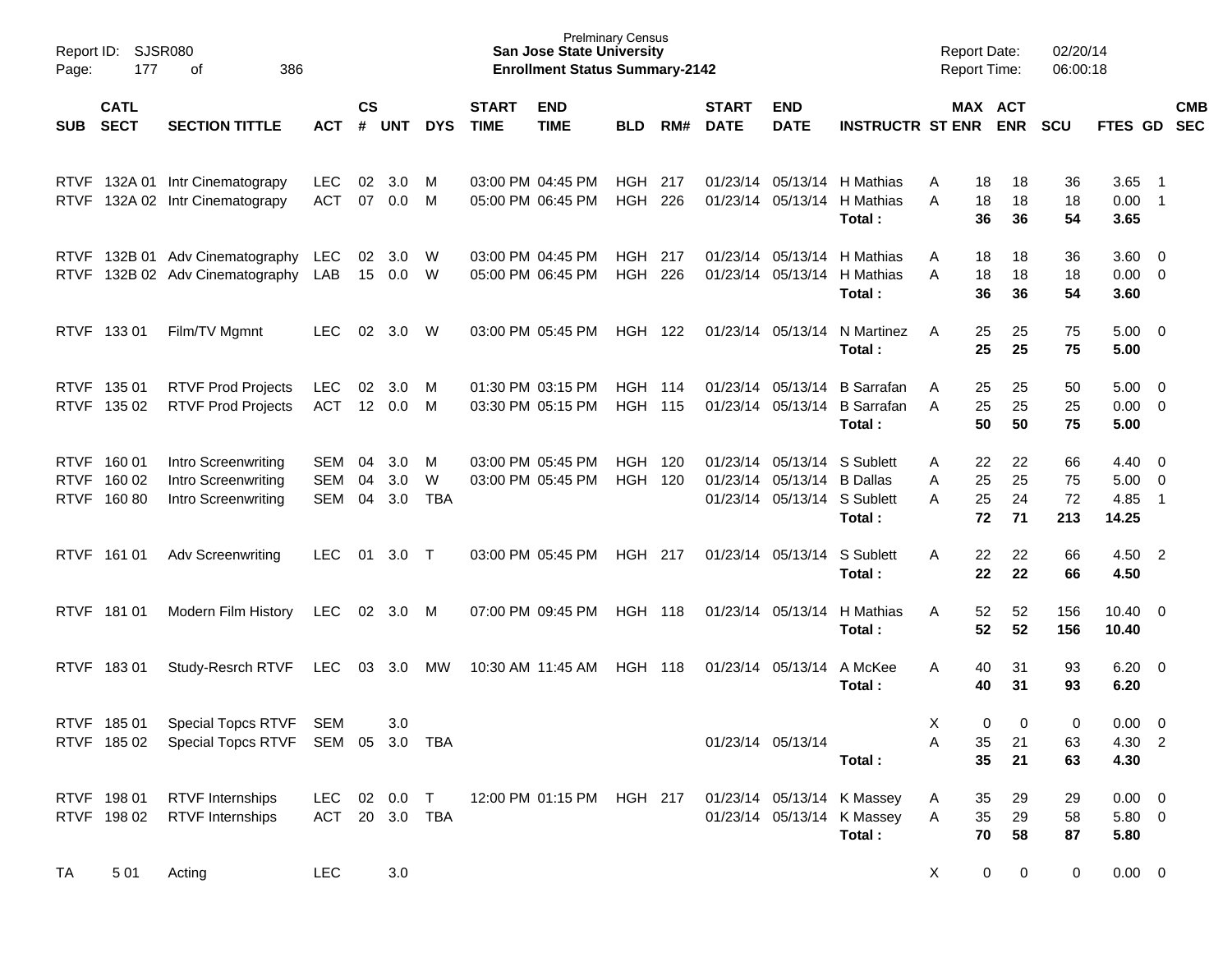Prelminary Census
**San Jose State University**
**Enrollment Status Summary-2142**

Report ID: SJSR080
Report Date: 02/20/14
Report Time: 06:00:18

| SUB | CATL SECT | SECTION TITTLE | ACT | CS # | UNT | DYS | START TIME | END TIME | BLD | RM# | START DATE | END DATE | INSTRUCTR | ST | MAX ENR | ACT ENR | SCU | FTES | GD | CMB SEC |
|---|---|---|---|---|---|---|---|---|---|---|---|---|---|---|---|---|---|---|---|---|
| RTVF | 132A 01 | Intr Cinematograpy | LEC | 02 | 3.0 | M | 03:00 PM | 04:45 PM | HGH | 217 | 01/23/14 | 05/13/14 | H Mathias | A | 18 | 18 | 36 | 3.65 | 1 | |
| RTVF | 132A 02 | Intr Cinematograpy | ACT | 07 | 0.0 | M | 05:00 PM | 06:45 PM | HGH | 226 | 01/23/14 | 05/13/14 | H Mathias | A | 18 | 18 | 18 | 0.00 | 1 | |
| | | | | | | | | | | | | | **Total :** | | **36** | **36** | **54** | **3.65** | | |
| RTVF | 132B 01 | Adv Cinematography | LEC | 02 | 3.0 | W | 03:00 PM | 04:45 PM | HGH | 217 | 01/23/14 | 05/13/14 | H Mathias | A | 18 | 18 | 36 | 3.60 | 0 | |
| RTVF | 132B 02 | Adv Cinematography | LAB | 15 | 0.0 | W | 05:00 PM | 06:45 PM | HGH | 226 | 01/23/14 | 05/13/14 | H Mathias | A | 18 | 18 | 18 | 0.00 | 0 | |
| | | | | | | | | | | | | | **Total :** | | **36** | **36** | **54** | **3.60** | | |
| RTVF | 133 01 | Film/TV Mgmnt | LEC | 02 | 3.0 | W | 03:00 PM | 05:45 PM | HGH | 122 | 01/23/14 | 05/13/14 | N Martinez | A | 25 | 25 | 75 | 5.00 | 0 | |
| | | | | | | | | | | | | | **Total :** | | **25** | **25** | **75** | **5.00** | | |
| RTVF | 135 01 | RTVF Prod Projects | LEC | 02 | 3.0 | M | 01:30 PM | 03:15 PM | HGH | 114 | 01/23/14 | 05/13/14 | B Sarrafan | A | 25 | 25 | 50 | 5.00 | 0 | |
| RTVF | 135 02 | RTVF Prod Projects | ACT | 12 | 0.0 | M | 03:30 PM | 05:15 PM | HGH | 115 | 01/23/14 | 05/13/14 | B Sarrafan | A | 25 | 25 | 25 | 0.00 | 0 | |
| | | | | | | | | | | | | | **Total :** | | **50** | **50** | **75** | **5.00** | | |
| RTVF | 160 01 | Intro Screenwriting | SEM | 04 | 3.0 | M | 03:00 PM | 05:45 PM | HGH | 120 | 01/23/14 | 05/13/14 | S Sublett | A | 22 | 22 | 66 | 4.40 | 0 | |
| RTVF | 160 02 | Intro Screenwriting | SEM | 04 | 3.0 | W | 03:00 PM | 05:45 PM | HGH | 120 | 01/23/14 | 05/13/14 | B Dallas | A | 25 | 25 | 75 | 5.00 | 0 | |
| RTVF | 160 80 | Intro Screenwriting | SEM | 04 | 3.0 | TBA | | | | | 01/23/14 | 05/13/14 | S Sublett | A | 25 | 24 | 72 | 4.85 | 1 | |
| | | | | | | | | | | | | | **Total :** | | **72** | **71** | **213** | **14.25** | | |
| RTVF | 161 01 | Adv Screenwriting | LEC | 01 | 3.0 | T | 03:00 PM | 05:45 PM | HGH | 217 | 01/23/14 | 05/13/14 | S Sublett | A | 22 | 22 | 66 | 4.50 | 2 | |
| | | | | | | | | | | | | | **Total :** | | **22** | **22** | **66** | **4.50** | | |
| RTVF | 181 01 | Modern Film History | LEC | 02 | 3.0 | M | 07:00 PM | 09:45 PM | HGH | 118 | 01/23/14 | 05/13/14 | H Mathias | A | 52 | 52 | 156 | 10.40 | 0 | |
| | | | | | | | | | | | | | **Total :** | | **52** | **52** | **156** | **10.40** | | |
| RTVF | 183 01 | Study-Resrch RTVF | LEC | 03 | 3.0 | MW | 10:30 AM | 11:45 AM | HGH | 118 | 01/23/14 | 05/13/14 | A McKee | A | 40 | 31 | 93 | 6.20 | 0 | |
| | | | | | | | | | | | | | **Total :** | | **40** | **31** | **93** | **6.20** | | |
| RTVF | 185 01 | Special Topcs RTVF | SEM | | 3.0 | | | | | | | | | X | 0 | 0 | 0 | 0.00 | 0 | |
| RTVF | 185 02 | Special Topcs RTVF | SEM | 05 | 3.0 | TBA | | | | | 01/23/14 | 05/13/14 | | A | 35 | 21 | 63 | 4.30 | 2 | |
| | | | | | | | | | | | | | **Total :** | | **35** | **21** | **63** | **4.30** | | |
| RTVF | 198 01 | RTVF Internships | LEC | 02 | 0.0 | T | 12:00 PM | 01:15 PM | HGH | 217 | 01/23/14 | 05/13/14 | K Massey | A | 35 | 29 | 29 | 0.00 | 0 | |
| RTVF | 198 02 | RTVF Internships | ACT | 20 | 3.0 | TBA | | | | | 01/23/14 | 05/13/14 | K Massey | A | 35 | 29 | 58 | 5.80 | 0 | |
| | | | | | | | | | | | | | **Total :** | | **70** | **58** | **87** | **5.80** | | |
| TA | 5 01 | Acting | LEC | | 3.0 | | | | | | | | | X | 0 | 0 | 0 | 0.00 | 0 | |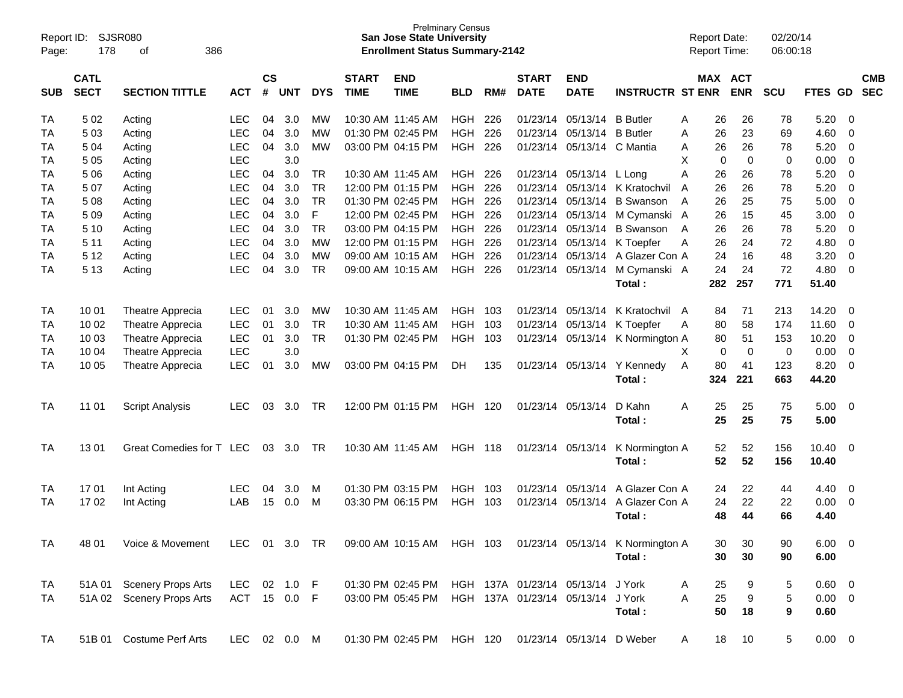Report ID: SJSR080
Page: 178 of 386

Prelminary Census
**San Jose State University**
**Enrollment Status Summary-2142**

Report Date: 02/20/14
Report Time: 06:00:18

| SUB | CATL SECT | SECTION TITTLE | ACT | CS # | UNT | DYS | START TIME | END TIME | BLD | RM# | START DATE | END DATE | INSTRUCTR | ST | MAX ENR | ACT ENR | SCU | FTES | GD | CMB SEC |
|---|---|---|---|---|---|---|---|---|---|---|---|---|---|---|---|---|---|---|---|---|
| TA | 5 02 | Acting | LEC | 04 | 3.0 | MW | 10:30 AM | 11:45 AM | HGH | 226 | 01/23/14 | 05/13/14 | B Butler | A | 26 | 26 | 78 | 5.20 | 0 | |
| TA | 5 03 | Acting | LEC | 04 | 3.0 | MW | 01:30 PM | 02:45 PM | HGH | 226 | 01/23/14 | 05/13/14 | B Butler | A | 26 | 23 | 69 | 4.60 | 0 | |
| TA | 5 04 | Acting | LEC | 04 | 3.0 | MW | 03:00 PM | 04:15 PM | HGH | 226 | 01/23/14 | 05/13/14 | C Mantia | A | 26 | 26 | 78 | 5.20 | 0 | |
| TA | 5 05 | Acting | LEC | | 3.0 | | | | | | | | | X | 0 | 0 | 0 | 0.00 | 0 | |
| TA | 5 06 | Acting | LEC | 04 | 3.0 | TR | 10:30 AM | 11:45 AM | HGH | 226 | 01/23/14 | 05/13/14 | L Long | A | 26 | 26 | 78 | 5.20 | 0 | |
| TA | 5 07 | Acting | LEC | 04 | 3.0 | TR | 12:00 PM | 01:15 PM | HGH | 226 | 01/23/14 | 05/13/14 | K Kratochvil | A | 26 | 26 | 78 | 5.20 | 0 | |
| TA | 5 08 | Acting | LEC | 04 | 3.0 | TR | 01:30 PM | 02:45 PM | HGH | 226 | 01/23/14 | 05/13/14 | B Swanson | A | 26 | 25 | 75 | 5.00 | 0 | |
| TA | 5 09 | Acting | LEC | 04 | 3.0 | F | 12:00 PM | 02:45 PM | HGH | 226 | 01/23/14 | 05/13/14 | M Cymanski | A | 26 | 15 | 45 | 3.00 | 0 | |
| TA | 5 10 | Acting | LEC | 04 | 3.0 | TR | 03:00 PM | 04:15 PM | HGH | 226 | 01/23/14 | 05/13/14 | B Swanson | A | 26 | 26 | 78 | 5.20 | 0 | |
| TA | 5 11 | Acting | LEC | 04 | 3.0 | MW | 12:00 PM | 01:15 PM | HGH | 226 | 01/23/14 | 05/13/14 | K Toepfer | A | 26 | 24 | 72 | 4.80 | 0 | |
| TA | 5 12 | Acting | LEC | 04 | 3.0 | MW | 09:00 AM | 10:15 AM | HGH | 226 | 01/23/14 | 05/13/14 | A Glazer Con | A | 24 | 16 | 48 | 3.20 | 0 | |
| TA | 5 13 | Acting | LEC | 04 | 3.0 | TR | 09:00 AM | 10:15 AM | HGH | 226 | 01/23/14 | 05/13/14 | M Cymanski | A | 24 | 24 | 72 | 4.80 | 0 | |
| | | | | | | | | | | | | | **Total :** | | **282** | **257** | **771** | **51.40** | | |
| TA | 10 01 | Theatre Apprecia | LEC | 01 | 3.0 | MW | 10:30 AM | 11:45 AM | HGH | 103 | 01/23/14 | 05/13/14 | K Kratochvil | A | 84 | 71 | 213 | 14.20 | 0 | |
| TA | 10 02 | Theatre Apprecia | LEC | 01 | 3.0 | TR | 10:30 AM | 11:45 AM | HGH | 103 | 01/23/14 | 05/13/14 | K Toepfer | A | 80 | 58 | 174 | 11.60 | 0 | |
| TA | 10 03 | Theatre Apprecia | LEC | 01 | 3.0 | TR | 01:30 PM | 02:45 PM | HGH | 103 | 01/23/14 | 05/13/14 | K Normington | A | 80 | 51 | 153 | 10.20 | 0 | |
| TA | 10 04 | Theatre Apprecia | LEC | | 3.0 | | | | | | | | | X | 0 | 0 | 0 | 0.00 | 0 | |
| TA | 10 05 | Theatre Apprecia | LEC | 01 | 3.0 | MW | 03:00 PM | 04:15 PM | DH | 135 | 01/23/14 | 05/13/14 | Y Kennedy | A | 80 | 41 | 123 | 8.20 | 0 | |
| | | | | | | | | | | | | | **Total :** | | **324** | **221** | **663** | **44.20** | | |
| TA | 11 01 | Script Analysis | LEC | 03 | 3.0 | TR | 12:00 PM | 01:15 PM | HGH | 120 | 01/23/14 | 05/13/14 | D Kahn | A | 25 | 25 | 75 | 5.00 | 0 | |
| | | | | | | | | | | | | | **Total :** | | **25** | **25** | **75** | **5.00** | | |
| TA | 13 01 | Great Comedies for T | LEC | 03 | 3.0 | TR | 10:30 AM | 11:45 AM | HGH | 118 | 01/23/14 | 05/13/14 | K Normington | A | 52 | 52 | 156 | 10.40 | 0 | |
| | | | | | | | | | | | | | **Total :** | | **52** | **52** | **156** | **10.40** | | |
| TA | 17 01 | Int Acting | LEC | 04 | 3.0 | M | 01:30 PM | 03:15 PM | HGH | 103 | 01/23/14 | 05/13/14 | A Glazer Con | A | 24 | 22 | 44 | 4.40 | 0 | |
| TA | 17 02 | Int Acting | LAB | 15 | 0.0 | M | 03:30 PM | 06:15 PM | HGH | 103 | 01/23/14 | 05/13/14 | A Glazer Con | A | 24 | 22 | 22 | 0.00 | 0 | |
| | | | | | | | | | | | | | **Total :** | | **48** | **44** | **66** | **4.40** | | |
| TA | 48 01 | Voice & Movement | LEC | 01 | 3.0 | TR | 09:00 AM | 10:15 AM | HGH | 103 | 01/23/14 | 05/13/14 | K Normington | A | 30 | 30 | 90 | 6.00 | 0 | |
| | | | | | | | | | | | | | **Total :** | | **30** | **30** | **90** | **6.00** | | |
| TA | 51A 01 | Scenery Props Arts | LEC | 02 | 1.0 | F | 01:30 PM | 02:45 PM | HGH | 137A | 01/23/14 | 05/13/14 | J York | A | 25 | 9 | 5 | 0.60 | 0 | |
| TA | 51A 02 | Scenery Props Arts | ACT | 15 | 0.0 | F | 03:00 PM | 05:45 PM | HGH | 137A | 01/23/14 | 05/13/14 | J York | A | 25 | 9 | 5 | 0.00 | 0 | |
| | | | | | | | | | | | | | **Total :** | | **50** | **18** | **9** | **0.60** | | |
| TA | 51B 01 | Costume Perf Arts | LEC | 02 | 0.0 | M | 01:30 PM | 02:45 PM | HGH | 120 | 01/23/14 | 05/13/14 | D Weber | A | 18 | 10 | 5 | 0.00 | 0 | |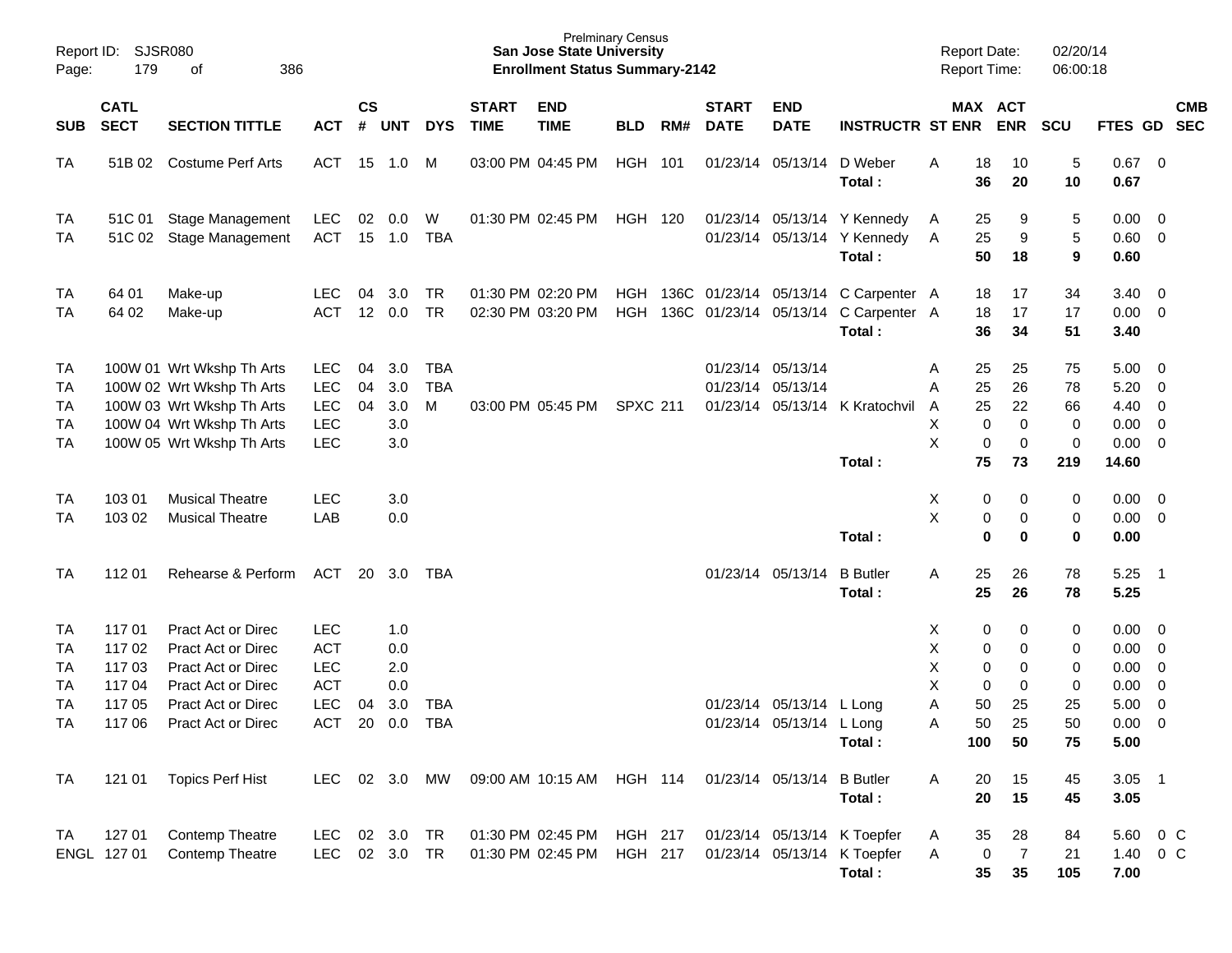Prelminary Census
**San Jose State University**
**Enrollment Status Summary-2142**

Report ID: SJSR080
Report Date: 02/20/14
Report Time: 06:00:18

| SUB | CATL SECT | SECTION TITTLE | ACT | CS # | UNT | DYS | START TIME | END TIME | BLD | RM# | START DATE | END DATE | INSTRUCTR | ST | MAX ENR | ACT ENR | SCU | FTES | GD | CMB SEC |
|---|---|---|---|---|---|---|---|---|---|---|---|---|---|---|---|---|---|---|---|---|
| TA | 51B 02 | Costume Perf Arts | ACT | 15 | 1.0 | M | 03:00 PM | 04:45 PM | HGH | 101 | 01/23/14 | 05/13/14 | D Weber | A | 18 | 10 | 5 | 0.67 | 0 | |
| | | | | | | | | | | | | | **Total :** | | **36** | **20** | **10** | **0.67** | | |
| TA | 51C 01 | Stage Management | LEC | 02 | 0.0 | W | 01:30 PM | 02:45 PM | HGH | 120 | 01/23/14 | 05/13/14 | Y Kennedy | A | 25 | 9 | 5 | 0.00 | 0 | |
| TA | 51C 02 | Stage Management | ACT | 15 | 1.0 | TBA | | | | | 01/23/14 | 05/13/14 | Y Kennedy | A | 25 | 9 | 5 | 0.60 | 0 | |
| | | | | | | | | | | | | | **Total :** | | **50** | **18** | **9** | **0.60** | | |
| TA | 64 01 | Make-up | LEC | 04 | 3.0 | TR | 01:30 PM | 02:20 PM | HGH | 136C | 01/23/14 | 05/13/14 | C Carpenter | A | 18 | 17 | 34 | 3.40 | 0 | |
| TA | 64 02 | Make-up | ACT | 12 | 0.0 | TR | 02:30 PM | 03:20 PM | HGH | 136C | 01/23/14 | 05/13/14 | C Carpenter | A | 18 | 17 | 17 | 0.00 | 0 | |
| | | | | | | | | | | | | | **Total :** | | **36** | **34** | **51** | **3.40** | | |
| TA | 100W 01 | Wrt Wkshp Th Arts | LEC | 04 | 3.0 | TBA | | | | | 01/23/14 | 05/13/14 | | A | 25 | 25 | 75 | 5.00 | 0 | |
| TA | 100W 02 | Wrt Wkshp Th Arts | LEC | 04 | 3.0 | TBA | | | | | 01/23/14 | 05/13/14 | | A | 25 | 26 | 78 | 5.20 | 0 | |
| TA | 100W 03 | Wrt Wkshp Th Arts | LEC | 04 | 3.0 | M | 03:00 PM | 05:45 PM | SPXC | 211 | 01/23/14 | 05/13/14 | K Kratochvil | A | 25 | 22 | 66 | 4.40 | 0 | |
| TA | 100W 04 | Wrt Wkshp Th Arts | LEC | | 3.0 | | | | | | | | | X | 0 | 0 | 0 | 0.00 | 0 | |
| TA | 100W 05 | Wrt Wkshp Th Arts | LEC | | 3.0 | | | | | | | | | X | 0 | 0 | 0 | 0.00 | 0 | |
| | | | | | | | | | | | | | **Total :** | | **75** | **73** | **219** | **14.60** | | |
| TA | 103 01 | Musical Theatre | LEC | | 3.0 | | | | | | | | | X | 0 | 0 | 0 | 0.00 | 0 | |
| TA | 103 02 | Musical Theatre | LAB | | 0.0 | | | | | | | | | X | 0 | 0 | 0 | 0.00 | 0 | |
| | | | | | | | | | | | | | **Total :** | | **0** | **0** | **0** | **0.00** | | |
| TA | 112 01 | Rehearse & Perform | ACT | 20 | 3.0 | TBA | | | | | 01/23/14 | 05/13/14 | B Butler | A | 25 | 26 | 78 | 5.25 | 1 | |
| | | | | | | | | | | | | | **Total :** | | **25** | **26** | **78** | **5.25** | | |
| TA | 117 01 | Pract Act or Direc | LEC | | 1.0 | | | | | | | | | X | 0 | 0 | 0 | 0.00 | 0 | |
| TA | 117 02 | Pract Act or Direc | ACT | | 0.0 | | | | | | | | | X | 0 | 0 | 0 | 0.00 | 0 | |
| TA | 117 03 | Pract Act or Direc | LEC | | 2.0 | | | | | | | | | X | 0 | 0 | 0 | 0.00 | 0 | |
| TA | 117 04 | Pract Act or Direc | ACT | | 0.0 | | | | | | | | | X | 0 | 0 | 0 | 0.00 | 0 | |
| TA | 117 05 | Pract Act or Direc | LEC | 04 | 3.0 | TBA | | | | | 01/23/14 | 05/13/14 | L Long | A | 50 | 25 | 25 | 5.00 | 0 | |
| TA | 117 06 | Pract Act or Direc | ACT | 20 | 0.0 | TBA | | | | | 01/23/14 | 05/13/14 | L Long | A | 50 | 25 | 50 | 0.00 | 0 | |
| | | | | | | | | | | | | | **Total :** | | **100** | **50** | **75** | **5.00** | | |
| TA | 121 01 | Topics Perf Hist | LEC | 02 | 3.0 | MW | 09:00 AM | 10:15 AM | HGH | 114 | 01/23/14 | 05/13/14 | B Butler | A | 20 | 15 | 45 | 3.05 | 1 | |
| | | | | | | | | | | | | | **Total :** | | **20** | **15** | **45** | **3.05** | | |
| TA | 127 01 | Contemp Theatre | LEC | 02 | 3.0 | TR | 01:30 PM | 02:45 PM | HGH | 217 | 01/23/14 | 05/13/14 | K Toepfer | A | 35 | 28 | 84 | 5.60 | 0 | C |
| ENGL | 127 01 | Contemp Theatre | LEC | 02 | 3.0 | TR | 01:30 PM | 02:45 PM | HGH | 217 | 01/23/14 | 05/13/14 | K Toepfer | A | 0 | 7 | 21 | 1.40 | 0 | C |
| | | | | | | | | | | | | | **Total :** | | **35** | **35** | **105** | **7.00** | | |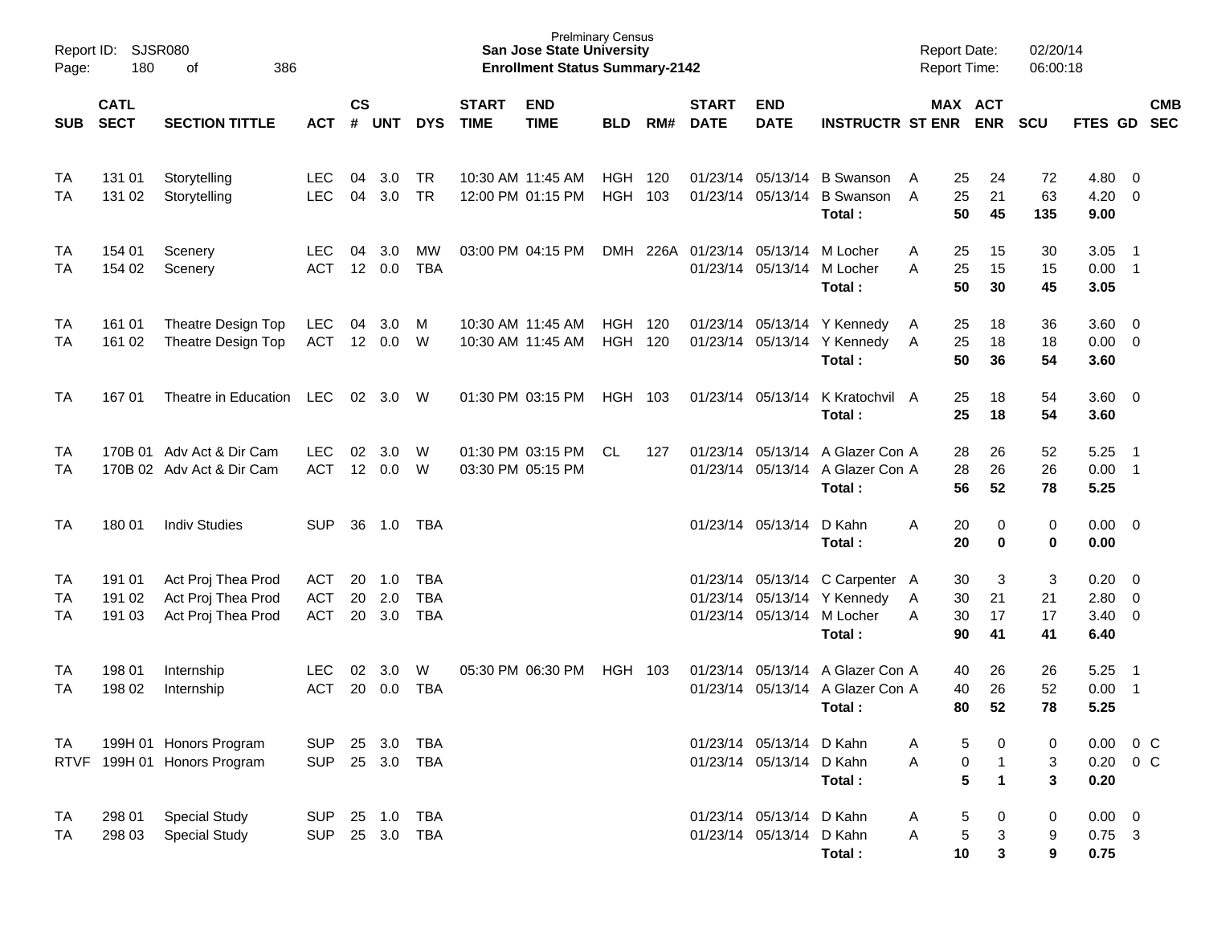Prelminary Census
**San Jose State University**
**Enrollment Status Summary-2142**

Report ID: SJSR080
Report Date: 02/20/14
Report Time: 06:00:18

| SUB | CATL SECT | SECTION TITTLE | ACT | CS # | UNT | DYS | START TIME | END TIME | BLD | RM# | START DATE | END DATE | INSTRUCTR | ST | MAX ENR | ACT ENR | SCU | FTES | GD | CMB SEC |
|---|---|---|---|---|---|---|---|---|---|---|---|---|---|---|---|---|---|---|---|---|
| TA | 131 01 | Storytelling | LEC | 04 | 3.0 | TR | 10:30 AM | 11:45 AM | HGH | 120 | 01/23/14 | 05/13/14 | B Swanson | A | 25 | 24 | 72 | 4.80 | 0 | |
| TA | 131 02 | Storytelling | LEC | 04 | 3.0 | TR | 12:00 PM | 01:15 PM | HGH | 103 | 01/23/14 | 05/13/14 | B Swanson | A | 25 | 21 | 63 | 4.20 | 0 | |
| | | | | | | | | | | | | | **Total :** | | **50** | **45** | **135** | **9.00** | | |
| TA | 154 01 | Scenery | LEC | 04 | 3.0 | MW | 03:00 PM | 04:15 PM | DMH | 226A | 01/23/14 | 05/13/14 | M Locher | A | 25 | 15 | 30 | 3.05 | 1 | |
| TA | 154 02 | Scenery | ACT | 12 | 0.0 | TBA | | | | | 01/23/14 | 05/13/14 | M Locher | A | 25 | 15 | 15 | 0.00 | 1 | |
| | | | | | | | | | | | | | **Total :** | | **50** | **30** | **45** | **3.05** | | |
| TA | 161 01 | Theatre Design Top | LEC | 04 | 3.0 | M | 10:30 AM | 11:45 AM | HGH | 120 | 01/23/14 | 05/13/14 | Y Kennedy | A | 25 | 18 | 36 | 3.60 | 0 | |
| TA | 161 02 | Theatre Design Top | ACT | 12 | 0.0 | W | 10:30 AM | 11:45 AM | HGH | 120 | 01/23/14 | 05/13/14 | Y Kennedy | A | 25 | 18 | 18 | 0.00 | 0 | |
| | | | | | | | | | | | | | **Total :** | | **50** | **36** | **54** | **3.60** | | |
| TA | 167 01 | Theatre in Education | LEC | 02 | 3.0 | W | 01:30 PM | 03:15 PM | HGH | 103 | 01/23/14 | 05/13/14 | K Kratochvil | A | 25 | 18 | 54 | 3.60 | 0 | |
| | | | | | | | | | | | | | **Total :** | | **25** | **18** | **54** | **3.60** | | |
| TA | 170B 01 | Adv Act & Dir Cam | LEC | 02 | 3.0 | W | 01:30 PM | 03:15 PM | CL | 127 | 01/23/14 | 05/13/14 | A Glazer Con | A | 28 | 26 | 52 | 5.25 | 1 | |
| TA | 170B 02 | Adv Act & Dir Cam | ACT | 12 | 0.0 | W | 03:30 PM | 05:15 PM | | | 01/23/14 | 05/13/14 | A Glazer Con | A | 28 | 26 | 26 | 0.00 | 1 | |
| | | | | | | | | | | | | | **Total :** | | **56** | **52** | **78** | **5.25** | | |
| TA | 180 01 | Indiv Studies | SUP | 36 | 1.0 | TBA | | | | | 01/23/14 | 05/13/14 | D Kahn | A | 20 | 0 | 0 | 0.00 | 0 | |
| | | | | | | | | | | | | | **Total :** | | **20** | **0** | **0** | **0.00** | | |
| TA | 191 01 | Act Proj Thea Prod | ACT | 20 | 1.0 | TBA | | | | | 01/23/14 | 05/13/14 | C Carpenter | A | 30 | 3 | 3 | 0.20 | 0 | |
| TA | 191 02 | Act Proj Thea Prod | ACT | 20 | 2.0 | TBA | | | | | 01/23/14 | 05/13/14 | Y Kennedy | A | 30 | 21 | 21 | 2.80 | 0 | |
| TA | 191 03 | Act Proj Thea Prod | ACT | 20 | 3.0 | TBA | | | | | 01/23/14 | 05/13/14 | M Locher | A | 30 | 17 | 17 | 3.40 | 0 | |
| | | | | | | | | | | | | | **Total :** | | **90** | **41** | **41** | **6.40** | | |
| TA | 198 01 | Internship | LEC | 02 | 3.0 | W | 05:30 PM | 06:30 PM | HGH | 103 | 01/23/14 | 05/13/14 | A Glazer Con | A | 40 | 26 | 26 | 5.25 | 1 | |
| TA | 198 02 | Internship | ACT | 20 | 0.0 | TBA | | | | | 01/23/14 | 05/13/14 | A Glazer Con | A | 40 | 26 | 52 | 0.00 | 1 | |
| | | | | | | | | | | | | | **Total :** | | **80** | **52** | **78** | **5.25** | | |
| TA | 199H 01 | Honors Program | SUP | 25 | 3.0 | TBA | | | | | 01/23/14 | 05/13/14 | D Kahn | A | 5 | 0 | 0 | 0.00 | 0 | C |
| RTVF | 199H 01 | Honors Program | SUP | 25 | 3.0 | TBA | | | | | 01/23/14 | 05/13/14 | D Kahn | A | 0 | 1 | 3 | 0.20 | 0 | C |
| | | | | | | | | | | | | | **Total :** | | **5** | **1** | **3** | **0.20** | | |
| TA | 298 01 | Special Study | SUP | 25 | 1.0 | TBA | | | | | 01/23/14 | 05/13/14 | D Kahn | A | 5 | 0 | 0 | 0.00 | 0 | |
| TA | 298 03 | Special Study | SUP | 25 | 3.0 | TBA | | | | | 01/23/14 | 05/13/14 | D Kahn | A | 5 | 3 | 9 | 0.75 | 3 | |
| | | | | | | | | | | | | | **Total :** | | **10** | **3** | **9** | **0.75** | | |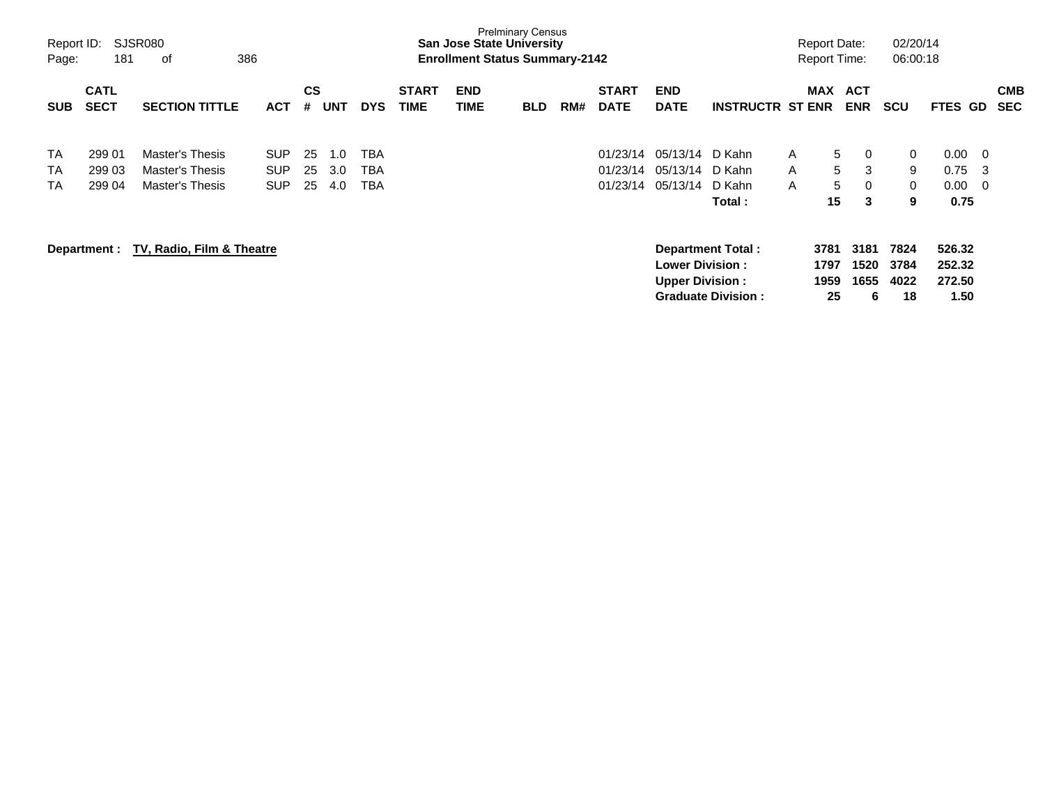| SUB | CATL SECT | SECTION TITTLE | ACT | CS # | UNT | DYS | START TIME | END TIME | BLD | RM# | START DATE | END DATE | INSTRUCTR | ST | MAX ENR | ACT ENR | SCU | FTES | GD | CMB SEC |
|---|---|---|---|---|---|---|---|---|---|---|---|---|---|---|---|---|---|---|---|---|
| TA | 299 01 | Master's Thesis | SUP | 25 | 1.0 | TBA | | | | | 01/23/14 | 05/13/14 | D Kahn | A | 5 | 0 | 0 | 0.00 | 0 | |
| TA | 299 03 | Master's Thesis | SUP | 25 | 3.0 | TBA | | | | | 01/23/14 | 05/13/14 | D Kahn | A | 5 | 3 | 9 | 0.75 | 3 | |
| TA | 299 04 | Master's Thesis | SUP | 25 | 4.0 | TBA | | | | | 01/23/14 | 05/13/14 | D Kahn | A | 5 | 0 | 0 | 0.00 | 0 | |
| | | | | | | | | | | | | | **Total :** | | **15** | **3** | **9** | **0.75** | | |

**Department : TV, Radio, Film & Theatre**

| | MAX ENR | ACT ENR | SCU | FTES |
|---|---|---|---|---|
| **Department Total :** | **3781** | **3181** | **7824** | **526.32** |
| **Lower Division :** | **1797** | **1520** | **3784** | **252.32** |
| **Upper Division :** | **1959** | **1655** | **4022** | **272.50** |
| **Graduate Division :** | **25** | **6** | **18** | **1.50** |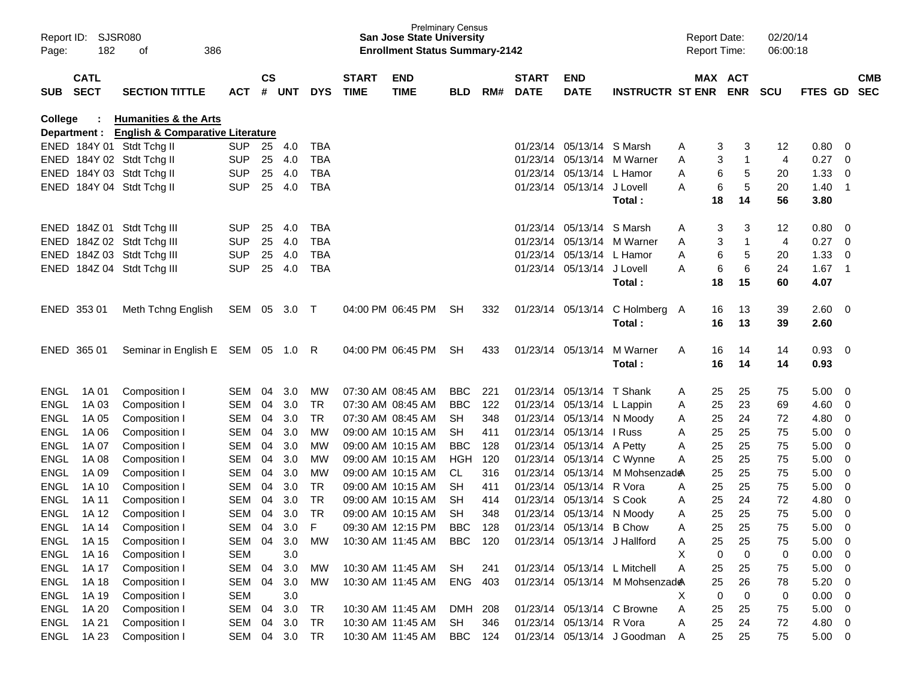Prelminary Census
**San Jose State University**
**Enrollment Status Summary-2142**

Report ID: SJSR080
Report Date: 02/20/14
Report Time: 06:00:18

**College : Humanities & the Arts**
**Department : English & Comparative Literature**

| SUB | CATL SECT | SECTION TITTLE | ACT | CS # | UNT | DYS | START TIME | END TIME | BLD | RM# | START DATE | END DATE | INSTRUCTR | ST | MAX ENR | ACT ENR | SCU | FTES | GD | CMB SEC |
|---|---|---|---|---|---|---|---|---|---|---|---|---|---|---|---|---|---|---|---|---|
| ENED | 184Y 01 | Stdt Tchg II | SUP | 25 | 4.0 | TBA | | | | | 01/23/14 | 05/13/14 | S Marsh | A | 3 | 3 | 12 | 0.80 | 0 | |
| ENED | 184Y 02 | Stdt Tchg II | SUP | 25 | 4.0 | TBA | | | | | 01/23/14 | 05/13/14 | M Warner | A | 3 | 1 | 4 | 0.27 | 0 | |
| ENED | 184Y 03 | Stdt Tchg II | SUP | 25 | 4.0 | TBA | | | | | 01/23/14 | 05/13/14 | L Hamor | A | 6 | 5 | 20 | 1.33 | 0 | |
| ENED | 184Y 04 | Stdt Tchg II | SUP | 25 | 4.0 | TBA | | | | | 01/23/14 | 05/13/14 | J Lovell | A | 6 | 5 | 20 | 1.40 | 1 | |
| | | | | | | | | | | | | | **Total :** | | **18** | **14** | **56** | **3.80** | | |
| ENED | 184Z 01 | Stdt Tchg III | SUP | 25 | 4.0 | TBA | | | | | 01/23/14 | 05/13/14 | S Marsh | A | 3 | 3 | 12 | 0.80 | 0 | |
| ENED | 184Z 02 | Stdt Tchg III | SUP | 25 | 4.0 | TBA | | | | | 01/23/14 | 05/13/14 | M Warner | A | 3 | 1 | 4 | 0.27 | 0 | |
| ENED | 184Z 03 | Stdt Tchg III | SUP | 25 | 4.0 | TBA | | | | | 01/23/14 | 05/13/14 | L Hamor | A | 6 | 5 | 20 | 1.33 | 0 | |
| ENED | 184Z 04 | Stdt Tchg III | SUP | 25 | 4.0 | TBA | | | | | 01/23/14 | 05/13/14 | J Lovell | A | 6 | 6 | 24 | 1.67 | 1 | |
| | | | | | | | | | | | | | **Total :** | | **18** | **15** | **60** | **4.07** | | |
| ENED | 353 01 | Meth Tchng English | SEM | 05 | 3.0 | T | 04:00 PM | 06:45 PM | SH | 332 | 01/23/14 | 05/13/14 | C Holmberg | A | 16 | 13 | 39 | 2.60 | 0 | |
| | | | | | | | | | | | | | **Total :** | | **16** | **13** | **39** | **2.60** | | |
| ENED | 365 01 | Seminar in English E | SEM | 05 | 1.0 | R | 04:00 PM | 06:45 PM | SH | 433 | 01/23/14 | 05/13/14 | M Warner | A | 16 | 14 | 14 | 0.93 | 0 | |
| | | | | | | | | | | | | | **Total :** | | **16** | **14** | **14** | **0.93** | | |
| ENGL | 1A 01 | Composition I | SEM | 04 | 3.0 | MW | 07:30 AM | 08:45 AM | BBC | 221 | 01/23/14 | 05/13/14 | T Shank | A | 25 | 25 | 75 | 5.00 | 0 | |
| ENGL | 1A 03 | Composition I | SEM | 04 | 3.0 | TR | 07:30 AM | 08:45 AM | BBC | 122 | 01/23/14 | 05/13/14 | L Lappin | A | 25 | 23 | 69 | 4.60 | 0 | |
| ENGL | 1A 05 | Composition I | SEM | 04 | 3.0 | TR | 07:30 AM | 08:45 AM | SH | 348 | 01/23/14 | 05/13/14 | N Moody | A | 25 | 24 | 72 | 4.80 | 0 | |
| ENGL | 1A 06 | Composition I | SEM | 04 | 3.0 | MW | 09:00 AM | 10:15 AM | SH | 411 | 01/23/14 | 05/13/14 | I Russ | A | 25 | 25 | 75 | 5.00 | 0 | |
| ENGL | 1A 07 | Composition I | SEM | 04 | 3.0 | MW | 09:00 AM | 10:15 AM | BBC | 128 | 01/23/14 | 05/13/14 | A Petty | A | 25 | 25 | 75 | 5.00 | 0 | |
| ENGL | 1A 08 | Composition I | SEM | 04 | 3.0 | MW | 09:00 AM | 10:15 AM | HGH | 120 | 01/23/14 | 05/13/14 | C Wynne | A | 25 | 25 | 75 | 5.00 | 0 | |
| ENGL | 1A 09 | Composition I | SEM | 04 | 3.0 | MW | 09:00 AM | 10:15 AM | CL | 316 | 01/23/14 | 05/13/14 | M Mohsenzade | A | 25 | 25 | 75 | 5.00 | 0 | |
| ENGL | 1A 10 | Composition I | SEM | 04 | 3.0 | TR | 09:00 AM | 10:15 AM | SH | 411 | 01/23/14 | 05/13/14 | R Vora | A | 25 | 25 | 75 | 5.00 | 0 | |
| ENGL | 1A 11 | Composition I | SEM | 04 | 3.0 | TR | 09:00 AM | 10:15 AM | SH | 414 | 01/23/14 | 05/13/14 | S Cook | A | 25 | 24 | 72 | 4.80 | 0 | |
| ENGL | 1A 12 | Composition I | SEM | 04 | 3.0 | TR | 09:00 AM | 10:15 AM | SH | 348 | 01/23/14 | 05/13/14 | N Moody | A | 25 | 25 | 75 | 5.00 | 0 | |
| ENGL | 1A 14 | Composition I | SEM | 04 | 3.0 | F | 09:30 AM | 12:15 PM | BBC | 128 | 01/23/14 | 05/13/14 | B Chow | A | 25 | 25 | 75 | 5.00 | 0 | |
| ENGL | 1A 15 | Composition I | SEM | 04 | 3.0 | MW | 10:30 AM | 11:45 AM | BBC | 120 | 01/23/14 | 05/13/14 | J Hallford | A | 25 | 25 | 75 | 5.00 | 0 | |
| ENGL | 1A 16 | Composition I | SEM | | 3.0 | | | | | | | | | X | 0 | 0 | 0 | 0.00 | 0 | |
| ENGL | 1A 17 | Composition I | SEM | 04 | 3.0 | MW | 10:30 AM | 11:45 AM | SH | 241 | 01/23/14 | 05/13/14 | L Mitchell | A | 25 | 25 | 75 | 5.00 | 0 | |
| ENGL | 1A 18 | Composition I | SEM | 04 | 3.0 | MW | 10:30 AM | 11:45 AM | ENG | 403 | 01/23/14 | 05/13/14 | M Mohsenzade | A | 25 | 26 | 78 | 5.20 | 0 | |
| ENGL | 1A 19 | Composition I | SEM | | 3.0 | | | | | | | | | X | 0 | 0 | 0 | 0.00 | 0 | |
| ENGL | 1A 20 | Composition I | SEM | 04 | 3.0 | TR | 10:30 AM | 11:45 AM | DMH | 208 | 01/23/14 | 05/13/14 | C Browne | A | 25 | 25 | 75 | 5.00 | 0 | |
| ENGL | 1A 21 | Composition I | SEM | 04 | 3.0 | TR | 10:30 AM | 11:45 AM | SH | 346 | 01/23/14 | 05/13/14 | R Vora | A | 25 | 24 | 72 | 4.80 | 0 | |
| ENGL | 1A 23 | Composition I | SEM | 04 | 3.0 | TR | 10:30 AM | 11:45 AM | BBC | 124 | 01/23/14 | 05/13/14 | J Goodman | A | 25 | 25 | 75 | 5.00 | 0 | |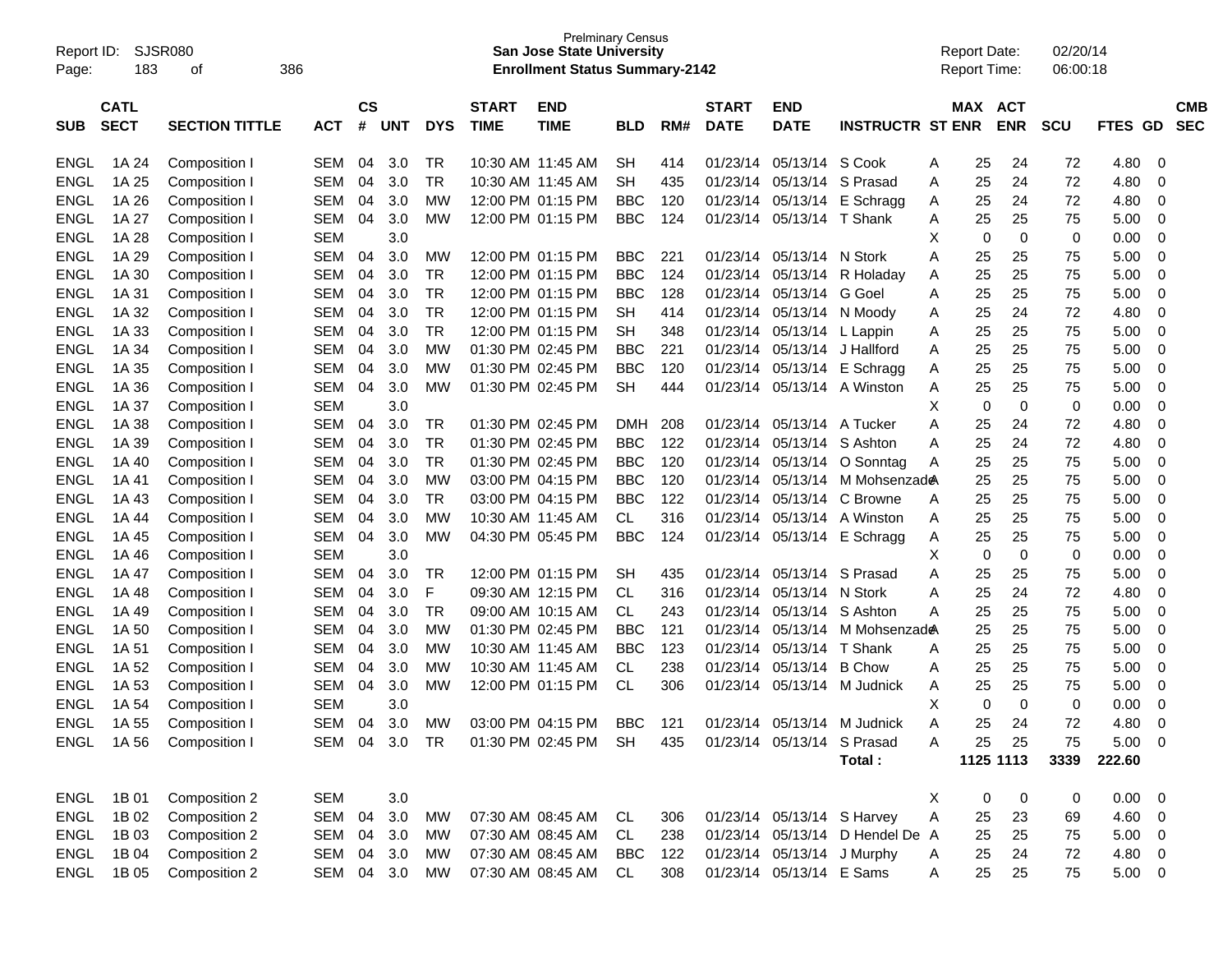Prelminary Census
**San Jose State University**
**Enrollment Status Summary-2142**

Report ID: SJSR080 | Report Date: 02/20/14 | Report Time: 06:00:18

| SUB | CATL SECT | SECTION TITTLE | ACT | CS # | UNT | DYS | START TIME | END TIME | BLD | RM# | START DATE | END DATE | INSTRUCTR | ST | MAX ENR | ACT ENR | SCU | FTES | GD | CMB SEC |
|---|---|---|---|---|---|---|---|---|---|---|---|---|---|---|---|---|---|---|---|---|
| ENGL | 1A 24 | Composition I | SEM | 04 | 3.0 | TR | 10:30 AM | 11:45 AM | SH | 414 | 01/23/14 | 05/13/14 | S Cook | A | 25 | 24 | 72 | 4.80 | 0 | |
| ENGL | 1A 25 | Composition I | SEM | 04 | 3.0 | TR | 10:30 AM | 11:45 AM | SH | 435 | 01/23/14 | 05/13/14 | S Prasad | A | 25 | 24 | 72 | 4.80 | 0 | |
| ENGL | 1A 26 | Composition I | SEM | 04 | 3.0 | MW | 12:00 PM | 01:15 PM | BBC | 120 | 01/23/14 | 05/13/14 | E Schragg | A | 25 | 24 | 72 | 4.80 | 0 | |
| ENGL | 1A 27 | Composition I | SEM | 04 | 3.0 | MW | 12:00 PM | 01:15 PM | BBC | 124 | 01/23/14 | 05/13/14 | T Shank | A | 25 | 25 | 75 | 5.00 | 0 | |
| ENGL | 1A 28 | Composition I | SEM | | 3.0 | | | | | | | | | X | 0 | 0 | 0 | 0.00 | 0 | |
| ENGL | 1A 29 | Composition I | SEM | 04 | 3.0 | MW | 12:00 PM | 01:15 PM | BBC | 221 | 01/23/14 | 05/13/14 | N Stork | A | 25 | 25 | 75 | 5.00 | 0 | |
| ENGL | 1A 30 | Composition I | SEM | 04 | 3.0 | TR | 12:00 PM | 01:15 PM | BBC | 124 | 01/23/14 | 05/13/14 | R Holaday | A | 25 | 25 | 75 | 5.00 | 0 | |
| ENGL | 1A 31 | Composition I | SEM | 04 | 3.0 | TR | 12:00 PM | 01:15 PM | BBC | 128 | 01/23/14 | 05/13/14 | G Goel | A | 25 | 25 | 75 | 5.00 | 0 | |
| ENGL | 1A 32 | Composition I | SEM | 04 | 3.0 | TR | 12:00 PM | 01:15 PM | SH | 414 | 01/23/14 | 05/13/14 | N Moody | A | 25 | 24 | 72 | 4.80 | 0 | |
| ENGL | 1A 33 | Composition I | SEM | 04 | 3.0 | TR | 12:00 PM | 01:15 PM | SH | 348 | 01/23/14 | 05/13/14 | L Lappin | A | 25 | 25 | 75 | 5.00 | 0 | |
| ENGL | 1A 34 | Composition I | SEM | 04 | 3.0 | MW | 01:30 PM | 02:45 PM | BBC | 221 | 01/23/14 | 05/13/14 | J Hallford | A | 25 | 25 | 75 | 5.00 | 0 | |
| ENGL | 1A 35 | Composition I | SEM | 04 | 3.0 | MW | 01:30 PM | 02:45 PM | BBC | 120 | 01/23/14 | 05/13/14 | E Schragg | A | 25 | 25 | 75 | 5.00 | 0 | |
| ENGL | 1A 36 | Composition I | SEM | 04 | 3.0 | MW | 01:30 PM | 02:45 PM | SH | 444 | 01/23/14 | 05/13/14 | A Winston | A | 25 | 25 | 75 | 5.00 | 0 | |
| ENGL | 1A 37 | Composition I | SEM | | 3.0 | | | | | | | | | X | 0 | 0 | 0 | 0.00 | 0 | |
| ENGL | 1A 38 | Composition I | SEM | 04 | 3.0 | TR | 01:30 PM | 02:45 PM | DMH | 208 | 01/23/14 | 05/13/14 | A Tucker | A | 25 | 24 | 72 | 4.80 | 0 | |
| ENGL | 1A 39 | Composition I | SEM | 04 | 3.0 | TR | 01:30 PM | 02:45 PM | BBC | 122 | 01/23/14 | 05/13/14 | S Ashton | A | 25 | 24 | 72 | 4.80 | 0 | |
| ENGL | 1A 40 | Composition I | SEM | 04 | 3.0 | TR | 01:30 PM | 02:45 PM | BBC | 120 | 01/23/14 | 05/13/14 | O Sonntag | A | 25 | 25 | 75 | 5.00 | 0 | |
| ENGL | 1A 41 | Composition I | SEM | 04 | 3.0 | MW | 03:00 PM | 04:15 PM | BBC | 120 | 01/23/14 | 05/13/14 | M Mohsenzade | A | 25 | 25 | 75 | 5.00 | 0 | |
| ENGL | 1A 43 | Composition I | SEM | 04 | 3.0 | TR | 03:00 PM | 04:15 PM | BBC | 122 | 01/23/14 | 05/13/14 | C Browne | A | 25 | 25 | 75 | 5.00 | 0 | |
| ENGL | 1A 44 | Composition I | SEM | 04 | 3.0 | MW | 10:30 AM | 11:45 AM | CL | 316 | 01/23/14 | 05/13/14 | A Winston | A | 25 | 25 | 75 | 5.00 | 0 | |
| ENGL | 1A 45 | Composition I | SEM | 04 | 3.0 | MW | 04:30 PM | 05:45 PM | BBC | 124 | 01/23/14 | 05/13/14 | E Schragg | A | 25 | 25 | 75 | 5.00 | 0 | |
| ENGL | 1A 46 | Composition I | SEM | | 3.0 | | | | | | | | | X | 0 | 0 | 0 | 0.00 | 0 | |
| ENGL | 1A 47 | Composition I | SEM | 04 | 3.0 | TR | 12:00 PM | 01:15 PM | SH | 435 | 01/23/14 | 05/13/14 | S Prasad | A | 25 | 25 | 75 | 5.00 | 0 | |
| ENGL | 1A 48 | Composition I | SEM | 04 | 3.0 | F | 09:30 AM | 12:15 PM | CL | 316 | 01/23/14 | 05/13/14 | N Stork | A | 25 | 24 | 72 | 4.80 | 0 | |
| ENGL | 1A 49 | Composition I | SEM | 04 | 3.0 | TR | 09:00 AM | 10:15 AM | CL | 243 | 01/23/14 | 05/13/14 | S Ashton | A | 25 | 25 | 75 | 5.00 | 0 | |
| ENGL | 1A 50 | Composition I | SEM | 04 | 3.0 | MW | 01:30 PM | 02:45 PM | BBC | 121 | 01/23/14 | 05/13/14 | M Mohsenzade | A | 25 | 25 | 75 | 5.00 | 0 | |
| ENGL | 1A 51 | Composition I | SEM | 04 | 3.0 | MW | 10:30 AM | 11:45 AM | BBC | 123 | 01/23/14 | 05/13/14 | T Shank | A | 25 | 25 | 75 | 5.00 | 0 | |
| ENGL | 1A 52 | Composition I | SEM | 04 | 3.0 | MW | 10:30 AM | 11:45 AM | CL | 238 | 01/23/14 | 05/13/14 | B Chow | A | 25 | 25 | 75 | 5.00 | 0 | |
| ENGL | 1A 53 | Composition I | SEM | 04 | 3.0 | MW | 12:00 PM | 01:15 PM | CL | 306 | 01/23/14 | 05/13/14 | M Judnick | A | 25 | 25 | 75 | 5.00 | 0 | |
| ENGL | 1A 54 | Composition I | SEM | | 3.0 | | | | | | | | | X | 0 | 0 | 0 | 0.00 | 0 | |
| ENGL | 1A 55 | Composition I | SEM | 04 | 3.0 | MW | 03:00 PM | 04:15 PM | BBC | 121 | 01/23/14 | 05/13/14 | M Judnick | A | 25 | 24 | 72 | 4.80 | 0 | |
| ENGL | 1A 56 | Composition I | SEM | 04 | 3.0 | TR | 01:30 PM | 02:45 PM | SH | 435 | 01/23/14 | 05/13/14 | S Prasad | A | 25 | 25 | 75 | 5.00 | 0 | |
| | | | | | | | | | | | | | Total : | | 1125 | 1113 | 3339 | 222.60 | | |
| ENGL | 1B 01 | Composition 2 | SEM | | 3.0 | | | | | | | | | X | 0 | 0 | 0 | 0.00 | 0 | |
| ENGL | 1B 02 | Composition 2 | SEM | 04 | 3.0 | MW | 07:30 AM | 08:45 AM | CL | 306 | 01/23/14 | 05/13/14 | S Harvey | A | 25 | 23 | 69 | 4.60 | 0 | |
| ENGL | 1B 03 | Composition 2 | SEM | 04 | 3.0 | MW | 07:30 AM | 08:45 AM | CL | 238 | 01/23/14 | 05/13/14 | D Hendel De | A | 25 | 25 | 75 | 5.00 | 0 | |
| ENGL | 1B 04 | Composition 2 | SEM | 04 | 3.0 | MW | 07:30 AM | 08:45 AM | BBC | 122 | 01/23/14 | 05/13/14 | J Murphy | A | 25 | 24 | 72 | 4.80 | 0 | |
| ENGL | 1B 05 | Composition 2 | SEM | 04 | 3.0 | MW | 07:30 AM | 08:45 AM | CL | 308 | 01/23/14 | 05/13/14 | E Sams | A | 25 | 25 | 75 | 5.00 | 0 | |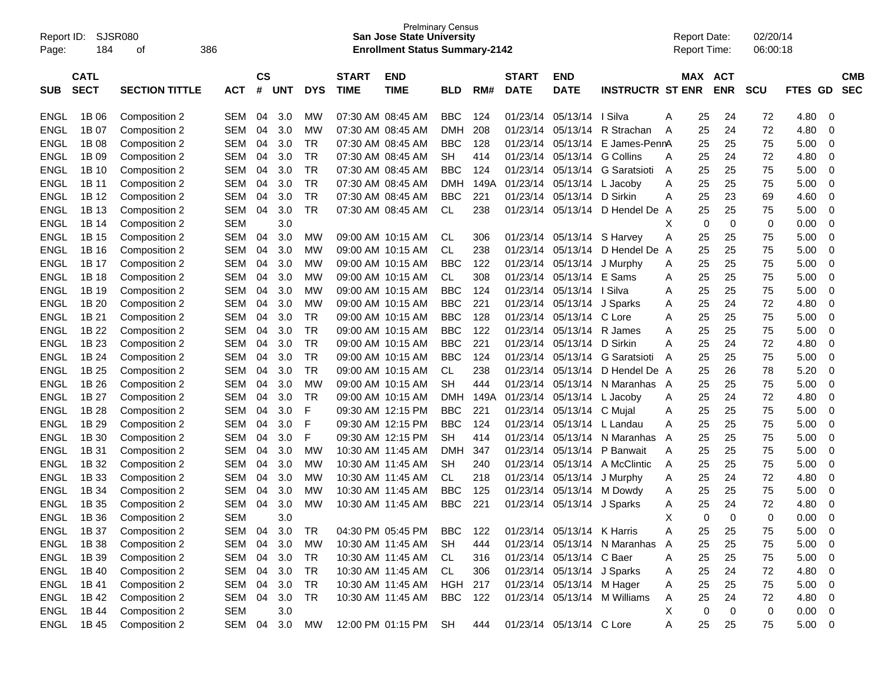Prelminary Census
**San Jose State University**
**Enrollment Status Summary-2142**

Report ID: SJSR080
Report Date: 02/20/14
Report Time: 06:00:18

| SUB | CATL SECT | SECTION TITTLE | ACT | CS # | UNT | DYS | START TIME | END TIME | BLD | RM# | START DATE | END DATE | INSTRUCTR | ST | MAX ENR | ACT ENR | SCU | FTES | GD | CMB SEC |
|---|---|---|---|---|---|---|---|---|---|---|---|---|---|---|---|---|---|---|---|---|
| ENGL | 1B 06 | Composition 2 | SEM | 04 | 3.0 | MW | 07:30 AM | 08:45 AM | BBC | 124 | 01/23/14 | 05/13/14 | I Silva | A | 25 | 24 | 72 | 4.80 | 0 | |
| ENGL | 1B 07 | Composition 2 | SEM | 04 | 3.0 | MW | 07:30 AM | 08:45 AM | DMH | 208 | 01/23/14 | 05/13/14 | R Strachan | A | 25 | 24 | 72 | 4.80 | 0 | |
| ENGL | 1B 08 | Composition 2 | SEM | 04 | 3.0 | TR | 07:30 AM | 08:45 AM | BBC | 128 | 01/23/14 | 05/13/14 | E James-Penn | A | 25 | 25 | 75 | 5.00 | 0 | |
| ENGL | 1B 09 | Composition 2 | SEM | 04 | 3.0 | TR | 07:30 AM | 08:45 AM | SH | 414 | 01/23/14 | 05/13/14 | G Collins | A | 25 | 24 | 72 | 4.80 | 0 | |
| ENGL | 1B 10 | Composition 2 | SEM | 04 | 3.0 | TR | 07:30 AM | 08:45 AM | BBC | 124 | 01/23/14 | 05/13/14 | G Saratsioti | A | 25 | 25 | 75 | 5.00 | 0 | |
| ENGL | 1B 11 | Composition 2 | SEM | 04 | 3.0 | TR | 07:30 AM | 08:45 AM | DMH | 149A | 01/23/14 | 05/13/14 | L Jacoby | A | 25 | 25 | 75 | 5.00 | 0 | |
| ENGL | 1B 12 | Composition 2 | SEM | 04 | 3.0 | TR | 07:30 AM | 08:45 AM | BBC | 221 | 01/23/14 | 05/13/14 | D Sirkin | A | 25 | 23 | 69 | 4.60 | 0 | |
| ENGL | 1B 13 | Composition 2 | SEM | 04 | 3.0 | TR | 07:30 AM | 08:45 AM | CL | 238 | 01/23/14 | 05/13/14 | D Hendel De | A | 25 | 25 | 75 | 5.00 | 0 | |
| ENGL | 1B 14 | Composition 2 | SEM | | 3.0 | | | | | | | | | X | 0 | 0 | 0 | 0.00 | 0 | |
| ENGL | 1B 15 | Composition 2 | SEM | 04 | 3.0 | MW | 09:00 AM | 10:15 AM | CL | 306 | 01/23/14 | 05/13/14 | S Harvey | A | 25 | 25 | 75 | 5.00 | 0 | |
| ENGL | 1B 16 | Composition 2 | SEM | 04 | 3.0 | MW | 09:00 AM | 10:15 AM | CL | 238 | 01/23/14 | 05/13/14 | D Hendel De | A | 25 | 25 | 75 | 5.00 | 0 | |
| ENGL | 1B 17 | Composition 2 | SEM | 04 | 3.0 | MW | 09:00 AM | 10:15 AM | BBC | 122 | 01/23/14 | 05/13/14 | J Murphy | A | 25 | 25 | 75 | 5.00 | 0 | |
| ENGL | 1B 18 | Composition 2 | SEM | 04 | 3.0 | MW | 09:00 AM | 10:15 AM | CL | 308 | 01/23/14 | 05/13/14 | E Sams | A | 25 | 25 | 75 | 5.00 | 0 | |
| ENGL | 1B 19 | Composition 2 | SEM | 04 | 3.0 | MW | 09:00 AM | 10:15 AM | BBC | 124 | 01/23/14 | 05/13/14 | I Silva | A | 25 | 25 | 75 | 5.00 | 0 | |
| ENGL | 1B 20 | Composition 2 | SEM | 04 | 3.0 | MW | 09:00 AM | 10:15 AM | BBC | 221 | 01/23/14 | 05/13/14 | J Sparks | A | 25 | 24 | 72 | 4.80 | 0 | |
| ENGL | 1B 21 | Composition 2 | SEM | 04 | 3.0 | TR | 09:00 AM | 10:15 AM | BBC | 128 | 01/23/14 | 05/13/14 | C Lore | A | 25 | 25 | 75 | 5.00 | 0 | |
| ENGL | 1B 22 | Composition 2 | SEM | 04 | 3.0 | TR | 09:00 AM | 10:15 AM | BBC | 122 | 01/23/14 | 05/13/14 | R James | A | 25 | 25 | 75 | 5.00 | 0 | |
| ENGL | 1B 23 | Composition 2 | SEM | 04 | 3.0 | TR | 09:00 AM | 10:15 AM | BBC | 221 | 01/23/14 | 05/13/14 | D Sirkin | A | 25 | 24 | 72 | 4.80 | 0 | |
| ENGL | 1B 24 | Composition 2 | SEM | 04 | 3.0 | TR | 09:00 AM | 10:15 AM | BBC | 124 | 01/23/14 | 05/13/14 | G Saratsioti | A | 25 | 25 | 75 | 5.00 | 0 | |
| ENGL | 1B 25 | Composition 2 | SEM | 04 | 3.0 | TR | 09:00 AM | 10:15 AM | CL | 238 | 01/23/14 | 05/13/14 | D Hendel De | A | 25 | 26 | 78 | 5.20 | 0 | |
| ENGL | 1B 26 | Composition 2 | SEM | 04 | 3.0 | MW | 09:00 AM | 10:15 AM | SH | 444 | 01/23/14 | 05/13/14 | N Maranhas | A | 25 | 25 | 75 | 5.00 | 0 | |
| ENGL | 1B 27 | Composition 2 | SEM | 04 | 3.0 | TR | 09:00 AM | 10:15 AM | DMH | 149A | 01/23/14 | 05/13/14 | L Jacoby | A | 25 | 24 | 72 | 4.80 | 0 | |
| ENGL | 1B 28 | Composition 2 | SEM | 04 | 3.0 | F | 09:30 AM | 12:15 PM | BBC | 221 | 01/23/14 | 05/13/14 | C Mujal | A | 25 | 25 | 75 | 5.00 | 0 | |
| ENGL | 1B 29 | Composition 2 | SEM | 04 | 3.0 | F | 09:30 AM | 12:15 PM | BBC | 124 | 01/23/14 | 05/13/14 | L Landau | A | 25 | 25 | 75 | 5.00 | 0 | |
| ENGL | 1B 30 | Composition 2 | SEM | 04 | 3.0 | F | 09:30 AM | 12:15 PM | SH | 414 | 01/23/14 | 05/13/14 | N Maranhas | A | 25 | 25 | 75 | 5.00 | 0 | |
| ENGL | 1B 31 | Composition 2 | SEM | 04 | 3.0 | MW | 10:30 AM | 11:45 AM | DMH | 347 | 01/23/14 | 05/13/14 | P Banwait | A | 25 | 25 | 75 | 5.00 | 0 | |
| ENGL | 1B 32 | Composition 2 | SEM | 04 | 3.0 | MW | 10:30 AM | 11:45 AM | SH | 240 | 01/23/14 | 05/13/14 | A McClintic | A | 25 | 25 | 75 | 5.00 | 0 | |
| ENGL | 1B 33 | Composition 2 | SEM | 04 | 3.0 | MW | 10:30 AM | 11:45 AM | CL | 218 | 01/23/14 | 05/13/14 | J Murphy | A | 25 | 24 | 72 | 4.80 | 0 | |
| ENGL | 1B 34 | Composition 2 | SEM | 04 | 3.0 | MW | 10:30 AM | 11:45 AM | BBC | 125 | 01/23/14 | 05/13/14 | M Dowdy | A | 25 | 25 | 75 | 5.00 | 0 | |
| ENGL | 1B 35 | Composition 2 | SEM | 04 | 3.0 | MW | 10:30 AM | 11:45 AM | BBC | 221 | 01/23/14 | 05/13/14 | J Sparks | A | 25 | 24 | 72 | 4.80 | 0 | |
| ENGL | 1B 36 | Composition 2 | SEM | | 3.0 | | | | | | | | | X | 0 | 0 | 0 | 0.00 | 0 | |
| ENGL | 1B 37 | Composition 2 | SEM | 04 | 3.0 | TR | 04:30 PM | 05:45 PM | BBC | 122 | 01/23/14 | 05/13/14 | K Harris | A | 25 | 25 | 75 | 5.00 | 0 | |
| ENGL | 1B 38 | Composition 2 | SEM | 04 | 3.0 | MW | 10:30 AM | 11:45 AM | SH | 444 | 01/23/14 | 05/13/14 | N Maranhas | A | 25 | 25 | 75 | 5.00 | 0 | |
| ENGL | 1B 39 | Composition 2 | SEM | 04 | 3.0 | TR | 10:30 AM | 11:45 AM | CL | 316 | 01/23/14 | 05/13/14 | C Baer | A | 25 | 25 | 75 | 5.00 | 0 | |
| ENGL | 1B 40 | Composition 2 | SEM | 04 | 3.0 | TR | 10:30 AM | 11:45 AM | CL | 306 | 01/23/14 | 05/13/14 | J Sparks | A | 25 | 24 | 72 | 4.80 | 0 | |
| ENGL | 1B 41 | Composition 2 | SEM | 04 | 3.0 | TR | 10:30 AM | 11:45 AM | HGH | 217 | 01/23/14 | 05/13/14 | M Hager | A | 25 | 25 | 75 | 5.00 | 0 | |
| ENGL | 1B 42 | Composition 2 | SEM | 04 | 3.0 | TR | 10:30 AM | 11:45 AM | BBC | 122 | 01/23/14 | 05/13/14 | M Williams | A | 25 | 24 | 72 | 4.80 | 0 | |
| ENGL | 1B 44 | Composition 2 | SEM | | 3.0 | | | | | | | | | X | 0 | 0 | 0 | 0.00 | 0 | |
| ENGL | 1B 45 | Composition 2 | SEM | 04 | 3.0 | MW | 12:00 PM | 01:15 PM | SH | 444 | 01/23/14 | 05/13/14 | C Lore | A | 25 | 25 | 75 | 5.00 | 0 | |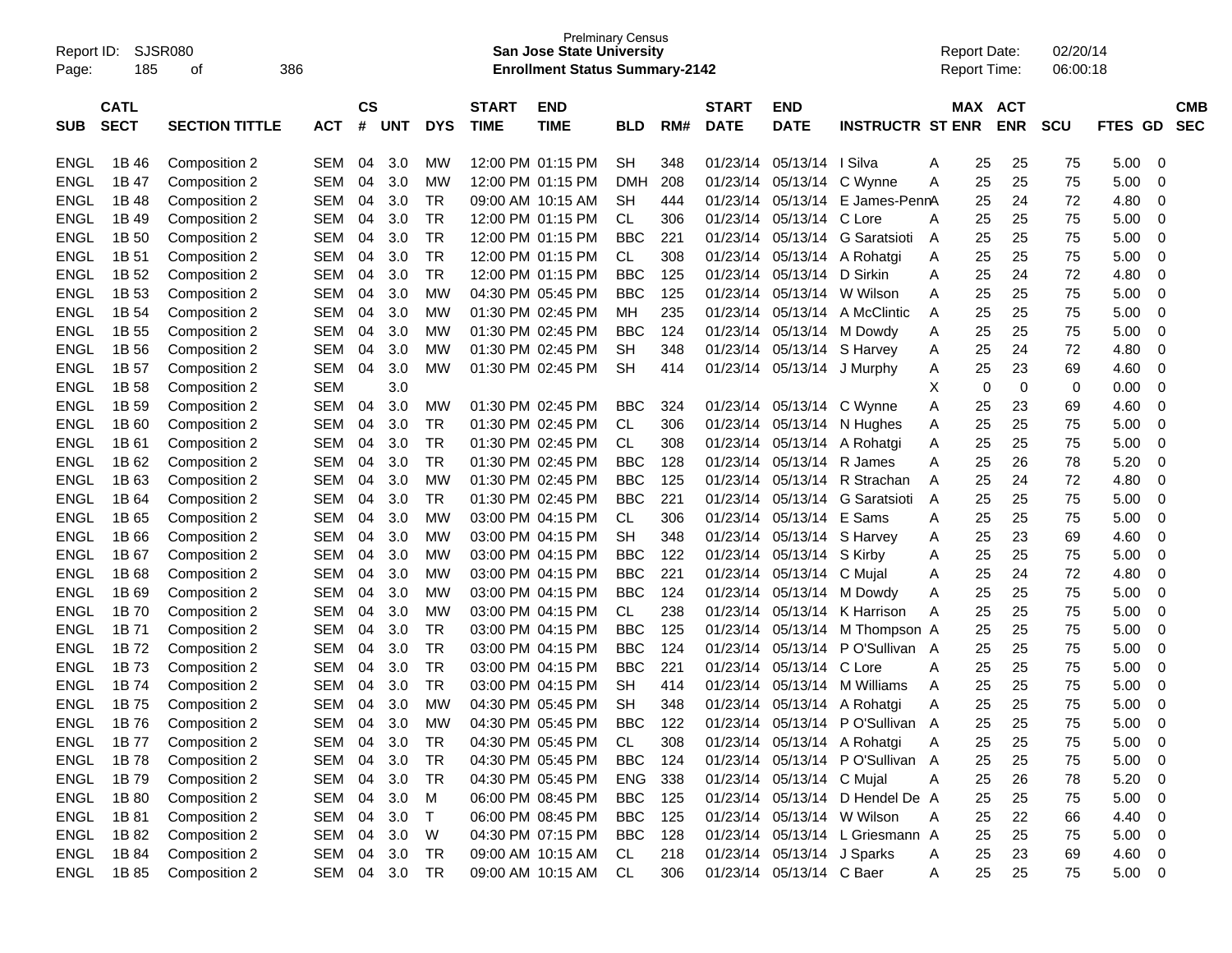| SUB | CATL SECT | SECTION TITTLE | ACT | CS # | UNT | DYS | START TIME | END TIME | BLD | RM# | START DATE | END DATE | INSTRUCTR | ST | MAX ENR | ACT ENR | SCU | FTES | GD | CMB SEC |
|---|---|---|---|---|---|---|---|---|---|---|---|---|---|---|---|---|---|---|---|---|
| ENGL | 1B 46 | Composition 2 | SEM | 04 | 3.0 | MW | 12:00 PM | 01:15 PM | SH | 348 | 01/23/14 | 05/13/14 | I Silva | A | 25 | 25 | 75 | 5.00 | 0 | |
| ENGL | 1B 47 | Composition 2 | SEM | 04 | 3.0 | MW | 12:00 PM | 01:15 PM | DMH | 208 | 01/23/14 | 05/13/14 | C Wynne | A | 25 | 25 | 75 | 5.00 | 0 | |
| ENGL | 1B 48 | Composition 2 | SEM | 04 | 3.0 | TR | 09:00 AM | 10:15 AM | SH | 444 | 01/23/14 | 05/13/14 | E James-Penn | A | 25 | 24 | 72 | 4.80 | 0 | |
| ENGL | 1B 49 | Composition 2 | SEM | 04 | 3.0 | TR | 12:00 PM | 01:15 PM | CL | 306 | 01/23/14 | 05/13/14 | C Lore | A | 25 | 25 | 75 | 5.00 | 0 | |
| ENGL | 1B 50 | Composition 2 | SEM | 04 | 3.0 | TR | 12:00 PM | 01:15 PM | BBC | 221 | 01/23/14 | 05/13/14 | G Saratsioti | A | 25 | 25 | 75 | 5.00 | 0 | |
| ENGL | 1B 51 | Composition 2 | SEM | 04 | 3.0 | TR | 12:00 PM | 01:15 PM | CL | 308 | 01/23/14 | 05/13/14 | A Rohatgi | A | 25 | 25 | 75 | 5.00 | 0 | |
| ENGL | 1B 52 | Composition 2 | SEM | 04 | 3.0 | TR | 12:00 PM | 01:15 PM | BBC | 125 | 01/23/14 | 05/13/14 | D Sirkin | A | 25 | 24 | 72 | 4.80 | 0 | |
| ENGL | 1B 53 | Composition 2 | SEM | 04 | 3.0 | MW | 04:30 PM | 05:45 PM | BBC | 125 | 01/23/14 | 05/13/14 | W Wilson | A | 25 | 25 | 75 | 5.00 | 0 | |
| ENGL | 1B 54 | Composition 2 | SEM | 04 | 3.0 | MW | 01:30 PM | 02:45 PM | MH | 235 | 01/23/14 | 05/13/14 | A McClintic | A | 25 | 25 | 75 | 5.00 | 0 | |
| ENGL | 1B 55 | Composition 2 | SEM | 04 | 3.0 | MW | 01:30 PM | 02:45 PM | BBC | 124 | 01/23/14 | 05/13/14 | M Dowdy | A | 25 | 25 | 75 | 5.00 | 0 | |
| ENGL | 1B 56 | Composition 2 | SEM | 04 | 3.0 | MW | 01:30 PM | 02:45 PM | SH | 348 | 01/23/14 | 05/13/14 | S Harvey | A | 25 | 24 | 72 | 4.80 | 0 | |
| ENGL | 1B 57 | Composition 2 | SEM | 04 | 3.0 | MW | 01:30 PM | 02:45 PM | SH | 414 | 01/23/14 | 05/13/14 | J Murphy | A | 25 | 23 | 69 | 4.60 | 0 | |
| ENGL | 1B 58 | Composition 2 | SEM | | 3.0 | | | | | | | | | X | 0 | 0 | 0 | 0.00 | 0 | |
| ENGL | 1B 59 | Composition 2 | SEM | 04 | 3.0 | MW | 01:30 PM | 02:45 PM | BBC | 324 | 01/23/14 | 05/13/14 | C Wynne | A | 25 | 23 | 69 | 4.60 | 0 | |
| ENGL | 1B 60 | Composition 2 | SEM | 04 | 3.0 | TR | 01:30 PM | 02:45 PM | CL | 306 | 01/23/14 | 05/13/14 | N Hughes | A | 25 | 25 | 75 | 5.00 | 0 | |
| ENGL | 1B 61 | Composition 2 | SEM | 04 | 3.0 | TR | 01:30 PM | 02:45 PM | CL | 308 | 01/23/14 | 05/13/14 | A Rohatgi | A | 25 | 25 | 75 | 5.00 | 0 | |
| ENGL | 1B 62 | Composition 2 | SEM | 04 | 3.0 | TR | 01:30 PM | 02:45 PM | BBC | 128 | 01/23/14 | 05/13/14 | R James | A | 25 | 26 | 78 | 5.20 | 0 | |
| ENGL | 1B 63 | Composition 2 | SEM | 04 | 3.0 | MW | 01:30 PM | 02:45 PM | BBC | 125 | 01/23/14 | 05/13/14 | R Strachan | A | 25 | 24 | 72 | 4.80 | 0 | |
| ENGL | 1B 64 | Composition 2 | SEM | 04 | 3.0 | TR | 01:30 PM | 02:45 PM | BBC | 221 | 01/23/14 | 05/13/14 | G Saratsioti | A | 25 | 25 | 75 | 5.00 | 0 | |
| ENGL | 1B 65 | Composition 2 | SEM | 04 | 3.0 | MW | 03:00 PM | 04:15 PM | CL | 306 | 01/23/14 | 05/13/14 | E Sams | A | 25 | 25 | 75 | 5.00 | 0 | |
| ENGL | 1B 66 | Composition 2 | SEM | 04 | 3.0 | MW | 03:00 PM | 04:15 PM | SH | 348 | 01/23/14 | 05/13/14 | S Harvey | A | 25 | 23 | 69 | 4.60 | 0 | |
| ENGL | 1B 67 | Composition 2 | SEM | 04 | 3.0 | MW | 03:00 PM | 04:15 PM | BBC | 122 | 01/23/14 | 05/13/14 | S Kirby | A | 25 | 25 | 75 | 5.00 | 0 | |
| ENGL | 1B 68 | Composition 2 | SEM | 04 | 3.0 | MW | 03:00 PM | 04:15 PM | BBC | 221 | 01/23/14 | 05/13/14 | C Mujal | A | 25 | 24 | 72 | 4.80 | 0 | |
| ENGL | 1B 69 | Composition 2 | SEM | 04 | 3.0 | MW | 03:00 PM | 04:15 PM | BBC | 124 | 01/23/14 | 05/13/14 | M Dowdy | A | 25 | 25 | 75 | 5.00 | 0 | |
| ENGL | 1B 70 | Composition 2 | SEM | 04 | 3.0 | MW | 03:00 PM | 04:15 PM | CL | 238 | 01/23/14 | 05/13/14 | K Harrison | A | 25 | 25 | 75 | 5.00 | 0 | |
| ENGL | 1B 71 | Composition 2 | SEM | 04 | 3.0 | TR | 03:00 PM | 04:15 PM | BBC | 125 | 01/23/14 | 05/13/14 | M Thompson | A | 25 | 25 | 75 | 5.00 | 0 | |
| ENGL | 1B 72 | Composition 2 | SEM | 04 | 3.0 | TR | 03:00 PM | 04:15 PM | BBC | 124 | 01/23/14 | 05/13/14 | P O'Sullivan | A | 25 | 25 | 75 | 5.00 | 0 | |
| ENGL | 1B 73 | Composition 2 | SEM | 04 | 3.0 | TR | 03:00 PM | 04:15 PM | BBC | 221 | 01/23/14 | 05/13/14 | C Lore | A | 25 | 25 | 75 | 5.00 | 0 | |
| ENGL | 1B 74 | Composition 2 | SEM | 04 | 3.0 | TR | 03:00 PM | 04:15 PM | SH | 414 | 01/23/14 | 05/13/14 | M Williams | A | 25 | 25 | 75 | 5.00 | 0 | |
| ENGL | 1B 75 | Composition 2 | SEM | 04 | 3.0 | MW | 04:30 PM | 05:45 PM | SH | 348 | 01/23/14 | 05/13/14 | A Rohatgi | A | 25 | 25 | 75 | 5.00 | 0 | |
| ENGL | 1B 76 | Composition 2 | SEM | 04 | 3.0 | MW | 04:30 PM | 05:45 PM | BBC | 122 | 01/23/14 | 05/13/14 | P O'Sullivan | A | 25 | 25 | 75 | 5.00 | 0 | |
| ENGL | 1B 77 | Composition 2 | SEM | 04 | 3.0 | TR | 04:30 PM | 05:45 PM | CL | 308 | 01/23/14 | 05/13/14 | A Rohatgi | A | 25 | 25 | 75 | 5.00 | 0 | |
| ENGL | 1B 78 | Composition 2 | SEM | 04 | 3.0 | TR | 04:30 PM | 05:45 PM | BBC | 124 | 01/23/14 | 05/13/14 | P O'Sullivan | A | 25 | 25 | 75 | 5.00 | 0 | |
| ENGL | 1B 79 | Composition 2 | SEM | 04 | 3.0 | TR | 04:30 PM | 05:45 PM | ENG | 338 | 01/23/14 | 05/13/14 | C Mujal | A | 25 | 26 | 78 | 5.20 | 0 | |
| ENGL | 1B 80 | Composition 2 | SEM | 04 | 3.0 | M | 06:00 PM | 08:45 PM | BBC | 125 | 01/23/14 | 05/13/14 | D Hendel De | A | 25 | 25 | 75 | 5.00 | 0 | |
| ENGL | 1B 81 | Composition 2 | SEM | 04 | 3.0 | T | 06:00 PM | 08:45 PM | BBC | 125 | 01/23/14 | 05/13/14 | W Wilson | A | 25 | 22 | 66 | 4.40 | 0 | |
| ENGL | 1B 82 | Composition 2 | SEM | 04 | 3.0 | W | 04:30 PM | 07:15 PM | BBC | 128 | 01/23/14 | 05/13/14 | L Griesmann | A | 25 | 25 | 75 | 5.00 | 0 | |
| ENGL | 1B 84 | Composition 2 | SEM | 04 | 3.0 | TR | 09:00 AM | 10:15 AM | CL | 218 | 01/23/14 | 05/13/14 | J Sparks | A | 25 | 23 | 69 | 4.60 | 0 | |
| ENGL | 1B 85 | Composition 2 | SEM | 04 | 3.0 | TR | 09:00 AM | 10:15 AM | CL | 306 | 01/23/14 | 05/13/14 | C Baer | A | 25 | 25 | 75 | 5.00 | 0 | |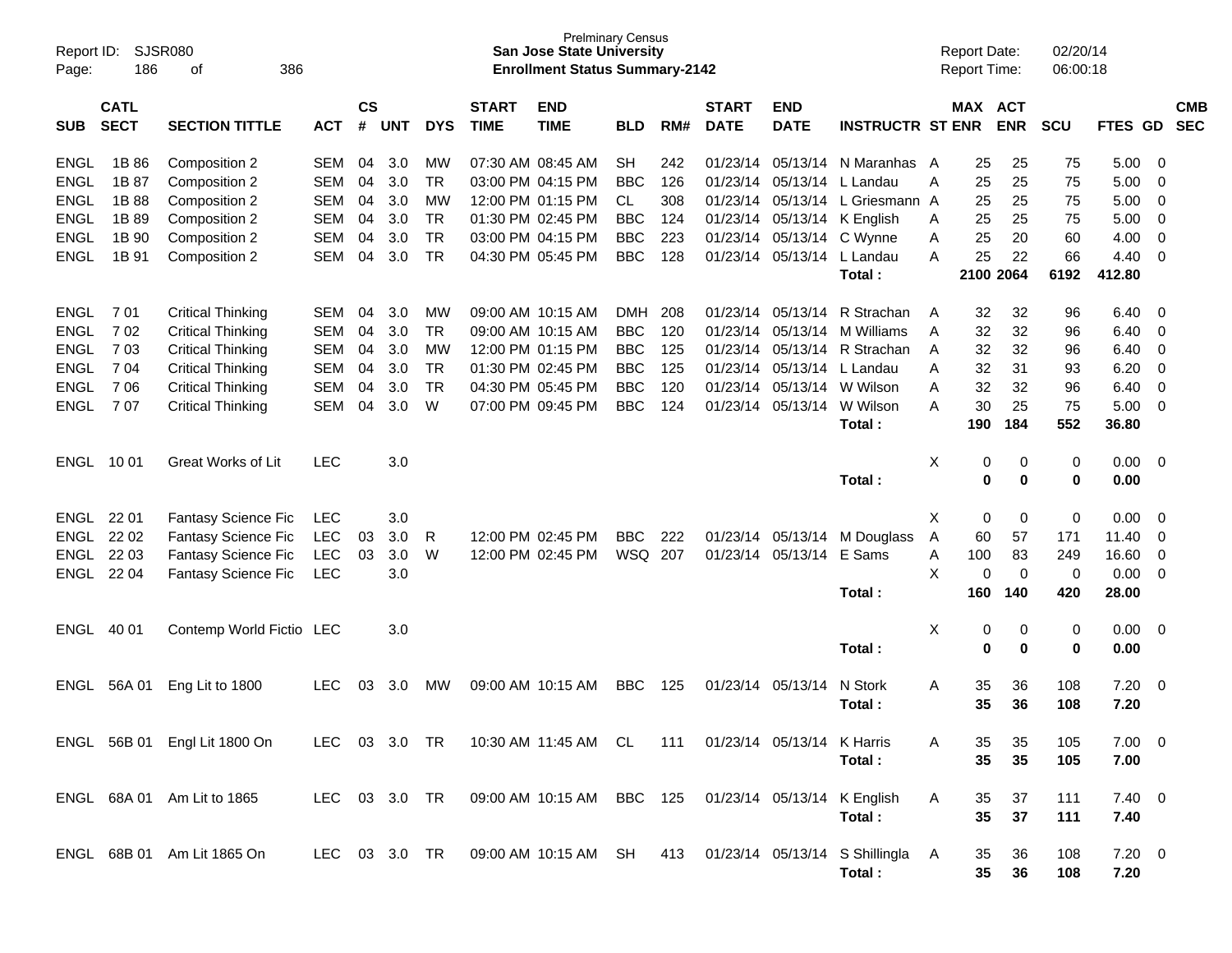Prelminary Census
**San Jose State University**
**Enrollment Status Summary-2142**

Report ID: SJSR080
Report Date: 02/20/14
Report Time: 06:00:18

| SUB | CATL SECT | SECTION TITTLE | ACT | CS # | UNT | DYS | START TIME | END TIME | BLD | RM# | START DATE | END DATE | INSTRUCTR | ST | MAX ENR | ACT ENR | SCU | FTES | GD | CMB SEC |
|---|---|---|---|---|---|---|---|---|---|---|---|---|---|---|---|---|---|---|---|---|
| ENGL | 1B 86 | Composition 2 | SEM | 04 | 3.0 | MW | 07:30 AM | 08:45 AM | SH | 242 | 01/23/14 | 05/13/14 | N Maranhas | A | 25 | 25 | 75 | 5.00 | 0 | |
| ENGL | 1B 87 | Composition 2 | SEM | 04 | 3.0 | TR | 03:00 PM | 04:15 PM | BBC | 126 | 01/23/14 | 05/13/14 | L Landau | A | 25 | 25 | 75 | 5.00 | 0 | |
| ENGL | 1B 88 | Composition 2 | SEM | 04 | 3.0 | MW | 12:00 PM | 01:15 PM | CL | 308 | 01/23/14 | 05/13/14 | L Griesmann | A | 25 | 25 | 75 | 5.00 | 0 | |
| ENGL | 1B 89 | Composition 2 | SEM | 04 | 3.0 | TR | 01:30 PM | 02:45 PM | BBC | 124 | 01/23/14 | 05/13/14 | K English | A | 25 | 25 | 75 | 5.00 | 0 | |
| ENGL | 1B 90 | Composition 2 | SEM | 04 | 3.0 | TR | 03:00 PM | 04:15 PM | BBC | 223 | 01/23/14 | 05/13/14 | C Wynne | A | 25 | 20 | 60 | 4.00 | 0 | |
| ENGL | 1B 91 | Composition 2 | SEM | 04 | 3.0 | TR | 04:30 PM | 05:45 PM | BBC | 128 | 01/23/14 | 05/13/14 | L Landau | A | 25 | 22 | 66 | 4.40 | 0 | |
| | | | | | | | | | | | | | **Total :** | | **2100** | **2064** | **6192** | **412.80** | | |
| ENGL | 7 01 | Critical Thinking | SEM | 04 | 3.0 | MW | 09:00 AM | 10:15 AM | DMH | 208 | 01/23/14 | 05/13/14 | R Strachan | A | 32 | 32 | 96 | 6.40 | 0 | |
| ENGL | 7 02 | Critical Thinking | SEM | 04 | 3.0 | TR | 09:00 AM | 10:15 AM | BBC | 120 | 01/23/14 | 05/13/14 | M Williams | A | 32 | 32 | 96 | 6.40 | 0 | |
| ENGL | 7 03 | Critical Thinking | SEM | 04 | 3.0 | MW | 12:00 PM | 01:15 PM | BBC | 125 | 01/23/14 | 05/13/14 | R Strachan | A | 32 | 32 | 96 | 6.40 | 0 | |
| ENGL | 7 04 | Critical Thinking | SEM | 04 | 3.0 | TR | 01:30 PM | 02:45 PM | BBC | 125 | 01/23/14 | 05/13/14 | L Landau | A | 32 | 31 | 93 | 6.20 | 0 | |
| ENGL | 7 06 | Critical Thinking | SEM | 04 | 3.0 | TR | 04:30 PM | 05:45 PM | BBC | 120 | 01/23/14 | 05/13/14 | W Wilson | A | 32 | 32 | 96 | 6.40 | 0 | |
| ENGL | 7 07 | Critical Thinking | SEM | 04 | 3.0 | W | 07:00 PM | 09:45 PM | BBC | 124 | 01/23/14 | 05/13/14 | W Wilson | A | 30 | 25 | 75 | 5.00 | 0 | |
| | | | | | | | | | | | | | **Total :** | | **190** | **184** | **552** | **36.80** | | |
| ENGL | 10 01 | Great Works of Lit | LEC | | 3.0 | | | | | | | | | X | 0 | 0 | 0 | 0.00 | 0 | |
| | | | | | | | | | | | | | **Total :** | | **0** | **0** | **0** | **0.00** | | |
| ENGL | 22 01 | Fantasy Science Fic | LEC | | 3.0 | | | | | | | | | X | 0 | 0 | 0 | 0.00 | 0 | |
| ENGL | 22 02 | Fantasy Science Fic | LEC | 03 | 3.0 | R | 12:00 PM | 02:45 PM | BBC | 222 | 01/23/14 | 05/13/14 | M Douglass | A | 60 | 57 | 171 | 11.40 | 0 | |
| ENGL | 22 03 | Fantasy Science Fic | LEC | 03 | 3.0 | W | 12:00 PM | 02:45 PM | WSQ | 207 | 01/23/14 | 05/13/14 | E Sams | A | 100 | 83 | 249 | 16.60 | 0 | |
| ENGL | 22 04 | Fantasy Science Fic | LEC | | 3.0 | | | | | | | | | X | 0 | 0 | 0 | 0.00 | 0 | |
| | | | | | | | | | | | | | **Total :** | | **160** | **140** | **420** | **28.00** | | |
| ENGL | 40 01 | Contemp World Fictio | LEC | | 3.0 | | | | | | | | | X | 0 | 0 | 0 | 0.00 | 0 | |
| | | | | | | | | | | | | | **Total :** | | **0** | **0** | **0** | **0.00** | | |
| ENGL | 56A 01 | Eng Lit to 1800 | LEC | 03 | 3.0 | MW | 09:00 AM | 10:15 AM | BBC | 125 | 01/23/14 | 05/13/14 | N Stork | A | 35 | 36 | 108 | 7.20 | 0 | |
| | | | | | | | | | | | | | **Total :** | | **35** | **36** | **108** | **7.20** | | |
| ENGL | 56B 01 | Engl Lit 1800 On | LEC | 03 | 3.0 | TR | 10:30 AM | 11:45 AM | CL | 111 | 01/23/14 | 05/13/14 | K Harris | A | 35 | 35 | 105 | 7.00 | 0 | |
| | | | | | | | | | | | | | **Total :** | | **35** | **35** | **105** | **7.00** | | |
| ENGL | 68A 01 | Am Lit to 1865 | LEC | 03 | 3.0 | TR | 09:00 AM | 10:15 AM | BBC | 125 | 01/23/14 | 05/13/14 | K English | A | 35 | 37 | 111 | 7.40 | 0 | |
| | | | | | | | | | | | | | **Total :** | | **35** | **37** | **111** | **7.40** | | |
| ENGL | 68B 01 | Am Lit 1865 On | LEC | 03 | 3.0 | TR | 09:00 AM | 10:15 AM | SH | 413 | 01/23/14 | 05/13/14 | S Shillingla | A | 35 | 36 | 108 | 7.20 | 0 | |
| | | | | | | | | | | | | | **Total :** | | **35** | **36** | **108** | **7.20** | | |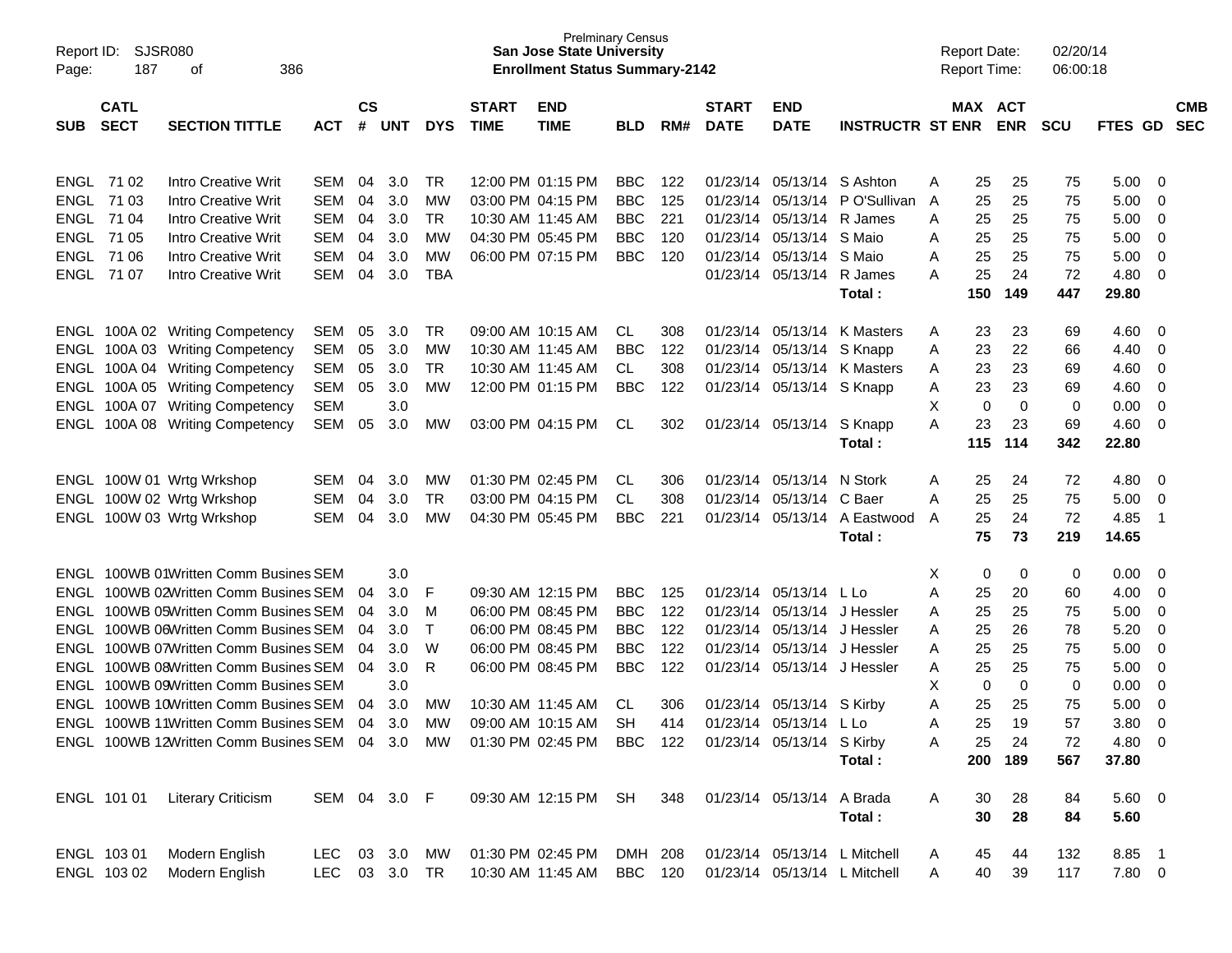| SUB | CATL SECT | SECTION TITTLE | ACT | CS # | UNT | DYS | START TIME | END TIME | BLD | RM# | START DATE | END DATE | INSTRUCTR | ST | MAX ENR | ACT ENR | SCU | FTES | GD | CMB SEC |
|---|---|---|---|---|---|---|---|---|---|---|---|---|---|---|---|---|---|---|---|---|
| ENGL | 71 02 | Intro Creative Writ | SEM | 04 | 3.0 | TR | 12:00 PM | 01:15 PM | BBC | 122 | 01/23/14 | 05/13/14 | S Ashton | A | 25 | 25 | 75 | 5.00 | 0 | |
| ENGL | 71 03 | Intro Creative Writ | SEM | 04 | 3.0 | MW | 03:00 PM | 04:15 PM | BBC | 125 | 01/23/14 | 05/13/14 | P O'Sullivan | A | 25 | 25 | 75 | 5.00 | 0 | |
| ENGL | 71 04 | Intro Creative Writ | SEM | 04 | 3.0 | TR | 10:30 AM | 11:45 AM | BBC | 221 | 01/23/14 | 05/13/14 | R James | A | 25 | 25 | 75 | 5.00 | 0 | |
| ENGL | 71 05 | Intro Creative Writ | SEM | 04 | 3.0 | MW | 04:30 PM | 05:45 PM | BBC | 120 | 01/23/14 | 05/13/14 | S Maio | A | 25 | 25 | 75 | 5.00 | 0 | |
| ENGL | 71 06 | Intro Creative Writ | SEM | 04 | 3.0 | MW | 06:00 PM | 07:15 PM | BBC | 120 | 01/23/14 | 05/13/14 | S Maio | A | 25 | 25 | 75 | 5.00 | 0 | |
| ENGL | 71 07 | Intro Creative Writ | SEM | 04 | 3.0 | TBA | | | | | 01/23/14 | 05/13/14 | R James | A | 25 | 24 | 72 | 4.80 | 0 | |
| | | | | | | | | | | | | | **Total :** | | **150** | **149** | **447** | **29.80** | | |
| ENGL | 100A 02 | Writing Competency | SEM | 05 | 3.0 | TR | 09:00 AM | 10:15 AM | CL | 308 | 01/23/14 | 05/13/14 | K Masters | A | 23 | 23 | 69 | 4.60 | 0 | |
| ENGL | 100A 03 | Writing Competency | SEM | 05 | 3.0 | MW | 10:30 AM | 11:45 AM | BBC | 122 | 01/23/14 | 05/13/14 | S Knapp | A | 23 | 22 | 66 | 4.40 | 0 | |
| ENGL | 100A 04 | Writing Competency | SEM | 05 | 3.0 | TR | 10:30 AM | 11:45 AM | CL | 308 | 01/23/14 | 05/13/14 | K Masters | A | 23 | 23 | 69 | 4.60 | 0 | |
| ENGL | 100A 05 | Writing Competency | SEM | 05 | 3.0 | MW | 12:00 PM | 01:15 PM | BBC | 122 | 01/23/14 | 05/13/14 | S Knapp | A | 23 | 23 | 69 | 4.60 | 0 | |
| ENGL | 100A 07 | Writing Competency | SEM | | 3.0 | | | | | | | | | X | 0 | 0 | 0 | 0.00 | 0 | |
| ENGL | 100A 08 | Writing Competency | SEM | 05 | 3.0 | MW | 03:00 PM | 04:15 PM | CL | 302 | 01/23/14 | 05/13/14 | S Knapp | A | 23 | 23 | 69 | 4.60 | 0 | |
| | | | | | | | | | | | | | **Total :** | | **115** | **114** | **342** | **22.80** | | |
| ENGL | 100W 01 | Wrtg Wrkshop | SEM | 04 | 3.0 | MW | 01:30 PM | 02:45 PM | CL | 306 | 01/23/14 | 05/13/14 | N Stork | A | 25 | 24 | 72 | 4.80 | 0 | |
| ENGL | 100W 02 | Wrtg Wrkshop | SEM | 04 | 3.0 | TR | 03:00 PM | 04:15 PM | CL | 308 | 01/23/14 | 05/13/14 | C Baer | A | 25 | 25 | 75 | 5.00 | 0 | |
| ENGL | 100W 03 | Wrtg Wrkshop | SEM | 04 | 3.0 | MW | 04:30 PM | 05:45 PM | BBC | 221 | 01/23/14 | 05/13/14 | A Eastwood | A | 25 | 24 | 72 | 4.85 | 1 | |
| | | | | | | | | | | | | | **Total :** | | **75** | **73** | **219** | **14.65** | | |
| ENGL | 100WB 01 | Written Comm Busines | SEM | | 3.0 | | | | | | | | | X | 0 | 0 | 0 | 0.00 | 0 | |
| ENGL | 100WB 02 | Written Comm Busines | SEM | 04 | 3.0 | F | 09:30 AM | 12:15 PM | BBC | 125 | 01/23/14 | 05/13/14 | L Lo | A | 25 | 20 | 60 | 4.00 | 0 | |
| ENGL | 100WB 05 | Written Comm Busines | SEM | 04 | 3.0 | M | 06:00 PM | 08:45 PM | BBC | 122 | 01/23/14 | 05/13/14 | J Hessler | A | 25 | 25 | 75 | 5.00 | 0 | |
| ENGL | 100WB 06 | Written Comm Busines | SEM | 04 | 3.0 | T | 06:00 PM | 08:45 PM | BBC | 122 | 01/23/14 | 05/13/14 | J Hessler | A | 25 | 26 | 78 | 5.20 | 0 | |
| ENGL | 100WB 07 | Written Comm Busines | SEM | 04 | 3.0 | W | 06:00 PM | 08:45 PM | BBC | 122 | 01/23/14 | 05/13/14 | J Hessler | A | 25 | 25 | 75 | 5.00 | 0 | |
| ENGL | 100WB 08 | Written Comm Busines | SEM | 04 | 3.0 | R | 06:00 PM | 08:45 PM | BBC | 122 | 01/23/14 | 05/13/14 | J Hessler | A | 25 | 25 | 75 | 5.00 | 0 | |
| ENGL | 100WB 09 | Written Comm Busines | SEM | | 3.0 | | | | | | | | | X | 0 | 0 | 0 | 0.00 | 0 | |
| ENGL | 100WB 10 | Written Comm Busines | SEM | 04 | 3.0 | MW | 10:30 AM | 11:45 AM | CL | 306 | 01/23/14 | 05/13/14 | S Kirby | A | 25 | 25 | 75 | 5.00 | 0 | |
| ENGL | 100WB 11 | Written Comm Busines | SEM | 04 | 3.0 | MW | 09:00 AM | 10:15 AM | SH | 414 | 01/23/14 | 05/13/14 | L Lo | A | 25 | 19 | 57 | 3.80 | 0 | |
| ENGL | 100WB 12 | Written Comm Busines | SEM | 04 | 3.0 | MW | 01:30 PM | 02:45 PM | BBC | 122 | 01/23/14 | 05/13/14 | S Kirby | A | 25 | 24 | 72 | 4.80 | 0 | |
| | | | | | | | | | | | | | **Total :** | | **200** | **189** | **567** | **37.80** | | |
| ENGL | 101 01 | Literary Criticism | SEM | 04 | 3.0 | F | 09:30 AM | 12:15 PM | SH | 348 | 01/23/14 | 05/13/14 | A Brada | A | 30 | 28 | 84 | 5.60 | 0 | |
| | | | | | | | | | | | | | **Total :** | | **30** | **28** | **84** | **5.60** | | |
| ENGL | 103 01 | Modern English | LEC | 03 | 3.0 | MW | 01:30 PM | 02:45 PM | DMH | 208 | 01/23/14 | 05/13/14 | L Mitchell | A | 45 | 44 | 132 | 8.85 | 1 | |
| ENGL | 103 02 | Modern English | LEC | 03 | 3.0 | TR | 10:30 AM | 11:45 AM | BBC | 120 | 01/23/14 | 05/13/14 | L Mitchell | A | 40 | 39 | 117 | 7.80 | 0 | |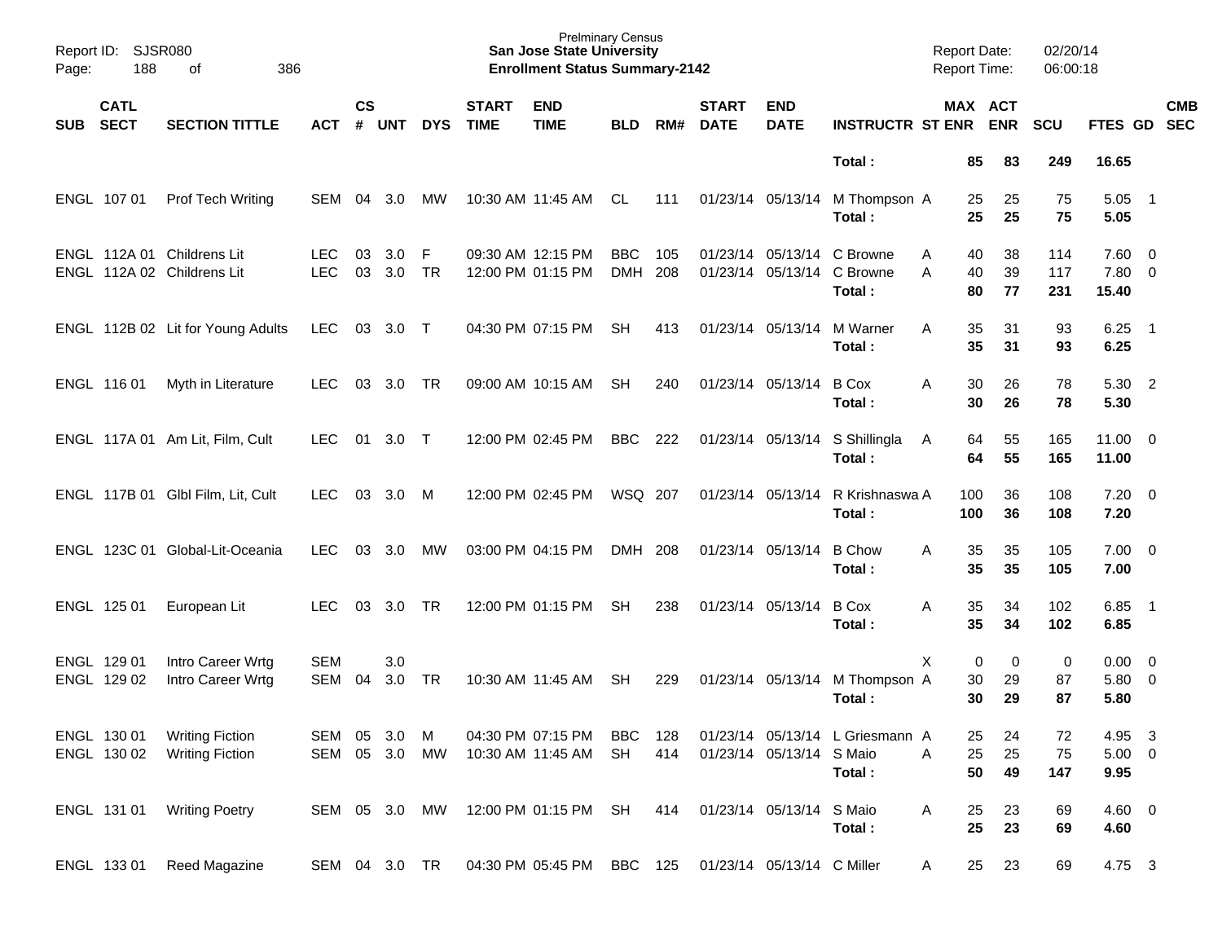Prelminary Census
**San Jose State University**
**Enrollment Status Summary-2142**

Report ID: SJSR080
Report Date: 02/20/14
Report Time: 06:00:18

| SUB | CATL SECT | SECTION TITTLE | ACT | CS # | UNT | DYS | START TIME | END TIME | BLD | RM# | START DATE | END DATE | INSTRUCTR | ST | MAX ENR | ACT ENR | SCU | FTES | GD | CMB SEC |
|---|---|---|---|---|---|---|---|---|---|---|---|---|---|---|---|---|---|---|---|---|
| | | | | | | | | | | | | | **Total :** | | **85** | **83** | **249** | **16.65** | | |
| ENGL | 107 01 | Prof Tech Writing | SEM | 04 | 3.0 | MW | 10:30 AM | 11:45 AM | CL | 111 | 01/23/14 | 05/13/14 | M Thompson | A | 25 | 25 | 75 | 5.05 | 1 | |
| | | | | | | | | | | | | | **Total :** | | **25** | **25** | **75** | **5.05** | | |
| ENGL | 112A 01 | Childrens Lit | LEC | 03 | 3.0 | F | 09:30 AM | 12:15 PM | BBC | 105 | 01/23/14 | 05/13/14 | C Browne | A | 40 | 38 | 114 | 7.60 | 0 | |
| ENGL | 112A 02 | Childrens Lit | LEC | 03 | 3.0 | TR | 12:00 PM | 01:15 PM | DMH | 208 | 01/23/14 | 05/13/14 | C Browne | A | 40 | 39 | 117 | 7.80 | 0 | |
| | | | | | | | | | | | | | **Total :** | | **80** | **77** | **231** | **15.40** | | |
| ENGL | 112B 02 | Lit for Young Adults | LEC | 03 | 3.0 | T | 04:30 PM | 07:15 PM | SH | 413 | 01/23/14 | 05/13/14 | M Warner | A | 35 | 31 | 93 | 6.25 | 1 | |
| | | | | | | | | | | | | | **Total :** | | **35** | **31** | **93** | **6.25** | | |
| ENGL | 116 01 | Myth in Literature | LEC | 03 | 3.0 | TR | 09:00 AM | 10:15 AM | SH | 240 | 01/23/14 | 05/13/14 | B Cox | A | 30 | 26 | 78 | 5.30 | 2 | |
| | | | | | | | | | | | | | **Total :** | | **30** | **26** | **78** | **5.30** | | |
| ENGL | 117A 01 | Am Lit, Film, Cult | LEC | 01 | 3.0 | T | 12:00 PM | 02:45 PM | BBC | 222 | 01/23/14 | 05/13/14 | S Shillingla | A | 64 | 55 | 165 | 11.00 | 0 | |
| | | | | | | | | | | | | | **Total :** | | **64** | **55** | **165** | **11.00** | | |
| ENGL | 117B 01 | Glbl Film, Lit, Cult | LEC | 03 | 3.0 | M | 12:00 PM | 02:45 PM | WSQ | 207 | 01/23/14 | 05/13/14 | R Krishnaswa | A | 100 | 36 | 108 | 7.20 | 0 | |
| | | | | | | | | | | | | | **Total :** | | **100** | **36** | **108** | **7.20** | | |
| ENGL | 123C 01 | Global-Lit-Oceania | LEC | 03 | 3.0 | MW | 03:00 PM | 04:15 PM | DMH | 208 | 01/23/14 | 05/13/14 | B Chow | A | 35 | 35 | 105 | 7.00 | 0 | |
| | | | | | | | | | | | | | **Total :** | | **35** | **35** | **105** | **7.00** | | |
| ENGL | 125 01 | European Lit | LEC | 03 | 3.0 | TR | 12:00 PM | 01:15 PM | SH | 238 | 01/23/14 | 05/13/14 | B Cox | A | 35 | 34 | 102 | 6.85 | 1 | |
| | | | | | | | | | | | | | **Total :** | | **35** | **34** | **102** | **6.85** | | |
| ENGL | 129 01 | Intro Career Wrtg | SEM | | 3.0 | | | | | | | | | X | 0 | 0 | 0 | 0.00 | 0 | |
| ENGL | 129 02 | Intro Career Wrtg | SEM | 04 | 3.0 | TR | 10:30 AM | 11:45 AM | SH | 229 | 01/23/14 | 05/13/14 | M Thompson | A | 30 | 29 | 87 | 5.80 | 0 | |
| | | | | | | | | | | | | | **Total :** | | **30** | **29** | **87** | **5.80** | | |
| ENGL | 130 01 | Writing Fiction | SEM | 05 | 3.0 | M | 04:30 PM | 07:15 PM | BBC | 128 | 01/23/14 | 05/13/14 | L Griesmann | A | 25 | 24 | 72 | 4.95 | 3 | |
| ENGL | 130 02 | Writing Fiction | SEM | 05 | 3.0 | MW | 10:30 AM | 11:45 AM | SH | 414 | 01/23/14 | 05/13/14 | S Maio | A | 25 | 25 | 75 | 5.00 | 0 | |
| | | | | | | | | | | | | | **Total :** | | **50** | **49** | **147** | **9.95** | | |
| ENGL | 131 01 | Writing Poetry | SEM | 05 | 3.0 | MW | 12:00 PM | 01:15 PM | SH | 414 | 01/23/14 | 05/13/14 | S Maio | A | 25 | 23 | 69 | 4.60 | 0 | |
| | | | | | | | | | | | | | **Total :** | | **25** | **23** | **69** | **4.60** | | |
| ENGL | 133 01 | Reed Magazine | SEM | 04 | 3.0 | TR | 04:30 PM | 05:45 PM | BBC | 125 | 01/23/14 | 05/13/14 | C Miller | A | 25 | 23 | 69 | 4.75 | 3 | |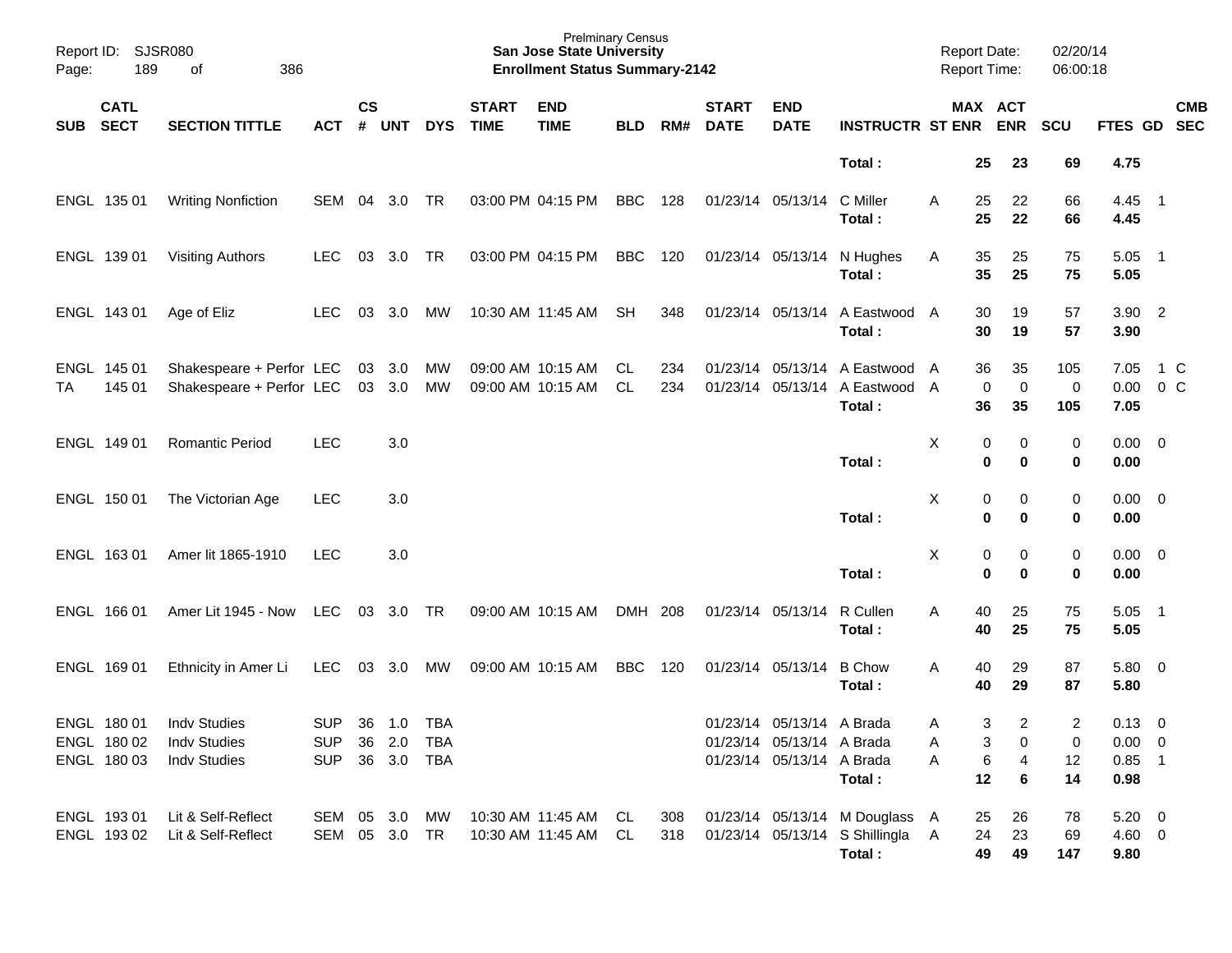| SUB | CATL SECT | SECTION TITTLE | ACT | CS # | UNT | DYS | START TIME | END TIME | BLD | RM# | START DATE | END DATE | INSTRUCTR | ST | MAX ENR | ACT ENR | SCU | FTES | GD | CMB SEC |
|---|---|---|---|---|---|---|---|---|---|---|---|---|---|---|---|---|---|---|---|---|
| | | | | | | | | | | | | | **Total :** | | **25** | **23** | **69** | **4.75** | | |
| ENGL | 135 01 | Writing Nonfiction | SEM | 04 | 3.0 | TR | 03:00 PM | 04:15 PM | BBC | 128 | 01/23/14 | 05/13/14 | C Miller | A | 25 | 22 | 66 | 4.45 | 1 | |
| | | | | | | | | | | | | | **Total :** | | **25** | **22** | **66** | **4.45** | | |
| ENGL | 139 01 | Visiting Authors | LEC | 03 | 3.0 | TR | 03:00 PM | 04:15 PM | BBC | 120 | 01/23/14 | 05/13/14 | N Hughes | A | 35 | 25 | 75 | 5.05 | 1 | |
| | | | | | | | | | | | | | **Total :** | | **35** | **25** | **75** | **5.05** | | |
| ENGL | 143 01 | Age of Eliz | LEC | 03 | 3.0 | MW | 10:30 AM | 11:45 AM | SH | 348 | 01/23/14 | 05/13/14 | A Eastwood | A | 30 | 19 | 57 | 3.90 | 2 | |
| | | | | | | | | | | | | | **Total :** | | **30** | **19** | **57** | **3.90** | | |
| ENGL | 145 01 | Shakespeare + Perfor | LEC | 03 | 3.0 | MW | 09:00 AM | 10:15 AM | CL | 234 | 01/23/14 | 05/13/14 | A Eastwood | A | 36 | 35 | 105 | 7.05 | 1 | C |
| TA | 145 01 | Shakespeare + Perfor | LEC | 03 | 3.0 | MW | 09:00 AM | 10:15 AM | CL | 234 | 01/23/14 | 05/13/14 | A Eastwood | A | 0 | 0 | 0 | 0.00 | 0 | C |
| | | | | | | | | | | | | | **Total :** | | **36** | **35** | **105** | **7.05** | | |
| ENGL | 149 01 | Romantic Period | LEC | | 3.0 | | | | | | | | | X | 0 | 0 | 0 | 0.00 | 0 | |
| | | | | | | | | | | | | | **Total :** | | **0** | **0** | **0** | **0.00** | | |
| ENGL | 150 01 | The Victorian Age | LEC | | 3.0 | | | | | | | | | X | 0 | 0 | 0 | 0.00 | 0 | |
| | | | | | | | | | | | | | **Total :** | | **0** | **0** | **0** | **0.00** | | |
| ENGL | 163 01 | Amer lit 1865-1910 | LEC | | 3.0 | | | | | | | | | X | 0 | 0 | 0 | 0.00 | 0 | |
| | | | | | | | | | | | | | **Total :** | | **0** | **0** | **0** | **0.00** | | |
| ENGL | 166 01 | Amer Lit 1945 - Now | LEC | 03 | 3.0 | TR | 09:00 AM | 10:15 AM | DMH | 208 | 01/23/14 | 05/13/14 | R Cullen | A | 40 | 25 | 75 | 5.05 | 1 | |
| | | | | | | | | | | | | | **Total :** | | **40** | **25** | **75** | **5.05** | | |
| ENGL | 169 01 | Ethnicity in Amer Li | LEC | 03 | 3.0 | MW | 09:00 AM | 10:15 AM | BBC | 120 | 01/23/14 | 05/13/14 | B Chow | A | 40 | 29 | 87 | 5.80 | 0 | |
| | | | | | | | | | | | | | **Total :** | | **40** | **29** | **87** | **5.80** | | |
| ENGL | 180 01 | Indv Studies | SUP | 36 | 1.0 | TBA | | | | | 01/23/14 | 05/13/14 | A Brada | A | 3 | 2 | 2 | 0.13 | 0 | |
| ENGL | 180 02 | Indv Studies | SUP | 36 | 2.0 | TBA | | | | | 01/23/14 | 05/13/14 | A Brada | A | 3 | 0 | 0 | 0.00 | 0 | |
| ENGL | 180 03 | Indv Studies | SUP | 36 | 3.0 | TBA | | | | | 01/23/14 | 05/13/14 | A Brada | A | 6 | 4 | 12 | 0.85 | 1 | |
| | | | | | | | | | | | | | **Total :** | | **12** | **6** | **14** | **0.98** | | |
| ENGL | 193 01 | Lit & Self-Reflect | SEM | 05 | 3.0 | MW | 10:30 AM | 11:45 AM | CL | 308 | 01/23/14 | 05/13/14 | M Douglass | A | 25 | 26 | 78 | 5.20 | 0 | |
| ENGL | 193 02 | Lit & Self-Reflect | SEM | 05 | 3.0 | TR | 10:30 AM | 11:45 AM | CL | 318 | 01/23/14 | 05/13/14 | S Shillingla | A | 24 | 23 | 69 | 4.60 | 0 | |
| | | | | | | | | | | | | | **Total :** | | **49** | **49** | **147** | **9.80** | | |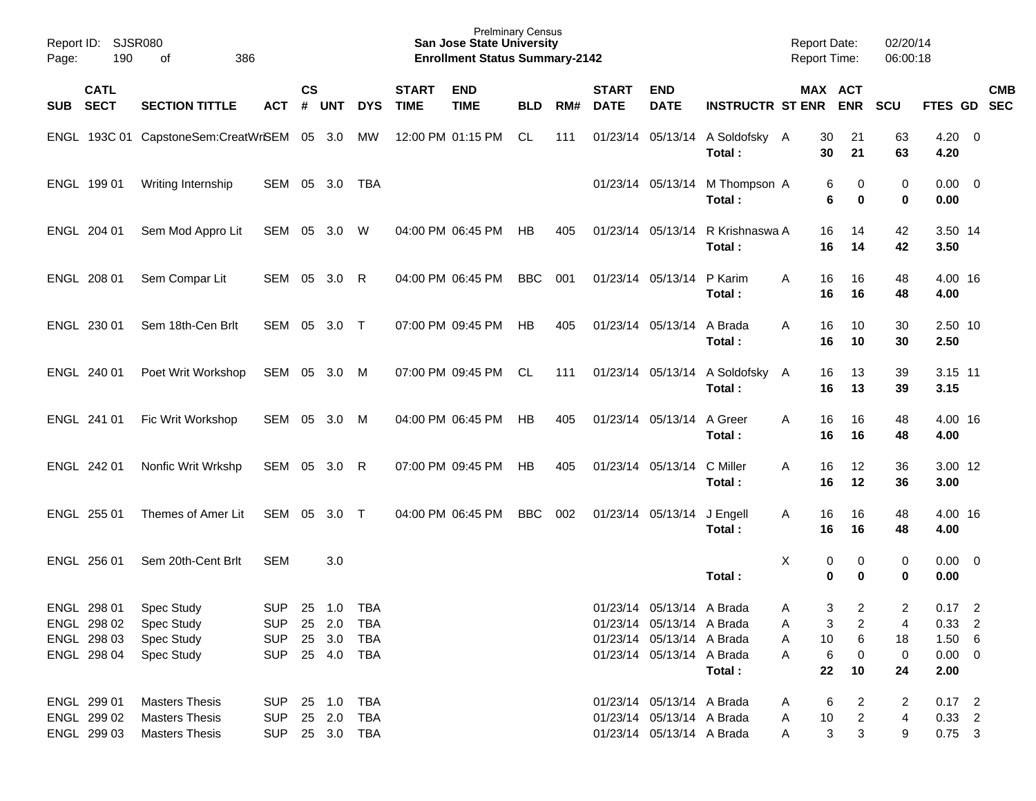Prelminary Census
**San Jose State University**
**Enrollment Status Summary-2142**

Report ID: SJSR080
Report Date: 02/20/14
Report Time: 06:00:18

| SUB | CATL SECT | SECTION TITTLE | ACT | CS # | UNT | DYS | START TIME | END TIME | BLD | RM# | START DATE | END DATE | INSTRUCTR | ST | MAX ENR | ACT ENR | SCU | FTES | GD | CMB SEC |
|---|---|---|---|---|---|---|---|---|---|---|---|---|---|---|---|---|---|---|---|---|
| ENGL | 193C 01 | CapstoneSem:CreatWri | SEM | 05 | 3.0 | MW | 12:00 PM | 01:15 PM | CL | 111 | 01/23/14 | 05/13/14 | A Soldofsky | A | 30 | 21 | 63 | 4.20 | 0 | |
| | | | | | | | | | | | | | **Total :** | | **30** | **21** | **63** | **4.20** | | |
| ENGL | 199 01 | Writing Internship | SEM | 05 | 3.0 | TBA | | | | | 01/23/14 | 05/13/14 | M Thompson | A | 6 | 0 | 0 | 0.00 | 0 | |
| | | | | | | | | | | | | | **Total :** | | **6** | **0** | **0** | **0.00** | | |
| ENGL | 204 01 | Sem Mod Appro Lit | SEM | 05 | 3.0 | W | 04:00 PM | 06:45 PM | HB | 405 | 01/23/14 | 05/13/14 | R Krishnaswa | A | 16 | 14 | 42 | 3.50 | 14 | |
| | | | | | | | | | | | | | **Total :** | | **16** | **14** | **42** | **3.50** | | |
| ENGL | 208 01 | Sem Compar Lit | SEM | 05 | 3.0 | R | 04:00 PM | 06:45 PM | BBC | 001 | 01/23/14 | 05/13/14 | P Karim | A | 16 | 16 | 48 | 4.00 | 16 | |
| | | | | | | | | | | | | | **Total :** | | **16** | **16** | **48** | **4.00** | | |
| ENGL | 230 01 | Sem 18th-Cen Brlt | SEM | 05 | 3.0 | T | 07:00 PM | 09:45 PM | HB | 405 | 01/23/14 | 05/13/14 | A Brada | A | 16 | 10 | 30 | 2.50 | 10 | |
| | | | | | | | | | | | | | **Total :** | | **16** | **10** | **30** | **2.50** | | |
| ENGL | 240 01 | Poet Writ Workshop | SEM | 05 | 3.0 | M | 07:00 PM | 09:45 PM | CL | 111 | 01/23/14 | 05/13/14 | A Soldofsky | A | 16 | 13 | 39 | 3.15 | 11 | |
| | | | | | | | | | | | | | **Total :** | | **16** | **13** | **39** | **3.15** | | |
| ENGL | 241 01 | Fic Writ Workshop | SEM | 05 | 3.0 | M | 04:00 PM | 06:45 PM | HB | 405 | 01/23/14 | 05/13/14 | A Greer | A | 16 | 16 | 48 | 4.00 | 16 | |
| | | | | | | | | | | | | | **Total :** | | **16** | **16** | **48** | **4.00** | | |
| ENGL | 242 01 | Nonfic Writ Wrkshp | SEM | 05 | 3.0 | R | 07:00 PM | 09:45 PM | HB | 405 | 01/23/14 | 05/13/14 | C Miller | A | 16 | 12 | 36 | 3.00 | 12 | |
| | | | | | | | | | | | | | **Total :** | | **16** | **12** | **36** | **3.00** | | |
| ENGL | 255 01 | Themes of Amer Lit | SEM | 05 | 3.0 | T | 04:00 PM | 06:45 PM | BBC | 002 | 01/23/14 | 05/13/14 | J Engell | A | 16 | 16 | 48 | 4.00 | 16 | |
| | | | | | | | | | | | | | **Total :** | | **16** | **16** | **48** | **4.00** | | |
| ENGL | 256 01 | Sem 20th-Cent Brlt | SEM | | 3.0 | | | | | | | | | X | 0 | 0 | 0 | 0.00 | 0 | |
| | | | | | | | | | | | | | **Total :** | | **0** | **0** | **0** | **0.00** | | |
| ENGL | 298 01 | Spec Study | SUP | 25 | 1.0 | TBA | | | | | 01/23/14 | 05/13/14 | A Brada | A | 3 | 2 | 2 | 0.17 | 2 | |
| ENGL | 298 02 | Spec Study | SUP | 25 | 2.0 | TBA | | | | | 01/23/14 | 05/13/14 | A Brada | A | 3 | 2 | 4 | 0.33 | 2 | |
| ENGL | 298 03 | Spec Study | SUP | 25 | 3.0 | TBA | | | | | 01/23/14 | 05/13/14 | A Brada | A | 10 | 6 | 18 | 1.50 | 6 | |
| ENGL | 298 04 | Spec Study | SUP | 25 | 4.0 | TBA | | | | | 01/23/14 | 05/13/14 | A Brada | A | 6 | 0 | 0 | 0.00 | 0 | |
| | | | | | | | | | | | | | **Total :** | | **22** | **10** | **24** | **2.00** | | |
| ENGL | 299 01 | Masters Thesis | SUP | 25 | 1.0 | TBA | | | | | 01/23/14 | 05/13/14 | A Brada | A | 6 | 2 | 2 | 0.17 | 2 | |
| ENGL | 299 02 | Masters Thesis | SUP | 25 | 2.0 | TBA | | | | | 01/23/14 | 05/13/14 | A Brada | A | 10 | 2 | 4 | 0.33 | 2 | |
| ENGL | 299 03 | Masters Thesis | SUP | 25 | 3.0 | TBA | | | | | 01/23/14 | 05/13/14 | A Brada | A | 3 | 3 | 9 | 0.75 | 3 | |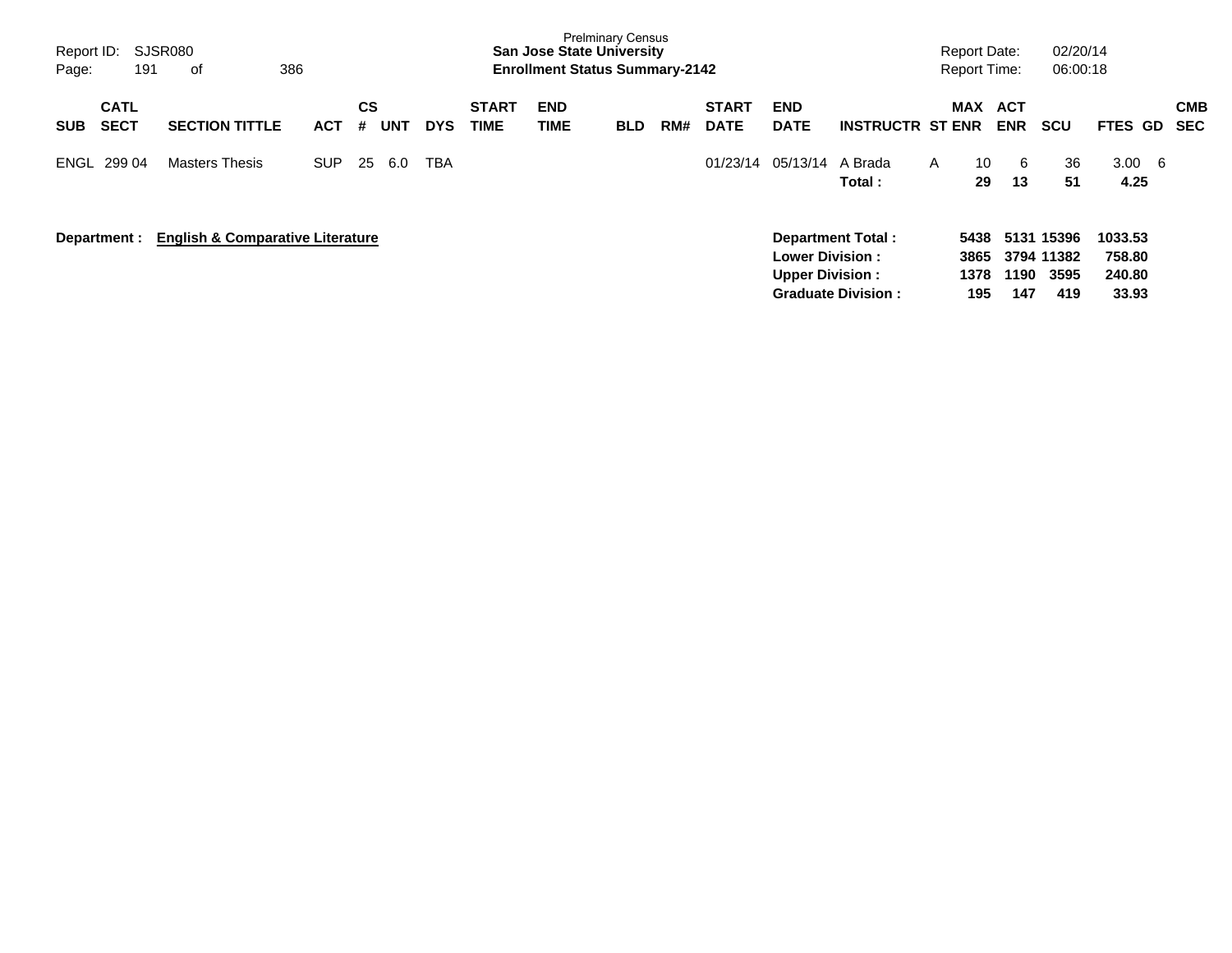Prelminary Census
**San Jose State University**
**Enrollment Status Summary-2142**

Report ID: SJSR080
Page: 191 of 386

Report Date: 02/20/14
Report Time: 06:00:18

| SUB | CATL SECT | SECTION TITTLE | ACT | CS # | UNT | DYS | START TIME | END TIME | BLD | RM# | START DATE | END DATE | INSTRUCTR | ST | MAX ENR | ACT ENR | SCU | FTES | GD | CMB SEC |
|---|---|---|---|---|---|---|---|---|---|---|---|---|---|---|---|---|---|---|---|---|
| ENGL | 299 04 | Masters Thesis | SUP | 25 | 6.0 | TBA | | | | | 01/23/14 | 05/13/14 | A Brada | A | 10 | 6 | 36 | 3.00 | 6 | |
| | | | | | | | | | | | | | **Total :** | | **29** | **13** | **51** | **4.25** | | |

**Department : English & Comparative Literature**

| | MAX ENR | ACT ENR | SCU | FTES |
|---|---|---|---|---|
| **Department Total :** | **5438** | **5131** | **15396** | **1033.53** |
| **Lower Division :** | **3865** | **3794** | **11382** | **758.80** |
| **Upper Division :** | **1378** | **1190** | **3595** | **240.80** |
| **Graduate Division :** | **195** | **147** | **419** | **33.93** |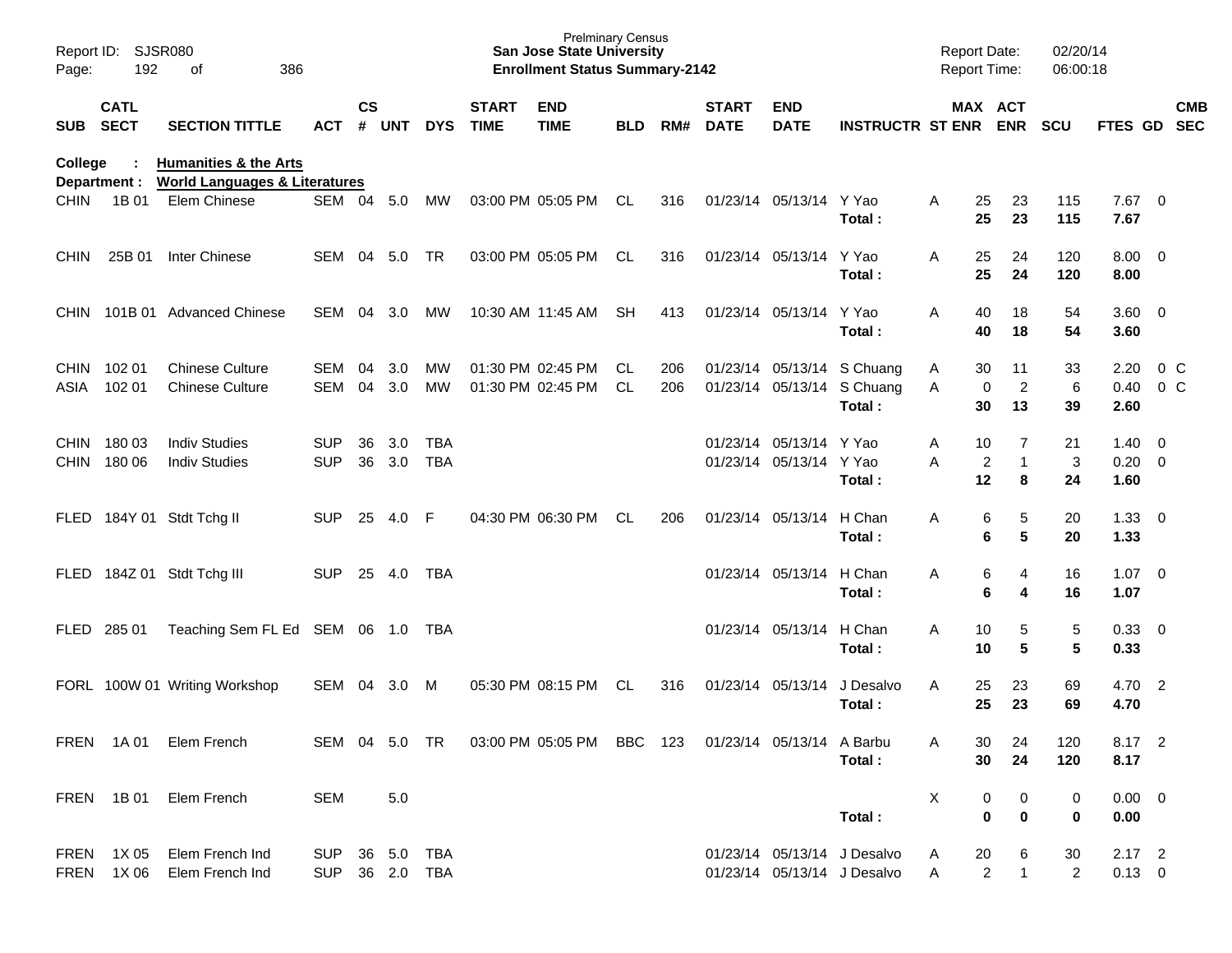Prelminary Census
**San Jose State University**
**Enrollment Status Summary-2142**

Report ID: SJSR080
Report Date: 02/20/14
Report Time: 06:00:18

**College : Humanities & the Arts**
**Department : World Languages & Literatures**

| SUB | CATL SECT | SECTION TITTLE | ACT | CS # | UNT | DYS | START TIME | END TIME | BLD | RM# | START DATE | END DATE | INSTRUCTR | ST | MAX ENR | ACT ENR | SCU | FTES | GD | CMB SEC |
|---|---|---|---|---|---|---|---|---|---|---|---|---|---|---|---|---|---|---|---|---|
| CHIN | 1B 01 | Elem Chinese | SEM | 04 | 5.0 | MW | 03:00 PM | 05:05 PM | CL | 316 | 01/23/14 | 05/13/14 | Y Yao | A | 25 | 23 | 115 | 7.67 | 0 | |
| | | | | | | | | | | | | | **Total :** | | **25** | **23** | **115** | **7.67** | | |
| CHIN | 25B 01 | Inter Chinese | SEM | 04 | 5.0 | TR | 03:00 PM | 05:05 PM | CL | 316 | 01/23/14 | 05/13/14 | Y Yao | A | 25 | 24 | 120 | 8.00 | 0 | |
| | | | | | | | | | | | | | **Total :** | | **25** | **24** | **120** | **8.00** | | |
| CHIN | 101B 01 | Advanced Chinese | SEM | 04 | 3.0 | MW | 10:30 AM | 11:45 AM | SH | 413 | 01/23/14 | 05/13/14 | Y Yao | A | 40 | 18 | 54 | 3.60 | 0 | |
| | | | | | | | | | | | | | **Total :** | | **40** | **18** | **54** | **3.60** | | |
| CHIN | 102 01 | Chinese Culture | SEM | 04 | 3.0 | MW | 01:30 PM | 02:45 PM | CL | 206 | 01/23/14 | 05/13/14 | S Chuang | A | 30 | 11 | 33 | 2.20 | 0 | C |
| ASIA | 102 01 | Chinese Culture | SEM | 04 | 3.0 | MW | 01:30 PM | 02:45 PM | CL | 206 | 01/23/14 | 05/13/14 | S Chuang | A | 0 | 2 | 6 | 0.40 | 0 | C |
| | | | | | | | | | | | | | **Total :** | | **30** | **13** | **39** | **2.60** | | |
| CHIN | 180 03 | Indiv Studies | SUP | 36 | 3.0 | TBA | | | | | 01/23/14 | 05/13/14 | Y Yao | A | 10 | 7 | 21 | 1.40 | 0 | |
| CHIN | 180 06 | Indiv Studies | SUP | 36 | 3.0 | TBA | | | | | 01/23/14 | 05/13/14 | Y Yao | A | 2 | 1 | 3 | 0.20 | 0 | |
| | | | | | | | | | | | | | **Total :** | | **12** | **8** | **24** | **1.60** | | |
| FLED | 184Y 01 | Stdt Tchg II | SUP | 25 | 4.0 | F | 04:30 PM | 06:30 PM | CL | 206 | 01/23/14 | 05/13/14 | H Chan | A | 6 | 5 | 20 | 1.33 | 0 | |
| | | | | | | | | | | | | | **Total :** | | **6** | **5** | **20** | **1.33** | | |
| FLED | 184Z 01 | Stdt Tchg III | SUP | 25 | 4.0 | TBA | | | | | 01/23/14 | 05/13/14 | H Chan | A | 6 | 4 | 16 | 1.07 | 0 | |
| | | | | | | | | | | | | | **Total :** | | **6** | **4** | **16** | **1.07** | | |
| FLED | 285 01 | Teaching Sem FL Ed | SEM | 06 | 1.0 | TBA | | | | | 01/23/14 | 05/13/14 | H Chan | A | 10 | 5 | 5 | 0.33 | 0 | |
| | | | | | | | | | | | | | **Total :** | | **10** | **5** | **5** | **0.33** | | |
| FORL | 100W 01 | Writing Workshop | SEM | 04 | 3.0 | M | 05:30 PM | 08:15 PM | CL | 316 | 01/23/14 | 05/13/14 | J Desalvo | A | 25 | 23 | 69 | 4.70 | 2 | |
| | | | | | | | | | | | | | **Total :** | | **25** | **23** | **69** | **4.70** | | |
| FREN | 1A 01 | Elem French | SEM | 04 | 5.0 | TR | 03:00 PM | 05:05 PM | BBC | 123 | 01/23/14 | 05/13/14 | A Barbu | A | 30 | 24 | 120 | 8.17 | 2 | |
| | | | | | | | | | | | | | **Total :** | | **30** | **24** | **120** | **8.17** | | |
| FREN | 1B 01 | Elem French | SEM | | 5.0 | | | | | | | | | X | 0 | 0 | 0 | 0.00 | 0 | |
| | | | | | | | | | | | | | **Total :** | | **0** | **0** | **0** | **0.00** | | |
| FREN | 1X 05 | Elem French Ind | SUP | 36 | 5.0 | TBA | | | | | 01/23/14 | 05/13/14 | J Desalvo | A | 20 | 6 | 30 | 2.17 | 2 | |
| FREN | 1X 06 | Elem French Ind | SUP | 36 | 2.0 | TBA | | | | | 01/23/14 | 05/13/14 | J Desalvo | A | 2 | 1 | 2 | 0.13 | 0 | |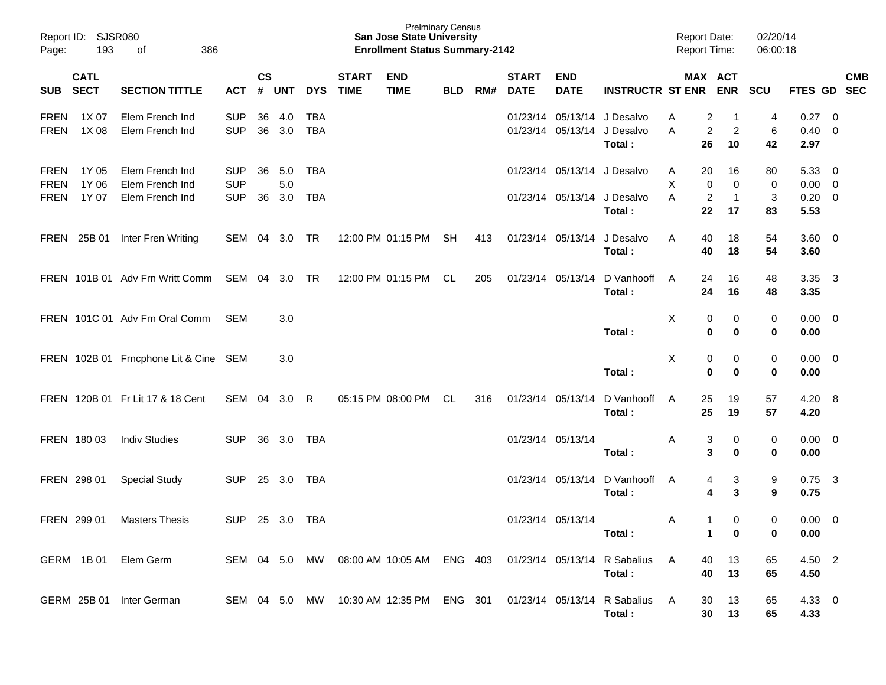Prelminary Census
**San Jose State University**
**Enrollment Status Summary-2142**

Report ID: SJSR080
Report Date: 02/20/14
Report Time: 06:00:18

| SUB | CATL SECT | SECTION TITTLE | ACT | CS # | UNT | DYS | START TIME | END TIME | BLD | RM# | START DATE | END DATE | INSTRUCTR | ST | MAX ENR | ACT ENR | SCU | FTES | GD | CMB SEC |
|---|---|---|---|---|---|---|---|---|---|---|---|---|---|---|---|---|---|---|---|---|
| FREN | 1X 07 | Elem French Ind | SUP | 36 | 4.0 | TBA | | | | | 01/23/14 | 05/13/14 | J Desalvo | A | 2 | 1 | 4 | 0.27 | 0 | |
| FREN | 1X 08 | Elem French Ind | SUP | 36 | 3.0 | TBA | | | | | 01/23/14 | 05/13/14 | J Desalvo | A | 2 | 2 | 6 | 0.40 | 0 | |
| | | | | | | | | | | | | | **Total :** | | **26** | **10** | **42** | **2.97** | | |
| FREN | 1Y 05 | Elem French Ind | SUP | 36 | 5.0 | TBA | | | | | 01/23/14 | 05/13/14 | J Desalvo | A | 20 | 16 | 80 | 5.33 | 0 | |
| FREN | 1Y 06 | Elem French Ind | SUP | | 5.0 | | | | | | | | | X | 0 | 0 | 0 | 0.00 | 0 | |
| FREN | 1Y 07 | Elem French Ind | SUP | 36 | 3.0 | TBA | | | | | 01/23/14 | 05/13/14 | J Desalvo | A | 2 | 1 | 3 | 0.20 | 0 | |
| | | | | | | | | | | | | | **Total :** | | **22** | **17** | **83** | **5.53** | | |
| FREN | 25B 01 | Inter Fren Writing | SEM | 04 | 3.0 | TR | 12:00 PM | 01:15 PM | SH | 413 | 01/23/14 | 05/13/14 | J Desalvo | A | 40 | 18 | 54 | 3.60 | 0 | |
| | | | | | | | | | | | | | **Total :** | | **40** | **18** | **54** | **3.60** | | |
| FREN | 101B 01 | Adv Frn Writt Comm | SEM | 04 | 3.0 | TR | 12:00 PM | 01:15 PM | CL | 205 | 01/23/14 | 05/13/14 | D Vanhooff | A | 24 | 16 | 48 | 3.35 | 3 | |
| | | | | | | | | | | | | | **Total :** | | **24** | **16** | **48** | **3.35** | | |
| FREN | 101C 01 | Adv Frn Oral Comm | SEM | | 3.0 | | | | | | | | | X | 0 | 0 | 0 | 0.00 | 0 | |
| | | | | | | | | | | | | | **Total :** | | **0** | **0** | **0** | **0.00** | | |
| FREN | 102B 01 | Frncphone Lit & Cine | SEM | | 3.0 | | | | | | | | | X | 0 | 0 | 0 | 0.00 | 0 | |
| | | | | | | | | | | | | | **Total :** | | **0** | **0** | **0** | **0.00** | | |
| FREN | 120B 01 | Fr Lit 17 & 18 Cent | SEM | 04 | 3.0 | R | 05:15 PM | 08:00 PM | CL | 316 | 01/23/14 | 05/13/14 | D Vanhooff | A | 25 | 19 | 57 | 4.20 | 8 | |
| | | | | | | | | | | | | | **Total :** | | **25** | **19** | **57** | **4.20** | | |
| FREN | 180 03 | Indiv Studies | SUP | 36 | 3.0 | TBA | | | | | 01/23/14 | 05/13/14 | | A | 3 | 0 | 0 | 0.00 | 0 | |
| | | | | | | | | | | | | | **Total :** | | **3** | **0** | **0** | **0.00** | | |
| FREN | 298 01 | Special Study | SUP | 25 | 3.0 | TBA | | | | | 01/23/14 | 05/13/14 | D Vanhooff | A | 4 | 3 | 9 | 0.75 | 3 | |
| | | | | | | | | | | | | | **Total :** | | **4** | **3** | **9** | **0.75** | | |
| FREN | 299 01 | Masters Thesis | SUP | 25 | 3.0 | TBA | | | | | 01/23/14 | 05/13/14 | | A | 1 | 0 | 0 | 0.00 | 0 | |
| | | | | | | | | | | | | | **Total :** | | **1** | **0** | **0** | **0.00** | | |
| GERM | 1B 01 | Elem Germ | SEM | 04 | 5.0 | MW | 08:00 AM | 10:05 AM | ENG | 403 | 01/23/14 | 05/13/14 | R Sabalius | A | 40 | 13 | 65 | 4.50 | 2 | |
| | | | | | | | | | | | | | **Total :** | | **40** | **13** | **65** | **4.50** | | |
| GERM | 25B 01 | Inter German | SEM | 04 | 5.0 | MW | 10:30 AM | 12:35 PM | ENG | 301 | 01/23/14 | 05/13/14 | R Sabalius | A | 30 | 13 | 65 | 4.33 | 0 | |
| | | | | | | | | | | | | | **Total :** | | **30** | **13** | **65** | **4.33** | | |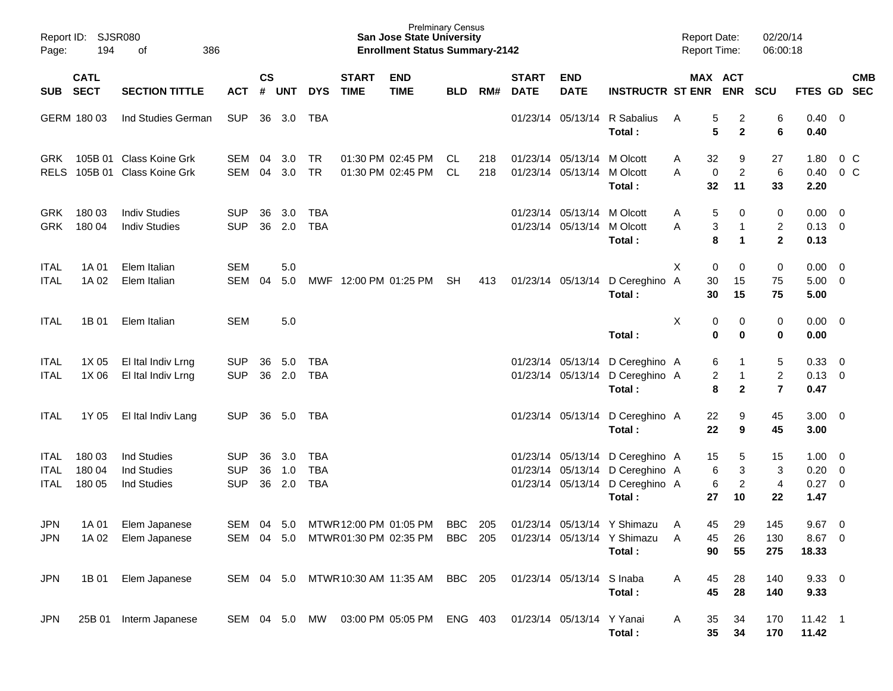Report ID: SJSR080
Page: 194 of 386

Prelminary Census
**San Jose State University**
**Enrollment Status Summary-2142**

Report Date: 02/20/14
Report Time: 06:00:18

| SUB | CATL SECT | SECTION TITTLE | ACT | CS # | UNT | DYS | START TIME | END TIME | BLD | RM# | START DATE | END DATE | INSTRUCTR | ST | MAX ENR | ACT ENR | SCU | FTES | GD | CMB SEC |
|---|---|---|---|---|---|---|---|---|---|---|---|---|---|---|---|---|---|---|---|---|
| GERM | 180 03 | Ind Studies German | SUP | 36 | 3.0 | TBA | | | | | 01/23/14 | 05/13/14 | R Sabalius | A | 5 | 2 | 6 | 0.40 | 0 | |
| | | | | | | | | | | | | | **Total :** | | **5** | **2** | **6** | **0.40** | | |
| GRK | 105B 01 | Class Koine Grk | SEM | 04 | 3.0 | TR | 01:30 PM | 02:45 PM | CL | 218 | 01/23/14 | 05/13/14 | M Olcott | A | 32 | 9 | 27 | 1.80 | 0 | C |
| RELS | 105B 01 | Class Koine Grk | SEM | 04 | 3.0 | TR | 01:30 PM | 02:45 PM | CL | 218 | 01/23/14 | 05/13/14 | M Olcott | A | 0 | 2 | 6 | 0.40 | 0 | C |
| | | | | | | | | | | | | | **Total :** | | **32** | **11** | **33** | **2.20** | | |
| GRK | 180 03 | Indiv Studies | SUP | 36 | 3.0 | TBA | | | | | 01/23/14 | 05/13/14 | M Olcott | A | 5 | 0 | 0 | 0.00 | 0 | |
| GRK | 180 04 | Indiv Studies | SUP | 36 | 2.0 | TBA | | | | | 01/23/14 | 05/13/14 | M Olcott | A | 3 | 1 | 2 | 0.13 | 0 | |
| | | | | | | | | | | | | | **Total :** | | **8** | **1** | **2** | **0.13** | | |
| ITAL | 1A 01 | Elem Italian | SEM | | 5.0 | | | | | | | | | X | 0 | 0 | 0 | 0.00 | 0 | |
| ITAL | 1A 02 | Elem Italian | SEM | 04 | 5.0 | MWF | 12:00 PM | 01:25 PM | SH | 413 | 01/23/14 | 05/13/14 | D Cereghino | A | 30 | 15 | 75 | 5.00 | 0 | |
| | | | | | | | | | | | | | **Total :** | | **30** | **15** | **75** | **5.00** | | |
| ITAL | 1B 01 | Elem Italian | SEM | | 5.0 | | | | | | | | | X | 0 | 0 | 0 | 0.00 | 0 | |
| | | | | | | | | | | | | | **Total :** | | **0** | **0** | **0** | **0.00** | | |
| ITAL | 1X 05 | El Ital Indiv Lrng | SUP | 36 | 5.0 | TBA | | | | | 01/23/14 | 05/13/14 | D Cereghino | A | 6 | 1 | 5 | 0.33 | 0 | |
| ITAL | 1X 06 | El Ital Indiv Lrng | SUP | 36 | 2.0 | TBA | | | | | 01/23/14 | 05/13/14 | D Cereghino | A | 2 | 1 | 2 | 0.13 | 0 | |
| | | | | | | | | | | | | | **Total :** | | **8** | **2** | **7** | **0.47** | | |
| ITAL | 1Y 05 | El Ital Indiv Lang | SUP | 36 | 5.0 | TBA | | | | | 01/23/14 | 05/13/14 | D Cereghino | A | 22 | 9 | 45 | 3.00 | 0 | |
| | | | | | | | | | | | | | **Total :** | | **22** | **9** | **45** | **3.00** | | |
| ITAL | 180 03 | Ind Studies | SUP | 36 | 3.0 | TBA | | | | | 01/23/14 | 05/13/14 | D Cereghino | A | 15 | 5 | 15 | 1.00 | 0 | |
| ITAL | 180 04 | Ind Studies | SUP | 36 | 1.0 | TBA | | | | | 01/23/14 | 05/13/14 | D Cereghino | A | 6 | 3 | 3 | 0.20 | 0 | |
| ITAL | 180 05 | Ind Studies | SUP | 36 | 2.0 | TBA | | | | | 01/23/14 | 05/13/14 | D Cereghino | A | 6 | 2 | 4 | 0.27 | 0 | |
| | | | | | | | | | | | | | **Total :** | | **27** | **10** | **22** | **1.47** | | |
| JPN | 1A 01 | Elem Japanese | SEM | 04 | 5.0 | MTWR | 12:00 PM | 01:05 PM | BBC | 205 | 01/23/14 | 05/13/14 | Y Shimazu | A | 45 | 29 | 145 | 9.67 | 0 | |
| JPN | 1A 02 | Elem Japanese | SEM | 04 | 5.0 | MTWR | 01:30 PM | 02:35 PM | BBC | 205 | 01/23/14 | 05/13/14 | Y Shimazu | A | 45 | 26 | 130 | 8.67 | 0 | |
| | | | | | | | | | | | | | **Total :** | | **90** | **55** | **275** | **18.33** | | |
| JPN | 1B 01 | Elem Japanese | SEM | 04 | 5.0 | MTWR | 10:30 AM | 11:35 AM | BBC | 205 | 01/23/14 | 05/13/14 | S Inaba | A | 45 | 28 | 140 | 9.33 | 0 | |
| | | | | | | | | | | | | | **Total :** | | **45** | **28** | **140** | **9.33** | | |
| JPN | 25B 01 | Interm Japanese | SEM | 04 | 5.0 | MW | 03:00 PM | 05:05 PM | ENG | 403 | 01/23/14 | 05/13/14 | Y Yanai | A | 35 | 34 | 170 | 11.42 | 1 | |
| | | | | | | | | | | | | | **Total :** | | **35** | **34** | **170** | **11.42** | | |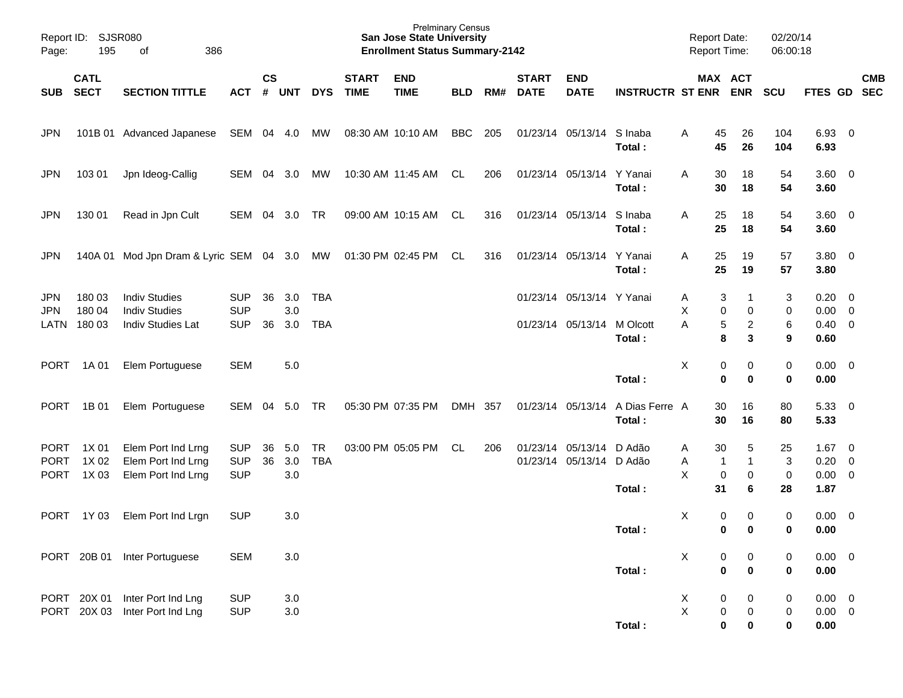Prelminary Census
**San Jose State University**
**Enrollment Status Summary-2142**

Report ID: SJSR080
Report Date: 02/20/14
Report Time: 06:00:18

| SUB | CATL SECT | SECTION TITTLE | ACT | CS # | UNT | DYS | START TIME | END TIME | BLD | RM# | START DATE | END DATE | INSTRUCTR | ST | MAX ENR | ACT ENR | SCU | FTES | GD | CMB SEC |
|---|---|---|---|---|---|---|---|---|---|---|---|---|---|---|---|---|---|---|---|---|
| JPN | 101B 01 | Advanced Japanese | SEM | 04 | 4.0 | MW | 08:30 AM | 10:10 AM | BBC | 205 | 01/23/14 | 05/13/14 | S Inaba | A | 45 | 26 | 104 | 6.93 | 0 | |
| | | | | | | | | | | | | | **Total :** | | **45** | **26** | **104** | **6.93** | | |
| JPN | 103 01 | Jpn Ideog-Callig | SEM | 04 | 3.0 | MW | 10:30 AM | 11:45 AM | CL | 206 | 01/23/14 | 05/13/14 | Y Yanai | A | 30 | 18 | 54 | 3.60 | 0 | |
| | | | | | | | | | | | | | **Total :** | | **30** | **18** | **54** | **3.60** | | |
| JPN | 130 01 | Read in Jpn Cult | SEM | 04 | 3.0 | TR | 09:00 AM | 10:15 AM | CL | 316 | 01/23/14 | 05/13/14 | S Inaba | A | 25 | 18 | 54 | 3.60 | 0 | |
| | | | | | | | | | | | | | **Total :** | | **25** | **18** | **54** | **3.60** | | |
| JPN | 140A 01 | Mod Jpn Dram & Lyric | SEM | 04 | 3.0 | MW | 01:30 PM | 02:45 PM | CL | 316 | 01/23/14 | 05/13/14 | Y Yanai | A | 25 | 19 | 57 | 3.80 | 0 | |
| | | | | | | | | | | | | | **Total :** | | **25** | **19** | **57** | **3.80** | | |
| JPN | 180 03 | Indiv Studies | SUP | 36 | 3.0 | TBA | | | | | 01/23/14 | 05/13/14 | Y Yanai | A | 3 | 1 | 3 | 0.20 | 0 | |
| JPN | 180 04 | Indiv Studies | SUP | | 3.0 | | | | | | | | | X | 0 | 0 | 0 | 0.00 | 0 | |
| LATN | 180 03 | Indiv Studies Lat | SUP | 36 | 3.0 | TBA | | | | | 01/23/14 | 05/13/14 | M Olcott | A | 5 | 2 | 6 | 0.40 | 0 | |
| | | | | | | | | | | | | | **Total :** | | **8** | **3** | **9** | **0.60** | | |
| PORT | 1A 01 | Elem Portuguese | SEM | | 5.0 | | | | | | | | | X | 0 | 0 | 0 | 0.00 | 0 | |
| | | | | | | | | | | | | | **Total :** | | **0** | **0** | **0** | **0.00** | | |
| PORT | 1B 01 | Elem Portuguese | SEM | 04 | 5.0 | TR | 05:30 PM | 07:35 PM | DMH | 357 | 01/23/14 | 05/13/14 | A Dias Ferre | A | 30 | 16 | 80 | 5.33 | 0 | |
| | | | | | | | | | | | | | **Total :** | | **30** | **16** | **80** | **5.33** | | |
| PORT | 1X 01 | Elem Port Ind Lrng | SUP | 36 | 5.0 | TR | 03:00 PM | 05:05 PM | CL | 206 | 01/23/14 | 05/13/14 | D Adão | A | 30 | 5 | 25 | 1.67 | 0 | |
| PORT | 1X 02 | Elem Port Ind Lrng | SUP | 36 | 3.0 | TBA | | | | | 01/23/14 | 05/13/14 | D Adão | A | 1 | 1 | 3 | 0.20 | 0 | |
| PORT | 1X 03 | Elem Port Ind Lrng | SUP | | 3.0 | | | | | | | | | X | 0 | 0 | 0 | 0.00 | 0 | |
| | | | | | | | | | | | | | **Total :** | | **31** | **6** | **28** | **1.87** | | |
| PORT | 1Y 03 | Elem Port Ind Lrgn | SUP | | 3.0 | | | | | | | | | X | 0 | 0 | 0 | 0.00 | 0 | |
| | | | | | | | | | | | | | **Total :** | | **0** | **0** | **0** | **0.00** | | |
| PORT | 20B 01 | Inter Portuguese | SEM | | 3.0 | | | | | | | | | X | 0 | 0 | 0 | 0.00 | 0 | |
| | | | | | | | | | | | | | **Total :** | | **0** | **0** | **0** | **0.00** | | |
| PORT | 20X 01 | Inter Port Ind Lng | SUP | | 3.0 | | | | | | | | | X | 0 | 0 | 0 | 0.00 | 0 | |
| PORT | 20X 03 | Inter Port Ind Lng | SUP | | 3.0 | | | | | | | | | X | 0 | 0 | 0 | 0.00 | 0 | |
| | | | | | | | | | | | | | **Total :** | | **0** | **0** | **0** | **0.00** | | |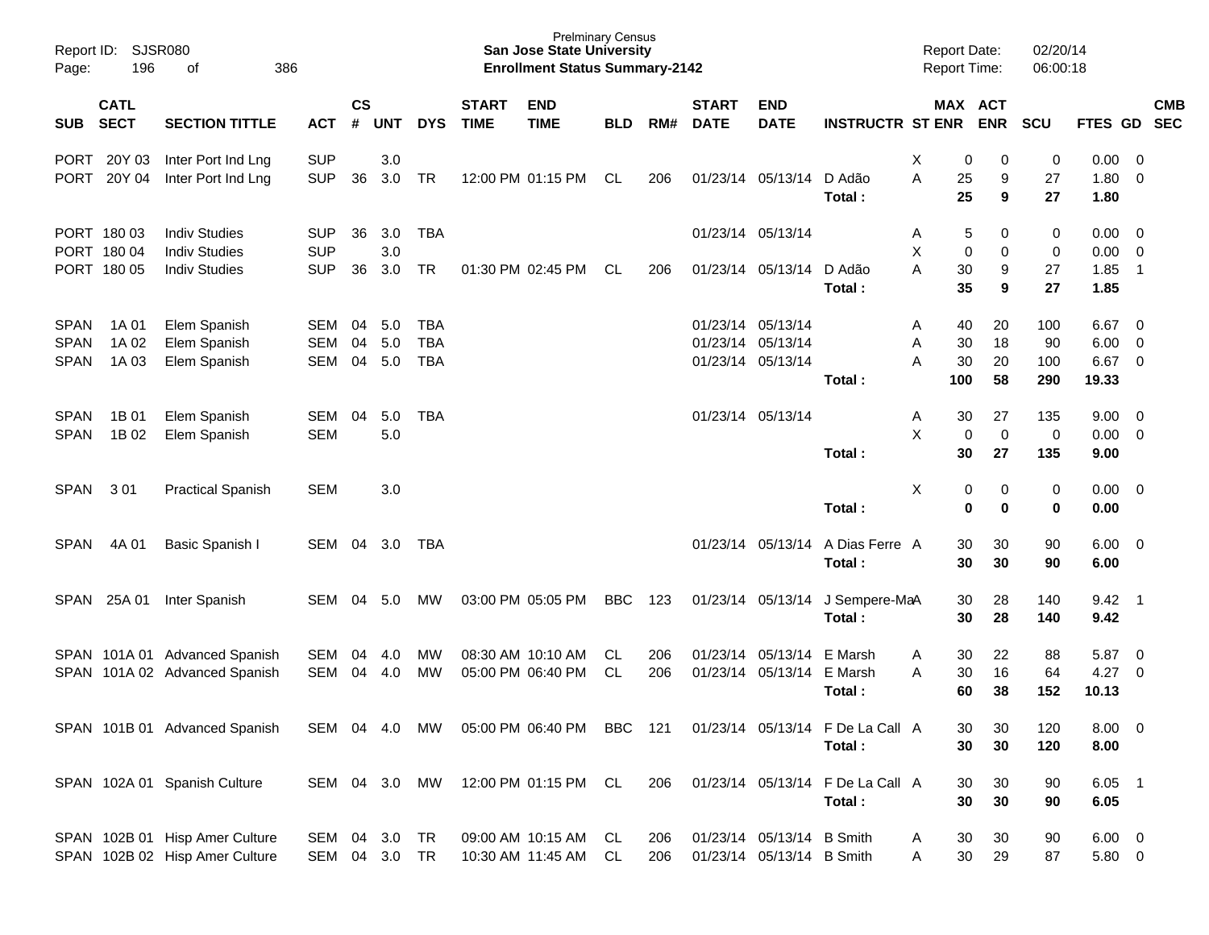Prelminary Census
**San Jose State University**
**Enrollment Status Summary-2142**

Report ID: SJSR080
Report Date: 02/20/14
Report Time: 06:00:18

| SUB | CATL SECT | SECTION TITTLE | ACT | CS # | UNT | DYS | START TIME | END TIME | BLD | RM# | START DATE | END DATE | INSTRUCTR | ST | MAX ENR | ACT ENR | SCU | FTES | GD | CMB SEC |
|---|---|---|---|---|---|---|---|---|---|---|---|---|---|---|---|---|---|---|---|---|
| PORT | 20Y 03 | Inter Port Ind Lng | SUP | | 3.0 | | | | | | | | | X | 0 | 0 | 0 | 0.00 | 0 | |
| PORT | 20Y 04 | Inter Port Ind Lng | SUP | 36 | 3.0 | TR | 12:00 PM | 01:15 PM | CL | 206 | 01/23/14 | 05/13/14 | D Adão | A | 25 | 9 | 27 | 1.80 | 0 | |
| | | | | | | | | | | | | | **Total :** | | **25** | **9** | **27** | **1.80** | | |
| PORT | 180 03 | Indiv Studies | SUP | 36 | 3.0 | TBA | | | | | 01/23/14 | 05/13/14 | | A | 5 | 0 | 0 | 0.00 | 0 | |
| PORT | 180 04 | Indiv Studies | SUP | | 3.0 | | | | | | | | | X | 0 | 0 | 0 | 0.00 | 0 | |
| PORT | 180 05 | Indiv Studies | SUP | 36 | 3.0 | TR | 01:30 PM | 02:45 PM | CL | 206 | 01/23/14 | 05/13/14 | D Adão | A | 30 | 9 | 27 | 1.85 | 1 | |
| | | | | | | | | | | | | | **Total :** | | **35** | **9** | **27** | **1.85** | | |
| SPAN | 1A 01 | Elem Spanish | SEM | 04 | 5.0 | TBA | | | | | 01/23/14 | 05/13/14 | | A | 40 | 20 | 100 | 6.67 | 0 | |
| SPAN | 1A 02 | Elem Spanish | SEM | 04 | 5.0 | TBA | | | | | 01/23/14 | 05/13/14 | | A | 30 | 18 | 90 | 6.00 | 0 | |
| SPAN | 1A 03 | Elem Spanish | SEM | 04 | 5.0 | TBA | | | | | 01/23/14 | 05/13/14 | | A | 30 | 20 | 100 | 6.67 | 0 | |
| | | | | | | | | | | | | | **Total :** | | **100** | **58** | **290** | **19.33** | | |
| SPAN | 1B 01 | Elem Spanish | SEM | 04 | 5.0 | TBA | | | | | 01/23/14 | 05/13/14 | | A | 30 | 27 | 135 | 9.00 | 0 | |
| SPAN | 1B 02 | Elem Spanish | SEM | | 5.0 | | | | | | | | | X | 0 | 0 | 0 | 0.00 | 0 | |
| | | | | | | | | | | | | | **Total :** | | **30** | **27** | **135** | **9.00** | | |
| SPAN | 3 01 | Practical Spanish | SEM | | 3.0 | | | | | | | | | X | 0 | 0 | 0 | 0.00 | 0 | |
| | | | | | | | | | | | | | **Total :** | | **0** | **0** | **0** | **0.00** | | |
| SPAN | 4A 01 | Basic Spanish I | SEM | 04 | 3.0 | TBA | | | | | 01/23/14 | 05/13/14 | A Dias Ferre | A | 30 | 30 | 90 | 6.00 | 0 | |
| | | | | | | | | | | | | | **Total :** | | **30** | **30** | **90** | **6.00** | | |
| SPAN | 25A 01 | Inter Spanish | SEM | 04 | 5.0 | MW | 03:00 PM | 05:05 PM | BBC | 123 | 01/23/14 | 05/13/14 | J Sempere-Ma | A | 30 | 28 | 140 | 9.42 | 1 | |
| | | | | | | | | | | | | | **Total :** | | **30** | **28** | **140** | **9.42** | | |
| SPAN | 101A 01 | Advanced Spanish | SEM | 04 | 4.0 | MW | 08:30 AM | 10:10 AM | CL | 206 | 01/23/14 | 05/13/14 | E Marsh | A | 30 | 22 | 88 | 5.87 | 0 | |
| SPAN | 101A 02 | Advanced Spanish | SEM | 04 | 4.0 | MW | 05:00 PM | 06:40 PM | CL | 206 | 01/23/14 | 05/13/14 | E Marsh | A | 30 | 16 | 64 | 4.27 | 0 | |
| | | | | | | | | | | | | | **Total :** | | **60** | **38** | **152** | **10.13** | | |
| SPAN | 101B 01 | Advanced Spanish | SEM | 04 | 4.0 | MW | 05:00 PM | 06:40 PM | BBC | 121 | 01/23/14 | 05/13/14 | F De La Call | A | 30 | 30 | 120 | 8.00 | 0 | |
| | | | | | | | | | | | | | **Total :** | | **30** | **30** | **120** | **8.00** | | |
| SPAN | 102A 01 | Spanish Culture | SEM | 04 | 3.0 | MW | 12:00 PM | 01:15 PM | CL | 206 | 01/23/14 | 05/13/14 | F De La Call | A | 30 | 30 | 90 | 6.05 | 1 | |
| | | | | | | | | | | | | | **Total :** | | **30** | **30** | **90** | **6.05** | | |
| SPAN | 102B 01 | Hisp Amer Culture | SEM | 04 | 3.0 | TR | 09:00 AM | 10:15 AM | CL | 206 | 01/23/14 | 05/13/14 | B Smith | A | 30 | 30 | 90 | 6.00 | 0 | |
| SPAN | 102B 02 | Hisp Amer Culture | SEM | 04 | 3.0 | TR | 10:30 AM | 11:45 AM | CL | 206 | 01/23/14 | 05/13/14 | B Smith | A | 30 | 29 | 87 | 5.80 | 0 | |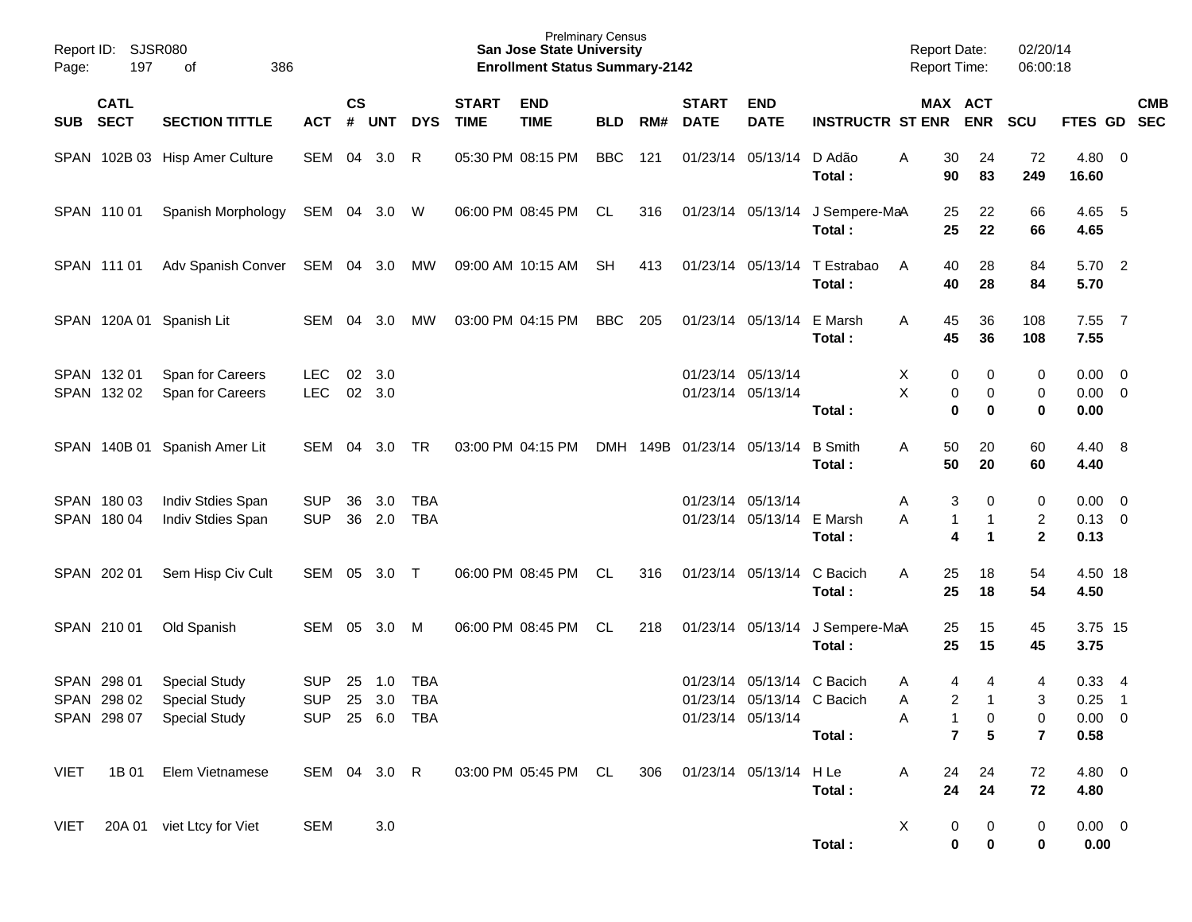Report ID: SJSR080
Page: 197 of 386

Prelminary Census
**San Jose State University**
**Enrollment Status Summary-2142**

Report Date: 02/20/14
Report Time: 06:00:18

| SUB | CATL SECT | SECTION TITTLE | ACT | CS # | UNT | DYS | START TIME | END TIME | BLD | RM# | START DATE | END DATE | INSTRUCTR | ST | MAX ENR | ACT ENR | SCU | FTES | GD | CMB SEC |
|---|---|---|---|---|---|---|---|---|---|---|---|---|---|---|---|---|---|---|---|---|
| SPAN | 102B 03 | Hisp Amer Culture | SEM | 04 | 3.0 | R | 05:30 PM | 08:15 PM | BBC | 121 | 01/23/14 | 05/13/14 | D Adão | A | 30 | 24 | 72 | 4.80 | 0 | |
| | | | | | | | | | | | | | **Total :** | | **90** | **83** | **249** | **16.60** | | |
| SPAN | 110 01 | Spanish Morphology | SEM | 04 | 3.0 | W | 06:00 PM | 08:45 PM | CL | 316 | 01/23/14 | 05/13/14 | J Sempere-Ma | A | 25 | 22 | 66 | 4.65 | 5 | |
| | | | | | | | | | | | | | **Total :** | | **25** | **22** | **66** | **4.65** | | |
| SPAN | 111 01 | Adv Spanish Conver | SEM | 04 | 3.0 | MW | 09:00 AM | 10:15 AM | SH | 413 | 01/23/14 | 05/13/14 | T Estrabao | A | 40 | 28 | 84 | 5.70 | 2 | |
| | | | | | | | | | | | | | **Total :** | | **40** | **28** | **84** | **5.70** | | |
| SPAN | 120A 01 | Spanish Lit | SEM | 04 | 3.0 | MW | 03:00 PM | 04:15 PM | BBC | 205 | 01/23/14 | 05/13/14 | E Marsh | A | 45 | 36 | 108 | 7.55 | 7 | |
| | | | | | | | | | | | | | **Total :** | | **45** | **36** | **108** | **7.55** | | |
| SPAN | 132 01 | Span for Careers | LEC | 02 | 3.0 | | | | | | 01/23/14 | 05/13/14 | | X | 0 | 0 | 0 | 0.00 | 0 | |
| SPAN | 132 02 | Span for Careers | LEC | 02 | 3.0 | | | | | | 01/23/14 | 05/13/14 | | X | 0 | 0 | 0 | 0.00 | 0 | |
| | | | | | | | | | | | | | **Total :** | | **0** | **0** | **0** | **0.00** | | |
| SPAN | 140B 01 | Spanish Amer Lit | SEM | 04 | 3.0 | TR | 03:00 PM | 04:15 PM | DMH | 149B | 01/23/14 | 05/13/14 | B Smith | A | 50 | 20 | 60 | 4.40 | 8 | |
| | | | | | | | | | | | | | **Total :** | | **50** | **20** | **60** | **4.40** | | |
| SPAN | 180 03 | Indiv Stdies Span | SUP | 36 | 3.0 | TBA | | | | | 01/23/14 | 05/13/14 | | A | 3 | 0 | 0 | 0.00 | 0 | |
| SPAN | 180 04 | Indiv Stdies Span | SUP | 36 | 2.0 | TBA | | | | | 01/23/14 | 05/13/14 | E Marsh | A | 1 | 1 | 2 | 0.13 | 0 | |
| | | | | | | | | | | | | | **Total :** | | **4** | **1** | **2** | **0.13** | | |
| SPAN | 202 01 | Sem Hisp Civ Cult | SEM | 05 | 3.0 | T | 06:00 PM | 08:45 PM | CL | 316 | 01/23/14 | 05/13/14 | C Bacich | A | 25 | 18 | 54 | 4.50 | 18 | |
| | | | | | | | | | | | | | **Total :** | | **25** | **18** | **54** | **4.50** | | |
| SPAN | 210 01 | Old Spanish | SEM | 05 | 3.0 | M | 06:00 PM | 08:45 PM | CL | 218 | 01/23/14 | 05/13/14 | J Sempere-Ma | A | 25 | 15 | 45 | 3.75 | 15 | |
| | | | | | | | | | | | | | **Total :** | | **25** | **15** | **45** | **3.75** | | |
| SPAN | 298 01 | Special Study | SUP | 25 | 1.0 | TBA | | | | | 01/23/14 | 05/13/14 | C Bacich | A | 4 | 4 | 4 | 0.33 | 4 | |
| SPAN | 298 02 | Special Study | SUP | 25 | 3.0 | TBA | | | | | 01/23/14 | 05/13/14 | C Bacich | A | 2 | 1 | 3 | 0.25 | 1 | |
| SPAN | 298 07 | Special Study | SUP | 25 | 6.0 | TBA | | | | | 01/23/14 | 05/13/14 | | A | 1 | 0 | 0 | 0.00 | 0 | |
| | | | | | | | | | | | | | **Total :** | | **7** | **5** | **7** | **0.58** | | |
| VIET | 1B 01 | Elem Vietnamese | SEM | 04 | 3.0 | R | 03:00 PM | 05:45 PM | CL | 306 | 01/23/14 | 05/13/14 | H Le | A | 24 | 24 | 72 | 4.80 | 0 | |
| | | | | | | | | | | | | | **Total :** | | **24** | **24** | **72** | **4.80** | | |
| VIET | 20A 01 | viet Ltcy for Viet | SEM | | 3.0 | | | | | | | | | X | 0 | 0 | 0 | 0.00 | 0 | |
| | | | | | | | | | | | | | **Total :** | | **0** | **0** | **0** | **0.00** | | |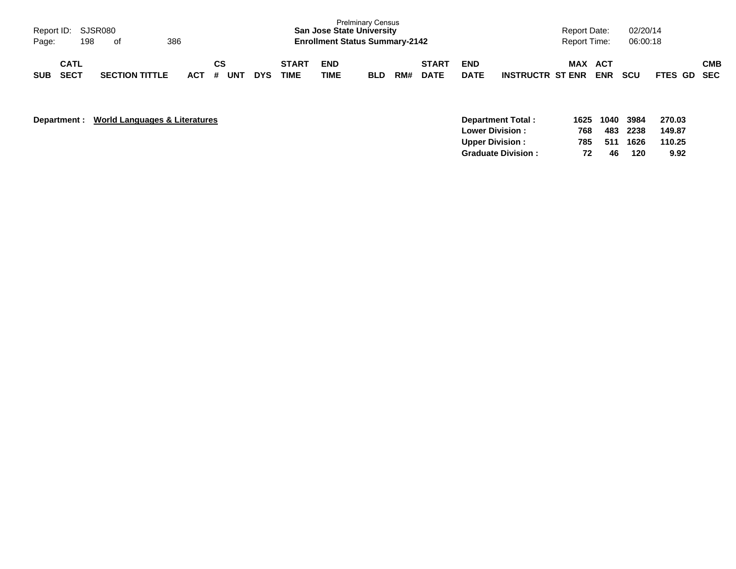Prelminary Census
**San Jose State University**
**Enrollment Status Summary-2142**

Report ID: SJSR080
Report Date: 02/20/14
Report Time: 06:00:18

| SUB | CATL SECT | SECTION TITTLE | ACT | CS # | UNT | DYS | START TIME | END TIME | BLD | RM# | START DATE | END DATE | INSTRUCTR | ST | MAX ENR | ACT ENR | SCU | FTES | GD | CMB SEC |
|---|---|---|---|---|---|---|---|---|---|---|---|---|---|---|---|---|---|---|---|---|

**Department :** **World Languages & Literatures**

| | MAX ENR | ACT ENR | SCU | FTES |
|---|---|---|---|---|
| **Department Total :** | **1625** | **1040** | **3984** | **270.03** |
| **Lower Division :** | **768** | **483** | **2238** | **149.87** |
| **Upper Division :** | **785** | **511** | **1626** | **110.25** |
| **Graduate Division :** | **72** | **46** | **120** | **9.92** |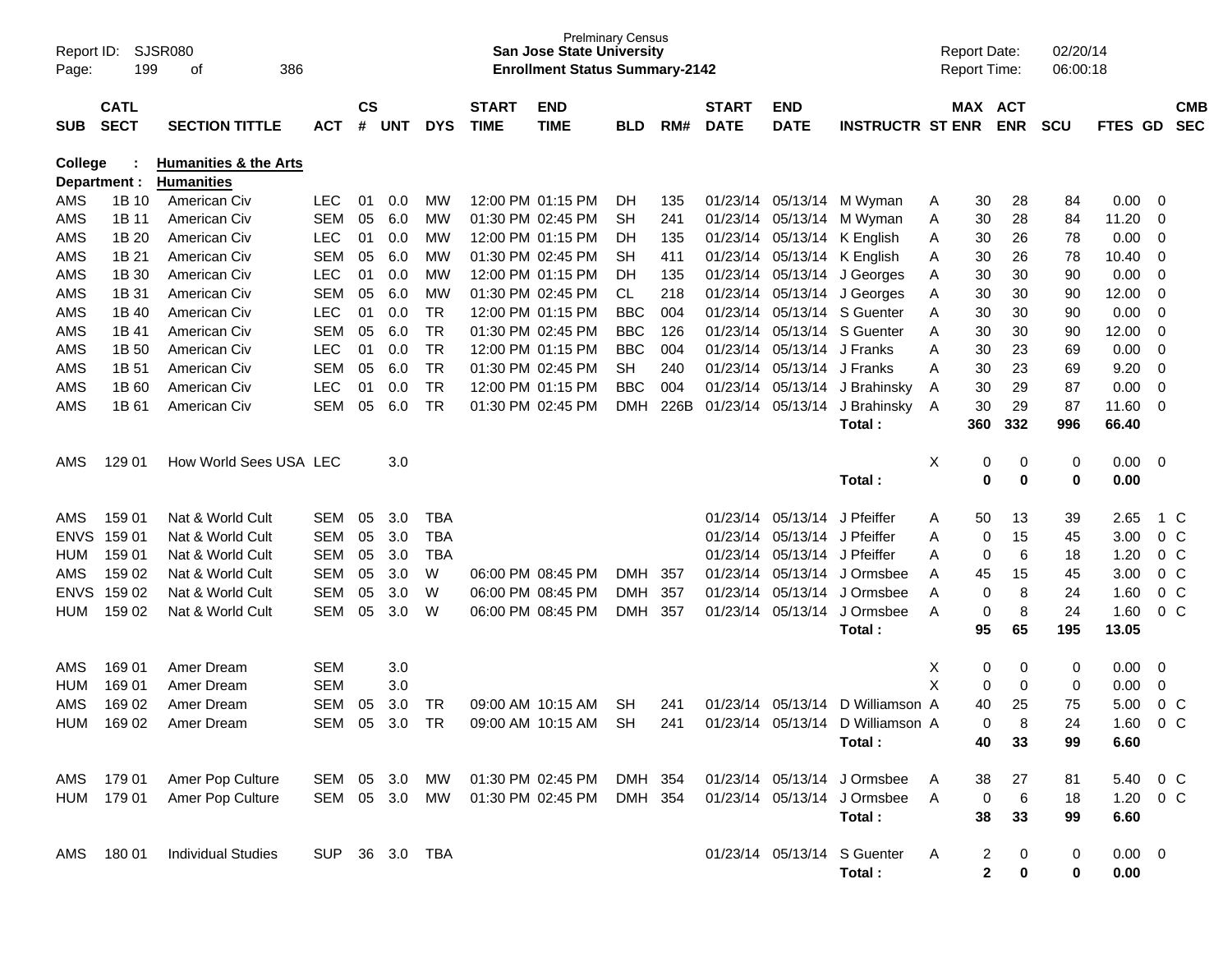Prelminary Census
**San Jose State University**
**Enrollment Status Summary-2142**

Report ID: SJSR080
Report Date: 02/20/14
Report Time: 06:00:18

**College : Humanities & the Arts**
**Department : Humanities**

| SUB | CATL SECT | SECTION TITTLE | ACT | CS # | UNT | DYS | START TIME | END TIME | BLD | RM# | START DATE | END DATE | INSTRUCTR | ST | MAX ENR | ACT ENR | SCU | FTES | GD | CMB SEC |
|---|---|---|---|---|---|---|---|---|---|---|---|---|---|---|---|---|---|---|---|---|
| AMS | 1B 10 | American Civ | LEC | 01 | 0.0 | MW | 12:00 PM | 01:15 PM | DH | 135 | 01/23/14 | 05/13/14 | M Wyman | A | 30 | 28 | 84 | 0.00 | 0 | |
| AMS | 1B 11 | American Civ | SEM | 05 | 6.0 | MW | 01:30 PM | 02:45 PM | SH | 241 | 01/23/14 | 05/13/14 | M Wyman | A | 30 | 28 | 84 | 11.20 | 0 | |
| AMS | 1B 20 | American Civ | LEC | 01 | 0.0 | MW | 12:00 PM | 01:15 PM | DH | 135 | 01/23/14 | 05/13/14 | K English | A | 30 | 26 | 78 | 0.00 | 0 | |
| AMS | 1B 21 | American Civ | SEM | 05 | 6.0 | MW | 01:30 PM | 02:45 PM | SH | 411 | 01/23/14 | 05/13/14 | K English | A | 30 | 26 | 78 | 10.40 | 0 | |
| AMS | 1B 30 | American Civ | LEC | 01 | 0.0 | MW | 12:00 PM | 01:15 PM | DH | 135 | 01/23/14 | 05/13/14 | J Georges | A | 30 | 30 | 90 | 0.00 | 0 | |
| AMS | 1B 31 | American Civ | SEM | 05 | 6.0 | MW | 01:30 PM | 02:45 PM | CL | 218 | 01/23/14 | 05/13/14 | J Georges | A | 30 | 30 | 90 | 12.00 | 0 | |
| AMS | 1B 40 | American Civ | LEC | 01 | 0.0 | TR | 12:00 PM | 01:15 PM | BBC | 004 | 01/23/14 | 05/13/14 | S Guenter | A | 30 | 30 | 90 | 0.00 | 0 | |
| AMS | 1B 41 | American Civ | SEM | 05 | 6.0 | TR | 01:30 PM | 02:45 PM | BBC | 126 | 01/23/14 | 05/13/14 | S Guenter | A | 30 | 30 | 90 | 12.00 | 0 | |
| AMS | 1B 50 | American Civ | LEC | 01 | 0.0 | TR | 12:00 PM | 01:15 PM | BBC | 004 | 01/23/14 | 05/13/14 | J Franks | A | 30 | 23 | 69 | 0.00 | 0 | |
| AMS | 1B 51 | American Civ | SEM | 05 | 6.0 | TR | 01:30 PM | 02:45 PM | SH | 240 | 01/23/14 | 05/13/14 | J Franks | A | 30 | 23 | 69 | 9.20 | 0 | |
| AMS | 1B 60 | American Civ | LEC | 01 | 0.0 | TR | 12:00 PM | 01:15 PM | BBC | 004 | 01/23/14 | 05/13/14 | J Brahinsky | A | 30 | 29 | 87 | 0.00 | 0 | |
| AMS | 1B 61 | American Civ | SEM | 05 | 6.0 | TR | 01:30 PM | 02:45 PM | DMH | 226B | 01/23/14 | 05/13/14 | J Brahinsky | A | 30 | 29 | 87 | 11.60 | 0 | |
| | | | | | | | | | | | | | **Total :** | | **360** | **332** | **996** | **66.40** | | |
| AMS | 129 01 | How World Sees USA | LEC | | 3.0 | | | | | | | | | X | 0 | 0 | 0 | 0.00 | 0 | |
| | | | | | | | | | | | | | **Total :** | | **0** | **0** | **0** | **0.00** | | |
| AMS | 159 01 | Nat & World Cult | SEM | 05 | 3.0 | TBA | | | | | 01/23/14 | 05/13/14 | J Pfeiffer | A | 50 | 13 | 39 | 2.65 | 1 | C |
| ENVS | 159 01 | Nat & World Cult | SEM | 05 | 3.0 | TBA | | | | | 01/23/14 | 05/13/14 | J Pfeiffer | A | 0 | 15 | 45 | 3.00 | 0 | C |
| HUM | 159 01 | Nat & World Cult | SEM | 05 | 3.0 | TBA | | | | | 01/23/14 | 05/13/14 | J Pfeiffer | A | 0 | 6 | 18 | 1.20 | 0 | C |
| AMS | 159 02 | Nat & World Cult | SEM | 05 | 3.0 | W | 06:00 PM | 08:45 PM | DMH | 357 | 01/23/14 | 05/13/14 | J Ormsbee | A | 45 | 15 | 45 | 3.00 | 0 | C |
| ENVS | 159 02 | Nat & World Cult | SEM | 05 | 3.0 | W | 06:00 PM | 08:45 PM | DMH | 357 | 01/23/14 | 05/13/14 | J Ormsbee | A | 0 | 8 | 24 | 1.60 | 0 | C |
| HUM | 159 02 | Nat & World Cult | SEM | 05 | 3.0 | W | 06:00 PM | 08:45 PM | DMH | 357 | 01/23/14 | 05/13/14 | J Ormsbee | A | 0 | 8 | 24 | 1.60 | 0 | C |
| | | | | | | | | | | | | | **Total :** | | **95** | **65** | **195** | **13.05** | | |
| AMS | 169 01 | Amer Dream | SEM | | 3.0 | | | | | | | | | X | 0 | 0 | 0 | 0.00 | 0 | |
| HUM | 169 01 | Amer Dream | SEM | | 3.0 | | | | | | | | | X | 0 | 0 | 0 | 0.00 | 0 | |
| AMS | 169 02 | Amer Dream | SEM | 05 | 3.0 | TR | 09:00 AM | 10:15 AM | SH | 241 | 01/23/14 | 05/13/14 | D Williamson | A | 40 | 25 | 75 | 5.00 | 0 | C |
| HUM | 169 02 | Amer Dream | SEM | 05 | 3.0 | TR | 09:00 AM | 10:15 AM | SH | 241 | 01/23/14 | 05/13/14 | D Williamson | A | 0 | 8 | 24 | 1.60 | 0 | C |
| | | | | | | | | | | | | | **Total :** | | **40** | **33** | **99** | **6.60** | | |
| AMS | 179 01 | Amer Pop Culture | SEM | 05 | 3.0 | MW | 01:30 PM | 02:45 PM | DMH | 354 | 01/23/14 | 05/13/14 | J Ormsbee | A | 38 | 27 | 81 | 5.40 | 0 | C |
| HUM | 179 01 | Amer Pop Culture | SEM | 05 | 3.0 | MW | 01:30 PM | 02:45 PM | DMH | 354 | 01/23/14 | 05/13/14 | J Ormsbee | A | 0 | 6 | 18 | 1.20 | 0 | C |
| | | | | | | | | | | | | | **Total :** | | **38** | **33** | **99** | **6.60** | | |
| AMS | 180 01 | Individual Studies | SUP | 36 | 3.0 | TBA | | | | | 01/23/14 | 05/13/14 | S Guenter | A | 2 | 0 | 0 | 0.00 | 0 | |
| | | | | | | | | | | | | | **Total :** | | **2** | **0** | **0** | **0.00** | | |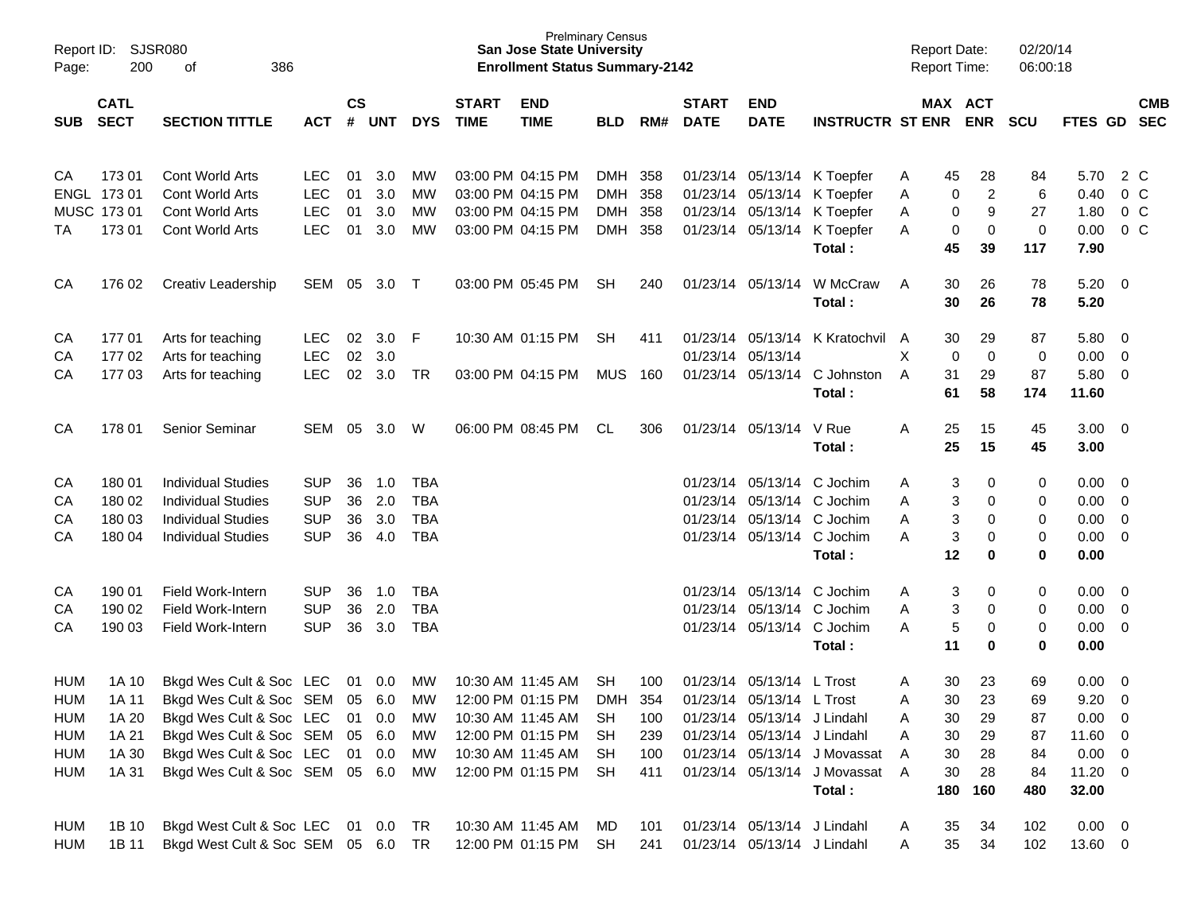Prelminary Census
**San Jose State University**
**Enrollment Status Summary-2142**

Report ID: SJSR080
Report Date: 02/20/14
Report Time: 06:00:18

| SUB | CATL SECT | SECTION TITTLE | ACT | CS # | UNT | DYS | START TIME | END TIME | BLD | RM# | START DATE | END DATE | INSTRUCTR | ST | MAX ENR | ACT ENR | SCU | FTES | GD | CMB SEC |
|---|---|---|---|---|---|---|---|---|---|---|---|---|---|---|---|---|---|---|---|---|
| CA | 173 01 | Cont World Arts | LEC | 01 | 3.0 | MW | 03:00 PM | 04:15 PM | DMH | 358 | 01/23/14 | 05/13/14 | K Toepfer | A | 45 | 28 | 84 | 5.70 | 2 | C |
| ENGL | 173 01 | Cont World Arts | LEC | 01 | 3.0 | MW | 03:00 PM | 04:15 PM | DMH | 358 | 01/23/14 | 05/13/14 | K Toepfer | A | 0 | 2 | 6 | 0.40 | 0 | C |
| MUSC | 173 01 | Cont World Arts | LEC | 01 | 3.0 | MW | 03:00 PM | 04:15 PM | DMH | 358 | 01/23/14 | 05/13/14 | K Toepfer | A | 0 | 9 | 27 | 1.80 | 0 | C |
| TA | 173 01 | Cont World Arts | LEC | 01 | 3.0 | MW | 03:00 PM | 04:15 PM | DMH | 358 | 01/23/14 | 05/13/14 | K Toepfer | A | 0 | 0 | 0 | 0.00 | 0 | C |
| | | | | | | | | | | | | | Total : | | 45 | 39 | 117 | 7.90 | | |
| CA | 176 02 | Creativ Leadership | SEM | 05 | 3.0 | T | 03:00 PM | 05:45 PM | SH | 240 | 01/23/14 | 05/13/14 | W McCraw | A | 30 | 26 | 78 | 5.20 | 0 | |
| | | | | | | | | | | | | | Total : | | 30 | 26 | 78 | 5.20 | | |
| CA | 177 01 | Arts for teaching | LEC | 02 | 3.0 | F | 10:30 AM | 01:15 PM | SH | 411 | 01/23/14 | 05/13/14 | K Kratochvil | A | 30 | 29 | 87 | 5.80 | 0 | |
| CA | 177 02 | Arts for teaching | LEC | 02 | 3.0 | | | | | | 01/23/14 | 05/13/14 | | X | 0 | 0 | 0 | 0.00 | 0 | |
| CA | 177 03 | Arts for teaching | LEC | 02 | 3.0 | TR | 03:00 PM | 04:15 PM | MUS | 160 | 01/23/14 | 05/13/14 | C Johnston | A | 31 | 29 | 87 | 5.80 | 0 | |
| | | | | | | | | | | | | | Total : | | 61 | 58 | 174 | 11.60 | | |
| CA | 178 01 | Senior Seminar | SEM | 05 | 3.0 | W | 06:00 PM | 08:45 PM | CL | 306 | 01/23/14 | 05/13/14 | V Rue | A | 25 | 15 | 45 | 3.00 | 0 | |
| | | | | | | | | | | | | | Total : | | 25 | 15 | 45 | 3.00 | | |
| CA | 180 01 | Individual Studies | SUP | 36 | 1.0 | TBA | | | | | 01/23/14 | 05/13/14 | C Jochim | A | 3 | 0 | 0 | 0.00 | 0 | |
| CA | 180 02 | Individual Studies | SUP | 36 | 2.0 | TBA | | | | | 01/23/14 | 05/13/14 | C Jochim | A | 3 | 0 | 0 | 0.00 | 0 | |
| CA | 180 03 | Individual Studies | SUP | 36 | 3.0 | TBA | | | | | 01/23/14 | 05/13/14 | C Jochim | A | 3 | 0 | 0 | 0.00 | 0 | |
| CA | 180 04 | Individual Studies | SUP | 36 | 4.0 | TBA | | | | | 01/23/14 | 05/13/14 | C Jochim | A | 3 | 0 | 0 | 0.00 | 0 | |
| | | | | | | | | | | | | | Total : | | 12 | 0 | 0 | 0.00 | | |
| CA | 190 01 | Field Work-Intern | SUP | 36 | 1.0 | TBA | | | | | 01/23/14 | 05/13/14 | C Jochim | A | 3 | 0 | 0 | 0.00 | 0 | |
| CA | 190 02 | Field Work-Intern | SUP | 36 | 2.0 | TBA | | | | | 01/23/14 | 05/13/14 | C Jochim | A | 3 | 0 | 0 | 0.00 | 0 | |
| CA | 190 03 | Field Work-Intern | SUP | 36 | 3.0 | TBA | | | | | 01/23/14 | 05/13/14 | C Jochim | A | 5 | 0 | 0 | 0.00 | 0 | |
| | | | | | | | | | | | | | Total : | | 11 | 0 | 0 | 0.00 | | |
| HUM | 1A 10 | Bkgd Wes Cult & Soc | LEC | 01 | 0.0 | MW | 10:30 AM | 11:45 AM | SH | 100 | 01/23/14 | 05/13/14 | L Trost | A | 30 | 23 | 69 | 0.00 | 0 | |
| HUM | 1A 11 | Bkgd Wes Cult & Soc | SEM | 05 | 6.0 | MW | 12:00 PM | 01:15 PM | DMH | 354 | 01/23/14 | 05/13/14 | L Trost | A | 30 | 23 | 69 | 9.20 | 0 | |
| HUM | 1A 20 | Bkgd Wes Cult & Soc | LEC | 01 | 0.0 | MW | 10:30 AM | 11:45 AM | SH | 100 | 01/23/14 | 05/13/14 | J Lindahl | A | 30 | 29 | 87 | 0.00 | 0 | |
| HUM | 1A 21 | Bkgd Wes Cult & Soc | SEM | 05 | 6.0 | MW | 12:00 PM | 01:15 PM | SH | 239 | 01/23/14 | 05/13/14 | J Lindahl | A | 30 | 29 | 87 | 11.60 | 0 | |
| HUM | 1A 30 | Bkgd Wes Cult & Soc | LEC | 01 | 0.0 | MW | 10:30 AM | 11:45 AM | SH | 100 | 01/23/14 | 05/13/14 | J Movassat | A | 30 | 28 | 84 | 0.00 | 0 | |
| HUM | 1A 31 | Bkgd Wes Cult & Soc | SEM | 05 | 6.0 | MW | 12:00 PM | 01:15 PM | SH | 411 | 01/23/14 | 05/13/14 | J Movassat | A | 30 | 28 | 84 | 11.20 | 0 | |
| | | | | | | | | | | | | | Total : | | 180 | 160 | 480 | 32.00 | | |
| HUM | 1B 10 | Bkgd West Cult & Soc | LEC | 01 | 0.0 | TR | 10:30 AM | 11:45 AM | MD | 101 | 01/23/14 | 05/13/14 | J Lindahl | A | 35 | 34 | 102 | 0.00 | 0 | |
| HUM | 1B 11 | Bkgd West Cult & Soc | SEM | 05 | 6.0 | TR | 12:00 PM | 01:15 PM | SH | 241 | 01/23/14 | 05/13/14 | J Lindahl | A | 35 | 34 | 102 | 13.60 | 0 | |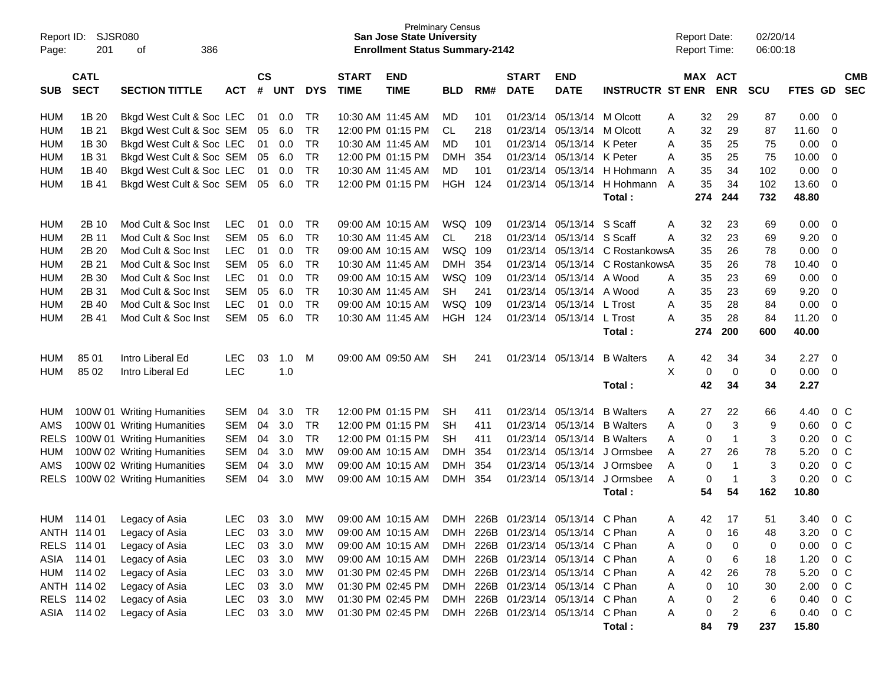Prelminary Census
**San Jose State University**
**Enrollment Status Summary-2142**

| SUB | CATL SECT | SECTION TITTLE | ACT | CS # | UNT | DYS | START TIME | END TIME | BLD | RM# | START DATE | END DATE | INSTRUCTR | ST | MAX ENR | ACT ENR | SCU | FTES | GD | CMB SEC |
|---|---|---|---|---|---|---|---|---|---|---|---|---|---|---|---|---|---|---|---|---|
| HUM | 1B 20 | Bkgd West Cult & Soc | LEC | 01 | 0.0 | TR | 10:30 AM | 11:45 AM | MD | 101 | 01/23/14 | 05/13/14 | M Olcott | A | 32 | 29 | 87 | 0.00 | 0 | |
| HUM | 1B 21 | Bkgd West Cult & Soc | SEM | 05 | 6.0 | TR | 12:00 PM | 01:15 PM | CL | 218 | 01/23/14 | 05/13/14 | M Olcott | A | 32 | 29 | 87 | 11.60 | 0 | |
| HUM | 1B 30 | Bkgd West Cult & Soc | LEC | 01 | 0.0 | TR | 10:30 AM | 11:45 AM | MD | 101 | 01/23/14 | 05/13/14 | K Peter | A | 35 | 25 | 75 | 0.00 | 0 | |
| HUM | 1B 31 | Bkgd West Cult & Soc | SEM | 05 | 6.0 | TR | 12:00 PM | 01:15 PM | DMH | 354 | 01/23/14 | 05/13/14 | K Peter | A | 35 | 25 | 75 | 10.00 | 0 | |
| HUM | 1B 40 | Bkgd West Cult & Soc | LEC | 01 | 0.0 | TR | 10:30 AM | 11:45 AM | MD | 101 | 01/23/14 | 05/13/14 | H Hohmann | A | 35 | 34 | 102 | 0.00 | 0 | |
| HUM | 1B 41 | Bkgd West Cult & Soc | SEM | 05 | 6.0 | TR | 12:00 PM | 01:15 PM | HGH | 124 | 01/23/14 | 05/13/14 | H Hohmann | A | 35 | 34 | 102 | 13.60 | 0 | |
| | | | | | | | | | | | | | **Total :** | | **274** | **244** | **732** | **48.80** | | |
| HUM | 2B 10 | Mod Cult & Soc Inst | LEC | 01 | 0.0 | TR | 09:00 AM | 10:15 AM | WSQ | 109 | 01/23/14 | 05/13/14 | S Scaff | A | 32 | 23 | 69 | 0.00 | 0 | |
| HUM | 2B 11 | Mod Cult & Soc Inst | SEM | 05 | 6.0 | TR | 10:30 AM | 11:45 AM | CL | 218 | 01/23/14 | 05/13/14 | S Scaff | A | 32 | 23 | 69 | 9.20 | 0 | |
| HUM | 2B 20 | Mod Cult & Soc Inst | LEC | 01 | 0.0 | TR | 09:00 AM | 10:15 AM | WSQ | 109 | 01/23/14 | 05/13/14 | C Rostankows | A | 35 | 26 | 78 | 0.00 | 0 | |
| HUM | 2B 21 | Mod Cult & Soc Inst | SEM | 05 | 6.0 | TR | 10:30 AM | 11:45 AM | DMH | 354 | 01/23/14 | 05/13/14 | C Rostankows | A | 35 | 26 | 78 | 10.40 | 0 | |
| HUM | 2B 30 | Mod Cult & Soc Inst | LEC | 01 | 0.0 | TR | 09:00 AM | 10:15 AM | WSQ | 109 | 01/23/14 | 05/13/14 | A Wood | A | 35 | 23 | 69 | 0.00 | 0 | |
| HUM | 2B 31 | Mod Cult & Soc Inst | SEM | 05 | 6.0 | TR | 10:30 AM | 11:45 AM | SH | 241 | 01/23/14 | 05/13/14 | A Wood | A | 35 | 23 | 69 | 9.20 | 0 | |
| HUM | 2B 40 | Mod Cult & Soc Inst | LEC | 01 | 0.0 | TR | 09:00 AM | 10:15 AM | WSQ | 109 | 01/23/14 | 05/13/14 | L Trost | A | 35 | 28 | 84 | 0.00 | 0 | |
| HUM | 2B 41 | Mod Cult & Soc Inst | SEM | 05 | 6.0 | TR | 10:30 AM | 11:45 AM | HGH | 124 | 01/23/14 | 05/13/14 | L Trost | A | 35 | 28 | 84 | 11.20 | 0 | |
| | | | | | | | | | | | | | **Total :** | | **274** | **200** | **600** | **40.00** | | |
| HUM | 85 01 | Intro Liberal Ed | LEC | 03 | 1.0 | M | 09:00 AM | 09:50 AM | SH | 241 | 01/23/14 | 05/13/14 | B Walters | A | 42 | 34 | 34 | 2.27 | 0 | |
| HUM | 85 02 | Intro Liberal Ed | LEC | | 1.0 | | | | | | | | | X | 0 | 0 | 0 | 0.00 | 0 | |
| | | | | | | | | | | | | | **Total :** | | **42** | **34** | **34** | **2.27** | | |
| HUM | 100W 01 | Writing Humanities | SEM | 04 | 3.0 | TR | 12:00 PM | 01:15 PM | SH | 411 | 01/23/14 | 05/13/14 | B Walters | A | 27 | 22 | 66 | 4.40 | 0 | C |
| AMS | 100W 01 | Writing Humanities | SEM | 04 | 3.0 | TR | 12:00 PM | 01:15 PM | SH | 411 | 01/23/14 | 05/13/14 | B Walters | A | 0 | 3 | 9 | 0.60 | 0 | C |
| RELS | 100W 01 | Writing Humanities | SEM | 04 | 3.0 | TR | 12:00 PM | 01:15 PM | SH | 411 | 01/23/14 | 05/13/14 | B Walters | A | 0 | 1 | 3 | 0.20 | 0 | C |
| HUM | 100W 02 | Writing Humanities | SEM | 04 | 3.0 | MW | 09:00 AM | 10:15 AM | DMH | 354 | 01/23/14 | 05/13/14 | J Ormsbee | A | 27 | 26 | 78 | 5.20 | 0 | C |
| AMS | 100W 02 | Writing Humanities | SEM | 04 | 3.0 | MW | 09:00 AM | 10:15 AM | DMH | 354 | 01/23/14 | 05/13/14 | J Ormsbee | A | 0 | 1 | 3 | 0.20 | 0 | C |
| RELS | 100W 02 | Writing Humanities | SEM | 04 | 3.0 | MW | 09:00 AM | 10:15 AM | DMH | 354 | 01/23/14 | 05/13/14 | J Ormsbee | A | 0 | 1 | 3 | 0.20 | 0 | C |
| | | | | | | | | | | | | | **Total :** | | **54** | **54** | **162** | **10.80** | | |
| HUM | 114 01 | Legacy of Asia | LEC | 03 | 3.0 | MW | 09:00 AM | 10:15 AM | DMH | 226B | 01/23/14 | 05/13/14 | C Phan | A | 42 | 17 | 51 | 3.40 | 0 | C |
| ANTH | 114 01 | Legacy of Asia | LEC | 03 | 3.0 | MW | 09:00 AM | 10:15 AM | DMH | 226B | 01/23/14 | 05/13/14 | C Phan | A | 0 | 16 | 48 | 3.20 | 0 | C |
| RELS | 114 01 | Legacy of Asia | LEC | 03 | 3.0 | MW | 09:00 AM | 10:15 AM | DMH | 226B | 01/23/14 | 05/13/14 | C Phan | A | 0 | 0 | 0 | 0.00 | 0 | C |
| ASIA | 114 01 | Legacy of Asia | LEC | 03 | 3.0 | MW | 09:00 AM | 10:15 AM | DMH | 226B | 01/23/14 | 05/13/14 | C Phan | A | 0 | 6 | 18 | 1.20 | 0 | C |
| HUM | 114 02 | Legacy of Asia | LEC | 03 | 3.0 | MW | 01:30 PM | 02:45 PM | DMH | 226B | 01/23/14 | 05/13/14 | C Phan | A | 42 | 26 | 78 | 5.20 | 0 | C |
| ANTH | 114 02 | Legacy of Asia | LEC | 03 | 3.0 | MW | 01:30 PM | 02:45 PM | DMH | 226B | 01/23/14 | 05/13/14 | C Phan | A | 0 | 10 | 30 | 2.00 | 0 | C |
| RELS | 114 02 | Legacy of Asia | LEC | 03 | 3.0 | MW | 01:30 PM | 02:45 PM | DMH | 226B | 01/23/14 | 05/13/14 | C Phan | A | 0 | 2 | 6 | 0.40 | 0 | C |
| ASIA | 114 02 | Legacy of Asia | LEC | 03 | 3.0 | MW | 01:30 PM | 02:45 PM | DMH | 226B | 01/23/14 | 05/13/14 | C Phan | A | 0 | 2 | 6 | 0.40 | 0 | C |
| | | | | | | | | | | | | | **Total :** | | **84** | **79** | **237** | **15.80** | | |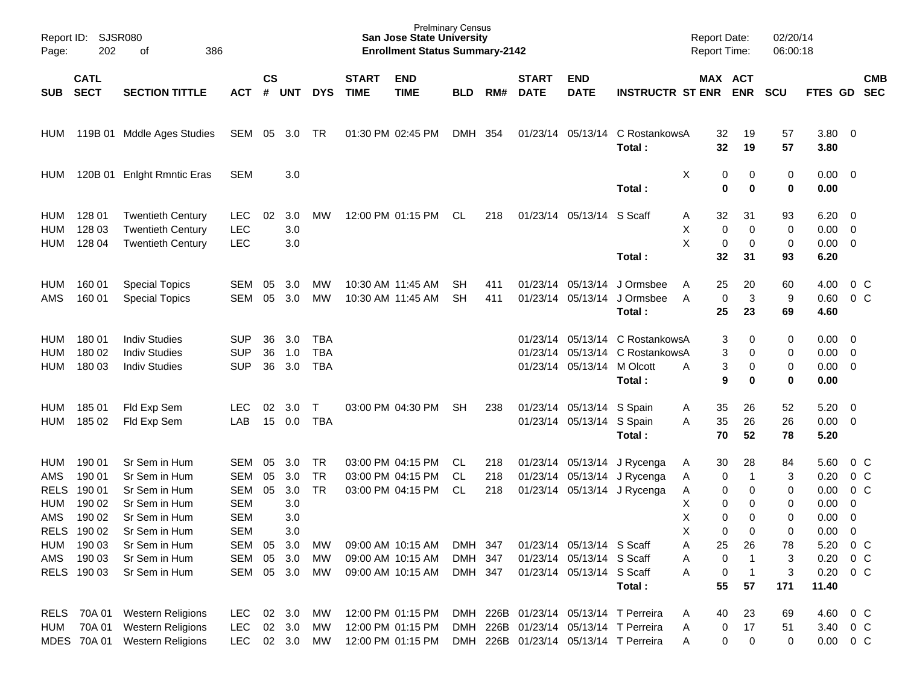Prelminary Census
**San Jose State University**
**Enrollment Status Summary-2142**

Report ID: SJSR080
Report Date: 02/20/14
Report Time: 06:00:18

| SUB | CATL SECT | SECTION TITTLE | ACT | CS # | UNT | DYS | START TIME | END TIME | BLD | RM# | START DATE | END DATE | INSTRUCTR | ST | MAX ENR | ACT ENR | SCU | FTES | GD | CMB SEC |
|---|---|---|---|---|---|---|---|---|---|---|---|---|---|---|---|---|---|---|---|---|
| HUM | 119B 01 | Mddle Ages Studies | SEM | 05 | 3.0 | TR | 01:30 PM | 02:45 PM | DMH | 354 | 01/23/14 | 05/13/14 | C Rostankows | A | 32 | 19 | 57 | 3.80 | 0 | |
| | | | | | | | | | | | | | **Total :** | | **32** | **19** | **57** | **3.80** | | |
| HUM | 120B 01 | Enlght Rmntic Eras | SEM | | 3.0 | | | | | | | | | X | 0 | 0 | 0 | 0.00 | 0 | |
| | | | | | | | | | | | | | **Total :** | | **0** | **0** | **0** | **0.00** | | |
| HUM | 128 01 | Twentieth Century | LEC | 02 | 3.0 | MW | 12:00 PM | 01:15 PM | CL | 218 | 01/23/14 | 05/13/14 | S Scaff | A | 32 | 31 | 93 | 6.20 | 0 | |
| HUM | 128 03 | Twentieth Century | LEC | | 3.0 | | | | | | | | | X | 0 | 0 | 0 | 0.00 | 0 | |
| HUM | 128 04 | Twentieth Century | LEC | | 3.0 | | | | | | | | | X | 0 | 0 | 0 | 0.00 | 0 | |
| | | | | | | | | | | | | | **Total :** | | **32** | **31** | **93** | **6.20** | | |
| HUM | 160 01 | Special Topics | SEM | 05 | 3.0 | MW | 10:30 AM | 11:45 AM | SH | 411 | 01/23/14 | 05/13/14 | J Ormsbee | A | 25 | 20 | 60 | 4.00 | 0 | C |
| AMS | 160 01 | Special Topics | SEM | 05 | 3.0 | MW | 10:30 AM | 11:45 AM | SH | 411 | 01/23/14 | 05/13/14 | J Ormsbee | A | 0 | 3 | 9 | 0.60 | 0 | C |
| | | | | | | | | | | | | | **Total :** | | **25** | **23** | **69** | **4.60** | | |
| HUM | 180 01 | Indiv Studies | SUP | 36 | 3.0 | TBA | | | | | 01/23/14 | 05/13/14 | C Rostankows | A | 3 | 0 | 0 | 0.00 | 0 | |
| HUM | 180 02 | Indiv Studies | SUP | 36 | 1.0 | TBA | | | | | 01/23/14 | 05/13/14 | C Rostankows | A | 3 | 0 | 0 | 0.00 | 0 | |
| HUM | 180 03 | Indiv Studies | SUP | 36 | 3.0 | TBA | | | | | 01/23/14 | 05/13/14 | M Olcott | A | 3 | 0 | 0 | 0.00 | 0 | |
| | | | | | | | | | | | | | **Total :** | | **9** | **0** | **0** | **0.00** | | |
| HUM | 185 01 | Fld Exp Sem | LEC | 02 | 3.0 | T | 03:00 PM | 04:30 PM | SH | 238 | 01/23/14 | 05/13/14 | S Spain | A | 35 | 26 | 52 | 5.20 | 0 | |
| HUM | 185 02 | Fld Exp Sem | LAB | 15 | 0.0 | TBA | | | | | 01/23/14 | 05/13/14 | S Spain | A | 35 | 26 | 26 | 0.00 | 0 | |
| | | | | | | | | | | | | | **Total :** | | **70** | **52** | **78** | **5.20** | | |
| HUM | 190 01 | Sr Sem in Hum | SEM | 05 | 3.0 | TR | 03:00 PM | 04:15 PM | CL | 218 | 01/23/14 | 05/13/14 | J Rycenga | A | 30 | 28 | 84 | 5.60 | 0 | C |
| AMS | 190 01 | Sr Sem in Hum | SEM | 05 | 3.0 | TR | 03:00 PM | 04:15 PM | CL | 218 | 01/23/14 | 05/13/14 | J Rycenga | A | 0 | 1 | 3 | 0.20 | 0 | C |
| RELS | 190 01 | Sr Sem in Hum | SEM | 05 | 3.0 | TR | 03:00 PM | 04:15 PM | CL | 218 | 01/23/14 | 05/13/14 | J Rycenga | A | 0 | 0 | 0 | 0.00 | 0 | C |
| HUM | 190 02 | Sr Sem in Hum | SEM | | 3.0 | | | | | | | | | X | 0 | 0 | 0 | 0.00 | 0 | |
| AMS | 190 02 | Sr Sem in Hum | SEM | | 3.0 | | | | | | | | | X | 0 | 0 | 0 | 0.00 | 0 | |
| RELS | 190 02 | Sr Sem in Hum | SEM | | 3.0 | | | | | | | | | X | 0 | 0 | 0 | 0.00 | 0 | |
| HUM | 190 03 | Sr Sem in Hum | SEM | 05 | 3.0 | MW | 09:00 AM | 10:15 AM | DMH | 347 | 01/23/14 | 05/13/14 | S Scaff | A | 25 | 26 | 78 | 5.20 | 0 | C |
| AMS | 190 03 | Sr Sem in Hum | SEM | 05 | 3.0 | MW | 09:00 AM | 10:15 AM | DMH | 347 | 01/23/14 | 05/13/14 | S Scaff | A | 0 | 1 | 3 | 0.20 | 0 | C |
| RELS | 190 03 | Sr Sem in Hum | SEM | 05 | 3.0 | MW | 09:00 AM | 10:15 AM | DMH | 347 | 01/23/14 | 05/13/14 | S Scaff | A | 0 | 1 | 3 | 0.20 | 0 | C |
| | | | | | | | | | | | | | **Total :** | | **55** | **57** | **171** | **11.40** | | |
| RELS | 70A 01 | Western Religions | LEC | 02 | 3.0 | MW | 12:00 PM | 01:15 PM | DMH | 226B | 01/23/14 | 05/13/14 | T Perreira | A | 40 | 23 | 69 | 4.60 | 0 | C |
| HUM | 70A 01 | Western Religions | LEC | 02 | 3.0 | MW | 12:00 PM | 01:15 PM | DMH | 226B | 01/23/14 | 05/13/14 | T Perreira | A | 0 | 17 | 51 | 3.40 | 0 | C |
| MDES | 70A 01 | Western Religions | LEC | 02 | 3.0 | MW | 12:00 PM | 01:15 PM | DMH | 226B | 01/23/14 | 05/13/14 | T Perreira | A | 0 | 0 | 0 | 0.00 | 0 | C |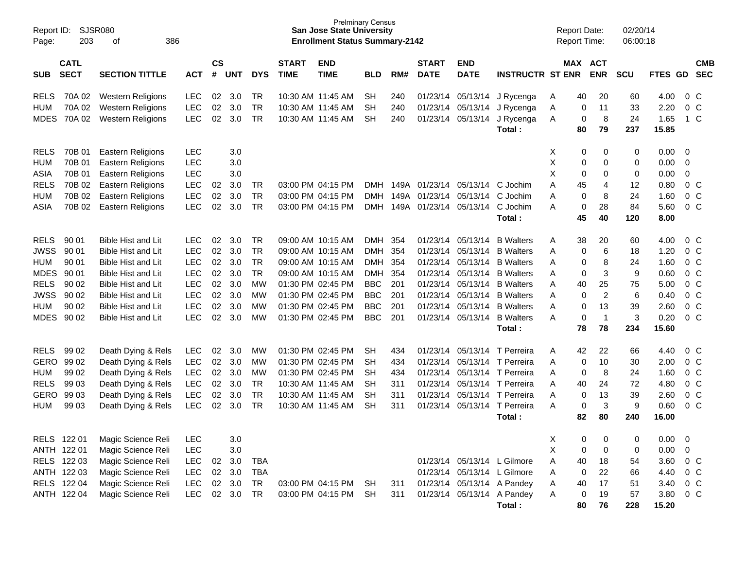Prelminary Census
**San Jose State University**
**Enrollment Status Summary-2142**

Report ID: SJSR080
Report Date: 02/20/14
Report Time: 06:00:18

| SUB | CATL SECT | SECTION TITTLE | ACT | CS # | UNT | DYS | START TIME | END TIME | BLD | RM# | START DATE | END DATE | INSTRUCTR | ST | MAX ENR | ACT ENR | SCU | FTES | GD | CMB SEC |
|---|---|---|---|---|---|---|---|---|---|---|---|---|---|---|---|---|---|---|---|---|
| RELS | 70A 02 | Western Religions | LEC | 02 | 3.0 | TR | 10:30 AM | 11:45 AM | SH | 240 | 01/23/14 | 05/13/14 | J Rycenga | A | 40 | 20 | 60 | 4.00 | 0 | C |
| HUM | 70A 02 | Western Religions | LEC | 02 | 3.0 | TR | 10:30 AM | 11:45 AM | SH | 240 | 01/23/14 | 05/13/14 | J Rycenga | A | 0 | 11 | 33 | 2.20 | 0 | C |
| MDES | 70A 02 | Western Religions | LEC | 02 | 3.0 | TR | 10:30 AM | 11:45 AM | SH | 240 | 01/23/14 | 05/13/14 | J Rycenga | A | 0 | 8 | 24 | 1.65 | 1 | C |
| | | | | | | | | | | | | | **Total :** | | **80** | **79** | **237** | **15.85** | | |
| RELS | 70B 01 | Eastern Religions | LEC | | 3.0 | | | | | | | | | X | 0 | 0 | 0 | 0.00 | 0 | |
| HUM | 70B 01 | Eastern Religions | LEC | | 3.0 | | | | | | | | | X | 0 | 0 | 0 | 0.00 | 0 | |
| ASIA | 70B 01 | Eastern Religions | LEC | | 3.0 | | | | | | | | | X | 0 | 0 | 0 | 0.00 | 0 | |
| RELS | 70B 02 | Eastern Religions | LEC | 02 | 3.0 | TR | 03:00 PM | 04:15 PM | DMH | 149A | 01/23/14 | 05/13/14 | C Jochim | A | 45 | 4 | 12 | 0.80 | 0 | C |
| HUM | 70B 02 | Eastern Religions | LEC | 02 | 3.0 | TR | 03:00 PM | 04:15 PM | DMH | 149A | 01/23/14 | 05/13/14 | C Jochim | A | 0 | 8 | 24 | 1.60 | 0 | C |
| ASIA | 70B 02 | Eastern Religions | LEC | 02 | 3.0 | TR | 03:00 PM | 04:15 PM | DMH | 149A | 01/23/14 | 05/13/14 | C Jochim | A | 0 | 28 | 84 | 5.60 | 0 | C |
| | | | | | | | | | | | | | **Total :** | | **45** | **40** | **120** | **8.00** | | |
| RELS | 90 01 | Bible Hist and Lit | LEC | 02 | 3.0 | TR | 09:00 AM | 10:15 AM | DMH | 354 | 01/23/14 | 05/13/14 | B Walters | A | 38 | 20 | 60 | 4.00 | 0 | C |
| JWSS | 90 01 | Bible Hist and Lit | LEC | 02 | 3.0 | TR | 09:00 AM | 10:15 AM | DMH | 354 | 01/23/14 | 05/13/14 | B Walters | A | 0 | 6 | 18 | 1.20 | 0 | C |
| HUM | 90 01 | Bible Hist and Lit | LEC | 02 | 3.0 | TR | 09:00 AM | 10:15 AM | DMH | 354 | 01/23/14 | 05/13/14 | B Walters | A | 0 | 8 | 24 | 1.60 | 0 | C |
| MDES | 90 01 | Bible Hist and Lit | LEC | 02 | 3.0 | TR | 09:00 AM | 10:15 AM | DMH | 354 | 01/23/14 | 05/13/14 | B Walters | A | 0 | 3 | 9 | 0.60 | 0 | C |
| RELS | 90 02 | Bible Hist and Lit | LEC | 02 | 3.0 | MW | 01:30 PM | 02:45 PM | BBC | 201 | 01/23/14 | 05/13/14 | B Walters | A | 40 | 25 | 75 | 5.00 | 0 | C |
| JWSS | 90 02 | Bible Hist and Lit | LEC | 02 | 3.0 | MW | 01:30 PM | 02:45 PM | BBC | 201 | 01/23/14 | 05/13/14 | B Walters | A | 0 | 2 | 6 | 0.40 | 0 | C |
| HUM | 90 02 | Bible Hist and Lit | LEC | 02 | 3.0 | MW | 01:30 PM | 02:45 PM | BBC | 201 | 01/23/14 | 05/13/14 | B Walters | A | 0 | 13 | 39 | 2.60 | 0 | C |
| MDES | 90 02 | Bible Hist and Lit | LEC | 02 | 3.0 | MW | 01:30 PM | 02:45 PM | BBC | 201 | 01/23/14 | 05/13/14 | B Walters | A | 0 | 1 | 3 | 0.20 | 0 | C |
| | | | | | | | | | | | | | **Total :** | | **78** | **78** | **234** | **15.60** | | |
| RELS | 99 02 | Death Dying & Rels | LEC | 02 | 3.0 | MW | 01:30 PM | 02:45 PM | SH | 434 | 01/23/14 | 05/13/14 | T Perreira | A | 42 | 22 | 66 | 4.40 | 0 | C |
| GERO | 99 02 | Death Dying & Rels | LEC | 02 | 3.0 | MW | 01:30 PM | 02:45 PM | SH | 434 | 01/23/14 | 05/13/14 | T Perreira | A | 0 | 10 | 30 | 2.00 | 0 | C |
| HUM | 99 02 | Death Dying & Rels | LEC | 02 | 3.0 | MW | 01:30 PM | 02:45 PM | SH | 434 | 01/23/14 | 05/13/14 | T Perreira | A | 0 | 8 | 24 | 1.60 | 0 | C |
| RELS | 99 03 | Death Dying & Rels | LEC | 02 | 3.0 | TR | 10:30 AM | 11:45 AM | SH | 311 | 01/23/14 | 05/13/14 | T Perreira | A | 40 | 24 | 72 | 4.80 | 0 | C |
| GERO | 99 03 | Death Dying & Rels | LEC | 02 | 3.0 | TR | 10:30 AM | 11:45 AM | SH | 311 | 01/23/14 | 05/13/14 | T Perreira | A | 0 | 13 | 39 | 2.60 | 0 | C |
| HUM | 99 03 | Death Dying & Rels | LEC | 02 | 3.0 | TR | 10:30 AM | 11:45 AM | SH | 311 | 01/23/14 | 05/13/14 | T Perreira | A | 0 | 3 | 9 | 0.60 | 0 | C |
| | | | | | | | | | | | | | **Total :** | | **82** | **80** | **240** | **16.00** | | |
| RELS | 122 01 | Magic Science Reli | LEC | | 3.0 | | | | | | | | | X | 0 | 0 | 0 | 0.00 | 0 | |
| ANTH | 122 01 | Magic Science Reli | LEC | | 3.0 | | | | | | | | | X | 0 | 0 | 0 | 0.00 | 0 | |
| RELS | 122 03 | Magic Science Reli | LEC | 02 | 3.0 | TBA | | | | | 01/23/14 | 05/13/14 | L Gilmore | A | 40 | 18 | 54 | 3.60 | 0 | C |
| ANTH | 122 03 | Magic Science Reli | LEC | 02 | 3.0 | TBA | | | | | 01/23/14 | 05/13/14 | L Gilmore | A | 0 | 22 | 66 | 4.40 | 0 | C |
| RELS | 122 04 | Magic Science Reli | LEC | 02 | 3.0 | TR | 03:00 PM | 04:15 PM | SH | 311 | 01/23/14 | 05/13/14 | A Pandey | A | 40 | 17 | 51 | 3.40 | 0 | C |
| ANTH | 122 04 | Magic Science Reli | LEC | 02 | 3.0 | TR | 03:00 PM | 04:15 PM | SH | 311 | 01/23/14 | 05/13/14 | A Pandey | A | 0 | 19 | 57 | 3.80 | 0 | C |
| | | | | | | | | | | | | | **Total :** | | **80** | **76** | **228** | **15.20** | | |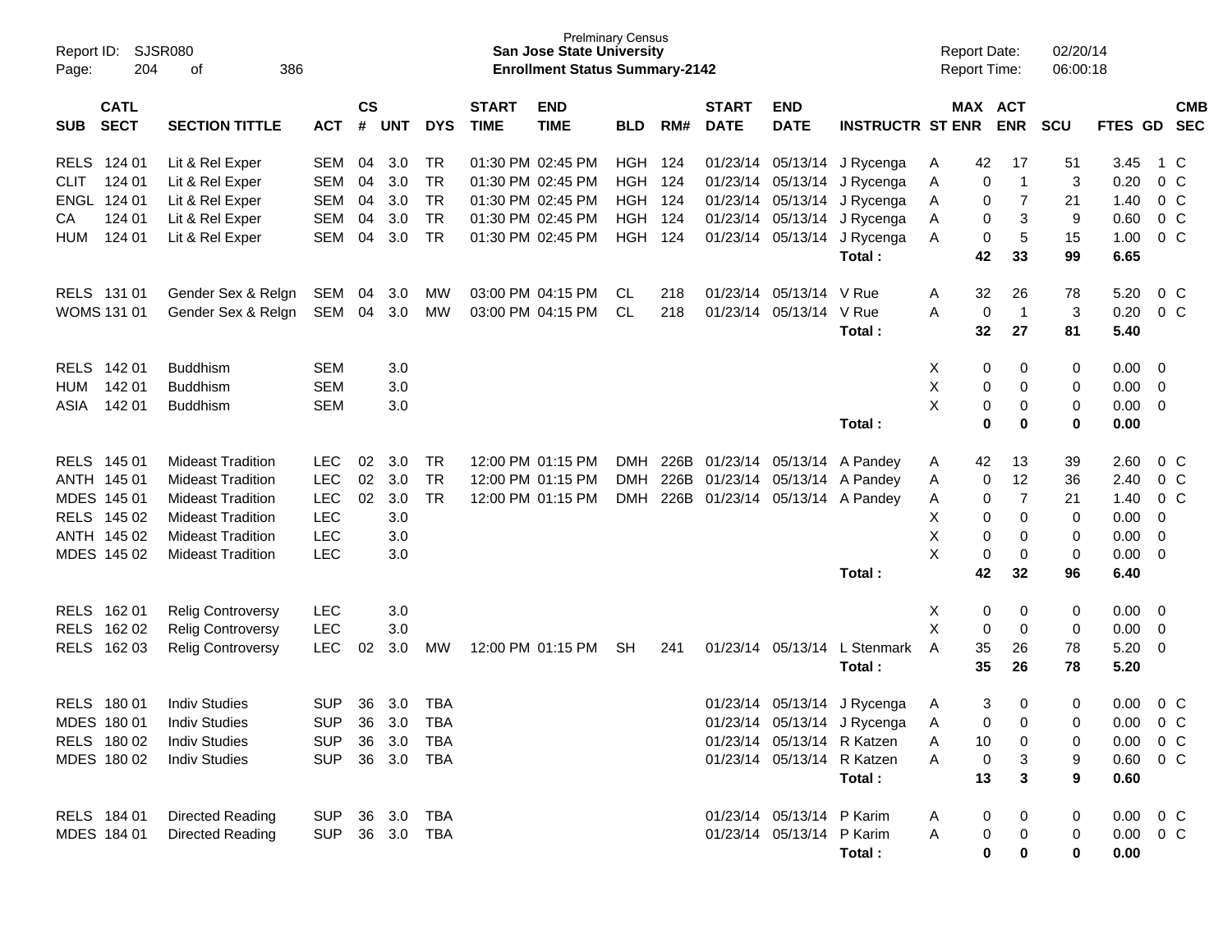Prelminary Census
**San Jose State University**
**Enrollment Status Summary-2142**

Report ID: SJSR080
Report Date: 02/20/14
Report Time: 06:00:18

| SUB | CATL SECT | SECTION TITTLE | ACT | CS # | UNT | DYS | START TIME | END TIME | BLD | RM# | START DATE | END DATE | INSTRUCTR | ST | MAX ENR | ACT ENR | SCU | FTES | GD | CMB SEC |
|---|---|---|---|---|---|---|---|---|---|---|---|---|---|---|---|---|---|---|---|---|
| RELS | 124 01 | Lit & Rel Exper | SEM | 04 | 3.0 | TR | 01:30 PM | 02:45 PM | HGH | 124 | 01/23/14 | 05/13/14 | J Rycenga | A | 42 | 17 | 51 | 3.45 | 1 | C |
| CLIT | 124 01 | Lit & Rel Exper | SEM | 04 | 3.0 | TR | 01:30 PM | 02:45 PM | HGH | 124 | 01/23/14 | 05/13/14 | J Rycenga | A | 0 | 1 | 3 | 0.20 | 0 | C |
| ENGL | 124 01 | Lit & Rel Exper | SEM | 04 | 3.0 | TR | 01:30 PM | 02:45 PM | HGH | 124 | 01/23/14 | 05/13/14 | J Rycenga | A | 0 | 7 | 21 | 1.40 | 0 | C |
| CA | 124 01 | Lit & Rel Exper | SEM | 04 | 3.0 | TR | 01:30 PM | 02:45 PM | HGH | 124 | 01/23/14 | 05/13/14 | J Rycenga | A | 0 | 3 | 9 | 0.60 | 0 | C |
| HUM | 124 01 | Lit & Rel Exper | SEM | 04 | 3.0 | TR | 01:30 PM | 02:45 PM | HGH | 124 | 01/23/14 | 05/13/14 | J Rycenga | A | 0 | 5 | 15 | 1.00 | 0 | C |
| | | | | | | | | | | | | | **Total :** | | **42** | **33** | **99** | **6.65** | | |
| RELS | 131 01 | Gender Sex & Relgn | SEM | 04 | 3.0 | MW | 03:00 PM | 04:15 PM | CL | 218 | 01/23/14 | 05/13/14 | V Rue | A | 32 | 26 | 78 | 5.20 | 0 | C |
| WOMS | 131 01 | Gender Sex & Relgn | SEM | 04 | 3.0 | MW | 03:00 PM | 04:15 PM | CL | 218 | 01/23/14 | 05/13/14 | V Rue | A | 0 | 1 | 3 | 0.20 | 0 | C |
| | | | | | | | | | | | | | **Total :** | | **32** | **27** | **81** | **5.40** | | |
| RELS | 142 01 | Buddhism | SEM | | 3.0 | | | | | | | | | X | 0 | 0 | 0 | 0.00 | 0 | |
| HUM | 142 01 | Buddhism | SEM | | 3.0 | | | | | | | | | X | 0 | 0 | 0 | 0.00 | 0 | |
| ASIA | 142 01 | Buddhism | SEM | | 3.0 | | | | | | | | | X | 0 | 0 | 0 | 0.00 | 0 | |
| | | | | | | | | | | | | | **Total :** | | **0** | **0** | **0** | **0.00** | | |
| RELS | 145 01 | Mideast Tradition | LEC | 02 | 3.0 | TR | 12:00 PM | 01:15 PM | DMH | 226B | 01/23/14 | 05/13/14 | A Pandey | A | 42 | 13 | 39 | 2.60 | 0 | C |
| ANTH | 145 01 | Mideast Tradition | LEC | 02 | 3.0 | TR | 12:00 PM | 01:15 PM | DMH | 226B | 01/23/14 | 05/13/14 | A Pandey | A | 0 | 12 | 36 | 2.40 | 0 | C |
| MDES | 145 01 | Mideast Tradition | LEC | 02 | 3.0 | TR | 12:00 PM | 01:15 PM | DMH | 226B | 01/23/14 | 05/13/14 | A Pandey | A | 0 | 7 | 21 | 1.40 | 0 | C |
| RELS | 145 02 | Mideast Tradition | LEC | | 3.0 | | | | | | | | | X | 0 | 0 | 0 | 0.00 | 0 | |
| ANTH | 145 02 | Mideast Tradition | LEC | | 3.0 | | | | | | | | | X | 0 | 0 | 0 | 0.00 | 0 | |
| MDES | 145 02 | Mideast Tradition | LEC | | 3.0 | | | | | | | | | X | 0 | 0 | 0 | 0.00 | 0 | |
| | | | | | | | | | | | | | **Total :** | | **42** | **32** | **96** | **6.40** | | |
| RELS | 162 01 | Relig Controversy | LEC | | 3.0 | | | | | | | | | X | 0 | 0 | 0 | 0.00 | 0 | |
| RELS | 162 02 | Relig Controversy | LEC | | 3.0 | | | | | | | | | X | 0 | 0 | 0 | 0.00 | 0 | |
| RELS | 162 03 | Relig Controversy | LEC | 02 | 3.0 | MW | 12:00 PM | 01:15 PM | SH | 241 | 01/23/14 | 05/13/14 | L Stenmark | A | 35 | 26 | 78 | 5.20 | 0 | |
| | | | | | | | | | | | | | **Total :** | | **35** | **26** | **78** | **5.20** | | |
| RELS | 180 01 | Indiv Studies | SUP | 36 | 3.0 | TBA | | | | | 01/23/14 | 05/13/14 | J Rycenga | A | 3 | 0 | 0 | 0.00 | 0 | C |
| MDES | 180 01 | Indiv Studies | SUP | 36 | 3.0 | TBA | | | | | 01/23/14 | 05/13/14 | J Rycenga | A | 0 | 0 | 0 | 0.00 | 0 | C |
| RELS | 180 02 | Indiv Studies | SUP | 36 | 3.0 | TBA | | | | | 01/23/14 | 05/13/14 | R Katzen | A | 10 | 0 | 0 | 0.00 | 0 | C |
| MDES | 180 02 | Indiv Studies | SUP | 36 | 3.0 | TBA | | | | | 01/23/14 | 05/13/14 | R Katzen | A | 0 | 3 | 9 | 0.60 | 0 | C |
| | | | | | | | | | | | | | **Total :** | | **13** | **3** | **9** | **0.60** | | |
| RELS | 184 01 | Directed Reading | SUP | 36 | 3.0 | TBA | | | | | 01/23/14 | 05/13/14 | P Karim | A | 0 | 0 | 0 | 0.00 | 0 | C |
| MDES | 184 01 | Directed Reading | SUP | 36 | 3.0 | TBA | | | | | 01/23/14 | 05/13/14 | P Karim | A | 0 | 0 | 0 | 0.00 | 0 | C |
| | | | | | | | | | | | | | **Total :** | | **0** | **0** | **0** | **0.00** | | |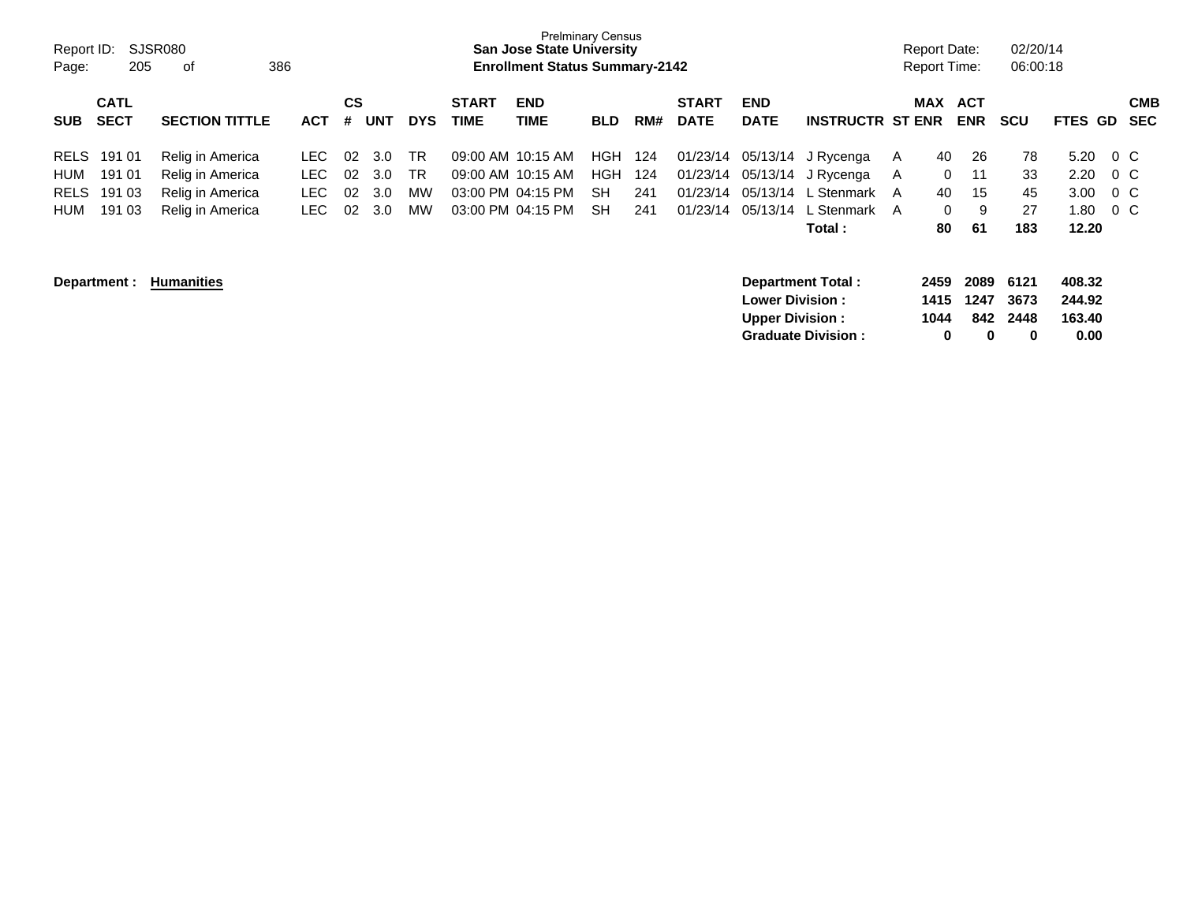Prelminary Census
**San Jose State University**
**Enrollment Status Summary-2142**

Report ID: SJSR080
Report Date: 02/20/14
Report Time: 06:00:18

| SUB | CATL SECT | SECTION TITTLE | ACT | CS # | UNT | DYS | START TIME | END TIME | BLD | RM# | START DATE | END DATE | INSTRUCTR | ST | MAX ENR | ACT ENR | SCU | FTES | GD | CMB SEC |
|---|---|---|---|---|---|---|---|---|---|---|---|---|---|---|---|---|---|---|---|---|
| RELS | 191 01 | Relig in America | LEC | 02 | 3.0 | TR | 09:00 AM | 10:15 AM | HGH | 124 | 01/23/14 | 05/13/14 | J Rycenga | A | 40 | 26 | 78 | 5.20 | 0 | C |
| HUM | 191 01 | Relig in America | LEC | 02 | 3.0 | TR | 09:00 AM | 10:15 AM | HGH | 124 | 01/23/14 | 05/13/14 | J Rycenga | A | 0 | 11 | 33 | 2.20 | 0 | C |
| RELS | 191 03 | Relig in America | LEC | 02 | 3.0 | MW | 03:00 PM | 04:15 PM | SH | 241 | 01/23/14 | 05/13/14 | L Stenmark | A | 40 | 15 | 45 | 3.00 | 0 | C |
| HUM | 191 03 | Relig in America | LEC | 02 | 3.0 | MW | 03:00 PM | 04:15 PM | SH | 241 | 01/23/14 | 05/13/14 | L Stenmark | A | 0 | 9 | 27 | 1.80 | 0 | C |
| | | | | | | | | | | | | | **Total :** | | **80** | **61** | **183** | **12.20** | | |

**Department : Humanities**

| | MAX ENR | ACT ENR | SCU | FTES |
|---|---|---|---|---|
| **Department Total :** | **2459** | **2089** | **6121** | **408.32** |
| **Lower Division :** | **1415** | **1247** | **3673** | **244.92** |
| **Upper Division :** | **1044** | **842** | **2448** | **163.40** |
| **Graduate Division :** | **0** | **0** | **0** | **0.00** |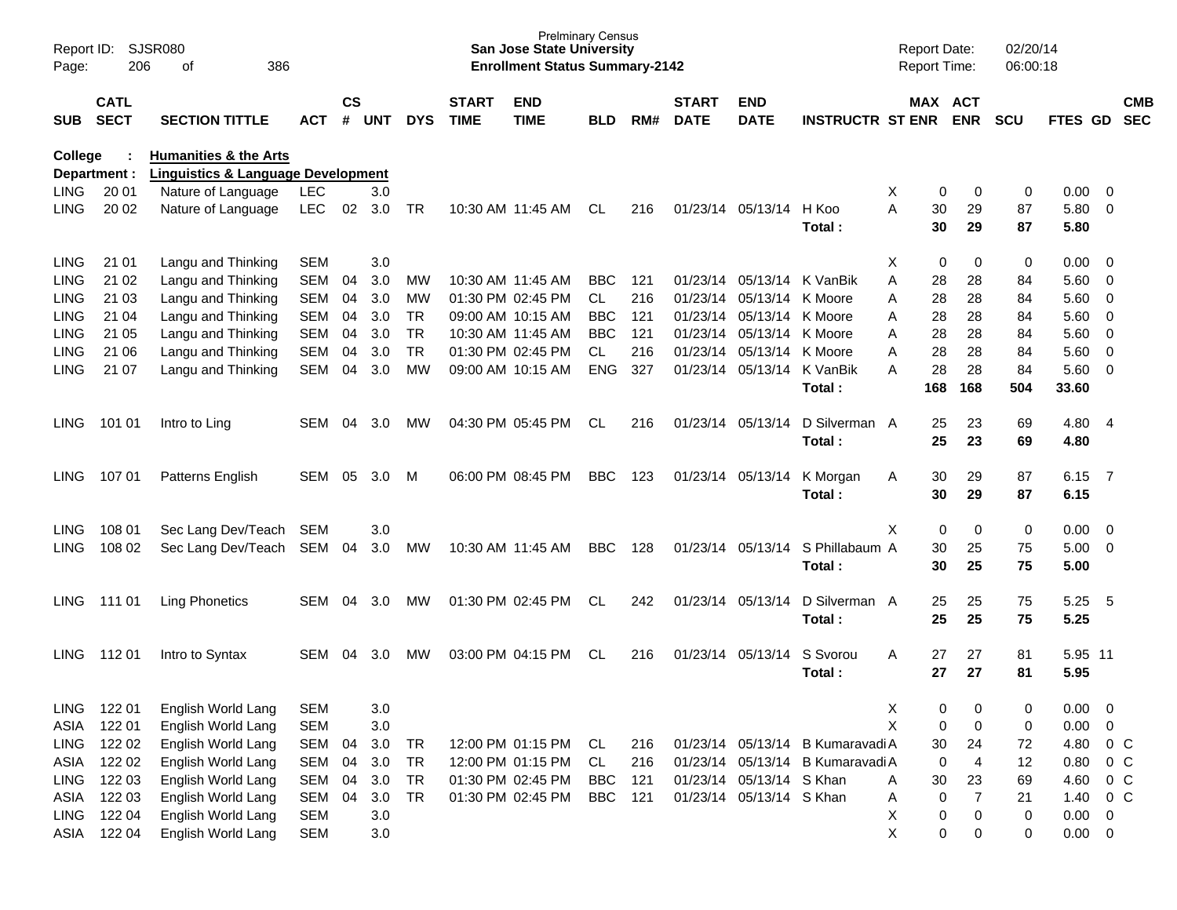Prelminary Census
**San Jose State University**
**Enrollment Status Summary-2142**

Report ID: SJSR080
Report Date: 02/20/14
Report Time: 06:00:18

**College : Humanities & the Arts**
**Department : Linguistics & Language Development**

| SUB | CATL SECT | SECTION TITTLE | ACT | CS # | UNT | DYS | START TIME | END TIME | BLD | RM# | START DATE | END DATE | INSTRUCTR | ST | MAX ENR | ACT ENR | SCU | FTES | GD | CMB SEC |
|---|---|---|---|---|---|---|---|---|---|---|---|---|---|---|---|---|---|---|---|---|
| LING | 20 01 | Nature of Language | LEC | | 3.0 | | | | | | | | | X | 0 | 0 | 0 | 0.00 | 0 | |
| LING | 20 02 | Nature of Language | LEC | 02 | 3.0 | TR | 10:30 AM | 11:45 AM | CL | 216 | 01/23/14 | 05/13/14 | H Koo | A | 30 | 29 | 87 | 5.80 | 0 | |
| | | | | | | | | | | | | | **Total :** | | **30** | **29** | **87** | **5.80** | | |
| LING | 21 01 | Langu and Thinking | SEM | | 3.0 | | | | | | | | | X | 0 | 0 | 0 | 0.00 | 0 | |
| LING | 21 02 | Langu and Thinking | SEM | 04 | 3.0 | MW | 10:30 AM | 11:45 AM | BBC | 121 | 01/23/14 | 05/13/14 | K VanBik | A | 28 | 28 | 84 | 5.60 | 0 | |
| LING | 21 03 | Langu and Thinking | SEM | 04 | 3.0 | MW | 01:30 PM | 02:45 PM | CL | 216 | 01/23/14 | 05/13/14 | K Moore | A | 28 | 28 | 84 | 5.60 | 0 | |
| LING | 21 04 | Langu and Thinking | SEM | 04 | 3.0 | TR | 09:00 AM | 10:15 AM | BBC | 121 | 01/23/14 | 05/13/14 | K Moore | A | 28 | 28 | 84 | 5.60 | 0 | |
| LING | 21 05 | Langu and Thinking | SEM | 04 | 3.0 | TR | 10:30 AM | 11:45 AM | BBC | 121 | 01/23/14 | 05/13/14 | K Moore | A | 28 | 28 | 84 | 5.60 | 0 | |
| LING | 21 06 | Langu and Thinking | SEM | 04 | 3.0 | TR | 01:30 PM | 02:45 PM | CL | 216 | 01/23/14 | 05/13/14 | K Moore | A | 28 | 28 | 84 | 5.60 | 0 | |
| LING | 21 07 | Langu and Thinking | SEM | 04 | 3.0 | MW | 09:00 AM | 10:15 AM | ENG | 327 | 01/23/14 | 05/13/14 | K VanBik | A | 28 | 28 | 84 | 5.60 | 0 | |
| | | | | | | | | | | | | | **Total :** | | **168** | **168** | **504** | **33.60** | | |
| LING | 101 01 | Intro to Ling | SEM | 04 | 3.0 | MW | 04:30 PM | 05:45 PM | CL | 216 | 01/23/14 | 05/13/14 | D Silverman | A | 25 | 23 | 69 | 4.80 | 4 | |
| | | | | | | | | | | | | | **Total :** | | **25** | **23** | **69** | **4.80** | | |
| LING | 107 01 | Patterns English | SEM | 05 | 3.0 | M | 06:00 PM | 08:45 PM | BBC | 123 | 01/23/14 | 05/13/14 | K Morgan | A | 30 | 29 | 87 | 6.15 | 7 | |
| | | | | | | | | | | | | | **Total :** | | **30** | **29** | **87** | **6.15** | | |
| LING | 108 01 | Sec Lang Dev/Teach | SEM | | 3.0 | | | | | | | | | X | 0 | 0 | 0 | 0.00 | 0 | |
| LING | 108 02 | Sec Lang Dev/Teach | SEM | 04 | 3.0 | MW | 10:30 AM | 11:45 AM | BBC | 128 | 01/23/14 | 05/13/14 | S Phillabaum | A | 30 | 25 | 75 | 5.00 | 0 | |
| | | | | | | | | | | | | | **Total :** | | **30** | **25** | **75** | **5.00** | | |
| LING | 111 01 | Ling Phonetics | SEM | 04 | 3.0 | MW | 01:30 PM | 02:45 PM | CL | 242 | 01/23/14 | 05/13/14 | D Silverman | A | 25 | 25 | 75 | 5.25 | 5 | |
| | | | | | | | | | | | | | **Total :** | | **25** | **25** | **75** | **5.25** | | |
| LING | 112 01 | Intro to Syntax | SEM | 04 | 3.0 | MW | 03:00 PM | 04:15 PM | CL | 216 | 01/23/14 | 05/13/14 | S Svorou | A | 27 | 27 | 81 | 5.95 | 11 | |
| | | | | | | | | | | | | | **Total :** | | **27** | **27** | **81** | **5.95** | | |
| LING | 122 01 | English World Lang | SEM | | 3.0 | | | | | | | | | X | 0 | 0 | 0 | 0.00 | 0 | |
| ASIA | 122 01 | English World Lang | SEM | | 3.0 | | | | | | | | | X | 0 | 0 | 0 | 0.00 | 0 | |
| LING | 122 02 | English World Lang | SEM | 04 | 3.0 | TR | 12:00 PM | 01:15 PM | CL | 216 | 01/23/14 | 05/13/14 | B Kumaravadi | A | 30 | 24 | 72 | 4.80 | 0 | C |
| ASIA | 122 02 | English World Lang | SEM | 04 | 3.0 | TR | 12:00 PM | 01:15 PM | CL | 216 | 01/23/14 | 05/13/14 | B Kumaravadi | A | 0 | 4 | 12 | 0.80 | 0 | C |
| LING | 122 03 | English World Lang | SEM | 04 | 3.0 | TR | 01:30 PM | 02:45 PM | BBC | 121 | 01/23/14 | 05/13/14 | S Khan | A | 30 | 23 | 69 | 4.60 | 0 | C |
| ASIA | 122 03 | English World Lang | SEM | 04 | 3.0 | TR | 01:30 PM | 02:45 PM | BBC | 121 | 01/23/14 | 05/13/14 | S Khan | A | 0 | 7 | 21 | 1.40 | 0 | C |
| LING | 122 04 | English World Lang | SEM | | 3.0 | | | | | | | | | X | 0 | 0 | 0 | 0.00 | 0 | |
| ASIA | 122 04 | English World Lang | SEM | | 3.0 | | | | | | | | | X | 0 | 0 | 0 | 0.00 | 0 | |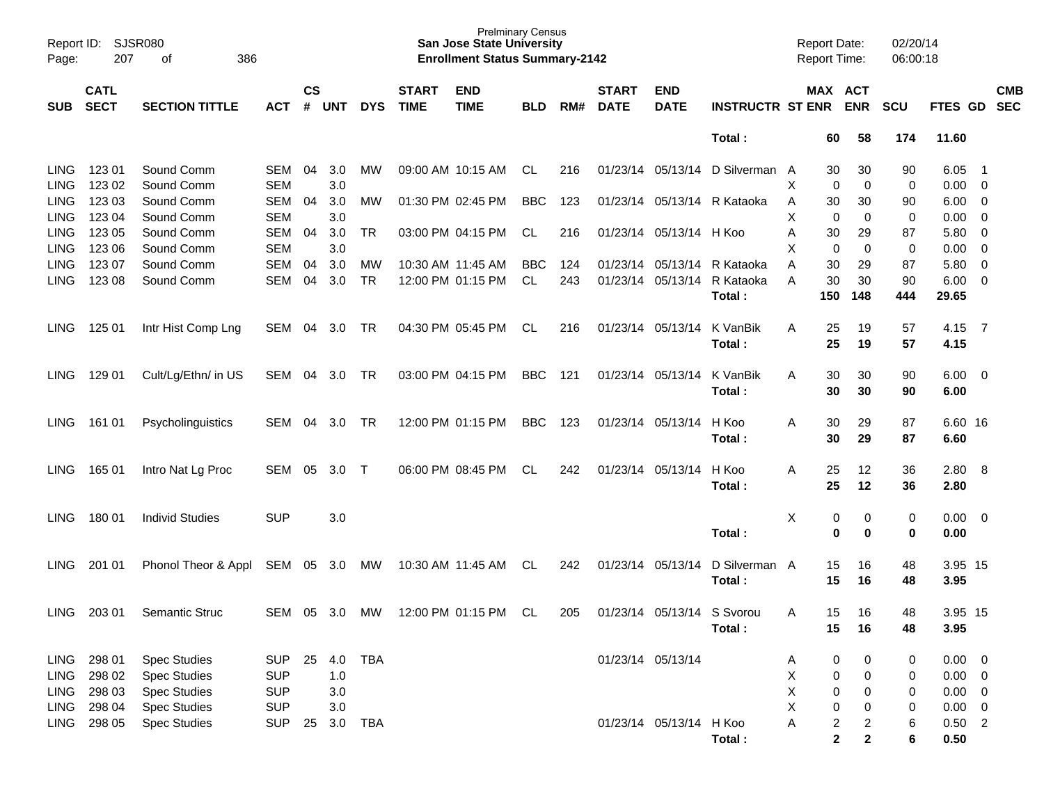Prelminary Census
**San Jose State University**
**Enrollment Status Summary-2142**

| SUB | CATL SECT | SECTION TITTLE | ACT | CS # | UNT | DYS | START TIME | END TIME | BLD | RM# | START DATE | END DATE | INSTRUCTR | ST | MAX ENR | ACT ENR | SCU | FTES | GD | CMB SEC |
|---|---|---|---|---|---|---|---|---|---|---|---|---|---|---|---|---|---|---|---|---|
| | | | | | | | | | | | | | **Total :** | | **60** | **58** | **174** | **11.60** | | |
| LING | 123 01 | Sound Comm | SEM | 04 | 3.0 | MW | 09:00 AM | 10:15 AM | CL | 216 | 01/23/14 | 05/13/14 | D Silverman | A | 30 | 30 | 90 | 6.05 | 1 | |
| LING | 123 02 | Sound Comm | SEM | | 3.0 | | | | | | | | | X | 0 | 0 | 0 | 0.00 | 0 | |
| LING | 123 03 | Sound Comm | SEM | 04 | 3.0 | MW | 01:30 PM | 02:45 PM | BBC | 123 | 01/23/14 | 05/13/14 | R Kataoka | A | 30 | 30 | 90 | 6.00 | 0 | |
| LING | 123 04 | Sound Comm | SEM | | 3.0 | | | | | | | | | X | 0 | 0 | 0 | 0.00 | 0 | |
| LING | 123 05 | Sound Comm | SEM | 04 | 3.0 | TR | 03:00 PM | 04:15 PM | CL | 216 | 01/23/14 | 05/13/14 | H Koo | A | 30 | 29 | 87 | 5.80 | 0 | |
| LING | 123 06 | Sound Comm | SEM | | 3.0 | | | | | | | | | X | 0 | 0 | 0 | 0.00 | 0 | |
| LING | 123 07 | Sound Comm | SEM | 04 | 3.0 | MW | 10:30 AM | 11:45 AM | BBC | 124 | 01/23/14 | 05/13/14 | R Kataoka | A | 30 | 29 | 87 | 5.80 | 0 | |
| LING | 123 08 | Sound Comm | SEM | 04 | 3.0 | TR | 12:00 PM | 01:15 PM | CL | 243 | 01/23/14 | 05/13/14 | R Kataoka | A | 30 | 30 | 90 | 6.00 | 0 | |
| | | | | | | | | | | | | | **Total :** | | **150** | **148** | **444** | **29.65** | | |
| LING | 125 01 | Intr Hist Comp Lng | SEM | 04 | 3.0 | TR | 04:30 PM | 05:45 PM | CL | 216 | 01/23/14 | 05/13/14 | K VanBik | A | 25 | 19 | 57 | 4.15 | 7 | |
| | | | | | | | | | | | | | **Total :** | | **25** | **19** | **57** | **4.15** | | |
| LING | 129 01 | Cult/Lg/Ethn/ in US | SEM | 04 | 3.0 | TR | 03:00 PM | 04:15 PM | BBC | 121 | 01/23/14 | 05/13/14 | K VanBik | A | 30 | 30 | 90 | 6.00 | 0 | |
| | | | | | | | | | | | | | **Total :** | | **30** | **30** | **90** | **6.00** | | |
| LING | 161 01 | Psycholinguistics | SEM | 04 | 3.0 | TR | 12:00 PM | 01:15 PM | BBC | 123 | 01/23/14 | 05/13/14 | H Koo | A | 30 | 29 | 87 | 6.60 | 16 | |
| | | | | | | | | | | | | | **Total :** | | **30** | **29** | **87** | **6.60** | | |
| LING | 165 01 | Intro Nat Lg Proc | SEM | 05 | 3.0 | T | 06:00 PM | 08:45 PM | CL | 242 | 01/23/14 | 05/13/14 | H Koo | A | 25 | 12 | 36 | 2.80 | 8 | |
| | | | | | | | | | | | | | **Total :** | | **25** | **12** | **36** | **2.80** | | |
| LING | 180 01 | Individ Studies | SUP | | 3.0 | | | | | | | | | X | 0 | 0 | 0 | 0.00 | 0 | |
| | | | | | | | | | | | | | **Total :** | | **0** | **0** | **0** | **0.00** | | |
| LING | 201 01 | Phonol Theor & Appl | SEM | 05 | 3.0 | MW | 10:30 AM | 11:45 AM | CL | 242 | 01/23/14 | 05/13/14 | D Silverman | A | 15 | 16 | 48 | 3.95 | 15 | |
| | | | | | | | | | | | | | **Total :** | | **15** | **16** | **48** | **3.95** | | |
| LING | 203 01 | Semantic Struc | SEM | 05 | 3.0 | MW | 12:00 PM | 01:15 PM | CL | 205 | 01/23/14 | 05/13/14 | S Svorou | A | 15 | 16 | 48 | 3.95 | 15 | |
| | | | | | | | | | | | | | **Total :** | | **15** | **16** | **48** | **3.95** | | |
| LING | 298 01 | Spec Studies | SUP | 25 | 4.0 | TBA | | | | | 01/23/14 | 05/13/14 | | A | 0 | 0 | 0 | 0.00 | 0 | |
| LING | 298 02 | Spec Studies | SUP | | 1.0 | | | | | | | | | X | 0 | 0 | 0 | 0.00 | 0 | |
| LING | 298 03 | Spec Studies | SUP | | 3.0 | | | | | | | | | X | 0 | 0 | 0 | 0.00 | 0 | |
| LING | 298 04 | Spec Studies | SUP | | 3.0 | | | | | | | | | X | 0 | 0 | 0 | 0.00 | 0 | |
| LING | 298 05 | Spec Studies | SUP | 25 | 3.0 | TBA | | | | | 01/23/14 | 05/13/14 | H Koo | A | 2 | 2 | 6 | 0.50 | 2 | |
| | | | | | | | | | | | | | **Total :** | | **2** | **2** | **6** | **0.50** | | |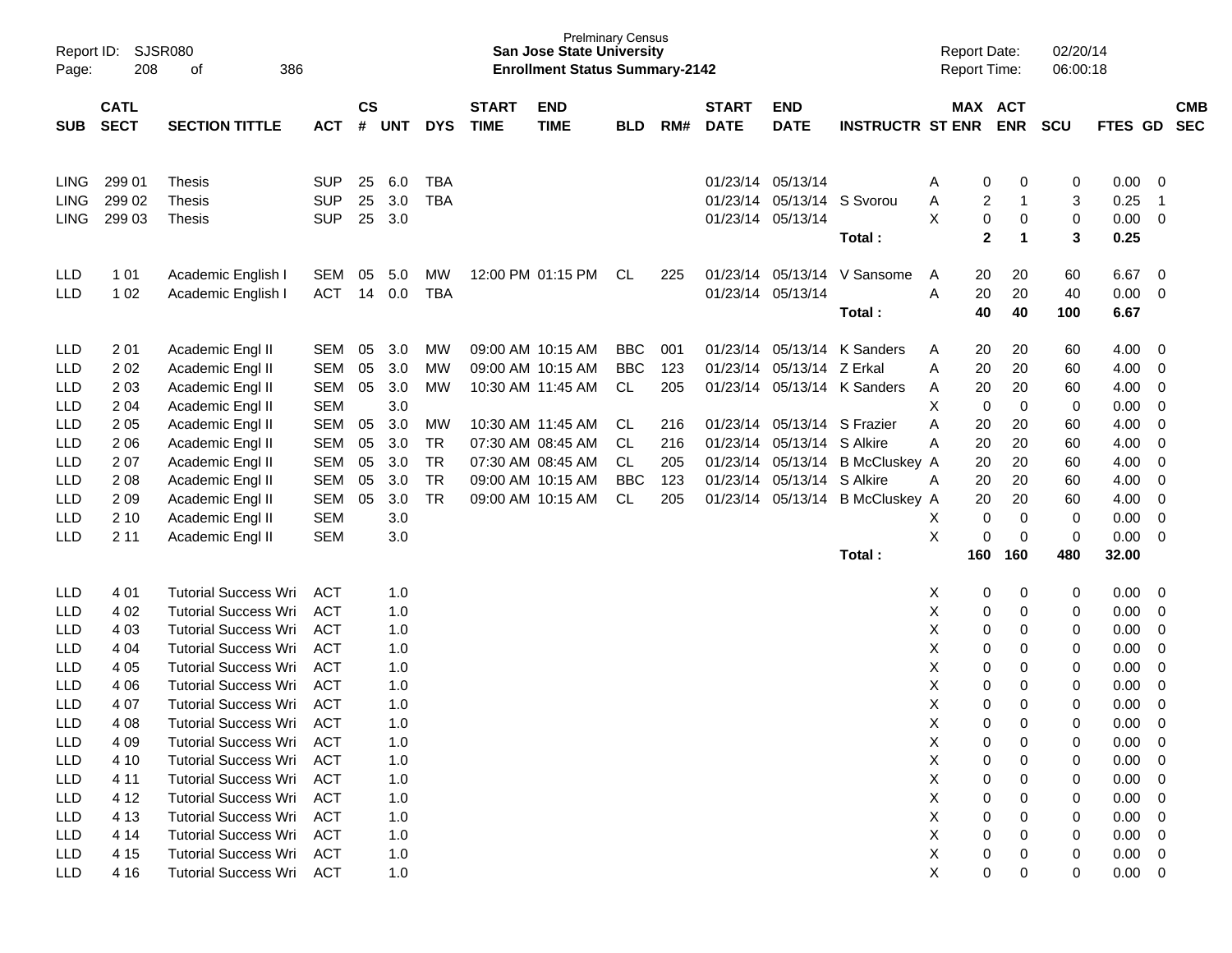Prelminary Census
**San Jose State University**
**Enrollment Status Summary-2142**

Report ID: SJSR080
Report Date: 02/20/14
Report Time: 06:00:18

| SUB | CATL SECT | SECTION TITTLE | ACT | CS # | UNT | DYS | START TIME | END TIME | BLD | RM# | START DATE | END DATE | INSTRUCTR | ST | MAX ENR | ACT ENR | SCU | FTES | GD | CMB SEC |
|---|---|---|---|---|---|---|---|---|---|---|---|---|---|---|---|---|---|---|---|---|
| LING | 299 01 | Thesis | SUP | 25 | 6.0 | TBA | | | | | 01/23/14 | 05/13/14 | | A | 0 | 0 | 0 | 0.00 | 0 | |
| LING | 299 02 | Thesis | SUP | 25 | 3.0 | TBA | | | | | 01/23/14 | 05/13/14 | S Svorou | A | 2 | 1 | 3 | 0.25 | 1 | |
| LING | 299 03 | Thesis | SUP | 25 | 3.0 | | | | | | 01/23/14 | 05/13/14 | | X | 0 | 0 | 0 | 0.00 | 0 | |
| | | | | | | | | | | | | | **Total :** | | **2** | **1** | **3** | **0.25** | | |
| LLD | 1 01 | Academic English I | SEM | 05 | 5.0 | MW | 12:00 PM | 01:15 PM | CL | 225 | 01/23/14 | 05/13/14 | V Sansome | A | 20 | 20 | 60 | 6.67 | 0 | |
| LLD | 1 02 | Academic English I | ACT | 14 | 0.0 | TBA | | | | | 01/23/14 | 05/13/14 | | A | 20 | 20 | 40 | 0.00 | 0 | |
| | | | | | | | | | | | | | **Total :** | | **40** | **40** | **100** | **6.67** | | |
| LLD | 2 01 | Academic Engl II | SEM | 05 | 3.0 | MW | 09:00 AM | 10:15 AM | BBC | 001 | 01/23/14 | 05/13/14 | K Sanders | A | 20 | 20 | 60 | 4.00 | 0 | |
| LLD | 2 02 | Academic Engl II | SEM | 05 | 3.0 | MW | 09:00 AM | 10:15 AM | BBC | 123 | 01/23/14 | 05/13/14 | Z Erkal | A | 20 | 20 | 60 | 4.00 | 0 | |
| LLD | 2 03 | Academic Engl II | SEM | 05 | 3.0 | MW | 10:30 AM | 11:45 AM | CL | 205 | 01/23/14 | 05/13/14 | K Sanders | A | 20 | 20 | 60 | 4.00 | 0 | |
| LLD | 2 04 | Academic Engl II | SEM | | 3.0 | | | | | | | | | X | 0 | 0 | 0 | 0.00 | 0 | |
| LLD | 2 05 | Academic Engl II | SEM | 05 | 3.0 | MW | 10:30 AM | 11:45 AM | CL | 216 | 01/23/14 | 05/13/14 | S Frazier | A | 20 | 20 | 60 | 4.00 | 0 | |
| LLD | 2 06 | Academic Engl II | SEM | 05 | 3.0 | TR | 07:30 AM | 08:45 AM | CL | 216 | 01/23/14 | 05/13/14 | S Alkire | A | 20 | 20 | 60 | 4.00 | 0 | |
| LLD | 2 07 | Academic Engl II | SEM | 05 | 3.0 | TR | 07:30 AM | 08:45 AM | CL | 205 | 01/23/14 | 05/13/14 | B McCluskey | A | 20 | 20 | 60 | 4.00 | 0 | |
| LLD | 2 08 | Academic Engl II | SEM | 05 | 3.0 | TR | 09:00 AM | 10:15 AM | BBC | 123 | 01/23/14 | 05/13/14 | S Alkire | A | 20 | 20 | 60 | 4.00 | 0 | |
| LLD | 2 09 | Academic Engl II | SEM | 05 | 3.0 | TR | 09:00 AM | 10:15 AM | CL | 205 | 01/23/14 | 05/13/14 | B McCluskey | A | 20 | 20 | 60 | 4.00 | 0 | |
| LLD | 2 10 | Academic Engl II | SEM | | 3.0 | | | | | | | | | X | 0 | 0 | 0 | 0.00 | 0 | |
| LLD | 2 11 | Academic Engl II | SEM | | 3.0 | | | | | | | | | X | 0 | 0 | 0 | 0.00 | 0 | |
| | | | | | | | | | | | | | **Total :** | | **160** | **160** | **480** | **32.00** | | |
| LLD | 4 01 | Tutorial Success Wri | ACT | | 1.0 | | | | | | | | | X | 0 | 0 | 0 | 0.00 | 0 | |
| LLD | 4 02 | Tutorial Success Wri | ACT | | 1.0 | | | | | | | | | X | 0 | 0 | 0 | 0.00 | 0 | |
| LLD | 4 03 | Tutorial Success Wri | ACT | | 1.0 | | | | | | | | | X | 0 | 0 | 0 | 0.00 | 0 | |
| LLD | 4 04 | Tutorial Success Wri | ACT | | 1.0 | | | | | | | | | X | 0 | 0 | 0 | 0.00 | 0 | |
| LLD | 4 05 | Tutorial Success Wri | ACT | | 1.0 | | | | | | | | | X | 0 | 0 | 0 | 0.00 | 0 | |
| LLD | 4 06 | Tutorial Success Wri | ACT | | 1.0 | | | | | | | | | X | 0 | 0 | 0 | 0.00 | 0 | |
| LLD | 4 07 | Tutorial Success Wri | ACT | | 1.0 | | | | | | | | | X | 0 | 0 | 0 | 0.00 | 0 | |
| LLD | 4 08 | Tutorial Success Wri | ACT | | 1.0 | | | | | | | | | X | 0 | 0 | 0 | 0.00 | 0 | |
| LLD | 4 09 | Tutorial Success Wri | ACT | | 1.0 | | | | | | | | | X | 0 | 0 | 0 | 0.00 | 0 | |
| LLD | 4 10 | Tutorial Success Wri | ACT | | 1.0 | | | | | | | | | X | 0 | 0 | 0 | 0.00 | 0 | |
| LLD | 4 11 | Tutorial Success Wri | ACT | | 1.0 | | | | | | | | | X | 0 | 0 | 0 | 0.00 | 0 | |
| LLD | 4 12 | Tutorial Success Wri | ACT | | 1.0 | | | | | | | | | X | 0 | 0 | 0 | 0.00 | 0 | |
| LLD | 4 13 | Tutorial Success Wri | ACT | | 1.0 | | | | | | | | | X | 0 | 0 | 0 | 0.00 | 0 | |
| LLD | 4 14 | Tutorial Success Wri | ACT | | 1.0 | | | | | | | | | X | 0 | 0 | 0 | 0.00 | 0 | |
| LLD | 4 15 | Tutorial Success Wri | ACT | | 1.0 | | | | | | | | | X | 0 | 0 | 0 | 0.00 | 0 | |
| LLD | 4 16 | Tutorial Success Wri | ACT | | 1.0 | | | | | | | | | X | 0 | 0 | 0 | 0.00 | 0 | |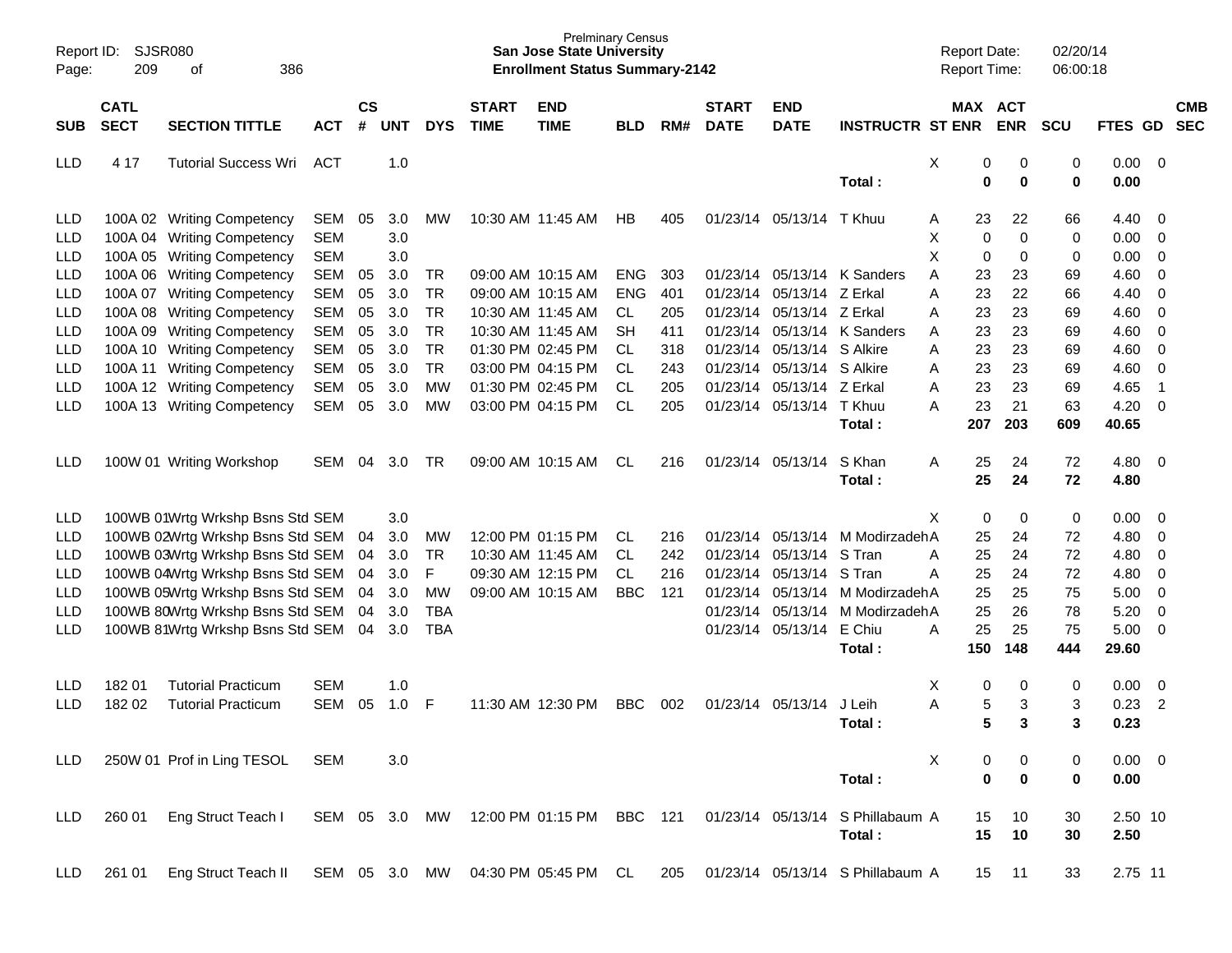Prelminary Census
**San Jose State University**
**Enrollment Status Summary-2142**

Report ID: SJSR080
Report Date: 02/20/14
Report Time: 06:00:18

| SUB | CATL SECT | SECTION TITTLE | ACT | CS # | UNT | DYS | START TIME | END TIME | BLD | RM# | START DATE | END DATE | INSTRUCTR | ST | MAX ENR | ACT ENR | SCU | FTES | GD | CMB SEC |
|---|---|---|---|---|---|---|---|---|---|---|---|---|---|---|---|---|---|---|---|---|
| LLD | 4 17 | Tutorial Success Wri | ACT | | 1.0 | | | | | | | | | X | 0 | 0 | 0 | 0.00 | 0 | |
| | | | | | | | | | | | | | **Total :** | | **0** | **0** | **0** | **0.00** | | |
| LLD | 100A 02 | Writing Competency | SEM | 05 | 3.0 | MW | 10:30 AM | 11:45 AM | HB | 405 | 01/23/14 | 05/13/14 | T Khuu | A | 23 | 22 | 66 | 4.40 | 0 | |
| LLD | 100A 04 | Writing Competency | SEM | | 3.0 | | | | | | | | | X | 0 | 0 | 0 | 0.00 | 0 | |
| LLD | 100A 05 | Writing Competency | SEM | | 3.0 | | | | | | | | | X | 0 | 0 | 0 | 0.00 | 0 | |
| LLD | 100A 06 | Writing Competency | SEM | 05 | 3.0 | TR | 09:00 AM | 10:15 AM | ENG | 303 | 01/23/14 | 05/13/14 | K Sanders | A | 23 | 23 | 69 | 4.60 | 0 | |
| LLD | 100A 07 | Writing Competency | SEM | 05 | 3.0 | TR | 09:00 AM | 10:15 AM | ENG | 401 | 01/23/14 | 05/13/14 | Z Erkal | A | 23 | 22 | 66 | 4.40 | 0 | |
| LLD | 100A 08 | Writing Competency | SEM | 05 | 3.0 | TR | 10:30 AM | 11:45 AM | CL | 205 | 01/23/14 | 05/13/14 | Z Erkal | A | 23 | 23 | 69 | 4.60 | 0 | |
| LLD | 100A 09 | Writing Competency | SEM | 05 | 3.0 | TR | 10:30 AM | 11:45 AM | SH | 411 | 01/23/14 | 05/13/14 | K Sanders | A | 23 | 23 | 69 | 4.60 | 0 | |
| LLD | 100A 10 | Writing Competency | SEM | 05 | 3.0 | TR | 01:30 PM | 02:45 PM | CL | 318 | 01/23/14 | 05/13/14 | S Alkire | A | 23 | 23 | 69 | 4.60 | 0 | |
| LLD | 100A 11 | Writing Competency | SEM | 05 | 3.0 | TR | 03:00 PM | 04:15 PM | CL | 243 | 01/23/14 | 05/13/14 | S Alkire | A | 23 | 23 | 69 | 4.60 | 0 | |
| LLD | 100A 12 | Writing Competency | SEM | 05 | 3.0 | MW | 01:30 PM | 02:45 PM | CL | 205 | 01/23/14 | 05/13/14 | Z Erkal | A | 23 | 23 | 69 | 4.65 | 1 | |
| LLD | 100A 13 | Writing Competency | SEM | 05 | 3.0 | MW | 03:00 PM | 04:15 PM | CL | 205 | 01/23/14 | 05/13/14 | T Khuu | A | 23 | 21 | 63 | 4.20 | 0 | |
| | | | | | | | | | | | | | **Total :** | | **207** | **203** | **609** | **40.65** | | |
| LLD | 100W 01 | Writing Workshop | SEM | 04 | 3.0 | TR | 09:00 AM | 10:15 AM | CL | 216 | 01/23/14 | 05/13/14 | S Khan | A | 25 | 24 | 72 | 4.80 | 0 | |
| | | | | | | | | | | | | | **Total :** | | **25** | **24** | **72** | **4.80** | | |
| LLD | 100WB 01 | Wrtg Wrkshp Bsns Std | SEM | | 3.0 | | | | | | | | | X | 0 | 0 | 0 | 0.00 | 0 | |
| LLD | 100WB 02 | Wrtg Wrkshp Bsns Std | SEM | 04 | 3.0 | MW | 12:00 PM | 01:15 PM | CL | 216 | 01/23/14 | 05/13/14 | M Modirzadeh | A | 25 | 24 | 72 | 4.80 | 0 | |
| LLD | 100WB 03 | Wrtg Wrkshp Bsns Std | SEM | 04 | 3.0 | TR | 10:30 AM | 11:45 AM | CL | 242 | 01/23/14 | 05/13/14 | S Tran | A | 25 | 24 | 72 | 4.80 | 0 | |
| LLD | 100WB 04 | Wrtg Wrkshp Bsns Std | SEM | 04 | 3.0 | F | 09:30 AM | 12:15 PM | CL | 216 | 01/23/14 | 05/13/14 | S Tran | A | 25 | 24 | 72 | 4.80 | 0 | |
| LLD | 100WB 05 | Wrtg Wrkshp Bsns Std | SEM | 04 | 3.0 | MW | 09:00 AM | 10:15 AM | BBC | 121 | 01/23/14 | 05/13/14 | M Modirzadeh | A | 25 | 25 | 75 | 5.00 | 0 | |
| LLD | 100WB 80 | Wrtg Wrkshp Bsns Std | SEM | 04 | 3.0 | TBA | | | | | 01/23/14 | 05/13/14 | M Modirzadeh | A | 25 | 26 | 78 | 5.20 | 0 | |
| LLD | 100WB 81 | Wrtg Wrkshp Bsns Std | SEM | 04 | 3.0 | TBA | | | | | 01/23/14 | 05/13/14 | E Chiu | A | 25 | 25 | 75 | 5.00 | 0 | |
| | | | | | | | | | | | | | **Total :** | | **150** | **148** | **444** | **29.60** | | |
| LLD | 182 01 | Tutorial Practicum | SEM | | 1.0 | | | | | | | | | X | 0 | 0 | 0 | 0.00 | 0 | |
| LLD | 182 02 | Tutorial Practicum | SEM | 05 | 1.0 | F | 11:30 AM | 12:30 PM | BBC | 002 | 01/23/14 | 05/13/14 | J Leih | A | 5 | 3 | 3 | 0.23 | 2 | |
| | | | | | | | | | | | | | **Total :** | | **5** | **3** | **3** | **0.23** | | |
| LLD | 250W 01 | Prof in Ling TESOL | SEM | | 3.0 | | | | | | | | | X | 0 | 0 | 0 | 0.00 | 0 | |
| | | | | | | | | | | | | | **Total :** | | **0** | **0** | **0** | **0.00** | | |
| LLD | 260 01 | Eng Struct Teach I | SEM | 05 | 3.0 | MW | 12:00 PM | 01:15 PM | BBC | 121 | 01/23/14 | 05/13/14 | S Phillabaum | A | 15 | 10 | 30 | 2.50 | 10 | |
| | | | | | | | | | | | | | **Total :** | | **15** | **10** | **30** | **2.50** | | |
| LLD | 261 01 | Eng Struct Teach II | SEM | 05 | 3.0 | MW | 04:30 PM | 05:45 PM | CL | 205 | 01/23/14 | 05/13/14 | S Phillabaum | A | 15 | 11 | 33 | 2.75 | 11 | |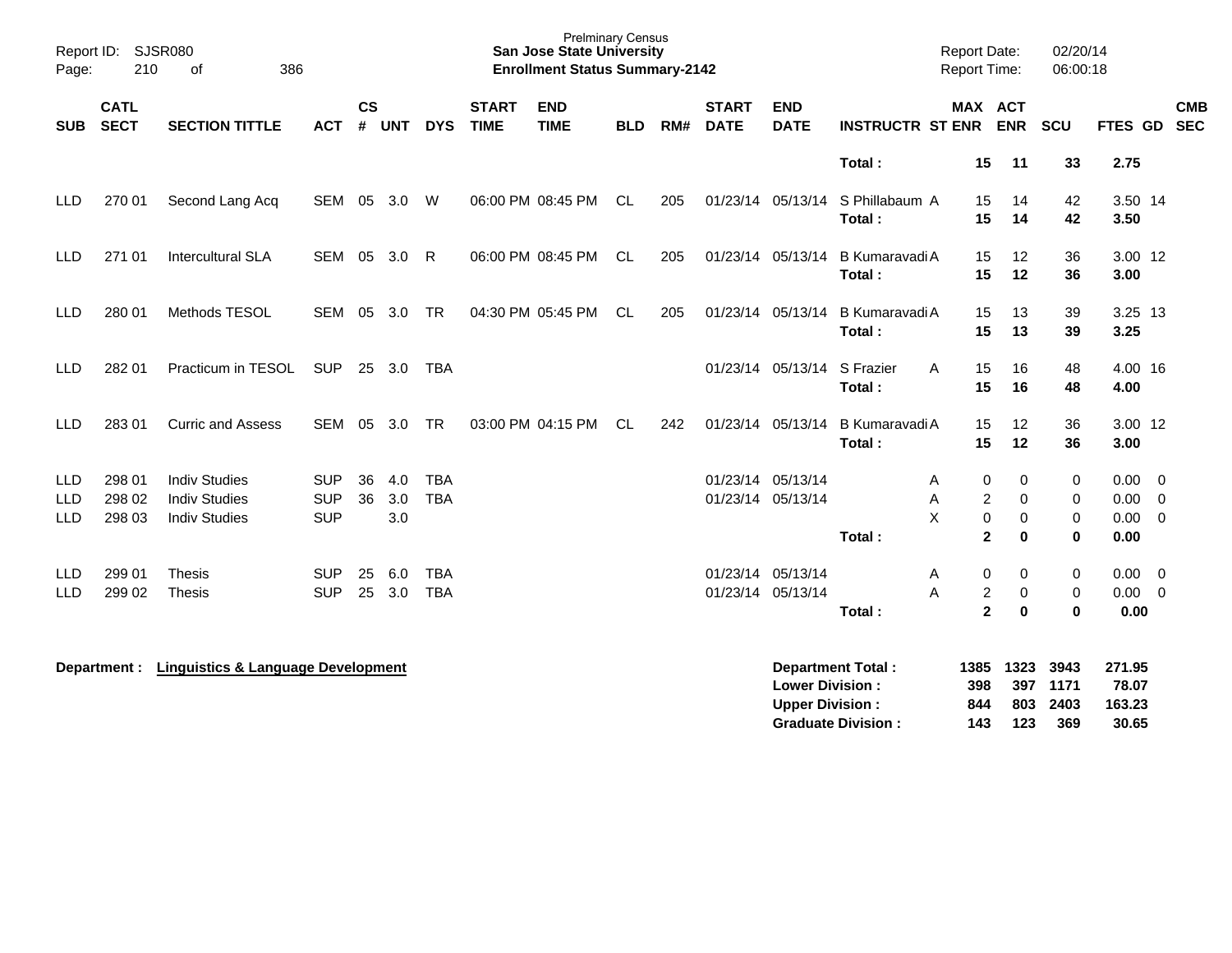Prelminary Census
**San Jose State University**
**Enrollment Status Summary-2142**

Report ID: SJSR080
Report Date: 02/20/14
Report Time: 06:00:18

| SUB | CATL SECT | SECTION TITTLE | ACT | CS # | UNT | DYS | START TIME | END TIME | BLD | RM# | START DATE | END DATE | INSTRUCTR | ST | MAX ENR | ACT ENR | SCU | FTES | GD | CMB SEC |
|---|---|---|---|---|---|---|---|---|---|---|---|---|---|---|---|---|---|---|---|---|
| | | | | | | | | | | | | | **Total :** | | **15** | **11** | **33** | **2.75** | | |
| LLD | 270 01 | Second Lang Acq | SEM | 05 | 3.0 | W | 06:00 PM | 08:45 PM | CL | 205 | 01/23/14 | 05/13/14 | S Phillabaum | A | 15 | 14 | 42 | 3.50 | 14 | |
| | | | | | | | | | | | | | **Total :** | | **15** | **14** | **42** | **3.50** | | |
| LLD | 271 01 | Intercultural SLA | SEM | 05 | 3.0 | R | 06:00 PM | 08:45 PM | CL | 205 | 01/23/14 | 05/13/14 | B Kumaravadi | A | 15 | 12 | 36 | 3.00 | 12 | |
| | | | | | | | | | | | | | **Total :** | | **15** | **12** | **36** | **3.00** | | |
| LLD | 280 01 | Methods TESOL | SEM | 05 | 3.0 | TR | 04:30 PM | 05:45 PM | CL | 205 | 01/23/14 | 05/13/14 | B Kumaravadi | A | 15 | 13 | 39 | 3.25 | 13 | |
| | | | | | | | | | | | | | **Total :** | | **15** | **13** | **39** | **3.25** | | |
| LLD | 282 01 | Practicum in TESOL | SUP | 25 | 3.0 | TBA | | | | | 01/23/14 | 05/13/14 | S Frazier | A | 15 | 16 | 48 | 4.00 | 16 | |
| | | | | | | | | | | | | | **Total :** | | **15** | **16** | **48** | **4.00** | | |
| LLD | 283 01 | Curric and Assess | SEM | 05 | 3.0 | TR | 03:00 PM | 04:15 PM | CL | 242 | 01/23/14 | 05/13/14 | B Kumaravadi | A | 15 | 12 | 36 | 3.00 | 12 | |
| | | | | | | | | | | | | | **Total :** | | **15** | **12** | **36** | **3.00** | | |
| LLD | 298 01 | Indiv Studies | SUP | 36 | 4.0 | TBA | | | | | 01/23/14 | 05/13/14 | | A | 0 | 0 | 0 | 0.00 | 0 | |
| LLD | 298 02 | Indiv Studies | SUP | 36 | 3.0 | TBA | | | | | 01/23/14 | 05/13/14 | | A | 2 | 0 | 0 | 0.00 | 0 | |
| LLD | 298 03 | Indiv Studies | SUP | | 3.0 | | | | | | | | | X | 0 | 0 | 0 | 0.00 | 0 | |
| | | | | | | | | | | | | | **Total :** | | **2** | **0** | **0** | **0.00** | | |
| LLD | 299 01 | Thesis | SUP | 25 | 6.0 | TBA | | | | | 01/23/14 | 05/13/14 | | A | 0 | 0 | 0 | 0.00 | 0 | |
| LLD | 299 02 | Thesis | SUP | 25 | 3.0 | TBA | | | | | 01/23/14 | 05/13/14 | | A | 2 | 0 | 0 | 0.00 | 0 | |
| | | | | | | | | | | | | | **Total :** | | **2** | **0** | **0** | **0.00** | | |

**Department : Linguistics & Language Development**

| | MAX ENR | ACT ENR | SCU | FTES |
|---|---|---|---|---|
| **Department Total :** | **1385** | **1323** | **3943** | **271.95** |
| **Lower Division :** | **398** | **397** | **1171** | **78.07** |
| **Upper Division :** | **844** | **803** | **2403** | **163.23** |
| **Graduate Division :** | **143** | **123** | **369** | **30.65** |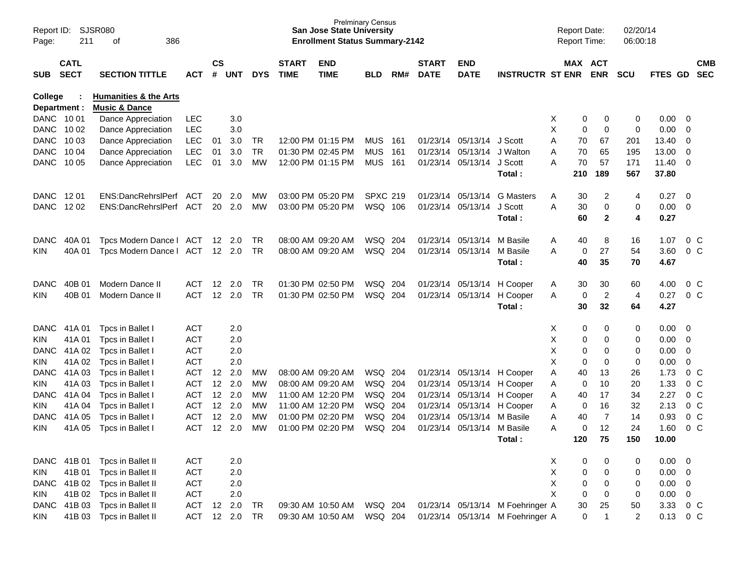Prelminary Census
**San Jose State University**
**Enrollment Status Summary-2142**

Report ID: SJSR080
Report Date: 02/20/14
Report Time: 06:00:18

**College : Humanities & the Arts**
**Department : Music & Dance**

| SUB | CATL SECT | SECTION TITTLE | ACT | CS # | UNT | DYS | START TIME | END TIME | BLD | RM# | START DATE | END DATE | INSTRUCTR | ST | MAX ENR | ACT ENR | SCU | FTES | GD | CMB SEC |
|---|---|---|---|---|---|---|---|---|---|---|---|---|---|---|---|---|---|---|---|---|
| DANC | 10 01 | Dance Appreciation | LEC | | 3.0 | | | | | | | | | X | 0 | 0 | 0 | 0.00 | 0 | |
| DANC | 10 02 | Dance Appreciation | LEC | | 3.0 | | | | | | | | | X | 0 | 0 | 0 | 0.00 | 0 | |
| DANC | 10 03 | Dance Appreciation | LEC | 01 | 3.0 | TR | 12:00 PM | 01:15 PM | MUS | 161 | 01/23/14 | 05/13/14 | J Scott | A | 70 | 67 | 201 | 13.40 | 0 | |
| DANC | 10 04 | Dance Appreciation | LEC | 01 | 3.0 | TR | 01:30 PM | 02:45 PM | MUS | 161 | 01/23/14 | 05/13/14 | J Walton | A | 70 | 65 | 195 | 13.00 | 0 | |
| DANC | 10 05 | Dance Appreciation | LEC | 01 | 3.0 | MW | 12:00 PM | 01:15 PM | MUS | 161 | 01/23/14 | 05/13/14 | J Scott | A | 70 | 57 | 171 | 11.40 | 0 | |
| | | | | | | | | | | | | | **Total :** | | **210** | **189** | **567** | **37.80** | | |
| DANC | 12 01 | ENS:DancRehrslPerf | ACT | 20 | 2.0 | MW | 03:00 PM | 05:20 PM | SPXC | 219 | 01/23/14 | 05/13/14 | G Masters | A | 30 | 2 | 4 | 0.27 | 0 | |
| DANC | 12 02 | ENS:DancRehrslPerf | ACT | 20 | 2.0 | MW | 03:00 PM | 05:20 PM | WSQ | 106 | 01/23/14 | 05/13/14 | J Scott | A | 30 | 0 | 0 | 0.00 | 0 | |
| | | | | | | | | | | | | | **Total :** | | **60** | **2** | **4** | **0.27** | | |
| DANC | 40A 01 | Tpcs Modern Dance I | ACT | 12 | 2.0 | TR | 08:00 AM | 09:20 AM | WSQ | 204 | 01/23/14 | 05/13/14 | M Basile | A | 40 | 8 | 16 | 1.07 | 0 | C |
| KIN | 40A 01 | Tpcs Modern Dance I | ACT | 12 | 2.0 | TR | 08:00 AM | 09:20 AM | WSQ | 204 | 01/23/14 | 05/13/14 | M Basile | A | 0 | 27 | 54 | 3.60 | 0 | C |
| | | | | | | | | | | | | | **Total :** | | **40** | **35** | **70** | **4.67** | | |
| DANC | 40B 01 | Modern Dance II | ACT | 12 | 2.0 | TR | 01:30 PM | 02:50 PM | WSQ | 204 | 01/23/14 | 05/13/14 | H Cooper | A | 30 | 30 | 60 | 4.00 | 0 | C |
| KIN | 40B 01 | Modern Dance II | ACT | 12 | 2.0 | TR | 01:30 PM | 02:50 PM | WSQ | 204 | 01/23/14 | 05/13/14 | H Cooper | A | 0 | 2 | 4 | 0.27 | 0 | C |
| | | | | | | | | | | | | | **Total :** | | **30** | **32** | **64** | **4.27** | | |
| DANC | 41A 01 | Tpcs in Ballet I | ACT | | 2.0 | | | | | | | | | X | 0 | 0 | 0 | 0.00 | 0 | |
| KIN | 41A 01 | Tpcs in Ballet I | ACT | | 2.0 | | | | | | | | | X | 0 | 0 | 0 | 0.00 | 0 | |
| DANC | 41A 02 | Tpcs in Ballet I | ACT | | 2.0 | | | | | | | | | X | 0 | 0 | 0 | 0.00 | 0 | |
| KIN | 41A 02 | Tpcs in Ballet I | ACT | | 2.0 | | | | | | | | | X | 0 | 0 | 0 | 0.00 | 0 | |
| DANC | 41A 03 | Tpcs in Ballet I | ACT | 12 | 2.0 | MW | 08:00 AM | 09:20 AM | WSQ | 204 | 01/23/14 | 05/13/14 | H Cooper | A | 40 | 13 | 26 | 1.73 | 0 | C |
| KIN | 41A 03 | Tpcs in Ballet I | ACT | 12 | 2.0 | MW | 08:00 AM | 09:20 AM | WSQ | 204 | 01/23/14 | 05/13/14 | H Cooper | A | 0 | 10 | 20 | 1.33 | 0 | C |
| DANC | 41A 04 | Tpcs in Ballet I | ACT | 12 | 2.0 | MW | 11:00 AM | 12:20 PM | WSQ | 204 | 01/23/14 | 05/13/14 | H Cooper | A | 40 | 17 | 34 | 2.27 | 0 | C |
| KIN | 41A 04 | Tpcs in Ballet I | ACT | 12 | 2.0 | MW | 11:00 AM | 12:20 PM | WSQ | 204 | 01/23/14 | 05/13/14 | H Cooper | A | 0 | 16 | 32 | 2.13 | 0 | C |
| DANC | 41A 05 | Tpcs in Ballet I | ACT | 12 | 2.0 | MW | 01:00 PM | 02:20 PM | WSQ | 204 | 01/23/14 | 05/13/14 | M Basile | A | 40 | 7 | 14 | 0.93 | 0 | C |
| KIN | 41A 05 | Tpcs in Ballet I | ACT | 12 | 2.0 | MW | 01:00 PM | 02:20 PM | WSQ | 204 | 01/23/14 | 05/13/14 | M Basile | A | 0 | 12 | 24 | 1.60 | 0 | C |
| | | | | | | | | | | | | | **Total :** | | **120** | **75** | **150** | **10.00** | | |
| DANC | 41B 01 | Tpcs in Ballet II | ACT | | 2.0 | | | | | | | | | X | 0 | 0 | 0 | 0.00 | 0 | |
| KIN | 41B 01 | Tpcs in Ballet II | ACT | | 2.0 | | | | | | | | | X | 0 | 0 | 0 | 0.00 | 0 | |
| DANC | 41B 02 | Tpcs in Ballet II | ACT | | 2.0 | | | | | | | | | X | 0 | 0 | 0 | 0.00 | 0 | |
| KIN | 41B 02 | Tpcs in Ballet II | ACT | | 2.0 | | | | | | | | | X | 0 | 0 | 0 | 0.00 | 0 | |
| DANC | 41B 03 | Tpcs in Ballet II | ACT | 12 | 2.0 | TR | 09:30 AM | 10:50 AM | WSQ | 204 | 01/23/14 | 05/13/14 | M Foehringer | A | 30 | 25 | 50 | 3.33 | 0 | C |
| KIN | 41B 03 | Tpcs in Ballet II | ACT | 12 | 2.0 | TR | 09:30 AM | 10:50 AM | WSQ | 204 | 01/23/14 | 05/13/14 | M Foehringer | A | 0 | 1 | 2 | 0.13 | 0 | C |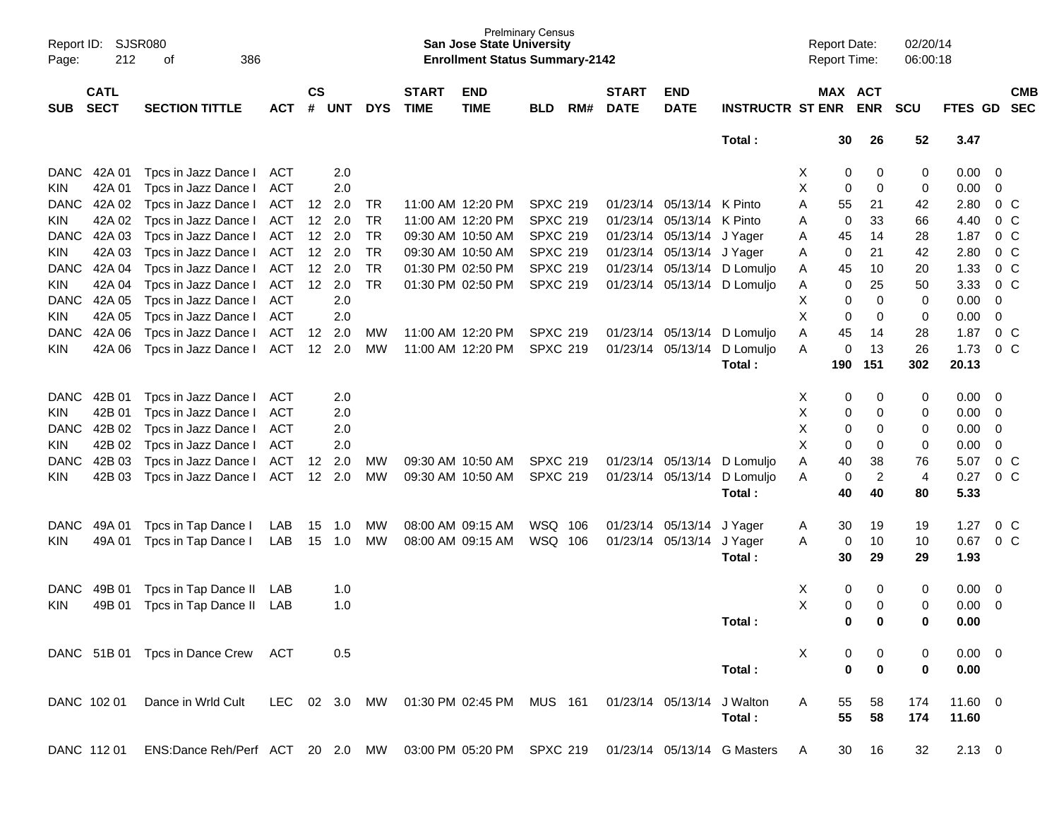| SUB | CATL SECT | SECTION TITTLE | ACT | CS # | UNT | DYS | START TIME | END TIME | BLD | RM# | START DATE | END DATE | INSTRUCTR | ST | MAX ENR | ACT ENR | SCU | FTES | GD | CMB SEC |
|---|---|---|---|---|---|---|---|---|---|---|---|---|---|---|---|---|---|---|---|---|
| | | | | | | | | | | | | | Total : | | 30 | 26 | 52 | 3.47 | | |
| DANC | 42A 01 | Tpcs in Jazz Dance I | ACT | | 2.0 | | | | | | | | | X | 0 | 0 | 0 | 0.00 | 0 | |
| KIN | 42A 01 | Tpcs in Jazz Dance I | ACT | | 2.0 | | | | | | | | | X | 0 | 0 | 0 | 0.00 | 0 | |
| DANC | 42A 02 | Tpcs in Jazz Dance I | ACT | 12 | 2.0 | TR | 11:00 AM | 12:20 PM | SPXC | 219 | 01/23/14 | 05/13/14 | K Pinto | A | 55 | 21 | 42 | 2.80 | 0 | C |
| KIN | 42A 02 | Tpcs in Jazz Dance I | ACT | 12 | 2.0 | TR | 11:00 AM | 12:20 PM | SPXC | 219 | 01/23/14 | 05/13/14 | K Pinto | A | 0 | 33 | 66 | 4.40 | 0 | C |
| DANC | 42A 03 | Tpcs in Jazz Dance I | ACT | 12 | 2.0 | TR | 09:30 AM | 10:50 AM | SPXC | 219 | 01/23/14 | 05/13/14 | J Yager | A | 45 | 14 | 28 | 1.87 | 0 | C |
| KIN | 42A 03 | Tpcs in Jazz Dance I | ACT | 12 | 2.0 | TR | 09:30 AM | 10:50 AM | SPXC | 219 | 01/23/14 | 05/13/14 | J Yager | A | 0 | 21 | 42 | 2.80 | 0 | C |
| DANC | 42A 04 | Tpcs in Jazz Dance I | ACT | 12 | 2.0 | TR | 01:30 PM | 02:50 PM | SPXC | 219 | 01/23/14 | 05/13/14 | D Lomuljo | A | 45 | 10 | 20 | 1.33 | 0 | C |
| KIN | 42A 04 | Tpcs in Jazz Dance I | ACT | 12 | 2.0 | TR | 01:30 PM | 02:50 PM | SPXC | 219 | 01/23/14 | 05/13/14 | D Lomuljo | A | 0 | 25 | 50 | 3.33 | 0 | C |
| DANC | 42A 05 | Tpcs in Jazz Dance I | ACT | | 2.0 | | | | | | | | | X | 0 | 0 | 0 | 0.00 | 0 | |
| KIN | 42A 05 | Tpcs in Jazz Dance I | ACT | | 2.0 | | | | | | | | | X | 0 | 0 | 0 | 0.00 | 0 | |
| DANC | 42A 06 | Tpcs in Jazz Dance I | ACT | 12 | 2.0 | MW | 11:00 AM | 12:20 PM | SPXC | 219 | 01/23/14 | 05/13/14 | D Lomuljo | A | 45 | 14 | 28 | 1.87 | 0 | C |
| KIN | 42A 06 | Tpcs in Jazz Dance I | ACT | 12 | 2.0 | MW | 11:00 AM | 12:20 PM | SPXC | 219 | 01/23/14 | 05/13/14 | D Lomuljo | A | 0 | 13 | 26 | 1.73 | 0 | C |
| | | | | | | | | | | | | | Total : | | 190 | 151 | 302 | 20.13 | | |
| DANC | 42B 01 | Tpcs in Jazz Dance I | ACT | | 2.0 | | | | | | | | | X | 0 | 0 | 0 | 0.00 | 0 | |
| KIN | 42B 01 | Tpcs in Jazz Dance I | ACT | | 2.0 | | | | | | | | | X | 0 | 0 | 0 | 0.00 | 0 | |
| DANC | 42B 02 | Tpcs in Jazz Dance I | ACT | | 2.0 | | | | | | | | | X | 0 | 0 | 0 | 0.00 | 0 | |
| KIN | 42B 02 | Tpcs in Jazz Dance I | ACT | | 2.0 | | | | | | | | | X | 0 | 0 | 0 | 0.00 | 0 | |
| DANC | 42B 03 | Tpcs in Jazz Dance I | ACT | 12 | 2.0 | MW | 09:30 AM | 10:50 AM | SPXC | 219 | 01/23/14 | 05/13/14 | D Lomuljo | A | 40 | 38 | 76 | 5.07 | 0 | C |
| KIN | 42B 03 | Tpcs in Jazz Dance I | ACT | 12 | 2.0 | MW | 09:30 AM | 10:50 AM | SPXC | 219 | 01/23/14 | 05/13/14 | D Lomuljo | A | 0 | 2 | 4 | 0.27 | 0 | C |
| | | | | | | | | | | | | | Total : | | 40 | 40 | 80 | 5.33 | | |
| DANC | 49A 01 | Tpcs in Tap Dance I | LAB | 15 | 1.0 | MW | 08:00 AM | 09:15 AM | WSQ | 106 | 01/23/14 | 05/13/14 | J Yager | A | 30 | 19 | 19 | 1.27 | 0 | C |
| KIN | 49A 01 | Tpcs in Tap Dance I | LAB | 15 | 1.0 | MW | 08:00 AM | 09:15 AM | WSQ | 106 | 01/23/14 | 05/13/14 | J Yager | A | 0 | 10 | 10 | 0.67 | 0 | C |
| | | | | | | | | | | | | | Total : | | 30 | 29 | 29 | 1.93 | | |
| DANC | 49B 01 | Tpcs in Tap Dance II | LAB | | 1.0 | | | | | | | | | X | 0 | 0 | 0 | 0.00 | 0 | |
| KIN | 49B 01 | Tpcs in Tap Dance II | LAB | | 1.0 | | | | | | | | | X | 0 | 0 | 0 | 0.00 | 0 | |
| | | | | | | | | | | | | | Total : | | 0 | 0 | 0 | 0.00 | | |
| DANC | 51B 01 | Tpcs in Dance Crew | ACT | | 0.5 | | | | | | | | | X | 0 | 0 | 0 | 0.00 | 0 | |
| | | | | | | | | | | | | | Total : | | 0 | 0 | 0 | 0.00 | | |
| DANC | 102 01 | Dance in Wrld Cult | LEC | 02 | 3.0 | MW | 01:30 PM | 02:45 PM | MUS | 161 | 01/23/14 | 05/13/14 | J Walton | A | 55 | 58 | 174 | 11.60 | 0 | |
| | | | | | | | | | | | | | Total : | | 55 | 58 | 174 | 11.60 | | |
| DANC | 112 01 | ENS:Dance Reh/Perf | ACT | 20 | 2.0 | MW | 03:00 PM | 05:20 PM | SPXC | 219 | 01/23/14 | 05/13/14 | G Masters | A | 30 | 16 | 32 | 2.13 | 0 | |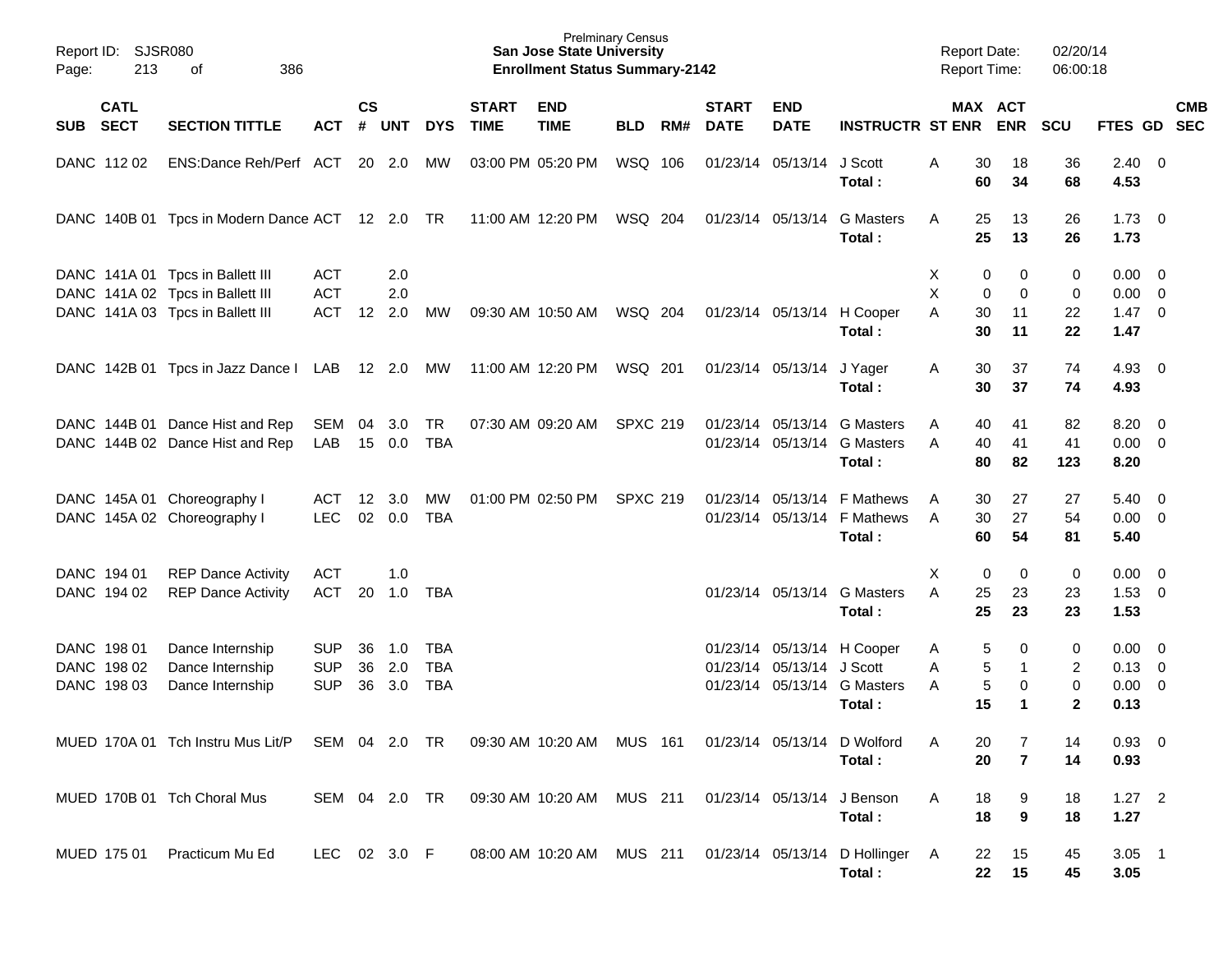Prelminary Census
**San Jose State University**
**Enrollment Status Summary-2142**

Report ID: SJSR080
Report Date: 02/20/14
Report Time: 06:00:18

| SUB | CATL SECT | SECTION TITTLE | ACT | CS # | UNT | DYS | START TIME | END TIME | BLD | RM# | START DATE | END DATE | INSTRUCTR | ST | MAX ENR | ACT ENR | SCU | FTES | GD | CMB SEC |
|---|---|---|---|---|---|---|---|---|---|---|---|---|---|---|---|---|---|---|---|---|
| DANC | 112 02 | ENS:Dance Reh/Perf | ACT | 20 | 2.0 | MW | 03:00 PM | 05:20 PM | WSQ | 106 | 01/23/14 | 05/13/14 | J Scott | A | 30 | 18 | 36 | 2.40 | 0 | |
| | | | | | | | | | | | | | **Total :** | | **60** | **34** | **68** | **4.53** | | |
| DANC | 140B 01 | Tpcs in Modern Dance | ACT | 12 | 2.0 | TR | 11:00 AM | 12:20 PM | WSQ | 204 | 01/23/14 | 05/13/14 | G Masters | A | 25 | 13 | 26 | 1.73 | 0 | |
| | | | | | | | | | | | | | **Total :** | | **25** | **13** | **26** | **1.73** | | |
| DANC | 141A 01 | Tpcs in Ballett III | ACT | | 2.0 | | | | | | | | | X | 0 | 0 | 0 | 0.00 | 0 | |
| DANC | 141A 02 | Tpcs in Ballett III | ACT | | 2.0 | | | | | | | | | X | 0 | 0 | 0 | 0.00 | 0 | |
| DANC | 141A 03 | Tpcs in Ballett III | ACT | 12 | 2.0 | MW | 09:30 AM | 10:50 AM | WSQ | 204 | 01/23/14 | 05/13/14 | H Cooper | A | 30 | 11 | 22 | 1.47 | 0 | |
| | | | | | | | | | | | | | **Total :** | | **30** | **11** | **22** | **1.47** | | |
| DANC | 142B 01 | Tpcs in Jazz Dance I | LAB | 12 | 2.0 | MW | 11:00 AM | 12:20 PM | WSQ | 201 | 01/23/14 | 05/13/14 | J Yager | A | 30 | 37 | 74 | 4.93 | 0 | |
| | | | | | | | | | | | | | **Total :** | | **30** | **37** | **74** | **4.93** | | |
| DANC | 144B 01 | Dance Hist and Rep | SEM | 04 | 3.0 | TR | 07:30 AM | 09:20 AM | SPXC | 219 | 01/23/14 | 05/13/14 | G Masters | A | 40 | 41 | 82 | 8.20 | 0 | |
| DANC | 144B 02 | Dance Hist and Rep | LAB | 15 | 0.0 | TBA | | | | | 01/23/14 | 05/13/14 | G Masters | A | 40 | 41 | 41 | 0.00 | 0 | |
| | | | | | | | | | | | | | **Total :** | | **80** | **82** | **123** | **8.20** | | |
| DANC | 145A 01 | Choreography I | ACT | 12 | 3.0 | MW | 01:00 PM | 02:50 PM | SPXC | 219 | 01/23/14 | 05/13/14 | F Mathews | A | 30 | 27 | 27 | 5.40 | 0 | |
| DANC | 145A 02 | Choreography I | LEC | 02 | 0.0 | TBA | | | | | 01/23/14 | 05/13/14 | F Mathews | A | 30 | 27 | 54 | 0.00 | 0 | |
| | | | | | | | | | | | | | **Total :** | | **60** | **54** | **81** | **5.40** | | |
| DANC | 194 01 | REP Dance Activity | ACT | | 1.0 | | | | | | | | | X | 0 | 0 | 0 | 0.00 | 0 | |
| DANC | 194 02 | REP Dance Activity | ACT | 20 | 1.0 | TBA | | | | | 01/23/14 | 05/13/14 | G Masters | A | 25 | 23 | 23 | 1.53 | 0 | |
| | | | | | | | | | | | | | **Total :** | | **25** | **23** | **23** | **1.53** | | |
| DANC | 198 01 | Dance Internship | SUP | 36 | 1.0 | TBA | | | | | 01/23/14 | 05/13/14 | H Cooper | A | 5 | 0 | 0 | 0.00 | 0 | |
| DANC | 198 02 | Dance Internship | SUP | 36 | 2.0 | TBA | | | | | 01/23/14 | 05/13/14 | J Scott | A | 5 | 1 | 2 | 0.13 | 0 | |
| DANC | 198 03 | Dance Internship | SUP | 36 | 3.0 | TBA | | | | | 01/23/14 | 05/13/14 | G Masters | A | 5 | 0 | 0 | 0.00 | 0 | |
| | | | | | | | | | | | | | **Total :** | | **15** | **1** | **2** | **0.13** | | |
| MUED | 170A 01 | Tch Instru Mus Lit/P | SEM | 04 | 2.0 | TR | 09:30 AM | 10:20 AM | MUS | 161 | 01/23/14 | 05/13/14 | D Wolford | A | 20 | 7 | 14 | 0.93 | 0 | |
| | | | | | | | | | | | | | **Total :** | | **20** | **7** | **14** | **0.93** | | |
| MUED | 170B 01 | Tch Choral Mus | SEM | 04 | 2.0 | TR | 09:30 AM | 10:20 AM | MUS | 211 | 01/23/14 | 05/13/14 | J Benson | A | 18 | 9 | 18 | 1.27 | 2 | |
| | | | | | | | | | | | | | **Total :** | | **18** | **9** | **18** | **1.27** | | |
| MUED | 175 01 | Practicum Mu Ed | LEC | 02 | 3.0 | F | 08:00 AM | 10:20 AM | MUS | 211 | 01/23/14 | 05/13/14 | D Hollinger | A | 22 | 15 | 45 | 3.05 | 1 | |
| | | | | | | | | | | | | | **Total :** | | **22** | **15** | **45** | **3.05** | | |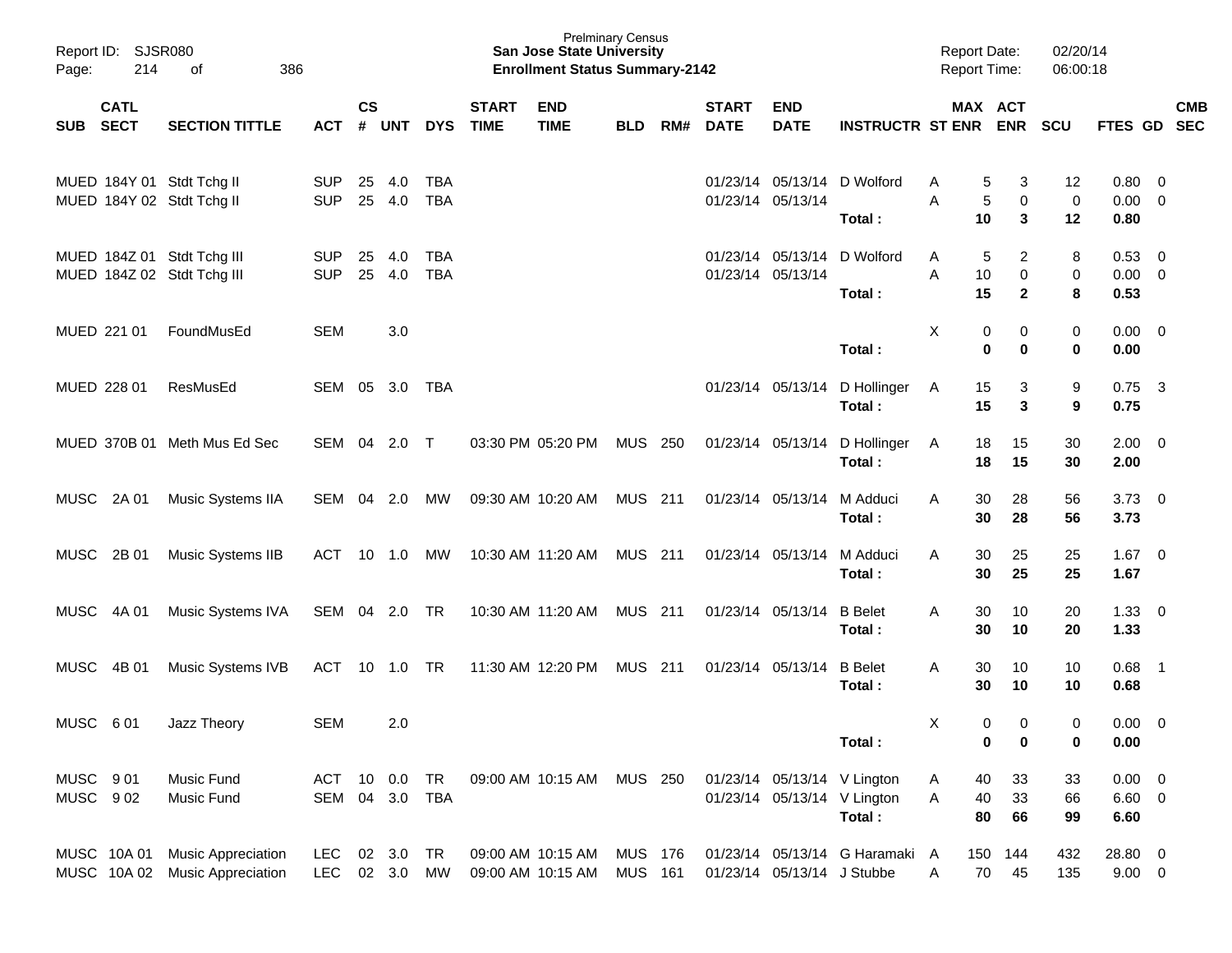Prelminary Census
**San Jose State University**
**Enrollment Status Summary-2142**

Report ID: SJSR080
Report Date: 02/20/14
Report Time: 06:00:18

| SUB | CATL SECT | SECTION TITTLE | ACT | CS # | UNT | DYS | START TIME | END TIME | BLD | RM# | START DATE | END DATE | INSTRUCTR | ST | MAX ENR | ACT ENR | SCU | FTES | GD | CMB SEC |
|---|---|---|---|---|---|---|---|---|---|---|---|---|---|---|---|---|---|---|---|---|
| MUED | 184Y 01 | Stdt Tchg II | SUP | 25 | 4.0 | TBA | | | | | 01/23/14 | 05/13/14 | D Wolford | A | 5 | 3 | 12 | 0.80 | 0 | |
| MUED | 184Y 02 | Stdt Tchg II | SUP | 25 | 4.0 | TBA | | | | | 01/23/14 | 05/13/14 | | A | 5 | 0 | 0 | 0.00 | 0 | |
| | | | | | | | | | | | | | **Total :** | | **10** | **3** | **12** | **0.80** | | |
| MUED | 184Z 01 | Stdt Tchg III | SUP | 25 | 4.0 | TBA | | | | | 01/23/14 | 05/13/14 | D Wolford | A | 5 | 2 | 8 | 0.53 | 0 | |
| MUED | 184Z 02 | Stdt Tchg III | SUP | 25 | 4.0 | TBA | | | | | 01/23/14 | 05/13/14 | | A | 10 | 0 | 0 | 0.00 | 0 | |
| | | | | | | | | | | | | | **Total :** | | **15** | **2** | **8** | **0.53** | | |
| MUED | 221 01 | FoundMusEd | SEM | | 3.0 | | | | | | | | | X | 0 | 0 | 0 | 0.00 | 0 | |
| | | | | | | | | | | | | | **Total :** | | **0** | **0** | **0** | **0.00** | | |
| MUED | 228 01 | ResMusEd | SEM | 05 | 3.0 | TBA | | | | | 01/23/14 | 05/13/14 | D Hollinger | A | 15 | 3 | 9 | 0.75 | 3 | |
| | | | | | | | | | | | | | **Total :** | | **15** | **3** | **9** | **0.75** | | |
| MUED | 370B 01 | Meth Mus Ed Sec | SEM | 04 | 2.0 | T | 03:30 PM | 05:20 PM | MUS | 250 | 01/23/14 | 05/13/14 | D Hollinger | A | 18 | 15 | 30 | 2.00 | 0 | |
| | | | | | | | | | | | | | **Total :** | | **18** | **15** | **30** | **2.00** | | |
| MUSC | 2A 01 | Music Systems IIA | SEM | 04 | 2.0 | MW | 09:30 AM | 10:20 AM | MUS | 211 | 01/23/14 | 05/13/14 | M Adduci | A | 30 | 28 | 56 | 3.73 | 0 | |
| | | | | | | | | | | | | | **Total :** | | **30** | **28** | **56** | **3.73** | | |
| MUSC | 2B 01 | Music Systems IIB | ACT | 10 | 1.0 | MW | 10:30 AM | 11:20 AM | MUS | 211 | 01/23/14 | 05/13/14 | M Adduci | A | 30 | 25 | 25 | 1.67 | 0 | |
| | | | | | | | | | | | | | **Total :** | | **30** | **25** | **25** | **1.67** | | |
| MUSC | 4A 01 | Music Systems IVA | SEM | 04 | 2.0 | TR | 10:30 AM | 11:20 AM | MUS | 211 | 01/23/14 | 05/13/14 | B Belet | A | 30 | 10 | 20 | 1.33 | 0 | |
| | | | | | | | | | | | | | **Total :** | | **30** | **10** | **20** | **1.33** | | |
| MUSC | 4B 01 | Music Systems IVB | ACT | 10 | 1.0 | TR | 11:30 AM | 12:20 PM | MUS | 211 | 01/23/14 | 05/13/14 | B Belet | A | 30 | 10 | 10 | 0.68 | 1 | |
| | | | | | | | | | | | | | **Total :** | | **30** | **10** | **10** | **0.68** | | |
| MUSC | 6 01 | Jazz Theory | SEM | | 2.0 | | | | | | | | | X | 0 | 0 | 0 | 0.00 | 0 | |
| | | | | | | | | | | | | | **Total :** | | **0** | **0** | **0** | **0.00** | | |
| MUSC | 9 01 | Music Fund | ACT | 10 | 0.0 | TR | 09:00 AM | 10:15 AM | MUS | 250 | 01/23/14 | 05/13/14 | V Lington | A | 40 | 33 | 33 | 0.00 | 0 | |
| MUSC | 9 02 | Music Fund | SEM | 04 | 3.0 | TBA | | | | | 01/23/14 | 05/13/14 | V Lington | A | 40 | 33 | 66 | 6.60 | 0 | |
| | | | | | | | | | | | | | **Total :** | | **80** | **66** | **99** | **6.60** | | |
| MUSC | 10A 01 | Music Appreciation | LEC | 02 | 3.0 | TR | 09:00 AM | 10:15 AM | MUS | 176 | 01/23/14 | 05/13/14 | G Haramaki | A | 150 | 144 | 432 | 28.80 | 0 | |
| MUSC | 10A 02 | Music Appreciation | LEC | 02 | 3.0 | MW | 09:00 AM | 10:15 AM | MUS | 161 | 01/23/14 | 05/13/14 | J Stubbe | A | 70 | 45 | 135 | 9.00 | 0 | |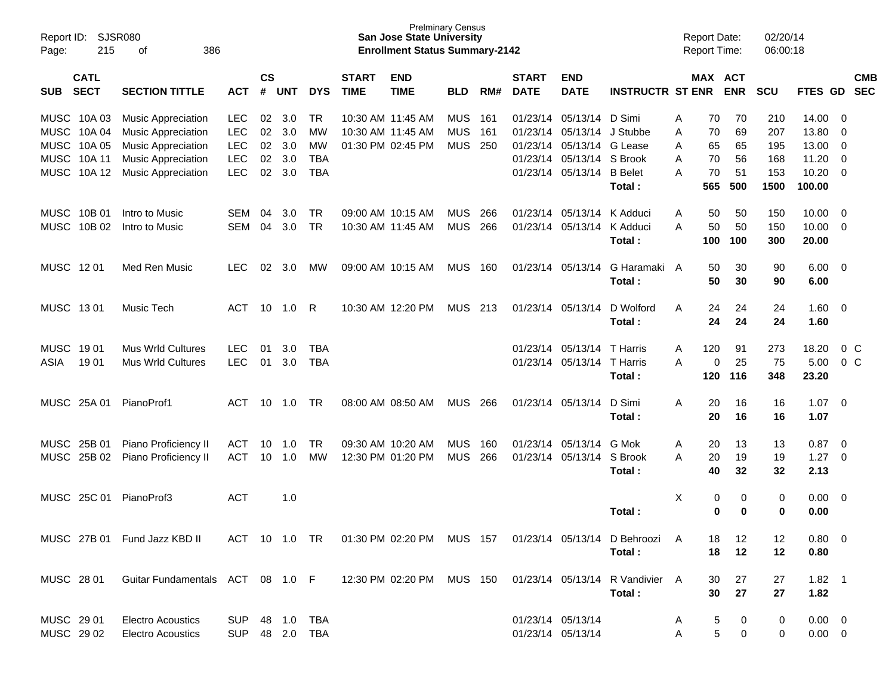Prelminary Census
**San Jose State University**
**Enrollment Status Summary-2142**

Report ID: SJSR080
Report Date: 02/20/14
Report Time: 06:00:18

| SUB | CATL SECT | SECTION TITTLE | ACT | CS # | UNT | DYS | START TIME | END TIME | BLD | RM# | START DATE | END DATE | INSTRUCTR | ST | MAX ENR | ACT ENR | SCU | FTES | GD | CMB SEC |
|---|---|---|---|---|---|---|---|---|---|---|---|---|---|---|---|---|---|---|---|---|
| MUSC | 10A 03 | Music Appreciation | LEC | 02 | 3.0 | TR | 10:30 AM | 11:45 AM | MUS | 161 | 01/23/14 | 05/13/14 | D Simi | A | 70 | 70 | 210 | 14.00 | 0 | |
| MUSC | 10A 04 | Music Appreciation | LEC | 02 | 3.0 | MW | 10:30 AM | 11:45 AM | MUS | 161 | 01/23/14 | 05/13/14 | J Stubbe | A | 70 | 69 | 207 | 13.80 | 0 | |
| MUSC | 10A 05 | Music Appreciation | LEC | 02 | 3.0 | MW | 01:30 PM | 02:45 PM | MUS | 250 | 01/23/14 | 05/13/14 | G Lease | A | 65 | 65 | 195 | 13.00 | 0 | |
| MUSC | 10A 11 | Music Appreciation | LEC | 02 | 3.0 | TBA | | | | | 01/23/14 | 05/13/14 | S Brook | A | 70 | 56 | 168 | 11.20 | 0 | |
| MUSC | 10A 12 | Music Appreciation | LEC | 02 | 3.0 | TBA | | | | | 01/23/14 | 05/13/14 | B Belet | A | 70 | 51 | 153 | 10.20 | 0 | |
| | | | | | | | | | | | | | **Total :** | | **565** | **500** | **1500** | **100.00** | | |
| MUSC | 10B 01 | Intro to Music | SEM | 04 | 3.0 | TR | 09:00 AM | 10:15 AM | MUS | 266 | 01/23/14 | 05/13/14 | K Adduci | A | 50 | 50 | 150 | 10.00 | 0 | |
| MUSC | 10B 02 | Intro to Music | SEM | 04 | 3.0 | TR | 10:30 AM | 11:45 AM | MUS | 266 | 01/23/14 | 05/13/14 | K Adduci | A | 50 | 50 | 150 | 10.00 | 0 | |
| | | | | | | | | | | | | | **Total :** | | **100** | **100** | **300** | **20.00** | | |
| MUSC | 12 01 | Med Ren Music | LEC | 02 | 3.0 | MW | 09:00 AM | 10:15 AM | MUS | 160 | 01/23/14 | 05/13/14 | G Haramaki | A | 50 | 30 | 90 | 6.00 | 0 | |
| | | | | | | | | | | | | | **Total :** | | **50** | **30** | **90** | **6.00** | | |
| MUSC | 13 01 | Music Tech | ACT | 10 | 1.0 | R | 10:30 AM | 12:20 PM | MUS | 213 | 01/23/14 | 05/13/14 | D Wolford | A | 24 | 24 | 24 | 1.60 | 0 | |
| | | | | | | | | | | | | | **Total :** | | **24** | **24** | **24** | **1.60** | | |
| MUSC | 19 01 | Mus Wrld Cultures | LEC | 01 | 3.0 | TBA | | | | | 01/23/14 | 05/13/14 | T Harris | A | 120 | 91 | 273 | 18.20 | 0 | C |
| ASIA | 19 01 | Mus Wrld Cultures | LEC | 01 | 3.0 | TBA | | | | | 01/23/14 | 05/13/14 | T Harris | A | 0 | 25 | 75 | 5.00 | 0 | C |
| | | | | | | | | | | | | | **Total :** | | **120** | **116** | **348** | **23.20** | | |
| MUSC | 25A 01 | PianoProf1 | ACT | 10 | 1.0 | TR | 08:00 AM | 08:50 AM | MUS | 266 | 01/23/14 | 05/13/14 | D Simi | A | 20 | 16 | 16 | 1.07 | 0 | |
| | | | | | | | | | | | | | **Total :** | | **20** | **16** | **16** | **1.07** | | |
| MUSC | 25B 01 | Piano Proficiency II | ACT | 10 | 1.0 | TR | 09:30 AM | 10:20 AM | MUS | 160 | 01/23/14 | 05/13/14 | G Mok | A | 20 | 13 | 13 | 0.87 | 0 | |
| MUSC | 25B 02 | Piano Proficiency II | ACT | 10 | 1.0 | MW | 12:30 PM | 01:20 PM | MUS | 266 | 01/23/14 | 05/13/14 | S Brook | A | 20 | 19 | 19 | 1.27 | 0 | |
| | | | | | | | | | | | | | **Total :** | | **40** | **32** | **32** | **2.13** | | |
| MUSC | 25C 01 | PianoProf3 | ACT | | 1.0 | | | | | | | | | X | 0 | 0 | 0 | 0.00 | 0 | |
| | | | | | | | | | | | | | **Total :** | | **0** | **0** | **0** | **0.00** | | |
| MUSC | 27B 01 | Fund Jazz KBD II | ACT | 10 | 1.0 | TR | 01:30 PM | 02:20 PM | MUS | 157 | 01/23/14 | 05/13/14 | D Behroozi | A | 18 | 12 | 12 | 0.80 | 0 | |
| | | | | | | | | | | | | | **Total :** | | **18** | **12** | **12** | **0.80** | | |
| MUSC | 28 01 | Guitar Fundamentals | ACT | 08 | 1.0 | F | 12:30 PM | 02:20 PM | MUS | 150 | 01/23/14 | 05/13/14 | R Vandivier | A | 30 | 27 | 27 | 1.82 | 1 | |
| | | | | | | | | | | | | | **Total :** | | **30** | **27** | **27** | **1.82** | | |
| MUSC | 29 01 | Electro Acoustics | SUP | 48 | 1.0 | TBA | | | | | 01/23/14 | 05/13/14 | | A | 5 | 0 | 0 | 0.00 | 0 | |
| MUSC | 29 02 | Electro Acoustics | SUP | 48 | 2.0 | TBA | | | | | 01/23/14 | 05/13/14 | | A | 5 | 0 | 0 | 0.00 | 0 | |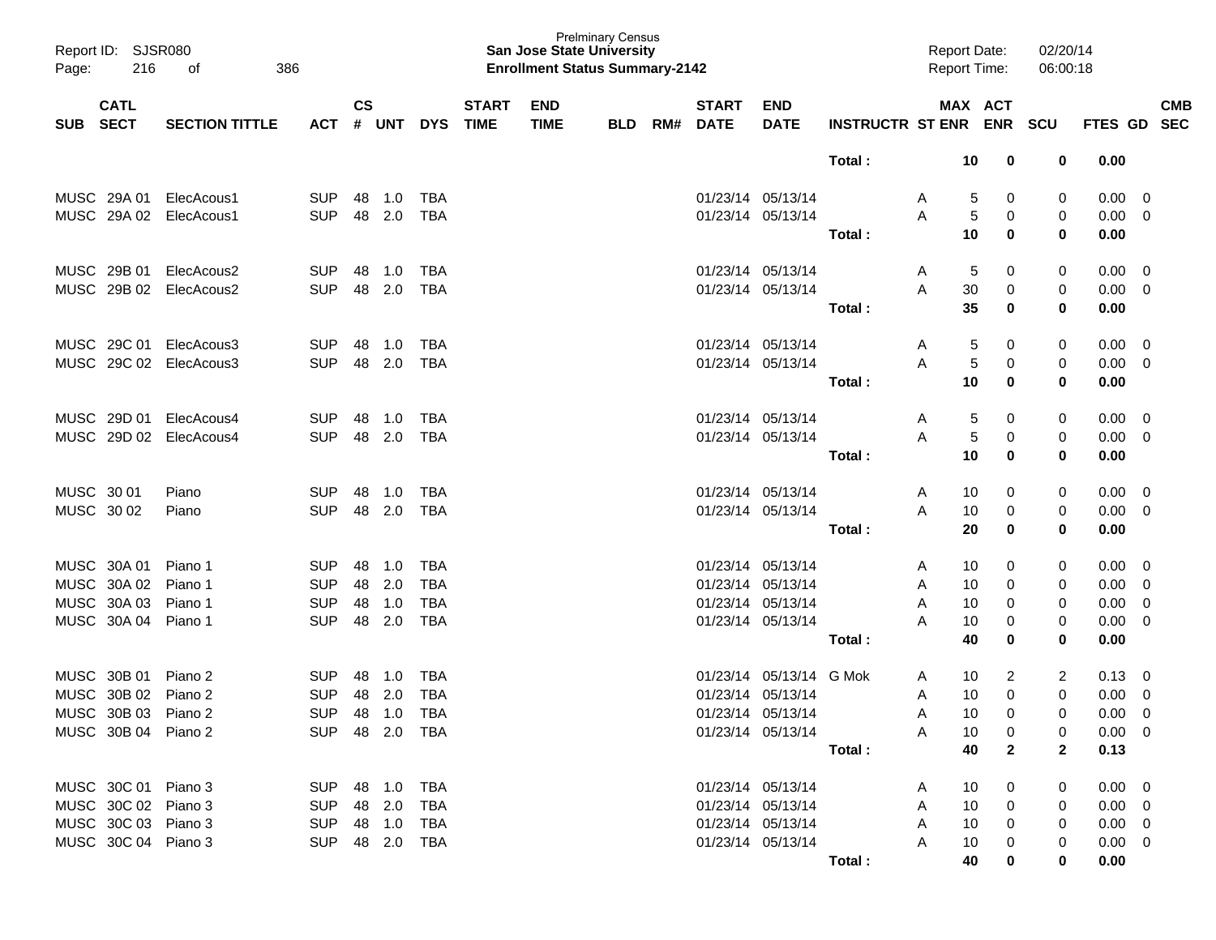| SUB | CATL SECT | SECTION TITTLE | ACT | CS # | UNT | DYS | START TIME | END TIME | BLD | RM# | START DATE | END DATE | INSTRUCTR | ST | MAX ENR | ACT ENR | SCU | FTES | GD | CMB SEC |
|---|---|---|---|---|---|---|---|---|---|---|---|---|---|---|---|---|---|---|---|---|
| | | | | | | | | | | | | | Total : | | **10** | **0** | **0** | **0.00** | | |
| MUSC | 29A 01 | ElecAcous1 | SUP | 48 | 1.0 | TBA | | | | | 01/23/14 | 05/13/14 | | A | 5 | 0 | 0 | 0.00 | 0 | |
| MUSC | 29A 02 | ElecAcous1 | SUP | 48 | 2.0 | TBA | | | | | 01/23/14 | 05/13/14 | | A | 5 | 0 | 0 | 0.00 | 0 | |
| | | | | | | | | | | | | | Total : | | **10** | **0** | **0** | **0.00** | | |
| MUSC | 29B 01 | ElecAcous2 | SUP | 48 | 1.0 | TBA | | | | | 01/23/14 | 05/13/14 | | A | 5 | 0 | 0 | 0.00 | 0 | |
| MUSC | 29B 02 | ElecAcous2 | SUP | 48 | 2.0 | TBA | | | | | 01/23/14 | 05/13/14 | | A | 30 | 0 | 0 | 0.00 | 0 | |
| | | | | | | | | | | | | | Total : | | **35** | **0** | **0** | **0.00** | | |
| MUSC | 29C 01 | ElecAcous3 | SUP | 48 | 1.0 | TBA | | | | | 01/23/14 | 05/13/14 | | A | 5 | 0 | 0 | 0.00 | 0 | |
| MUSC | 29C 02 | ElecAcous3 | SUP | 48 | 2.0 | TBA | | | | | 01/23/14 | 05/13/14 | | A | 5 | 0 | 0 | 0.00 | 0 | |
| | | | | | | | | | | | | | Total : | | **10** | **0** | **0** | **0.00** | | |
| MUSC | 29D 01 | ElecAcous4 | SUP | 48 | 1.0 | TBA | | | | | 01/23/14 | 05/13/14 | | A | 5 | 0 | 0 | 0.00 | 0 | |
| MUSC | 29D 02 | ElecAcous4 | SUP | 48 | 2.0 | TBA | | | | | 01/23/14 | 05/13/14 | | A | 5 | 0 | 0 | 0.00 | 0 | |
| | | | | | | | | | | | | | Total : | | **10** | **0** | **0** | **0.00** | | |
| MUSC | 30 01 | Piano | SUP | 48 | 1.0 | TBA | | | | | 01/23/14 | 05/13/14 | | A | 10 | 0 | 0 | 0.00 | 0 | |
| MUSC | 30 02 | Piano | SUP | 48 | 2.0 | TBA | | | | | 01/23/14 | 05/13/14 | | A | 10 | 0 | 0 | 0.00 | 0 | |
| | | | | | | | | | | | | | Total : | | **20** | **0** | **0** | **0.00** | | |
| MUSC | 30A 01 | Piano 1 | SUP | 48 | 1.0 | TBA | | | | | 01/23/14 | 05/13/14 | | A | 10 | 0 | 0 | 0.00 | 0 | |
| MUSC | 30A 02 | Piano 1 | SUP | 48 | 2.0 | TBA | | | | | 01/23/14 | 05/13/14 | | A | 10 | 0 | 0 | 0.00 | 0 | |
| MUSC | 30A 03 | Piano 1 | SUP | 48 | 1.0 | TBA | | | | | 01/23/14 | 05/13/14 | | A | 10 | 0 | 0 | 0.00 | 0 | |
| MUSC | 30A 04 | Piano 1 | SUP | 48 | 2.0 | TBA | | | | | 01/23/14 | 05/13/14 | | A | 10 | 0 | 0 | 0.00 | 0 | |
| | | | | | | | | | | | | | Total : | | **40** | **0** | **0** | **0.00** | | |
| MUSC | 30B 01 | Piano 2 | SUP | 48 | 1.0 | TBA | | | | | 01/23/14 | 05/13/14 | G Mok | A | 10 | 2 | 2 | 0.13 | 0 | |
| MUSC | 30B 02 | Piano 2 | SUP | 48 | 2.0 | TBA | | | | | 01/23/14 | 05/13/14 | | A | 10 | 0 | 0 | 0.00 | 0 | |
| MUSC | 30B 03 | Piano 2 | SUP | 48 | 1.0 | TBA | | | | | 01/23/14 | 05/13/14 | | A | 10 | 0 | 0 | 0.00 | 0 | |
| MUSC | 30B 04 | Piano 2 | SUP | 48 | 2.0 | TBA | | | | | 01/23/14 | 05/13/14 | | A | 10 | 0 | 0 | 0.00 | 0 | |
| | | | | | | | | | | | | | Total : | | **40** | **2** | **2** | **0.13** | | |
| MUSC | 30C 01 | Piano 3 | SUP | 48 | 1.0 | TBA | | | | | 01/23/14 | 05/13/14 | | A | 10 | 0 | 0 | 0.00 | 0 | |
| MUSC | 30C 02 | Piano 3 | SUP | 48 | 2.0 | TBA | | | | | 01/23/14 | 05/13/14 | | A | 10 | 0 | 0 | 0.00 | 0 | |
| MUSC | 30C 03 | Piano 3 | SUP | 48 | 1.0 | TBA | | | | | 01/23/14 | 05/13/14 | | A | 10 | 0 | 0 | 0.00 | 0 | |
| MUSC | 30C 04 | Piano 3 | SUP | 48 | 2.0 | TBA | | | | | 01/23/14 | 05/13/14 | | A | 10 | 0 | 0 | 0.00 | 0 | |
| | | | | | | | | | | | | | Total : | | **40** | **0** | **0** | **0.00** | | |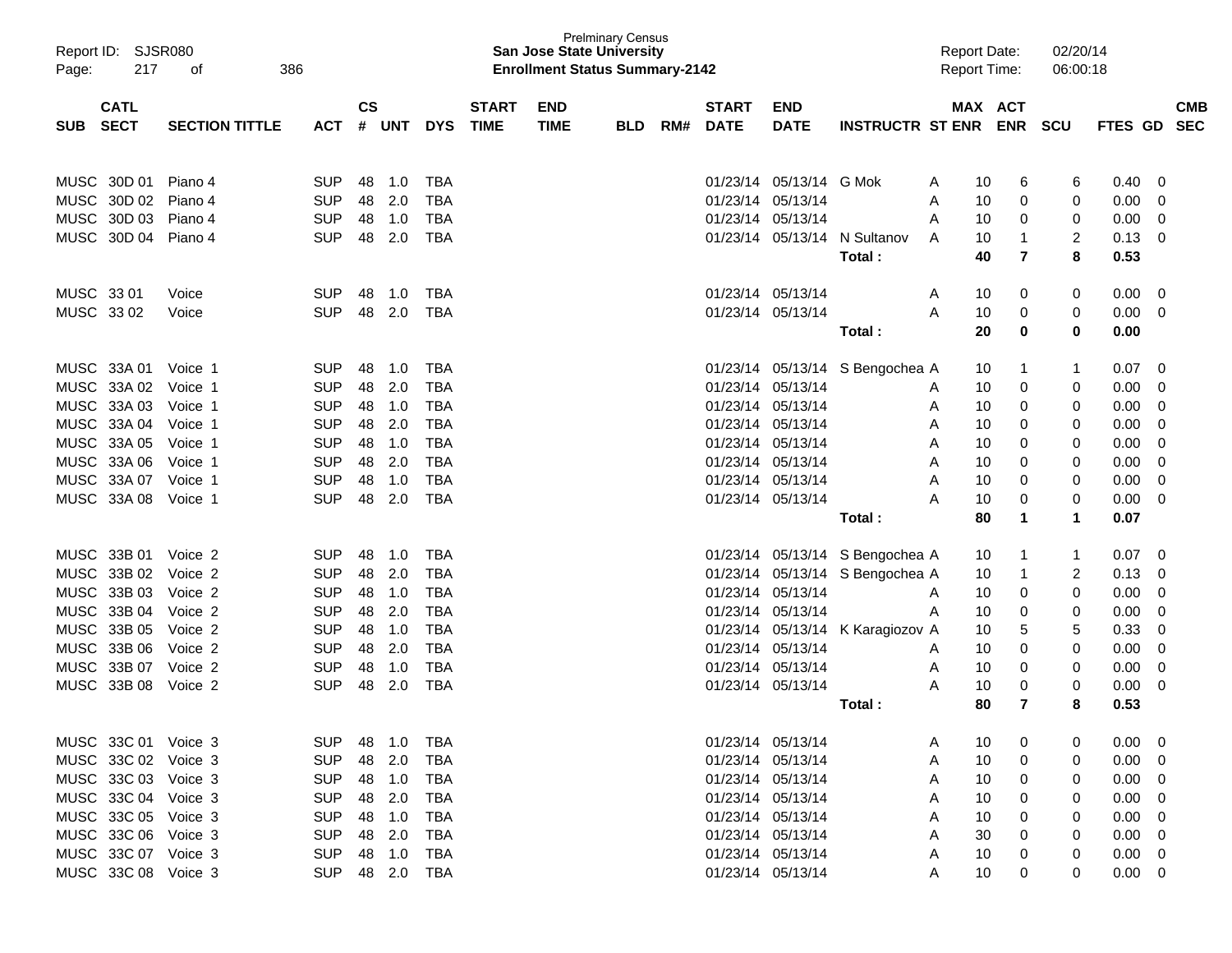Prelminary Census
**San Jose State University**
**Enrollment Status Summary-2142**

Report ID: SJSR080
Report Date: 02/20/14
Report Time: 06:00:18

| SUB | CATL SECT | SECTION TITTLE | ACT | CS # | UNT | DYS | START TIME | END TIME | BLD | RM# | START DATE | END DATE | INSTRUCTR | ST | MAX ENR | ACT ENR | SCU | FTES | GD | CMB SEC |
|---|---|---|---|---|---|---|---|---|---|---|---|---|---|---|---|---|---|---|---|---|
| MUSC | 30D 01 | Piano 4 | SUP | 48 | 1.0 | TBA | | | | | 01/23/14 | 05/13/14 | G Mok | A | 10 | 6 | 6 | 0.40 | 0 | |
| MUSC | 30D 02 | Piano 4 | SUP | 48 | 2.0 | TBA | | | | | 01/23/14 | 05/13/14 | | A | 10 | 0 | 0 | 0.00 | 0 | |
| MUSC | 30D 03 | Piano 4 | SUP | 48 | 1.0 | TBA | | | | | 01/23/14 | 05/13/14 | | A | 10 | 0 | 0 | 0.00 | 0 | |
| MUSC | 30D 04 | Piano 4 | SUP | 48 | 2.0 | TBA | | | | | 01/23/14 | 05/13/14 | N Sultanov | A | 10 | 1 | 2 | 0.13 | 0 | |
| | | | | | | | | | | | | | **Total :** | | **40** | **7** | **8** | **0.53** | | |
| MUSC | 33 01 | Voice | SUP | 48 | 1.0 | TBA | | | | | 01/23/14 | 05/13/14 | | A | 10 | 0 | 0 | 0.00 | 0 | |
| MUSC | 33 02 | Voice | SUP | 48 | 2.0 | TBA | | | | | 01/23/14 | 05/13/14 | | A | 10 | 0 | 0 | 0.00 | 0 | |
| | | | | | | | | | | | | | **Total :** | | **20** | **0** | **0** | **0.00** | | |
| MUSC | 33A 01 | Voice 1 | SUP | 48 | 1.0 | TBA | | | | | 01/23/14 | 05/13/14 | S Bengochea | A | 10 | 1 | 1 | 0.07 | 0 | |
| MUSC | 33A 02 | Voice 1 | SUP | 48 | 2.0 | TBA | | | | | 01/23/14 | 05/13/14 | | A | 10 | 0 | 0 | 0.00 | 0 | |
| MUSC | 33A 03 | Voice 1 | SUP | 48 | 1.0 | TBA | | | | | 01/23/14 | 05/13/14 | | A | 10 | 0 | 0 | 0.00 | 0 | |
| MUSC | 33A 04 | Voice 1 | SUP | 48 | 2.0 | TBA | | | | | 01/23/14 | 05/13/14 | | A | 10 | 0 | 0 | 0.00 | 0 | |
| MUSC | 33A 05 | Voice 1 | SUP | 48 | 1.0 | TBA | | | | | 01/23/14 | 05/13/14 | | A | 10 | 0 | 0 | 0.00 | 0 | |
| MUSC | 33A 06 | Voice 1 | SUP | 48 | 2.0 | TBA | | | | | 01/23/14 | 05/13/14 | | A | 10 | 0 | 0 | 0.00 | 0 | |
| MUSC | 33A 07 | Voice 1 | SUP | 48 | 1.0 | TBA | | | | | 01/23/14 | 05/13/14 | | A | 10 | 0 | 0 | 0.00 | 0 | |
| MUSC | 33A 08 | Voice 1 | SUP | 48 | 2.0 | TBA | | | | | 01/23/14 | 05/13/14 | | A | 10 | 0 | 0 | 0.00 | 0 | |
| | | | | | | | | | | | | | **Total :** | | **80** | **1** | **1** | **0.07** | | |
| MUSC | 33B 01 | Voice 2 | SUP | 48 | 1.0 | TBA | | | | | 01/23/14 | 05/13/14 | S Bengochea | A | 10 | 1 | 1 | 0.07 | 0 | |
| MUSC | 33B 02 | Voice 2 | SUP | 48 | 2.0 | TBA | | | | | 01/23/14 | 05/13/14 | S Bengochea | A | 10 | 1 | 2 | 0.13 | 0 | |
| MUSC | 33B 03 | Voice 2 | SUP | 48 | 1.0 | TBA | | | | | 01/23/14 | 05/13/14 | | A | 10 | 0 | 0 | 0.00 | 0 | |
| MUSC | 33B 04 | Voice 2 | SUP | 48 | 2.0 | TBA | | | | | 01/23/14 | 05/13/14 | | A | 10 | 0 | 0 | 0.00 | 0 | |
| MUSC | 33B 05 | Voice 2 | SUP | 48 | 1.0 | TBA | | | | | 01/23/14 | 05/13/14 | K Karagiozov | A | 10 | 5 | 5 | 0.33 | 0 | |
| MUSC | 33B 06 | Voice 2 | SUP | 48 | 2.0 | TBA | | | | | 01/23/14 | 05/13/14 | | A | 10 | 0 | 0 | 0.00 | 0 | |
| MUSC | 33B 07 | Voice 2 | SUP | 48 | 1.0 | TBA | | | | | 01/23/14 | 05/13/14 | | A | 10 | 0 | 0 | 0.00 | 0 | |
| MUSC | 33B 08 | Voice 2 | SUP | 48 | 2.0 | TBA | | | | | 01/23/14 | 05/13/14 | | A | 10 | 0 | 0 | 0.00 | 0 | |
| | | | | | | | | | | | | | **Total :** | | **80** | **7** | **8** | **0.53** | | |
| MUSC | 33C 01 | Voice 3 | SUP | 48 | 1.0 | TBA | | | | | 01/23/14 | 05/13/14 | | A | 10 | 0 | 0 | 0.00 | 0 | |
| MUSC | 33C 02 | Voice 3 | SUP | 48 | 2.0 | TBA | | | | | 01/23/14 | 05/13/14 | | A | 10 | 0 | 0 | 0.00 | 0 | |
| MUSC | 33C 03 | Voice 3 | SUP | 48 | 1.0 | TBA | | | | | 01/23/14 | 05/13/14 | | A | 10 | 0 | 0 | 0.00 | 0 | |
| MUSC | 33C 04 | Voice 3 | SUP | 48 | 2.0 | TBA | | | | | 01/23/14 | 05/13/14 | | A | 10 | 0 | 0 | 0.00 | 0 | |
| MUSC | 33C 05 | Voice 3 | SUP | 48 | 1.0 | TBA | | | | | 01/23/14 | 05/13/14 | | A | 10 | 0 | 0 | 0.00 | 0 | |
| MUSC | 33C 06 | Voice 3 | SUP | 48 | 2.0 | TBA | | | | | 01/23/14 | 05/13/14 | | A | 30 | 0 | 0 | 0.00 | 0 | |
| MUSC | 33C 07 | Voice 3 | SUP | 48 | 1.0 | TBA | | | | | 01/23/14 | 05/13/14 | | A | 10 | 0 | 0 | 0.00 | 0 | |
| MUSC | 33C 08 | Voice 3 | SUP | 48 | 2.0 | TBA | | | | | 01/23/14 | 05/13/14 | | A | 10 | 0 | 0 | 0.00 | 0 | |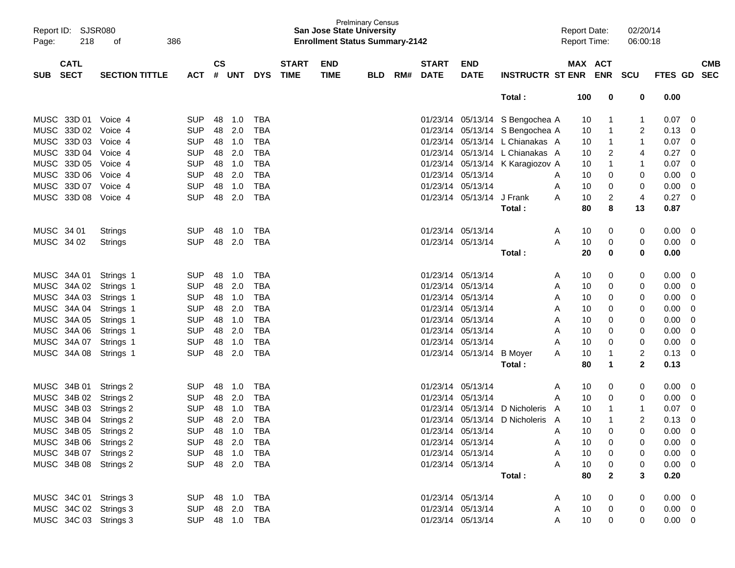Prelminary Census
**San Jose State University**
**Enrollment Status Summary-2142**

Report ID: SJSR080
Report Date: 02/20/14
Report Time: 06:00:18

| SUB | CATL SECT | SECTION TITTLE | ACT | CS # | UNT | DYS | START TIME | END TIME | BLD | RM# | START DATE | END DATE | INSTRUCTR | ST | MAX ENR | ACT ENR | SCU | FTES | GD | CMB SEC |
|---|---|---|---|---|---|---|---|---|---|---|---|---|---|---|---|---|---|---|---|---|
| | | | | | | | | | | | | | **Total :** | | **100** | **0** | **0** | **0.00** | | |
| MUSC | 33D 01 | Voice 4 | SUP | 48 | 1.0 | TBA | | | | | 01/23/14 | 05/13/14 | S Bengochea | A | 10 | 1 | 1 | 0.07 | 0 | |
| MUSC | 33D 02 | Voice 4 | SUP | 48 | 2.0 | TBA | | | | | 01/23/14 | 05/13/14 | S Bengochea | A | 10 | 1 | 2 | 0.13 | 0 | |
| MUSC | 33D 03 | Voice 4 | SUP | 48 | 1.0 | TBA | | | | | 01/23/14 | 05/13/14 | L Chianakas | A | 10 | 1 | 1 | 0.07 | 0 | |
| MUSC | 33D 04 | Voice 4 | SUP | 48 | 2.0 | TBA | | | | | 01/23/14 | 05/13/14 | L Chianakas | A | 10 | 2 | 4 | 0.27 | 0 | |
| MUSC | 33D 05 | Voice 4 | SUP | 48 | 1.0 | TBA | | | | | 01/23/14 | 05/13/14 | K Karagiozov | A | 10 | 1 | 1 | 0.07 | 0 | |
| MUSC | 33D 06 | Voice 4 | SUP | 48 | 2.0 | TBA | | | | | 01/23/14 | 05/13/14 | | A | 10 | 0 | 0 | 0.00 | 0 | |
| MUSC | 33D 07 | Voice 4 | SUP | 48 | 1.0 | TBA | | | | | 01/23/14 | 05/13/14 | | A | 10 | 0 | 0 | 0.00 | 0 | |
| MUSC | 33D 08 | Voice 4 | SUP | 48 | 2.0 | TBA | | | | | 01/23/14 | 05/13/14 | J Frank | A | 10 | 2 | 4 | 0.27 | 0 | |
| | | | | | | | | | | | | | **Total :** | | **80** | **8** | **13** | **0.87** | | |
| MUSC | 34 01 | Strings | SUP | 48 | 1.0 | TBA | | | | | 01/23/14 | 05/13/14 | | A | 10 | 0 | 0 | 0.00 | 0 | |
| MUSC | 34 02 | Strings | SUP | 48 | 2.0 | TBA | | | | | 01/23/14 | 05/13/14 | | A | 10 | 0 | 0 | 0.00 | 0 | |
| | | | | | | | | | | | | | **Total :** | | **20** | **0** | **0** | **0.00** | | |
| MUSC | 34A 01 | Strings 1 | SUP | 48 | 1.0 | TBA | | | | | 01/23/14 | 05/13/14 | | A | 10 | 0 | 0 | 0.00 | 0 | |
| MUSC | 34A 02 | Strings 1 | SUP | 48 | 2.0 | TBA | | | | | 01/23/14 | 05/13/14 | | A | 10 | 0 | 0 | 0.00 | 0 | |
| MUSC | 34A 03 | Strings 1 | SUP | 48 | 1.0 | TBA | | | | | 01/23/14 | 05/13/14 | | A | 10 | 0 | 0 | 0.00 | 0 | |
| MUSC | 34A 04 | Strings 1 | SUP | 48 | 2.0 | TBA | | | | | 01/23/14 | 05/13/14 | | A | 10 | 0 | 0 | 0.00 | 0 | |
| MUSC | 34A 05 | Strings 1 | SUP | 48 | 1.0 | TBA | | | | | 01/23/14 | 05/13/14 | | A | 10 | 0 | 0 | 0.00 | 0 | |
| MUSC | 34A 06 | Strings 1 | SUP | 48 | 2.0 | TBA | | | | | 01/23/14 | 05/13/14 | | A | 10 | 0 | 0 | 0.00 | 0 | |
| MUSC | 34A 07 | Strings 1 | SUP | 48 | 1.0 | TBA | | | | | 01/23/14 | 05/13/14 | | A | 10 | 0 | 0 | 0.00 | 0 | |
| MUSC | 34A 08 | Strings 1 | SUP | 48 | 2.0 | TBA | | | | | 01/23/14 | 05/13/14 | B Moyer | A | 10 | 1 | 2 | 0.13 | 0 | |
| | | | | | | | | | | | | | **Total :** | | **80** | **1** | **2** | **0.13** | | |
| MUSC | 34B 01 | Strings 2 | SUP | 48 | 1.0 | TBA | | | | | 01/23/14 | 05/13/14 | | A | 10 | 0 | 0 | 0.00 | 0 | |
| MUSC | 34B 02 | Strings 2 | SUP | 48 | 2.0 | TBA | | | | | 01/23/14 | 05/13/14 | | A | 10 | 0 | 0 | 0.00 | 0 | |
| MUSC | 34B 03 | Strings 2 | SUP | 48 | 1.0 | TBA | | | | | 01/23/14 | 05/13/14 | D Nicholeris | A | 10 | 1 | 1 | 0.07 | 0 | |
| MUSC | 34B 04 | Strings 2 | SUP | 48 | 2.0 | TBA | | | | | 01/23/14 | 05/13/14 | D Nicholeris | A | 10 | 1 | 2 | 0.13 | 0 | |
| MUSC | 34B 05 | Strings 2 | SUP | 48 | 1.0 | TBA | | | | | 01/23/14 | 05/13/14 | | A | 10 | 0 | 0 | 0.00 | 0 | |
| MUSC | 34B 06 | Strings 2 | SUP | 48 | 2.0 | TBA | | | | | 01/23/14 | 05/13/14 | | A | 10 | 0 | 0 | 0.00 | 0 | |
| MUSC | 34B 07 | Strings 2 | SUP | 48 | 1.0 | TBA | | | | | 01/23/14 | 05/13/14 | | A | 10 | 0 | 0 | 0.00 | 0 | |
| MUSC | 34B 08 | Strings 2 | SUP | 48 | 2.0 | TBA | | | | | 01/23/14 | 05/13/14 | | A | 10 | 0 | 0 | 0.00 | 0 | |
| | | | | | | | | | | | | | **Total :** | | **80** | **2** | **3** | **0.20** | | |
| MUSC | 34C 01 | Strings 3 | SUP | 48 | 1.0 | TBA | | | | | 01/23/14 | 05/13/14 | | A | 10 | 0 | 0 | 0.00 | 0 | |
| MUSC | 34C 02 | Strings 3 | SUP | 48 | 2.0 | TBA | | | | | 01/23/14 | 05/13/14 | | A | 10 | 0 | 0 | 0.00 | 0 | |
| MUSC | 34C 03 | Strings 3 | SUP | 48 | 1.0 | TBA | | | | | 01/23/14 | 05/13/14 | | A | 10 | 0 | 0 | 0.00 | 0 | |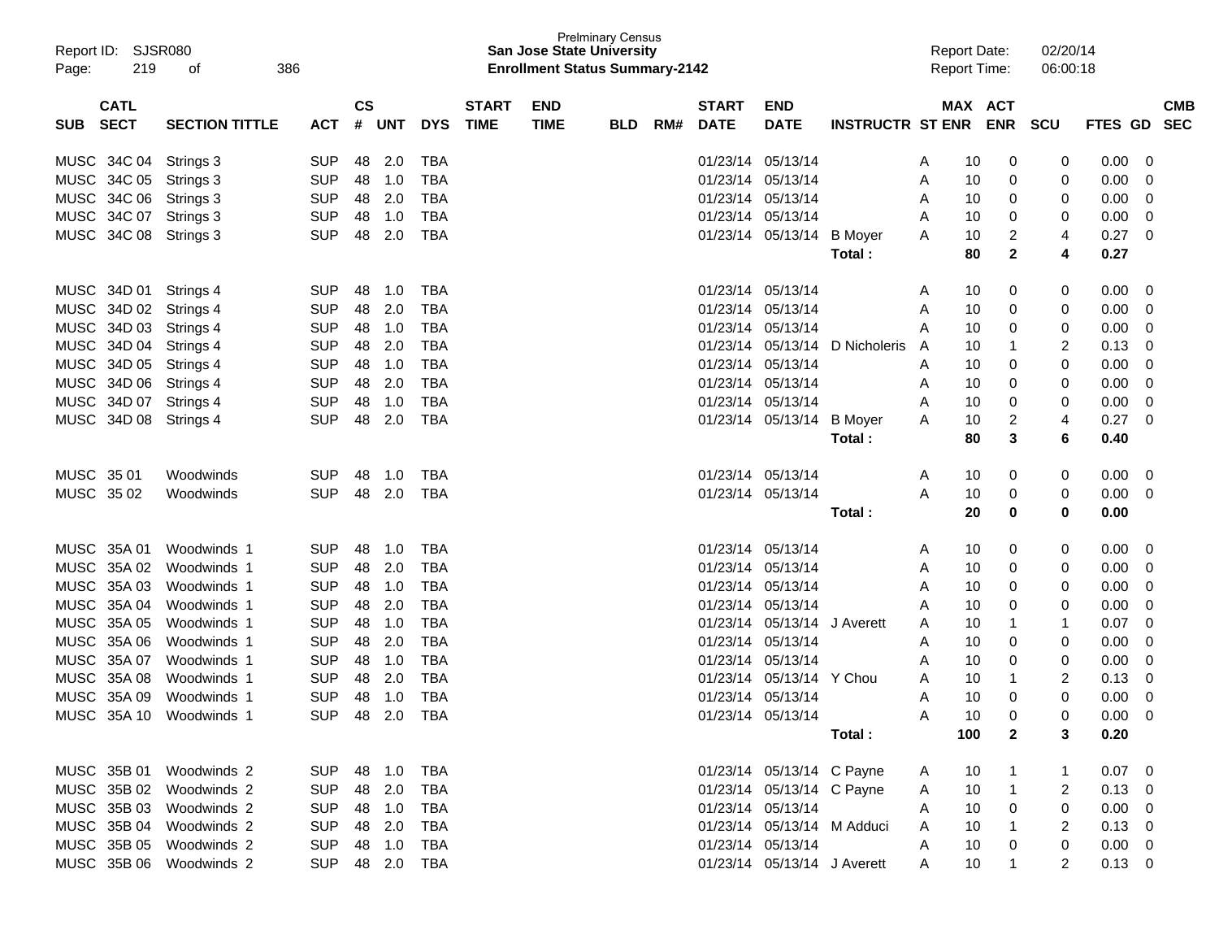| SUB | CATL SECT | SECTION TITTLE | ACT | CS # | UNT | DYS | START TIME | END TIME | BLD | RM# | START DATE | END DATE | INSTRUCTR | ST | MAX ENR | ACT ENR | SCU | FTES | GD | CMB SEC |
|---|---|---|---|---|---|---|---|---|---|---|---|---|---|---|---|---|---|---|---|---|
| MUSC | 34C 04 | Strings 3 | SUP | 48 | 2.0 | TBA | | | | | 01/23/14 | 05/13/14 | | A | 10 | 0 | 0 | 0.00 | 0 | |
| MUSC | 34C 05 | Strings 3 | SUP | 48 | 1.0 | TBA | | | | | 01/23/14 | 05/13/14 | | A | 10 | 0 | 0 | 0.00 | 0 | |
| MUSC | 34C 06 | Strings 3 | SUP | 48 | 2.0 | TBA | | | | | 01/23/14 | 05/13/14 | | A | 10 | 0 | 0 | 0.00 | 0 | |
| MUSC | 34C 07 | Strings 3 | SUP | 48 | 1.0 | TBA | | | | | 01/23/14 | 05/13/14 | | A | 10 | 0 | 0 | 0.00 | 0 | |
| MUSC | 34C 08 | Strings 3 | SUP | 48 | 2.0 | TBA | | | | | 01/23/14 | 05/13/14 | B Moyer | A | 10 | 2 | 4 | 0.27 | 0 | |
| | | | | | | | | | | | | | **Total :** | | **80** | **2** | **4** | **0.27** | | |
| MUSC | 34D 01 | Strings 4 | SUP | 48 | 1.0 | TBA | | | | | 01/23/14 | 05/13/14 | | A | 10 | 0 | 0 | 0.00 | 0 | |
| MUSC | 34D 02 | Strings 4 | SUP | 48 | 2.0 | TBA | | | | | 01/23/14 | 05/13/14 | | A | 10 | 0 | 0 | 0.00 | 0 | |
| MUSC | 34D 03 | Strings 4 | SUP | 48 | 1.0 | TBA | | | | | 01/23/14 | 05/13/14 | | A | 10 | 0 | 0 | 0.00 | 0 | |
| MUSC | 34D 04 | Strings 4 | SUP | 48 | 2.0 | TBA | | | | | 01/23/14 | 05/13/14 | D Nicholeris | A | 10 | 1 | 2 | 0.13 | 0 | |
| MUSC | 34D 05 | Strings 4 | SUP | 48 | 1.0 | TBA | | | | | 01/23/14 | 05/13/14 | | A | 10 | 0 | 0 | 0.00 | 0 | |
| MUSC | 34D 06 | Strings 4 | SUP | 48 | 2.0 | TBA | | | | | 01/23/14 | 05/13/14 | | A | 10 | 0 | 0 | 0.00 | 0 | |
| MUSC | 34D 07 | Strings 4 | SUP | 48 | 1.0 | TBA | | | | | 01/23/14 | 05/13/14 | | A | 10 | 0 | 0 | 0.00 | 0 | |
| MUSC | 34D 08 | Strings 4 | SUP | 48 | 2.0 | TBA | | | | | 01/23/14 | 05/13/14 | B Moyer | A | 10 | 2 | 4 | 0.27 | 0 | |
| | | | | | | | | | | | | | **Total :** | | **80** | **3** | **6** | **0.40** | | |
| MUSC | 35 01 | Woodwinds | SUP | 48 | 1.0 | TBA | | | | | 01/23/14 | 05/13/14 | | A | 10 | 0 | 0 | 0.00 | 0 | |
| MUSC | 35 02 | Woodwinds | SUP | 48 | 2.0 | TBA | | | | | 01/23/14 | 05/13/14 | | A | 10 | 0 | 0 | 0.00 | 0 | |
| | | | | | | | | | | | | | **Total :** | | **20** | **0** | **0** | **0.00** | | |
| MUSC | 35A 01 | Woodwinds 1 | SUP | 48 | 1.0 | TBA | | | | | 01/23/14 | 05/13/14 | | A | 10 | 0 | 0 | 0.00 | 0 | |
| MUSC | 35A 02 | Woodwinds 1 | SUP | 48 | 2.0 | TBA | | | | | 01/23/14 | 05/13/14 | | A | 10 | 0 | 0 | 0.00 | 0 | |
| MUSC | 35A 03 | Woodwinds 1 | SUP | 48 | 1.0 | TBA | | | | | 01/23/14 | 05/13/14 | | A | 10 | 0 | 0 | 0.00 | 0 | |
| MUSC | 35A 04 | Woodwinds 1 | SUP | 48 | 2.0 | TBA | | | | | 01/23/14 | 05/13/14 | | A | 10 | 0 | 0 | 0.00 | 0 | |
| MUSC | 35A 05 | Woodwinds 1 | SUP | 48 | 1.0 | TBA | | | | | 01/23/14 | 05/13/14 | J Averett | A | 10 | 1 | 1 | 0.07 | 0 | |
| MUSC | 35A 06 | Woodwinds 1 | SUP | 48 | 2.0 | TBA | | | | | 01/23/14 | 05/13/14 | | A | 10 | 0 | 0 | 0.00 | 0 | |
| MUSC | 35A 07 | Woodwinds 1 | SUP | 48 | 1.0 | TBA | | | | | 01/23/14 | 05/13/14 | | A | 10 | 0 | 0 | 0.00 | 0 | |
| MUSC | 35A 08 | Woodwinds 1 | SUP | 48 | 2.0 | TBA | | | | | 01/23/14 | 05/13/14 | Y Chou | A | 10 | 1 | 2 | 0.13 | 0 | |
| MUSC | 35A 09 | Woodwinds 1 | SUP | 48 | 1.0 | TBA | | | | | 01/23/14 | 05/13/14 | | A | 10 | 0 | 0 | 0.00 | 0 | |
| MUSC | 35A 10 | Woodwinds 1 | SUP | 48 | 2.0 | TBA | | | | | 01/23/14 | 05/13/14 | | A | 10 | 0 | 0 | 0.00 | 0 | |
| | | | | | | | | | | | | | **Total :** | | **100** | **2** | **3** | **0.20** | | |
| MUSC | 35B 01 | Woodwinds 2 | SUP | 48 | 1.0 | TBA | | | | | 01/23/14 | 05/13/14 | C Payne | A | 10 | 1 | 1 | 0.07 | 0 | |
| MUSC | 35B 02 | Woodwinds 2 | SUP | 48 | 2.0 | TBA | | | | | 01/23/14 | 05/13/14 | C Payne | A | 10 | 1 | 2 | 0.13 | 0 | |
| MUSC | 35B 03 | Woodwinds 2 | SUP | 48 | 1.0 | TBA | | | | | 01/23/14 | 05/13/14 | | A | 10 | 0 | 0 | 0.00 | 0 | |
| MUSC | 35B 04 | Woodwinds 2 | SUP | 48 | 2.0 | TBA | | | | | 01/23/14 | 05/13/14 | M Adduci | A | 10 | 1 | 2 | 0.13 | 0 | |
| MUSC | 35B 05 | Woodwinds 2 | SUP | 48 | 1.0 | TBA | | | | | 01/23/14 | 05/13/14 | | A | 10 | 0 | 0 | 0.00 | 0 | |
| MUSC | 35B 06 | Woodwinds 2 | SUP | 48 | 2.0 | TBA | | | | | 01/23/14 | 05/13/14 | J Averett | A | 10 | 1 | 2 | 0.13 | 0 | |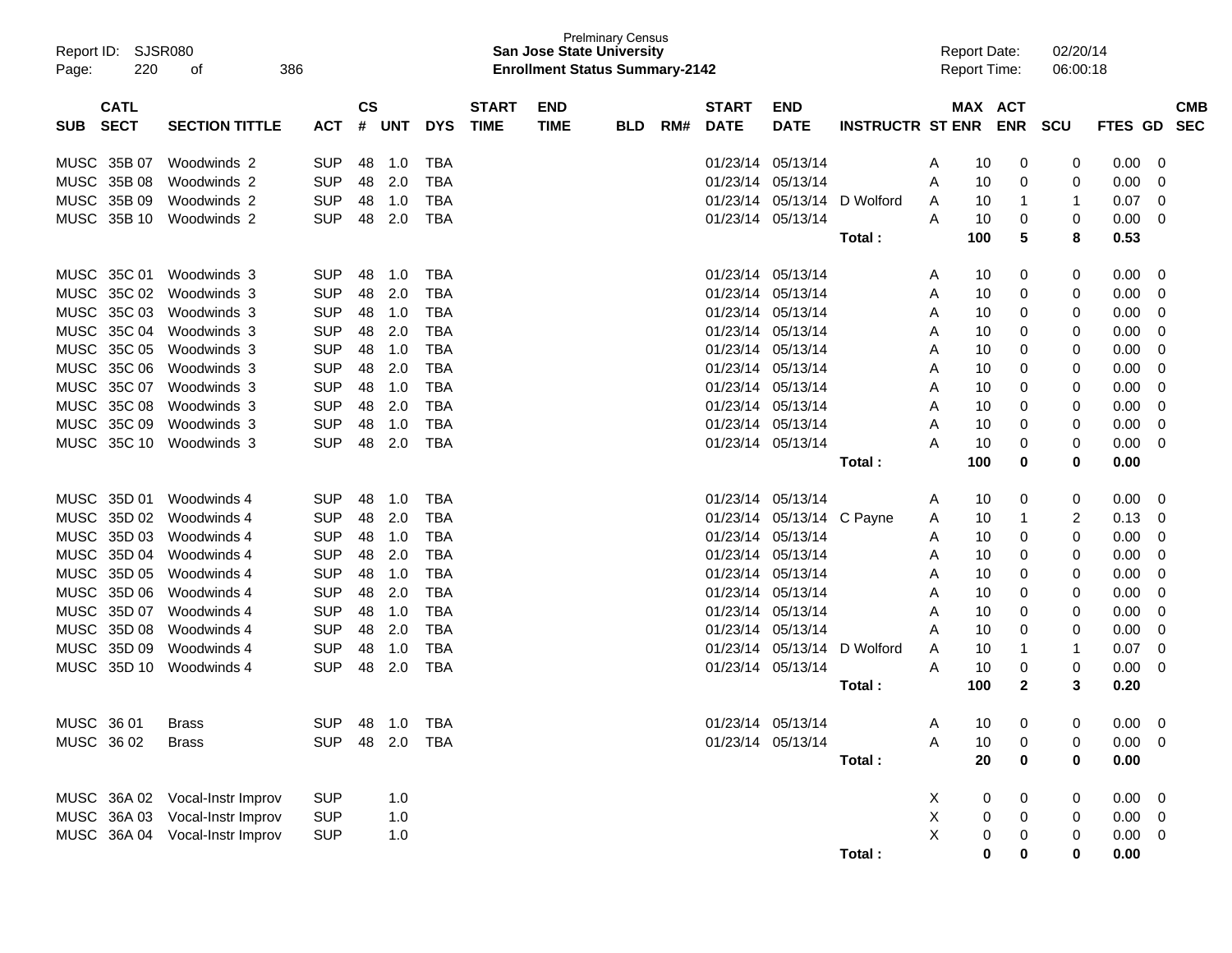Prelminary Census
**San Jose State University**
**Enrollment Status Summary-2142**

Report ID: SJSR080
Report Date: 02/20/14
Report Time: 06:00:18

| SUB | CATL SECT | SECTION TITTLE | ACT | CS # | UNT | DYS | START TIME | END TIME | BLD | RM# | START DATE | END DATE | INSTRUCTR | ST | MAX ENR | ACT ENR | SCU | FTES | GD | CMB SEC |
|---|---|---|---|---|---|---|---|---|---|---|---|---|---|---|---|---|---|---|---|---|
| MUSC | 35B 07 | Woodwinds 2 | SUP | 48 | 1.0 | TBA | | | | | 01/23/14 | 05/13/14 | | A | 10 | 0 | 0 | 0.00 | 0 | |
| MUSC | 35B 08 | Woodwinds 2 | SUP | 48 | 2.0 | TBA | | | | | 01/23/14 | 05/13/14 | | A | 10 | 0 | 0 | 0.00 | 0 | |
| MUSC | 35B 09 | Woodwinds 2 | SUP | 48 | 1.0 | TBA | | | | | 01/23/14 | 05/13/14 | D Wolford | A | 10 | 1 | 1 | 0.07 | 0 | |
| MUSC | 35B 10 | Woodwinds 2 | SUP | 48 | 2.0 | TBA | | | | | 01/23/14 | 05/13/14 | | A | 10 | 0 | 0 | 0.00 | 0 | |
| | | | | | | | | | | | | | **Total :** | | **100** | **5** | **8** | **0.53** | | |
| MUSC | 35C 01 | Woodwinds 3 | SUP | 48 | 1.0 | TBA | | | | | 01/23/14 | 05/13/14 | | A | 10 | 0 | 0 | 0.00 | 0 | |
| MUSC | 35C 02 | Woodwinds 3 | SUP | 48 | 2.0 | TBA | | | | | 01/23/14 | 05/13/14 | | A | 10 | 0 | 0 | 0.00 | 0 | |
| MUSC | 35C 03 | Woodwinds 3 | SUP | 48 | 1.0 | TBA | | | | | 01/23/14 | 05/13/14 | | A | 10 | 0 | 0 | 0.00 | 0 | |
| MUSC | 35C 04 | Woodwinds 3 | SUP | 48 | 2.0 | TBA | | | | | 01/23/14 | 05/13/14 | | A | 10 | 0 | 0 | 0.00 | 0 | |
| MUSC | 35C 05 | Woodwinds 3 | SUP | 48 | 1.0 | TBA | | | | | 01/23/14 | 05/13/14 | | A | 10 | 0 | 0 | 0.00 | 0 | |
| MUSC | 35C 06 | Woodwinds 3 | SUP | 48 | 2.0 | TBA | | | | | 01/23/14 | 05/13/14 | | A | 10 | 0 | 0 | 0.00 | 0 | |
| MUSC | 35C 07 | Woodwinds 3 | SUP | 48 | 1.0 | TBA | | | | | 01/23/14 | 05/13/14 | | A | 10 | 0 | 0 | 0.00 | 0 | |
| MUSC | 35C 08 | Woodwinds 3 | SUP | 48 | 2.0 | TBA | | | | | 01/23/14 | 05/13/14 | | A | 10 | 0 | 0 | 0.00 | 0 | |
| MUSC | 35C 09 | Woodwinds 3 | SUP | 48 | 1.0 | TBA | | | | | 01/23/14 | 05/13/14 | | A | 10 | 0 | 0 | 0.00 | 0 | |
| MUSC | 35C 10 | Woodwinds 3 | SUP | 48 | 2.0 | TBA | | | | | 01/23/14 | 05/13/14 | | A | 10 | 0 | 0 | 0.00 | 0 | |
| | | | | | | | | | | | | | **Total :** | | **100** | **0** | **0** | **0.00** | | |
| MUSC | 35D 01 | Woodwinds 4 | SUP | 48 | 1.0 | TBA | | | | | 01/23/14 | 05/13/14 | | A | 10 | 0 | 0 | 0.00 | 0 | |
| MUSC | 35D 02 | Woodwinds 4 | SUP | 48 | 2.0 | TBA | | | | | 01/23/14 | 05/13/14 | C Payne | A | 10 | 1 | 2 | 0.13 | 0 | |
| MUSC | 35D 03 | Woodwinds 4 | SUP | 48 | 1.0 | TBA | | | | | 01/23/14 | 05/13/14 | | A | 10 | 0 | 0 | 0.00 | 0 | |
| MUSC | 35D 04 | Woodwinds 4 | SUP | 48 | 2.0 | TBA | | | | | 01/23/14 | 05/13/14 | | A | 10 | 0 | 0 | 0.00 | 0 | |
| MUSC | 35D 05 | Woodwinds 4 | SUP | 48 | 1.0 | TBA | | | | | 01/23/14 | 05/13/14 | | A | 10 | 0 | 0 | 0.00 | 0 | |
| MUSC | 35D 06 | Woodwinds 4 | SUP | 48 | 2.0 | TBA | | | | | 01/23/14 | 05/13/14 | | A | 10 | 0 | 0 | 0.00 | 0 | |
| MUSC | 35D 07 | Woodwinds 4 | SUP | 48 | 1.0 | TBA | | | | | 01/23/14 | 05/13/14 | | A | 10 | 0 | 0 | 0.00 | 0 | |
| MUSC | 35D 08 | Woodwinds 4 | SUP | 48 | 2.0 | TBA | | | | | 01/23/14 | 05/13/14 | | A | 10 | 0 | 0 | 0.00 | 0 | |
| MUSC | 35D 09 | Woodwinds 4 | SUP | 48 | 1.0 | TBA | | | | | 01/23/14 | 05/13/14 | D Wolford | A | 10 | 1 | 1 | 0.07 | 0 | |
| MUSC | 35D 10 | Woodwinds 4 | SUP | 48 | 2.0 | TBA | | | | | 01/23/14 | 05/13/14 | | A | 10 | 0 | 0 | 0.00 | 0 | |
| | | | | | | | | | | | | | **Total :** | | **100** | **2** | **3** | **0.20** | | |
| MUSC | 36 01 | Brass | SUP | 48 | 1.0 | TBA | | | | | 01/23/14 | 05/13/14 | | A | 10 | 0 | 0 | 0.00 | 0 | |
| MUSC | 36 02 | Brass | SUP | 48 | 2.0 | TBA | | | | | 01/23/14 | 05/13/14 | | A | 10 | 0 | 0 | 0.00 | 0 | |
| | | | | | | | | | | | | | **Total :** | | **20** | **0** | **0** | **0.00** | | |
| MUSC | 36A 02 | Vocal-Instr Improv | SUP | | 1.0 | | | | | | | | | X | 0 | 0 | 0 | 0.00 | 0 | |
| MUSC | 36A 03 | Vocal-Instr Improv | SUP | | 1.0 | | | | | | | | | X | 0 | 0 | 0 | 0.00 | 0 | |
| MUSC | 36A 04 | Vocal-Instr Improv | SUP | | 1.0 | | | | | | | | | X | 0 | 0 | 0 | 0.00 | 0 | |
| | | | | | | | | | | | | | **Total :** | | **0** | **0** | **0** | **0.00** | | |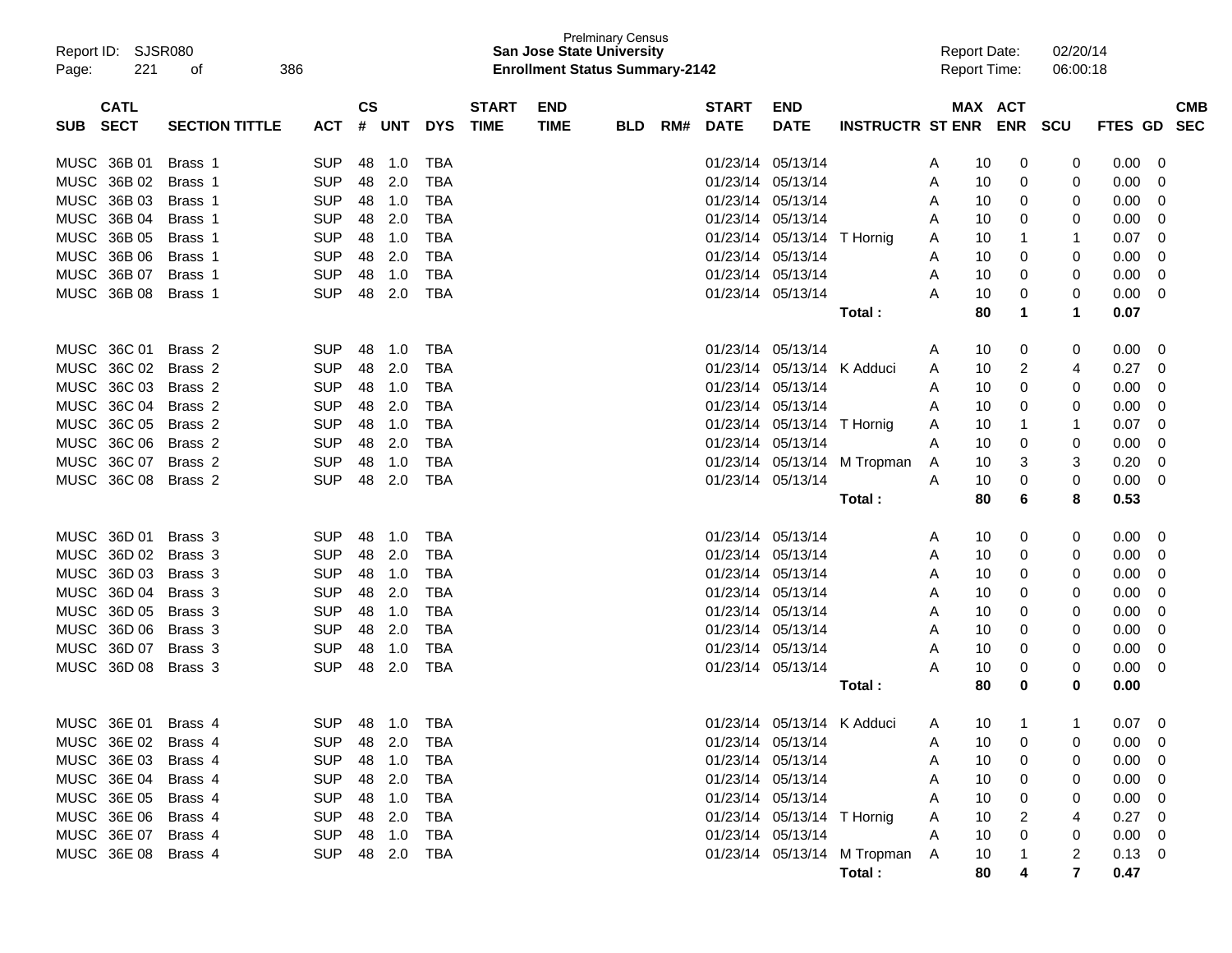Prelminary Census
**San Jose State University**
**Enrollment Status Summary-2142**

Report ID: SJSR080
Report Date: 02/20/14
Report Time: 06:00:18

| SUB | CATL SECT | SECTION TITTLE | ACT | CS # | UNT | DYS | START TIME | END TIME | BLD | RM# | START DATE | END DATE | INSTRUCTR | ST | MAX ENR | ACT ENR | SCU | FTES | GD | CMB SEC |
|---|---|---|---|---|---|---|---|---|---|---|---|---|---|---|---|---|---|---|---|---|
| MUSC | 36B 01 | Brass 1 | SUP | 48 | 1.0 | TBA | | | | | 01/23/14 | 05/13/14 | | A | 10 | 0 | 0 | 0.00 | 0 | |
| MUSC | 36B 02 | Brass 1 | SUP | 48 | 2.0 | TBA | | | | | 01/23/14 | 05/13/14 | | A | 10 | 0 | 0 | 0.00 | 0 | |
| MUSC | 36B 03 | Brass 1 | SUP | 48 | 1.0 | TBA | | | | | 01/23/14 | 05/13/14 | | A | 10 | 0 | 0 | 0.00 | 0 | |
| MUSC | 36B 04 | Brass 1 | SUP | 48 | 2.0 | TBA | | | | | 01/23/14 | 05/13/14 | | A | 10 | 0 | 0 | 0.00 | 0 | |
| MUSC | 36B 05 | Brass 1 | SUP | 48 | 1.0 | TBA | | | | | 01/23/14 | 05/13/14 | T Hornig | A | 10 | 1 | 1 | 0.07 | 0 | |
| MUSC | 36B 06 | Brass 1 | SUP | 48 | 2.0 | TBA | | | | | 01/23/14 | 05/13/14 | | A | 10 | 0 | 0 | 0.00 | 0 | |
| MUSC | 36B 07 | Brass 1 | SUP | 48 | 1.0 | TBA | | | | | 01/23/14 | 05/13/14 | | A | 10 | 0 | 0 | 0.00 | 0 | |
| MUSC | 36B 08 | Brass 1 | SUP | 48 | 2.0 | TBA | | | | | 01/23/14 | 05/13/14 | | A | 10 | 0 | 0 | 0.00 | 0 | |
| | | | | | | | | | | | | | **Total :** | | **80** | **1** | **1** | **0.07** | | |
| MUSC | 36C 01 | Brass 2 | SUP | 48 | 1.0 | TBA | | | | | 01/23/14 | 05/13/14 | | A | 10 | 0 | 0 | 0.00 | 0 | |
| MUSC | 36C 02 | Brass 2 | SUP | 48 | 2.0 | TBA | | | | | 01/23/14 | 05/13/14 | K Adduci | A | 10 | 2 | 4 | 0.27 | 0 | |
| MUSC | 36C 03 | Brass 2 | SUP | 48 | 1.0 | TBA | | | | | 01/23/14 | 05/13/14 | | A | 10 | 0 | 0 | 0.00 | 0 | |
| MUSC | 36C 04 | Brass 2 | SUP | 48 | 2.0 | TBA | | | | | 01/23/14 | 05/13/14 | | A | 10 | 0 | 0 | 0.00 | 0 | |
| MUSC | 36C 05 | Brass 2 | SUP | 48 | 1.0 | TBA | | | | | 01/23/14 | 05/13/14 | T Hornig | A | 10 | 1 | 1 | 0.07 | 0 | |
| MUSC | 36C 06 | Brass 2 | SUP | 48 | 2.0 | TBA | | | | | 01/23/14 | 05/13/14 | | A | 10 | 0 | 0 | 0.00 | 0 | |
| MUSC | 36C 07 | Brass 2 | SUP | 48 | 1.0 | TBA | | | | | 01/23/14 | 05/13/14 | M Tropman | A | 10 | 3 | 3 | 0.20 | 0 | |
| MUSC | 36C 08 | Brass 2 | SUP | 48 | 2.0 | TBA | | | | | 01/23/14 | 05/13/14 | | A | 10 | 0 | 0 | 0.00 | 0 | |
| | | | | | | | | | | | | | **Total :** | | **80** | **6** | **8** | **0.53** | | |
| MUSC | 36D 01 | Brass 3 | SUP | 48 | 1.0 | TBA | | | | | 01/23/14 | 05/13/14 | | A | 10 | 0 | 0 | 0.00 | 0 | |
| MUSC | 36D 02 | Brass 3 | SUP | 48 | 2.0 | TBA | | | | | 01/23/14 | 05/13/14 | | A | 10 | 0 | 0 | 0.00 | 0 | |
| MUSC | 36D 03 | Brass 3 | SUP | 48 | 1.0 | TBA | | | | | 01/23/14 | 05/13/14 | | A | 10 | 0 | 0 | 0.00 | 0 | |
| MUSC | 36D 04 | Brass 3 | SUP | 48 | 2.0 | TBA | | | | | 01/23/14 | 05/13/14 | | A | 10 | 0 | 0 | 0.00 | 0 | |
| MUSC | 36D 05 | Brass 3 | SUP | 48 | 1.0 | TBA | | | | | 01/23/14 | 05/13/14 | | A | 10 | 0 | 0 | 0.00 | 0 | |
| MUSC | 36D 06 | Brass 3 | SUP | 48 | 2.0 | TBA | | | | | 01/23/14 | 05/13/14 | | A | 10 | 0 | 0 | 0.00 | 0 | |
| MUSC | 36D 07 | Brass 3 | SUP | 48 | 1.0 | TBA | | | | | 01/23/14 | 05/13/14 | | A | 10 | 0 | 0 | 0.00 | 0 | |
| MUSC | 36D 08 | Brass 3 | SUP | 48 | 2.0 | TBA | | | | | 01/23/14 | 05/13/14 | | A | 10 | 0 | 0 | 0.00 | 0 | |
| | | | | | | | | | | | | | **Total :** | | **80** | **0** | **0** | **0.00** | | |
| MUSC | 36E 01 | Brass 4 | SUP | 48 | 1.0 | TBA | | | | | 01/23/14 | 05/13/14 | K Adduci | A | 10 | 1 | 1 | 0.07 | 0 | |
| MUSC | 36E 02 | Brass 4 | SUP | 48 | 2.0 | TBA | | | | | 01/23/14 | 05/13/14 | | A | 10 | 0 | 0 | 0.00 | 0 | |
| MUSC | 36E 03 | Brass 4 | SUP | 48 | 1.0 | TBA | | | | | 01/23/14 | 05/13/14 | | A | 10 | 0 | 0 | 0.00 | 0 | |
| MUSC | 36E 04 | Brass 4 | SUP | 48 | 2.0 | TBA | | | | | 01/23/14 | 05/13/14 | | A | 10 | 0 | 0 | 0.00 | 0 | |
| MUSC | 36E 05 | Brass 4 | SUP | 48 | 1.0 | TBA | | | | | 01/23/14 | 05/13/14 | | A | 10 | 0 | 0 | 0.00 | 0 | |
| MUSC | 36E 06 | Brass 4 | SUP | 48 | 2.0 | TBA | | | | | 01/23/14 | 05/13/14 | T Hornig | A | 10 | 2 | 4 | 0.27 | 0 | |
| MUSC | 36E 07 | Brass 4 | SUP | 48 | 1.0 | TBA | | | | | 01/23/14 | 05/13/14 | | A | 10 | 0 | 0 | 0.00 | 0 | |
| MUSC | 36E 08 | Brass 4 | SUP | 48 | 2.0 | TBA | | | | | 01/23/14 | 05/13/14 | M Tropman | A | 10 | 1 | 2 | 0.13 | 0 | |
| | | | | | | | | | | | | | **Total :** | | **80** | **4** | **7** | **0.47** | | |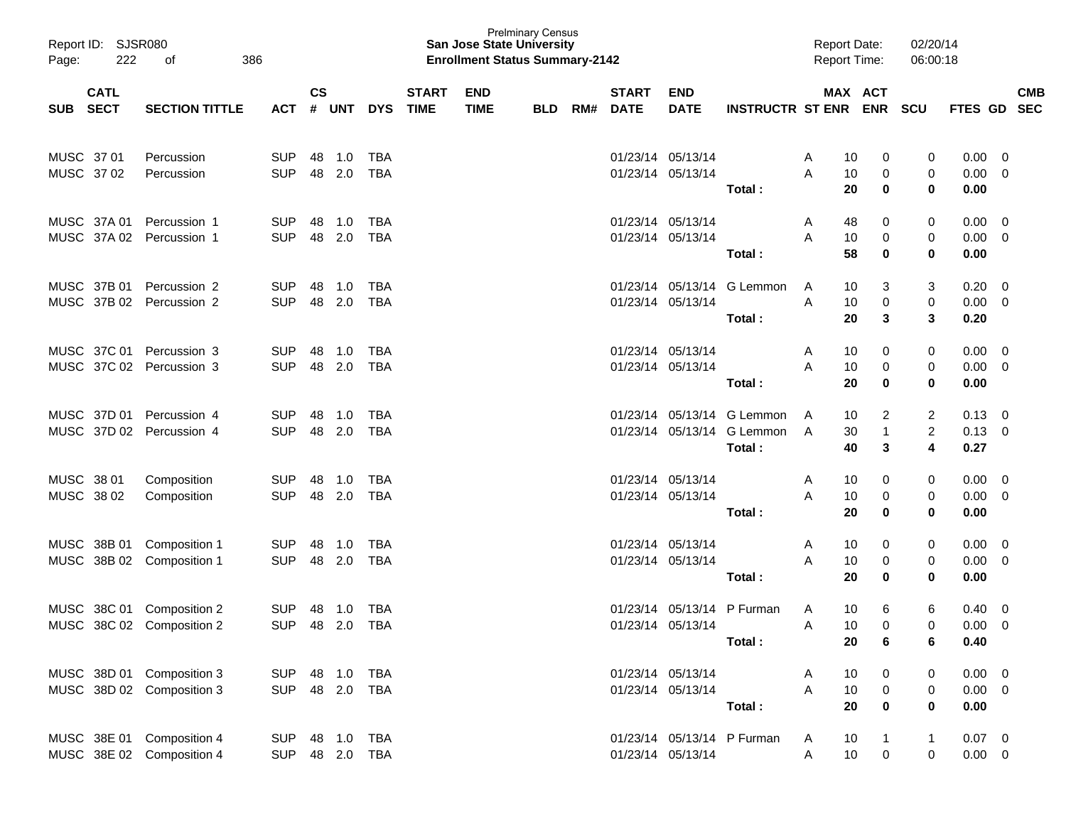| SUB | CATL SECT | SECTION TITTLE | ACT | CS # | UNT | DYS | START TIME | END TIME | BLD | RM# | START DATE | END DATE | INSTRUCTR | ST | MAX ENR | ACT ENR | SCU | FTES | GD | CMB SEC |
|---|---|---|---|---|---|---|---|---|---|---|---|---|---|---|---|---|---|---|---|---|
| MUSC | 37 01 | Percussion | SUP | 48 | 1.0 | TBA | | | | | 01/23/14 | 05/13/14 | | A | 10 | 0 | 0 | 0.00 | 0 | |
| MUSC | 37 02 | Percussion | SUP | 48 | 2.0 | TBA | | | | | 01/23/14 | 05/13/14 | | A | 10 | 0 | 0 | 0.00 | 0 | |
| | | | | | | | | | | | | | **Total :** | | **20** | **0** | **0** | **0.00** | | |
| MUSC | 37A 01 | Percussion 1 | SUP | 48 | 1.0 | TBA | | | | | 01/23/14 | 05/13/14 | | A | 48 | 0 | 0 | 0.00 | 0 | |
| MUSC | 37A 02 | Percussion 1 | SUP | 48 | 2.0 | TBA | | | | | 01/23/14 | 05/13/14 | | A | 10 | 0 | 0 | 0.00 | 0 | |
| | | | | | | | | | | | | | **Total :** | | **58** | **0** | **0** | **0.00** | | |
| MUSC | 37B 01 | Percussion 2 | SUP | 48 | 1.0 | TBA | | | | | 01/23/14 | 05/13/14 | G Lemmon | A | 10 | 3 | 3 | 0.20 | 0 | |
| MUSC | 37B 02 | Percussion 2 | SUP | 48 | 2.0 | TBA | | | | | 01/23/14 | 05/13/14 | | A | 10 | 0 | 0 | 0.00 | 0 | |
| | | | | | | | | | | | | | **Total :** | | **20** | **3** | **3** | **0.20** | | |
| MUSC | 37C 01 | Percussion 3 | SUP | 48 | 1.0 | TBA | | | | | 01/23/14 | 05/13/14 | | A | 10 | 0 | 0 | 0.00 | 0 | |
| MUSC | 37C 02 | Percussion 3 | SUP | 48 | 2.0 | TBA | | | | | 01/23/14 | 05/13/14 | | A | 10 | 0 | 0 | 0.00 | 0 | |
| | | | | | | | | | | | | | **Total :** | | **20** | **0** | **0** | **0.00** | | |
| MUSC | 37D 01 | Percussion 4 | SUP | 48 | 1.0 | TBA | | | | | 01/23/14 | 05/13/14 | G Lemmon | A | 10 | 2 | 2 | 0.13 | 0 | |
| MUSC | 37D 02 | Percussion 4 | SUP | 48 | 2.0 | TBA | | | | | 01/23/14 | 05/13/14 | G Lemmon | A | 30 | 1 | 2 | 0.13 | 0 | |
| | | | | | | | | | | | | | **Total :** | | **40** | **3** | **4** | **0.27** | | |
| MUSC | 38 01 | Composition | SUP | 48 | 1.0 | TBA | | | | | 01/23/14 | 05/13/14 | | A | 10 | 0 | 0 | 0.00 | 0 | |
| MUSC | 38 02 | Composition | SUP | 48 | 2.0 | TBA | | | | | 01/23/14 | 05/13/14 | | A | 10 | 0 | 0 | 0.00 | 0 | |
| | | | | | | | | | | | | | **Total :** | | **20** | **0** | **0** | **0.00** | | |
| MUSC | 38B 01 | Composition 1 | SUP | 48 | 1.0 | TBA | | | | | 01/23/14 | 05/13/14 | | A | 10 | 0 | 0 | 0.00 | 0 | |
| MUSC | 38B 02 | Composition 1 | SUP | 48 | 2.0 | TBA | | | | | 01/23/14 | 05/13/14 | | A | 10 | 0 | 0 | 0.00 | 0 | |
| | | | | | | | | | | | | | **Total :** | | **20** | **0** | **0** | **0.00** | | |
| MUSC | 38C 01 | Composition 2 | SUP | 48 | 1.0 | TBA | | | | | 01/23/14 | 05/13/14 | P Furman | A | 10 | 6 | 6 | 0.40 | 0 | |
| MUSC | 38C 02 | Composition 2 | SUP | 48 | 2.0 | TBA | | | | | 01/23/14 | 05/13/14 | | A | 10 | 0 | 0 | 0.00 | 0 | |
| | | | | | | | | | | | | | **Total :** | | **20** | **6** | **6** | **0.40** | | |
| MUSC | 38D 01 | Composition 3 | SUP | 48 | 1.0 | TBA | | | | | 01/23/14 | 05/13/14 | | A | 10 | 0 | 0 | 0.00 | 0 | |
| MUSC | 38D 02 | Composition 3 | SUP | 48 | 2.0 | TBA | | | | | 01/23/14 | 05/13/14 | | A | 10 | 0 | 0 | 0.00 | 0 | |
| | | | | | | | | | | | | | **Total :** | | **20** | **0** | **0** | **0.00** | | |
| MUSC | 38E 01 | Composition 4 | SUP | 48 | 1.0 | TBA | | | | | 01/23/14 | 05/13/14 | P Furman | A | 10 | 1 | 1 | 0.07 | 0 | |
| MUSC | 38E 02 | Composition 4 | SUP | 48 | 2.0 | TBA | | | | | 01/23/14 | 05/13/14 | | A | 10 | 0 | 0 | 0.00 | 0 | |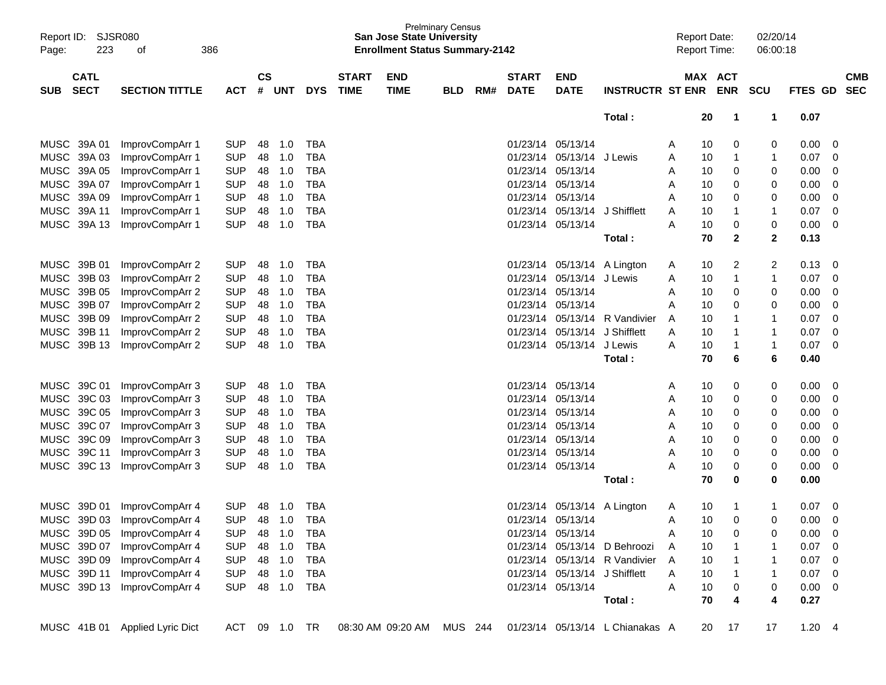| SUB | CATL SECT | SECTION TITTLE | ACT | CS # | UNT | DYS | START TIME | END TIME | BLD | RM# | START DATE | END DATE | INSTRUCTR | ST | MAX ENR | ACT ENR | SCU | FTES | GD | CMB SEC |
|---|---|---|---|---|---|---|---|---|---|---|---|---|---|---|---|---|---|---|---|---|
| | | | | | | | | | | | | | Total : | | 20 | 1 | 1 | 0.07 | | |
| MUSC | 39A 01 | ImprovCompArr 1 | SUP | 48 | 1.0 | TBA | | | | | 01/23/14 | 05/13/14 | | A | 10 | 0 | 0 | 0.00 | 0 | |
| MUSC | 39A 03 | ImprovCompArr 1 | SUP | 48 | 1.0 | TBA | | | | | 01/23/14 | 05/13/14 | J Lewis | A | 10 | 1 | 1 | 0.07 | 0 | |
| MUSC | 39A 05 | ImprovCompArr 1 | SUP | 48 | 1.0 | TBA | | | | | 01/23/14 | 05/13/14 | | A | 10 | 0 | 0 | 0.00 | 0 | |
| MUSC | 39A 07 | ImprovCompArr 1 | SUP | 48 | 1.0 | TBA | | | | | 01/23/14 | 05/13/14 | | A | 10 | 0 | 0 | 0.00 | 0 | |
| MUSC | 39A 09 | ImprovCompArr 1 | SUP | 48 | 1.0 | TBA | | | | | 01/23/14 | 05/13/14 | | A | 10 | 0 | 0 | 0.00 | 0 | |
| MUSC | 39A 11 | ImprovCompArr 1 | SUP | 48 | 1.0 | TBA | | | | | 01/23/14 | 05/13/14 | J Shifflett | A | 10 | 1 | 1 | 0.07 | 0 | |
| MUSC | 39A 13 | ImprovCompArr 1 | SUP | 48 | 1.0 | TBA | | | | | 01/23/14 | 05/13/14 | | A | 10 | 0 | 0 | 0.00 | 0 | |
| | | | | | | | | | | | | | Total : | | 70 | 2 | 2 | 0.13 | | |
| MUSC | 39B 01 | ImprovCompArr 2 | SUP | 48 | 1.0 | TBA | | | | | 01/23/14 | 05/13/14 | A Lington | A | 10 | 2 | 2 | 0.13 | 0 | |
| MUSC | 39B 03 | ImprovCompArr 2 | SUP | 48 | 1.0 | TBA | | | | | 01/23/14 | 05/13/14 | J Lewis | A | 10 | 1 | 1 | 0.07 | 0 | |
| MUSC | 39B 05 | ImprovCompArr 2 | SUP | 48 | 1.0 | TBA | | | | | 01/23/14 | 05/13/14 | | A | 10 | 0 | 0 | 0.00 | 0 | |
| MUSC | 39B 07 | ImprovCompArr 2 | SUP | 48 | 1.0 | TBA | | | | | 01/23/14 | 05/13/14 | | A | 10 | 0 | 0 | 0.00 | 0 | |
| MUSC | 39B 09 | ImprovCompArr 2 | SUP | 48 | 1.0 | TBA | | | | | 01/23/14 | 05/13/14 | R Vandivier | A | 10 | 1 | 1 | 0.07 | 0 | |
| MUSC | 39B 11 | ImprovCompArr 2 | SUP | 48 | 1.0 | TBA | | | | | 01/23/14 | 05/13/14 | J Shifflett | A | 10 | 1 | 1 | 0.07 | 0 | |
| MUSC | 39B 13 | ImprovCompArr 2 | SUP | 48 | 1.0 | TBA | | | | | 01/23/14 | 05/13/14 | J Lewis | A | 10 | 1 | 1 | 0.07 | 0 | |
| | | | | | | | | | | | | | Total : | | 70 | 6 | 6 | 0.40 | | |
| MUSC | 39C 01 | ImprovCompArr 3 | SUP | 48 | 1.0 | TBA | | | | | 01/23/14 | 05/13/14 | | A | 10 | 0 | 0 | 0.00 | 0 | |
| MUSC | 39C 03 | ImprovCompArr 3 | SUP | 48 | 1.0 | TBA | | | | | 01/23/14 | 05/13/14 | | A | 10 | 0 | 0 | 0.00 | 0 | |
| MUSC | 39C 05 | ImprovCompArr 3 | SUP | 48 | 1.0 | TBA | | | | | 01/23/14 | 05/13/14 | | A | 10 | 0 | 0 | 0.00 | 0 | |
| MUSC | 39C 07 | ImprovCompArr 3 | SUP | 48 | 1.0 | TBA | | | | | 01/23/14 | 05/13/14 | | A | 10 | 0 | 0 | 0.00 | 0 | |
| MUSC | 39C 09 | ImprovCompArr 3 | SUP | 48 | 1.0 | TBA | | | | | 01/23/14 | 05/13/14 | | A | 10 | 0 | 0 | 0.00 | 0 | |
| MUSC | 39C 11 | ImprovCompArr 3 | SUP | 48 | 1.0 | TBA | | | | | 01/23/14 | 05/13/14 | | A | 10 | 0 | 0 | 0.00 | 0 | |
| MUSC | 39C 13 | ImprovCompArr 3 | SUP | 48 | 1.0 | TBA | | | | | 01/23/14 | 05/13/14 | | A | 10 | 0 | 0 | 0.00 | 0 | |
| | | | | | | | | | | | | | Total : | | 70 | 0 | 0 | 0.00 | | |
| MUSC | 39D 01 | ImprovCompArr 4 | SUP | 48 | 1.0 | TBA | | | | | 01/23/14 | 05/13/14 | A Lington | A | 10 | 1 | 1 | 0.07 | 0 | |
| MUSC | 39D 03 | ImprovCompArr 4 | SUP | 48 | 1.0 | TBA | | | | | 01/23/14 | 05/13/14 | | A | 10 | 0 | 0 | 0.00 | 0 | |
| MUSC | 39D 05 | ImprovCompArr 4 | SUP | 48 | 1.0 | TBA | | | | | 01/23/14 | 05/13/14 | | A | 10 | 0 | 0 | 0.00 | 0 | |
| MUSC | 39D 07 | ImprovCompArr 4 | SUP | 48 | 1.0 | TBA | | | | | 01/23/14 | 05/13/14 | D Behroozi | A | 10 | 1 | 1 | 0.07 | 0 | |
| MUSC | 39D 09 | ImprovCompArr 4 | SUP | 48 | 1.0 | TBA | | | | | 01/23/14 | 05/13/14 | R Vandivier | A | 10 | 1 | 1 | 0.07 | 0 | |
| MUSC | 39D 11 | ImprovCompArr 4 | SUP | 48 | 1.0 | TBA | | | | | 01/23/14 | 05/13/14 | J Shifflett | A | 10 | 1 | 1 | 0.07 | 0 | |
| MUSC | 39D 13 | ImprovCompArr 4 | SUP | 48 | 1.0 | TBA | | | | | 01/23/14 | 05/13/14 | | A | 10 | 0 | 0 | 0.00 | 0 | |
| | | | | | | | | | | | | | Total : | | 70 | 4 | 4 | 0.27 | | |
| MUSC | 41B 01 | Applied Lyric Dict | ACT | 09 | 1.0 | TR | 08:30 AM | 09:20 AM | MUS | 244 | 01/23/14 | 05/13/14 | L Chianakas | A | 20 | 17 | 17 | 1.20 | 4 | |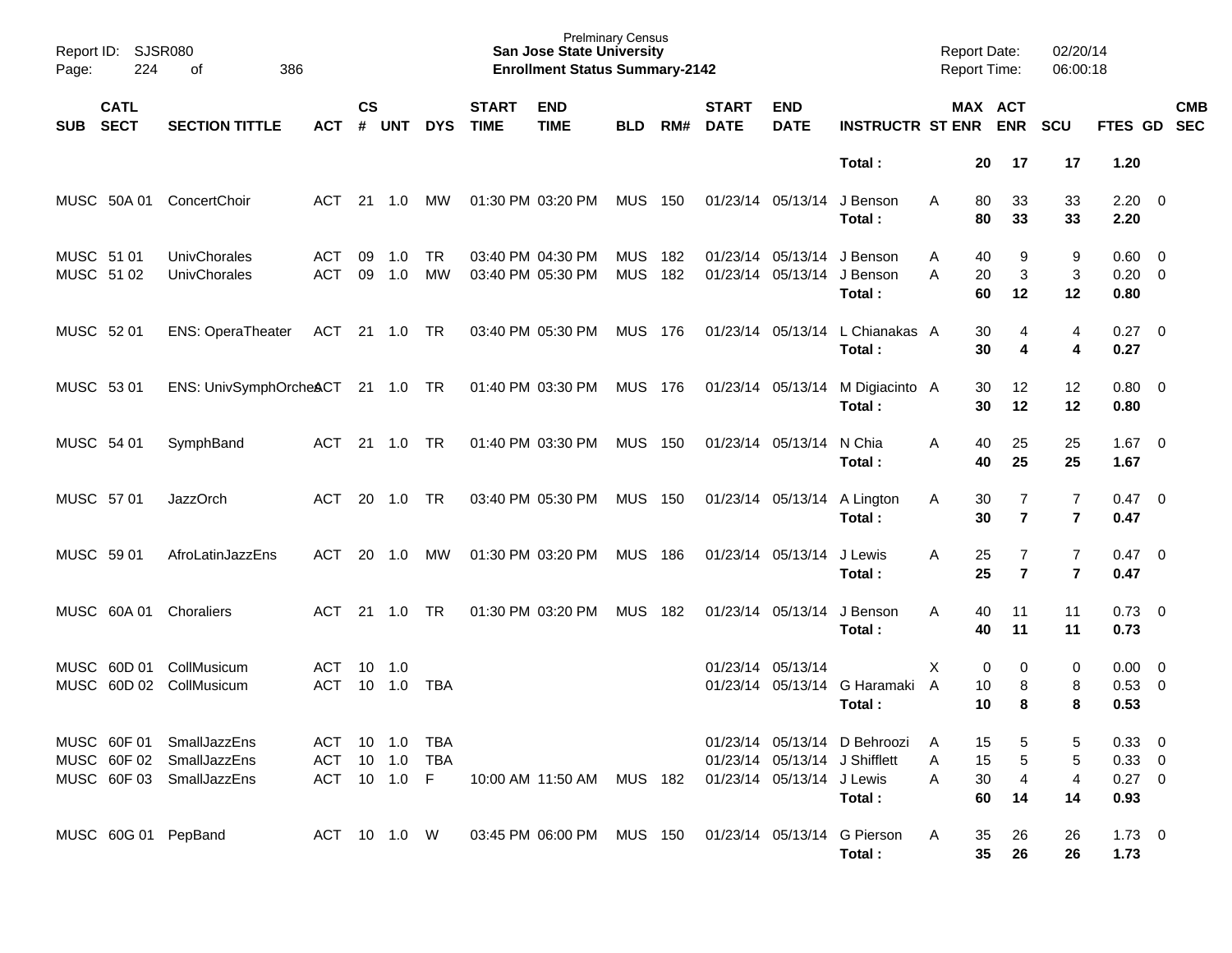Prelminary Census
**San Jose State University**
**Enrollment Status Summary-2142**

Report ID: SJSR080
Report Date: 02/20/14
Report Time: 06:00:18

| SUB | CATL SECT | SECTION TITTLE | ACT | CS # | UNT | DYS | START TIME | END TIME | BLD | RM# | START DATE | END DATE | INSTRUCTR | ST | MAX ENR | ACT ENR | SCU | FTES | GD | CMB SEC |
|---|---|---|---|---|---|---|---|---|---|---|---|---|---|---|---|---|---|---|---|---|
| | | | | | | | | | | | | | **Total :** | | **20** | **17** | **17** | **1.20** | | |
| MUSC | 50A 01 | ConcertChoir | ACT | 21 | 1.0 | MW | 01:30 PM | 03:20 PM | MUS | 150 | 01/23/14 | 05/13/14 | J Benson | A | 80 | 33 | 33 | 2.20 | 0 | |
| | | | | | | | | | | | | | **Total :** | | **80** | **33** | **33** | **2.20** | | |
| MUSC | 51 01 | UnivChorales | ACT | 09 | 1.0 | TR | 03:40 PM | 04:30 PM | MUS | 182 | 01/23/14 | 05/13/14 | J Benson | A | 40 | 9 | 9 | 0.60 | 0 | |
| MUSC | 51 02 | UnivChorales | ACT | 09 | 1.0 | MW | 03:40 PM | 05:30 PM | MUS | 182 | 01/23/14 | 05/13/14 | J Benson | A | 20 | 3 | 3 | 0.20 | 0 | |
| | | | | | | | | | | | | | **Total :** | | **60** | **12** | **12** | **0.80** | | |
| MUSC | 52 01 | ENS: OperaTheater | ACT | 21 | 1.0 | TR | 03:40 PM | 05:30 PM | MUS | 176 | 01/23/14 | 05/13/14 | L Chianakas | A | 30 | 4 | 4 | 0.27 | 0 | |
| | | | | | | | | | | | | | **Total :** | | **30** | **4** | **4** | **0.27** | | |
| MUSC | 53 01 | ENS: UnivSymphOrches | ACT | 21 | 1.0 | TR | 01:40 PM | 03:30 PM | MUS | 176 | 01/23/14 | 05/13/14 | M Digiacinto | A | 30 | 12 | 12 | 0.80 | 0 | |
| | | | | | | | | | | | | | **Total :** | | **30** | **12** | **12** | **0.80** | | |
| MUSC | 54 01 | SymphBand | ACT | 21 | 1.0 | TR | 01:40 PM | 03:30 PM | MUS | 150 | 01/23/14 | 05/13/14 | N Chia | A | 40 | 25 | 25 | 1.67 | 0 | |
| | | | | | | | | | | | | | **Total :** | | **40** | **25** | **25** | **1.67** | | |
| MUSC | 57 01 | JazzOrch | ACT | 20 | 1.0 | TR | 03:40 PM | 05:30 PM | MUS | 150 | 01/23/14 | 05/13/14 | A Lington | A | 30 | 7 | 7 | 0.47 | 0 | |
| | | | | | | | | | | | | | **Total :** | | **30** | **7** | **7** | **0.47** | | |
| MUSC | 59 01 | AfroLatinJazzEns | ACT | 20 | 1.0 | MW | 01:30 PM | 03:20 PM | MUS | 186 | 01/23/14 | 05/13/14 | J Lewis | A | 25 | 7 | 7 | 0.47 | 0 | |
| | | | | | | | | | | | | | **Total :** | | **25** | **7** | **7** | **0.47** | | |
| MUSC | 60A 01 | Choraliers | ACT | 21 | 1.0 | TR | 01:30 PM | 03:20 PM | MUS | 182 | 01/23/14 | 05/13/14 | J Benson | A | 40 | 11 | 11 | 0.73 | 0 | |
| | | | | | | | | | | | | | **Total :** | | **40** | **11** | **11** | **0.73** | | |
| MUSC | 60D 01 | CollMusicum | ACT | 10 | 1.0 | | | | | | 01/23/14 | 05/13/14 | | X | 0 | 0 | 0 | 0.00 | 0 | |
| MUSC | 60D 02 | CollMusicum | ACT | 10 | 1.0 | TBA | | | | | 01/23/14 | 05/13/14 | G Haramaki | A | 10 | 8 | 8 | 0.53 | 0 | |
| | | | | | | | | | | | | | **Total :** | | **10** | **8** | **8** | **0.53** | | |
| MUSC | 60F 01 | SmallJazzEns | ACT | 10 | 1.0 | TBA | | | | | 01/23/14 | 05/13/14 | D Behroozi | A | 15 | 5 | 5 | 0.33 | 0 | |
| MUSC | 60F 02 | SmallJazzEns | ACT | 10 | 1.0 | TBA | | | | | 01/23/14 | 05/13/14 | J Shifflett | A | 15 | 5 | 5 | 0.33 | 0 | |
| MUSC | 60F 03 | SmallJazzEns | ACT | 10 | 1.0 | F | 10:00 AM | 11:50 AM | MUS | 182 | 01/23/14 | 05/13/14 | J Lewis | A | 30 | 4 | 4 | 0.27 | 0 | |
| | | | | | | | | | | | | | **Total :** | | **60** | **14** | **14** | **0.93** | | |
| MUSC | 60G 01 | PepBand | ACT | 10 | 1.0 | W | 03:45 PM | 06:00 PM | MUS | 150 | 01/23/14 | 05/13/14 | G Pierson | A | 35 | 26 | 26 | 1.73 | 0 | |
| | | | | | | | | | | | | | **Total :** | | **35** | **26** | **26** | **1.73** | | |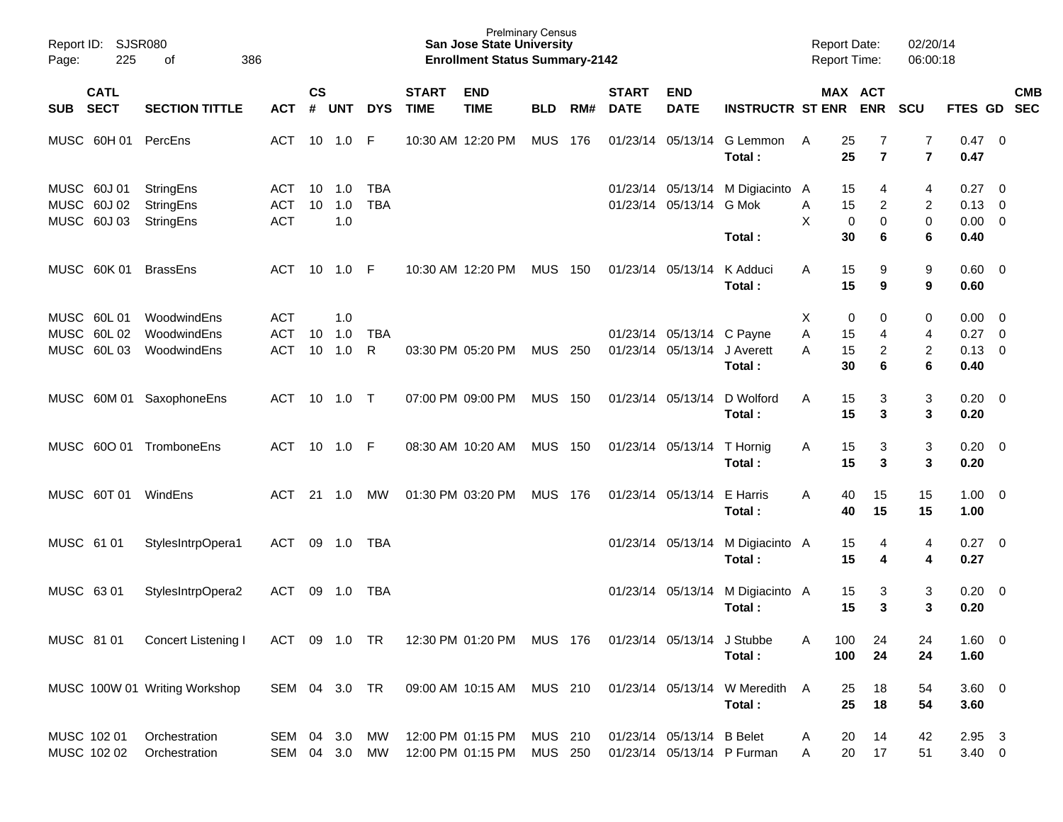Prelminary Census
**San Jose State University**
**Enrollment Status Summary-2142**

Report ID: SJSR080
Report Date: 02/20/14
Report Time: 06:00:18

| SUB | CATL SECT | SECTION TITTLE | ACT | CS # | UNT | DYS | START TIME | END TIME | BLD | RM# | START DATE | END DATE | INSTRUCTR | ST | MAX ENR | ACT ENR | SCU | FTES | GD | CMB SEC |
|---|---|---|---|---|---|---|---|---|---|---|---|---|---|---|---|---|---|---|---|---|
| MUSC | 60H 01 | PercEns | ACT | 10 | 1.0 | F | 10:30 AM | 12:20 PM | MUS | 176 | 01/23/14 | 05/13/14 | G Lemmon | A | 25 | 7 | 7 | 0.47 | 0 | |
| | | | | | | | | | | | | | **Total :** | | **25** | **7** | **7** | **0.47** | | |
| MUSC | 60J 01 | StringEns | ACT | 10 | 1.0 | TBA | | | | | 01/23/14 | 05/13/14 | M Digiacinto | A | 15 | 4 | 4 | 0.27 | 0 | |
| MUSC | 60J 02 | StringEns | ACT | 10 | 1.0 | TBA | | | | | 01/23/14 | 05/13/14 | G Mok | A | 15 | 2 | 2 | 0.13 | 0 | |
| MUSC | 60J 03 | StringEns | ACT | | 1.0 | | | | | | | | | X | 0 | 0 | 0 | 0.00 | 0 | |
| | | | | | | | | | | | | | **Total :** | | **30** | **6** | **6** | **0.40** | | |
| MUSC | 60K 01 | BrassEns | ACT | 10 | 1.0 | F | 10:30 AM | 12:20 PM | MUS | 150 | 01/23/14 | 05/13/14 | K Adduci | A | 15 | 9 | 9 | 0.60 | 0 | |
| | | | | | | | | | | | | | **Total :** | | **15** | **9** | **9** | **0.60** | | |
| MUSC | 60L 01 | WoodwindEns | ACT | | 1.0 | | | | | | | | | X | 0 | 0 | 0 | 0.00 | 0 | |
| MUSC | 60L 02 | WoodwindEns | ACT | 10 | 1.0 | TBA | | | | | 01/23/14 | 05/13/14 | C Payne | A | 15 | 4 | 4 | 0.27 | 0 | |
| MUSC | 60L 03 | WoodwindEns | ACT | 10 | 1.0 | R | 03:30 PM | 05:20 PM | MUS | 250 | 01/23/14 | 05/13/14 | J Averett | A | 15 | 2 | 2 | 0.13 | 0 | |
| | | | | | | | | | | | | | **Total :** | | **30** | **6** | **6** | **0.40** | | |
| MUSC | 60M 01 | SaxophoneEns | ACT | 10 | 1.0 | T | 07:00 PM | 09:00 PM | MUS | 150 | 01/23/14 | 05/13/14 | D Wolford | A | 15 | 3 | 3 | 0.20 | 0 | |
| | | | | | | | | | | | | | **Total :** | | **15** | **3** | **3** | **0.20** | | |
| MUSC | 60O 01 | TromboneEns | ACT | 10 | 1.0 | F | 08:30 AM | 10:20 AM | MUS | 150 | 01/23/14 | 05/13/14 | T Hornig | A | 15 | 3 | 3 | 0.20 | 0 | |
| | | | | | | | | | | | | | **Total :** | | **15** | **3** | **3** | **0.20** | | |
| MUSC | 60T 01 | WindEns | ACT | 21 | 1.0 | MW | 01:30 PM | 03:20 PM | MUS | 176 | 01/23/14 | 05/13/14 | E Harris | A | 40 | 15 | 15 | 1.00 | 0 | |
| | | | | | | | | | | | | | **Total :** | | **40** | **15** | **15** | **1.00** | | |
| MUSC | 61 01 | StylesIntrpOpera1 | ACT | 09 | 1.0 | TBA | | | | | 01/23/14 | 05/13/14 | M Digiacinto | A | 15 | 4 | 4 | 0.27 | 0 | |
| | | | | | | | | | | | | | **Total :** | | **15** | **4** | **4** | **0.27** | | |
| MUSC | 63 01 | StylesIntrpOpera2 | ACT | 09 | 1.0 | TBA | | | | | 01/23/14 | 05/13/14 | M Digiacinto | A | 15 | 3 | 3 | 0.20 | 0 | |
| | | | | | | | | | | | | | **Total :** | | **15** | **3** | **3** | **0.20** | | |
| MUSC | 81 01 | Concert Listening I | ACT | 09 | 1.0 | TR | 12:30 PM | 01:20 PM | MUS | 176 | 01/23/14 | 05/13/14 | J Stubbe | A | 100 | 24 | 24 | 1.60 | 0 | |
| | | | | | | | | | | | | | **Total :** | | **100** | **24** | **24** | **1.60** | | |
| MUSC | 100W 01 | Writing Workshop | SEM | 04 | 3.0 | TR | 09:00 AM | 10:15 AM | MUS | 210 | 01/23/14 | 05/13/14 | W Meredith | A | 25 | 18 | 54 | 3.60 | 0 | |
| | | | | | | | | | | | | | **Total :** | | **25** | **18** | **54** | **3.60** | | |
| MUSC | 102 01 | Orchestration | SEM | 04 | 3.0 | MW | 12:00 PM | 01:15 PM | MUS | 210 | 01/23/14 | 05/13/14 | B Belet | A | 20 | 14 | 42 | 2.95 | 3 | |
| MUSC | 102 02 | Orchestration | SEM | 04 | 3.0 | MW | 12:00 PM | 01:15 PM | MUS | 250 | 01/23/14 | 05/13/14 | P Furman | A | 20 | 17 | 51 | 3.40 | 0 | |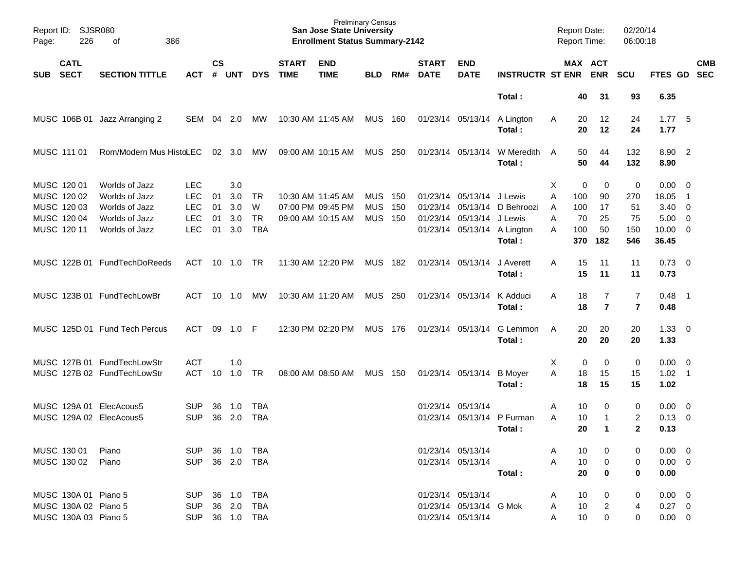| SUB | CATL SECT | SECTION TITTLE | ACT | CS # | UNT | DYS | START TIME | END TIME | BLD | RM# | START DATE | END DATE | INSTRUCTR | ST | MAX ENR | ACT ENR | SCU | FTES | GD | CMB SEC |
|---|---|---|---|---|---|---|---|---|---|---|---|---|---|---|---|---|---|---|---|---|
| | | | | | | | | | | | | | **Total :** | | **40** | **31** | **93** | **6.35** | | |
| MUSC | 106B 01 | Jazz Arranging 2 | SEM | 04 | 2.0 | MW | 10:30 AM | 11:45 AM | MUS | 160 | 01/23/14 | 05/13/14 | A Lington | A | 20 | 12 | 24 | 1.77 | 5 | |
| | | | | | | | | | | | | | **Total :** | | **20** | **12** | **24** | **1.77** | | |
| MUSC | 111 01 | Rom/Modern Mus Histo | LEC | 02 | 3.0 | MW | 09:00 AM | 10:15 AM | MUS | 250 | 01/23/14 | 05/13/14 | W Meredith | A | 50 | 44 | 132 | 8.90 | 2 | |
| | | | | | | | | | | | | | **Total :** | | **50** | **44** | **132** | **8.90** | | |
| MUSC | 120 01 | Worlds of Jazz | LEC | | 3.0 | | | | | | | | | X | 0 | 0 | 0 | 0.00 | 0 | |
| MUSC | 120 02 | Worlds of Jazz | LEC | 01 | 3.0 | TR | 10:30 AM | 11:45 AM | MUS | 150 | 01/23/14 | 05/13/14 | J Lewis | A | 100 | 90 | 270 | 18.05 | 1 | |
| MUSC | 120 03 | Worlds of Jazz | LEC | 01 | 3.0 | W | 07:00 PM | 09:45 PM | MUS | 150 | 01/23/14 | 05/13/14 | D Behroozi | A | 100 | 17 | 51 | 3.40 | 0 | |
| MUSC | 120 04 | Worlds of Jazz | LEC | 01 | 3.0 | TR | 09:00 AM | 10:15 AM | MUS | 150 | 01/23/14 | 05/13/14 | J Lewis | A | 70 | 25 | 75 | 5.00 | 0 | |
| MUSC | 120 11 | Worlds of Jazz | LEC | 01 | 3.0 | TBA | | | | | 01/23/14 | 05/13/14 | A Lington | A | 100 | 50 | 150 | 10.00 | 0 | |
| | | | | | | | | | | | | | **Total :** | | **370** | **182** | **546** | **36.45** | | |
| MUSC | 122B 01 | FundTechDoReeds | ACT | 10 | 1.0 | TR | 11:30 AM | 12:20 PM | MUS | 182 | 01/23/14 | 05/13/14 | J Averett | A | 15 | 11 | 11 | 0.73 | 0 | |
| | | | | | | | | | | | | | **Total :** | | **15** | **11** | **11** | **0.73** | | |
| MUSC | 123B 01 | FundTechLowBr | ACT | 10 | 1.0 | MW | 10:30 AM | 11:20 AM | MUS | 250 | 01/23/14 | 05/13/14 | K Adduci | A | 18 | 7 | 7 | 0.48 | 1 | |
| | | | | | | | | | | | | | **Total :** | | **18** | **7** | **7** | **0.48** | | |
| MUSC | 125D 01 | Fund Tech Percus | ACT | 09 | 1.0 | F | 12:30 PM | 02:20 PM | MUS | 176 | 01/23/14 | 05/13/14 | G Lemmon | A | 20 | 20 | 20 | 1.33 | 0 | |
| | | | | | | | | | | | | | **Total :** | | **20** | **20** | **20** | **1.33** | | |
| MUSC | 127B 01 | FundTechLowStr | ACT | | 1.0 | | | | | | | | | X | 0 | 0 | 0 | 0.00 | 0 | |
| MUSC | 127B 02 | FundTechLowStr | ACT | 10 | 1.0 | TR | 08:00 AM | 08:50 AM | MUS | 150 | 01/23/14 | 05/13/14 | B Moyer | A | 18 | 15 | 15 | 1.02 | 1 | |
| | | | | | | | | | | | | | **Total :** | | **18** | **15** | **15** | **1.02** | | |
| MUSC | 129A 01 | ElecAcous5 | SUP | 36 | 1.0 | TBA | | | | | 01/23/14 | 05/13/14 | | A | 10 | 0 | 0 | 0.00 | 0 | |
| MUSC | 129A 02 | ElecAcous5 | SUP | 36 | 2.0 | TBA | | | | | 01/23/14 | 05/13/14 | P Furman | A | 10 | 1 | 2 | 0.13 | 0 | |
| | | | | | | | | | | | | | **Total :** | | **20** | **1** | **2** | **0.13** | | |
| MUSC | 130 01 | Piano | SUP | 36 | 1.0 | TBA | | | | | 01/23/14 | 05/13/14 | | A | 10 | 0 | 0 | 0.00 | 0 | |
| MUSC | 130 02 | Piano | SUP | 36 | 2.0 | TBA | | | | | 01/23/14 | 05/13/14 | | A | 10 | 0 | 0 | 0.00 | 0 | |
| | | | | | | | | | | | | | **Total :** | | **20** | **0** | **0** | **0.00** | | |
| MUSC | 130A 01 | Piano 5 | SUP | 36 | 1.0 | TBA | | | | | 01/23/14 | 05/13/14 | | A | 10 | 0 | 0 | 0.00 | 0 | |
| MUSC | 130A 02 | Piano 5 | SUP | 36 | 2.0 | TBA | | | | | 01/23/14 | 05/13/14 | G Mok | A | 10 | 2 | 4 | 0.27 | 0 | |
| MUSC | 130A 03 | Piano 5 | SUP | 36 | 1.0 | TBA | | | | | 01/23/14 | 05/13/14 | | A | 10 | 0 | 0 | 0.00 | 0 | |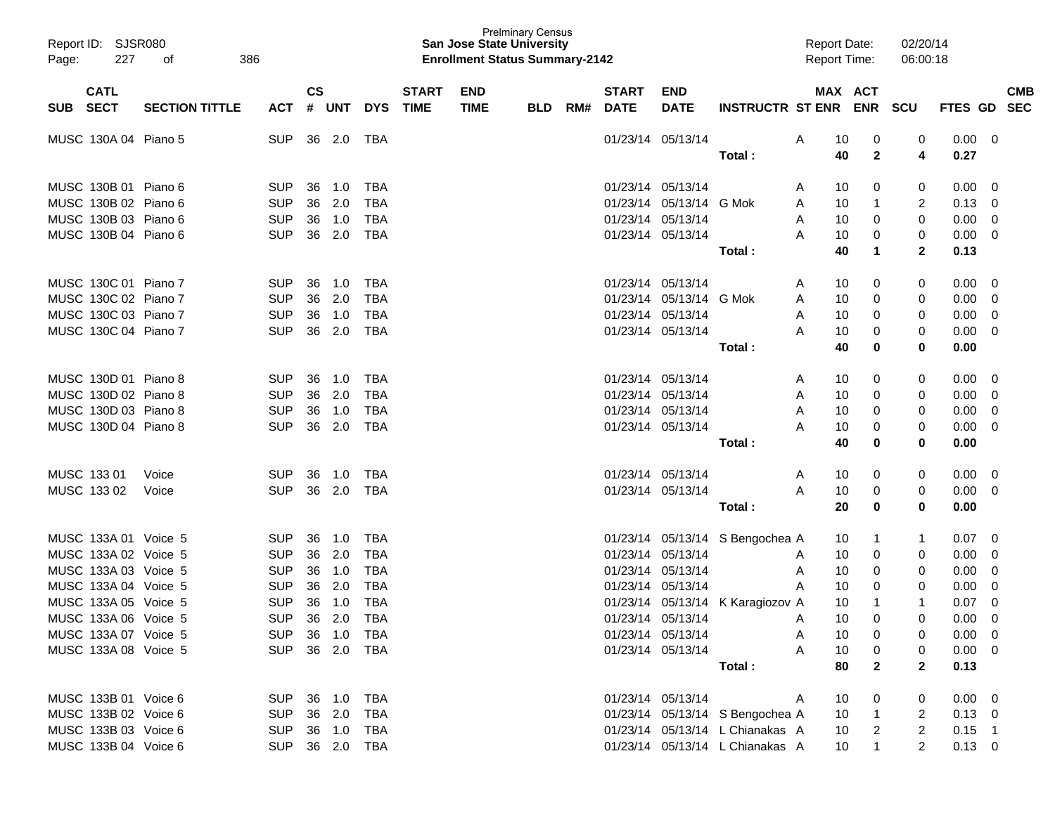Prelminary Census
**San Jose State University**
**Enrollment Status Summary-2142**

| SUB | CATL SECT | SECTION TITTLE | ACT | CS # | UNT | DYS | START TIME | END TIME | BLD | RM# | START DATE | END DATE | INSTRUCTR | ST | MAX ENR | ACT ENR | SCU | FTES | GD | CMB SEC |
|---|---|---|---|---|---|---|---|---|---|---|---|---|---|---|---|---|---|---|---|---|
| MUSC | 130A 04 | Piano 5 | SUP | 36 | 2.0 | TBA | | | | | 01/23/14 | 05/13/14 | | A | 10 | 0 | 0 | 0.00 | 0 | |
| | | | | | | | | | | | | | **Total :** | | **40** | **2** | **4** | **0.27** | | |
| MUSC | 130B 01 | Piano 6 | SUP | 36 | 1.0 | TBA | | | | | 01/23/14 | 05/13/14 | | A | 10 | 0 | 0 | 0.00 | 0 | |
| MUSC | 130B 02 | Piano 6 | SUP | 36 | 2.0 | TBA | | | | | 01/23/14 | 05/13/14 | G Mok | A | 10 | 1 | 2 | 0.13 | 0 | |
| MUSC | 130B 03 | Piano 6 | SUP | 36 | 1.0 | TBA | | | | | 01/23/14 | 05/13/14 | | A | 10 | 0 | 0 | 0.00 | 0 | |
| MUSC | 130B 04 | Piano 6 | SUP | 36 | 2.0 | TBA | | | | | 01/23/14 | 05/13/14 | | A | 10 | 0 | 0 | 0.00 | 0 | |
| | | | | | | | | | | | | | **Total :** | | **40** | **1** | **2** | **0.13** | | |
| MUSC | 130C 01 | Piano 7 | SUP | 36 | 1.0 | TBA | | | | | 01/23/14 | 05/13/14 | | A | 10 | 0 | 0 | 0.00 | 0 | |
| MUSC | 130C 02 | Piano 7 | SUP | 36 | 2.0 | TBA | | | | | 01/23/14 | 05/13/14 | G Mok | A | 10 | 0 | 0 | 0.00 | 0 | |
| MUSC | 130C 03 | Piano 7 | SUP | 36 | 1.0 | TBA | | | | | 01/23/14 | 05/13/14 | | A | 10 | 0 | 0 | 0.00 | 0 | |
| MUSC | 130C 04 | Piano 7 | SUP | 36 | 2.0 | TBA | | | | | 01/23/14 | 05/13/14 | | A | 10 | 0 | 0 | 0.00 | 0 | |
| | | | | | | | | | | | | | **Total :** | | **40** | **0** | **0** | **0.00** | | |
| MUSC | 130D 01 | Piano 8 | SUP | 36 | 1.0 | TBA | | | | | 01/23/14 | 05/13/14 | | A | 10 | 0 | 0 | 0.00 | 0 | |
| MUSC | 130D 02 | Piano 8 | SUP | 36 | 2.0 | TBA | | | | | 01/23/14 | 05/13/14 | | A | 10 | 0 | 0 | 0.00 | 0 | |
| MUSC | 130D 03 | Piano 8 | SUP | 36 | 1.0 | TBA | | | | | 01/23/14 | 05/13/14 | | A | 10 | 0 | 0 | 0.00 | 0 | |
| MUSC | 130D 04 | Piano 8 | SUP | 36 | 2.0 | TBA | | | | | 01/23/14 | 05/13/14 | | A | 10 | 0 | 0 | 0.00 | 0 | |
| | | | | | | | | | | | | | **Total :** | | **40** | **0** | **0** | **0.00** | | |
| MUSC | 133 01 | Voice | SUP | 36 | 1.0 | TBA | | | | | 01/23/14 | 05/13/14 | | A | 10 | 0 | 0 | 0.00 | 0 | |
| MUSC | 133 02 | Voice | SUP | 36 | 2.0 | TBA | | | | | 01/23/14 | 05/13/14 | | A | 10 | 0 | 0 | 0.00 | 0 | |
| | | | | | | | | | | | | | **Total :** | | **20** | **0** | **0** | **0.00** | | |
| MUSC | 133A 01 | Voice 5 | SUP | 36 | 1.0 | TBA | | | | | 01/23/14 | 05/13/14 | S Bengochea | A | 10 | 1 | 1 | 0.07 | 0 | |
| MUSC | 133A 02 | Voice 5 | SUP | 36 | 2.0 | TBA | | | | | 01/23/14 | 05/13/14 | | A | 10 | 0 | 0 | 0.00 | 0 | |
| MUSC | 133A 03 | Voice 5 | SUP | 36 | 1.0 | TBA | | | | | 01/23/14 | 05/13/14 | | A | 10 | 0 | 0 | 0.00 | 0 | |
| MUSC | 133A 04 | Voice 5 | SUP | 36 | 2.0 | TBA | | | | | 01/23/14 | 05/13/14 | | A | 10 | 0 | 0 | 0.00 | 0 | |
| MUSC | 133A 05 | Voice 5 | SUP | 36 | 1.0 | TBA | | | | | 01/23/14 | 05/13/14 | K Karagiozov | A | 10 | 1 | 1 | 0.07 | 0 | |
| MUSC | 133A 06 | Voice 5 | SUP | 36 | 2.0 | TBA | | | | | 01/23/14 | 05/13/14 | | A | 10 | 0 | 0 | 0.00 | 0 | |
| MUSC | 133A 07 | Voice 5 | SUP | 36 | 1.0 | TBA | | | | | 01/23/14 | 05/13/14 | | A | 10 | 0 | 0 | 0.00 | 0 | |
| MUSC | 133A 08 | Voice 5 | SUP | 36 | 2.0 | TBA | | | | | 01/23/14 | 05/13/14 | | A | 10 | 0 | 0 | 0.00 | 0 | |
| | | | | | | | | | | | | | **Total :** | | **80** | **2** | **2** | **0.13** | | |
| MUSC | 133B 01 | Voice 6 | SUP | 36 | 1.0 | TBA | | | | | 01/23/14 | 05/13/14 | | A | 10 | 0 | 0 | 0.00 | 0 | |
| MUSC | 133B 02 | Voice 6 | SUP | 36 | 2.0 | TBA | | | | | 01/23/14 | 05/13/14 | S Bengochea | A | 10 | 1 | 2 | 0.13 | 0 | |
| MUSC | 133B 03 | Voice 6 | SUP | 36 | 1.0 | TBA | | | | | 01/23/14 | 05/13/14 | L Chianakas | A | 10 | 2 | 2 | 0.15 | 1 | |
| MUSC | 133B 04 | Voice 6 | SUP | 36 | 2.0 | TBA | | | | | 01/23/14 | 05/13/14 | L Chianakas | A | 10 | 1 | 2 | 0.13 | 0 | |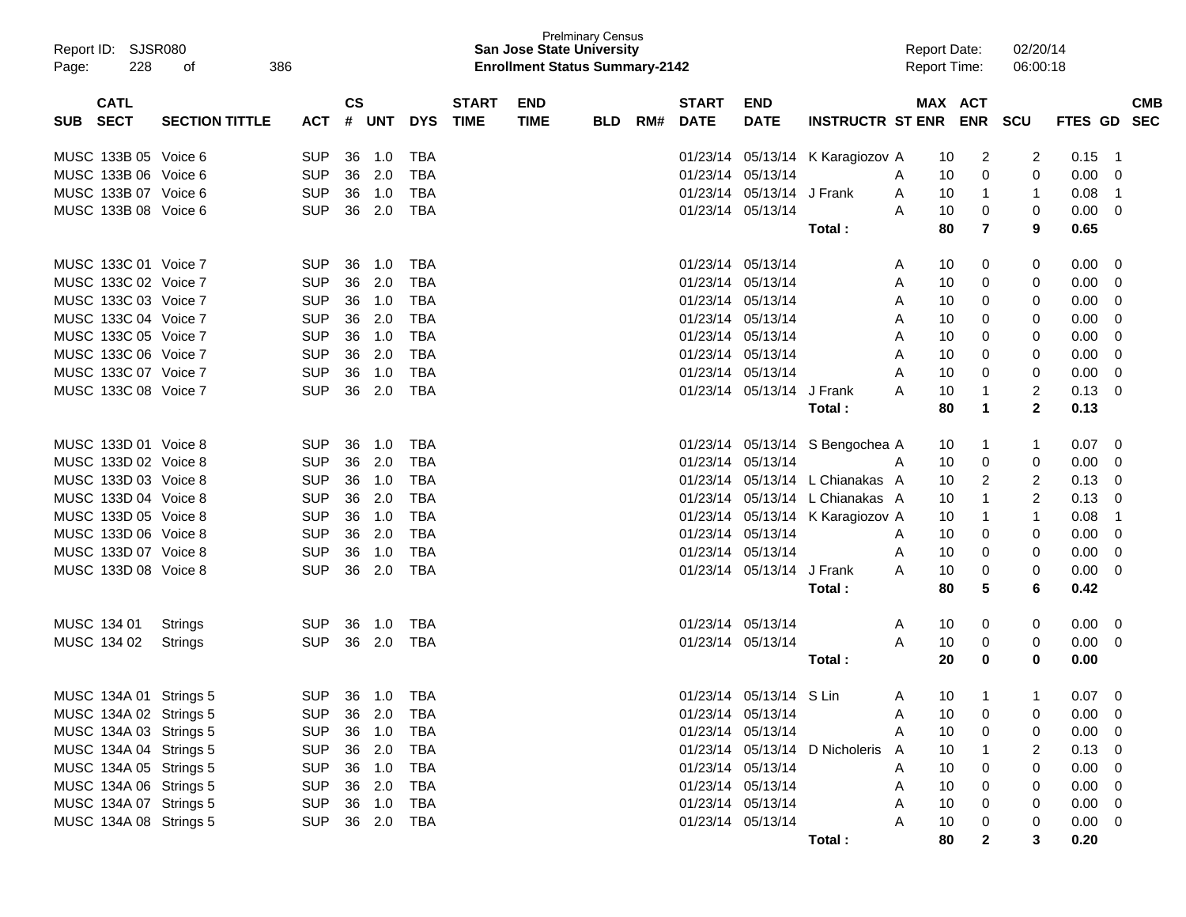Prelminary Census
**San Jose State University**
**Enrollment Status Summary-2142**

Report ID: SJSR080
Report Date: 02/20/14
Report Time: 06:00:18

| SUB | CATL SECT | SECTION TITTLE | ACT | CS # | UNT | DYS | START TIME | END TIME | BLD | RM# | START DATE | END DATE | INSTRUCTR | ST | MAX ENR | ACT ENR | SCU | FTES | GD | CMB SEC |
|---|---|---|---|---|---|---|---|---|---|---|---|---|---|---|---|---|---|---|---|---|
| MUSC | 133B 05 | Voice 6 | SUP | 36 | 1.0 | TBA | | | | | 01/23/14 | 05/13/14 | K Karagiozov | A | 10 | 2 | 2 | 0.15 | 1 | |
| MUSC | 133B 06 | Voice 6 | SUP | 36 | 2.0 | TBA | | | | | 01/23/14 | 05/13/14 | | A | 10 | 0 | 0 | 0.00 | 0 | |
| MUSC | 133B 07 | Voice 6 | SUP | 36 | 1.0 | TBA | | | | | 01/23/14 | 05/13/14 | J Frank | A | 10 | 1 | 1 | 0.08 | 1 | |
| MUSC | 133B 08 | Voice 6 | SUP | 36 | 2.0 | TBA | | | | | 01/23/14 | 05/13/14 | | A | 10 | 0 | 0 | 0.00 | 0 | |
| | | | | | | | | | | | | | **Total :** | | **80** | **7** | **9** | **0.65** | | |
| MUSC | 133C 01 | Voice 7 | SUP | 36 | 1.0 | TBA | | | | | 01/23/14 | 05/13/14 | | A | 10 | 0 | 0 | 0.00 | 0 | |
| MUSC | 133C 02 | Voice 7 | SUP | 36 | 2.0 | TBA | | | | | 01/23/14 | 05/13/14 | | A | 10 | 0 | 0 | 0.00 | 0 | |
| MUSC | 133C 03 | Voice 7 | SUP | 36 | 1.0 | TBA | | | | | 01/23/14 | 05/13/14 | | A | 10 | 0 | 0 | 0.00 | 0 | |
| MUSC | 133C 04 | Voice 7 | SUP | 36 | 2.0 | TBA | | | | | 01/23/14 | 05/13/14 | | A | 10 | 0 | 0 | 0.00 | 0 | |
| MUSC | 133C 05 | Voice 7 | SUP | 36 | 1.0 | TBA | | | | | 01/23/14 | 05/13/14 | | A | 10 | 0 | 0 | 0.00 | 0 | |
| MUSC | 133C 06 | Voice 7 | SUP | 36 | 2.0 | TBA | | | | | 01/23/14 | 05/13/14 | | A | 10 | 0 | 0 | 0.00 | 0 | |
| MUSC | 133C 07 | Voice 7 | SUP | 36 | 1.0 | TBA | | | | | 01/23/14 | 05/13/14 | | A | 10 | 0 | 0 | 0.00 | 0 | |
| MUSC | 133C 08 | Voice 7 | SUP | 36 | 2.0 | TBA | | | | | 01/23/14 | 05/13/14 | J Frank | A | 10 | 1 | 2 | 0.13 | 0 | |
| | | | | | | | | | | | | | **Total :** | | **80** | **1** | **2** | **0.13** | | |
| MUSC | 133D 01 | Voice 8 | SUP | 36 | 1.0 | TBA | | | | | 01/23/14 | 05/13/14 | S Bengochea | A | 10 | 1 | 1 | 0.07 | 0 | |
| MUSC | 133D 02 | Voice 8 | SUP | 36 | 2.0 | TBA | | | | | 01/23/14 | 05/13/14 | | A | 10 | 0 | 0 | 0.00 | 0 | |
| MUSC | 133D 03 | Voice 8 | SUP | 36 | 1.0 | TBA | | | | | 01/23/14 | 05/13/14 | L Chianakas | A | 10 | 2 | 2 | 0.13 | 0 | |
| MUSC | 133D 04 | Voice 8 | SUP | 36 | 2.0 | TBA | | | | | 01/23/14 | 05/13/14 | L Chianakas | A | 10 | 1 | 2 | 0.13 | 0 | |
| MUSC | 133D 05 | Voice 8 | SUP | 36 | 1.0 | TBA | | | | | 01/23/14 | 05/13/14 | K Karagiozov | A | 10 | 1 | 1 | 0.08 | 1 | |
| MUSC | 133D 06 | Voice 8 | SUP | 36 | 2.0 | TBA | | | | | 01/23/14 | 05/13/14 | | A | 10 | 0 | 0 | 0.00 | 0 | |
| MUSC | 133D 07 | Voice 8 | SUP | 36 | 1.0 | TBA | | | | | 01/23/14 | 05/13/14 | | A | 10 | 0 | 0 | 0.00 | 0 | |
| MUSC | 133D 08 | Voice 8 | SUP | 36 | 2.0 | TBA | | | | | 01/23/14 | 05/13/14 | J Frank | A | 10 | 0 | 0 | 0.00 | 0 | |
| | | | | | | | | | | | | | **Total :** | | **80** | **5** | **6** | **0.42** | | |
| MUSC | 134 01 | Strings | SUP | 36 | 1.0 | TBA | | | | | 01/23/14 | 05/13/14 | | A | 10 | 0 | 0 | 0.00 | 0 | |
| MUSC | 134 02 | Strings | SUP | 36 | 2.0 | TBA | | | | | 01/23/14 | 05/13/14 | | A | 10 | 0 | 0 | 0.00 | 0 | |
| | | | | | | | | | | | | | **Total :** | | **20** | **0** | **0** | **0.00** | | |
| MUSC | 134A 01 | Strings 5 | SUP | 36 | 1.0 | TBA | | | | | 01/23/14 | 05/13/14 | S Lin | A | 10 | 1 | 1 | 0.07 | 0 | |
| MUSC | 134A 02 | Strings 5 | SUP | 36 | 2.0 | TBA | | | | | 01/23/14 | 05/13/14 | | A | 10 | 0 | 0 | 0.00 | 0 | |
| MUSC | 134A 03 | Strings 5 | SUP | 36 | 1.0 | TBA | | | | | 01/23/14 | 05/13/14 | | A | 10 | 0 | 0 | 0.00 | 0 | |
| MUSC | 134A 04 | Strings 5 | SUP | 36 | 2.0 | TBA | | | | | 01/23/14 | 05/13/14 | D Nicholeris | A | 10 | 1 | 2 | 0.13 | 0 | |
| MUSC | 134A 05 | Strings 5 | SUP | 36 | 1.0 | TBA | | | | | 01/23/14 | 05/13/14 | | A | 10 | 0 | 0 | 0.00 | 0 | |
| MUSC | 134A 06 | Strings 5 | SUP | 36 | 2.0 | TBA | | | | | 01/23/14 | 05/13/14 | | A | 10 | 0 | 0 | 0.00 | 0 | |
| MUSC | 134A 07 | Strings 5 | SUP | 36 | 1.0 | TBA | | | | | 01/23/14 | 05/13/14 | | A | 10 | 0 | 0 | 0.00 | 0 | |
| MUSC | 134A 08 | Strings 5 | SUP | 36 | 2.0 | TBA | | | | | 01/23/14 | 05/13/14 | | A | 10 | 0 | 0 | 0.00 | 0 | |
| | | | | | | | | | | | | | **Total :** | | **80** | **2** | **3** | **0.20** | | |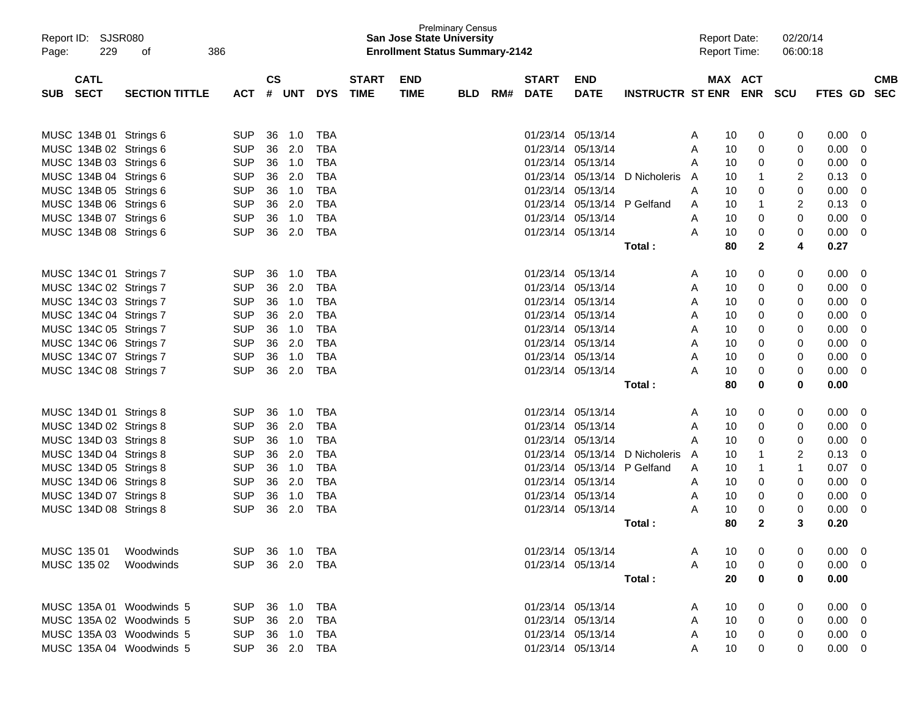| SUB | CATL SECT | SECTION TITTLE | ACT | CS # | UNT | DYS | START TIME | END TIME | BLD | RM# | START DATE | END DATE | INSTRUCTR | ST | MAX ENR | ACT ENR | SCU | FTES | GD | CMB SEC |
|---|---|---|---|---|---|---|---|---|---|---|---|---|---|---|---|---|---|---|---|---|
| MUSC | 134B 01 | Strings 6 | SUP | 36 | 1.0 | TBA | | | | | 01/23/14 | 05/13/14 | | A | 10 | 0 | 0 | 0.00 | 0 | |
| MUSC | 134B 02 | Strings 6 | SUP | 36 | 2.0 | TBA | | | | | 01/23/14 | 05/13/14 | | A | 10 | 0 | 0 | 0.00 | 0 | |
| MUSC | 134B 03 | Strings 6 | SUP | 36 | 1.0 | TBA | | | | | 01/23/14 | 05/13/14 | | A | 10 | 0 | 0 | 0.00 | 0 | |
| MUSC | 134B 04 | Strings 6 | SUP | 36 | 2.0 | TBA | | | | | 01/23/14 | 05/13/14 | D Nicholeris | A | 10 | 1 | 2 | 0.13 | 0 | |
| MUSC | 134B 05 | Strings 6 | SUP | 36 | 1.0 | TBA | | | | | 01/23/14 | 05/13/14 | | A | 10 | 0 | 0 | 0.00 | 0 | |
| MUSC | 134B 06 | Strings 6 | SUP | 36 | 2.0 | TBA | | | | | 01/23/14 | 05/13/14 | P Gelfand | A | 10 | 1 | 2 | 0.13 | 0 | |
| MUSC | 134B 07 | Strings 6 | SUP | 36 | 1.0 | TBA | | | | | 01/23/14 | 05/13/14 | | A | 10 | 0 | 0 | 0.00 | 0 | |
| MUSC | 134B 08 | Strings 6 | SUP | 36 | 2.0 | TBA | | | | | 01/23/14 | 05/13/14 | | A | 10 | 0 | 0 | 0.00 | 0 | |
| | | | | | | | | | | | | | **Total :** | | **80** | **2** | **4** | **0.27** | | |
| MUSC | 134C 01 | Strings 7 | SUP | 36 | 1.0 | TBA | | | | | 01/23/14 | 05/13/14 | | A | 10 | 0 | 0 | 0.00 | 0 | |
| MUSC | 134C 02 | Strings 7 | SUP | 36 | 2.0 | TBA | | | | | 01/23/14 | 05/13/14 | | A | 10 | 0 | 0 | 0.00 | 0 | |
| MUSC | 134C 03 | Strings 7 | SUP | 36 | 1.0 | TBA | | | | | 01/23/14 | 05/13/14 | | A | 10 | 0 | 0 | 0.00 | 0 | |
| MUSC | 134C 04 | Strings 7 | SUP | 36 | 2.0 | TBA | | | | | 01/23/14 | 05/13/14 | | A | 10 | 0 | 0 | 0.00 | 0 | |
| MUSC | 134C 05 | Strings 7 | SUP | 36 | 1.0 | TBA | | | | | 01/23/14 | 05/13/14 | | A | 10 | 0 | 0 | 0.00 | 0 | |
| MUSC | 134C 06 | Strings 7 | SUP | 36 | 2.0 | TBA | | | | | 01/23/14 | 05/13/14 | | A | 10 | 0 | 0 | 0.00 | 0 | |
| MUSC | 134C 07 | Strings 7 | SUP | 36 | 1.0 | TBA | | | | | 01/23/14 | 05/13/14 | | A | 10 | 0 | 0 | 0.00 | 0 | |
| MUSC | 134C 08 | Strings 7 | SUP | 36 | 2.0 | TBA | | | | | 01/23/14 | 05/13/14 | | A | 10 | 0 | 0 | 0.00 | 0 | |
| | | | | | | | | | | | | | **Total :** | | **80** | **0** | **0** | **0.00** | | |
| MUSC | 134D 01 | Strings 8 | SUP | 36 | 1.0 | TBA | | | | | 01/23/14 | 05/13/14 | | A | 10 | 0 | 0 | 0.00 | 0 | |
| MUSC | 134D 02 | Strings 8 | SUP | 36 | 2.0 | TBA | | | | | 01/23/14 | 05/13/14 | | A | 10 | 0 | 0 | 0.00 | 0 | |
| MUSC | 134D 03 | Strings 8 | SUP | 36 | 1.0 | TBA | | | | | 01/23/14 | 05/13/14 | | A | 10 | 0 | 0 | 0.00 | 0 | |
| MUSC | 134D 04 | Strings 8 | SUP | 36 | 2.0 | TBA | | | | | 01/23/14 | 05/13/14 | D Nicholeris | A | 10 | 1 | 2 | 0.13 | 0 | |
| MUSC | 134D 05 | Strings 8 | SUP | 36 | 1.0 | TBA | | | | | 01/23/14 | 05/13/14 | P Gelfand | A | 10 | 1 | 1 | 0.07 | 0 | |
| MUSC | 134D 06 | Strings 8 | SUP | 36 | 2.0 | TBA | | | | | 01/23/14 | 05/13/14 | | A | 10 | 0 | 0 | 0.00 | 0 | |
| MUSC | 134D 07 | Strings 8 | SUP | 36 | 1.0 | TBA | | | | | 01/23/14 | 05/13/14 | | A | 10 | 0 | 0 | 0.00 | 0 | |
| MUSC | 134D 08 | Strings 8 | SUP | 36 | 2.0 | TBA | | | | | 01/23/14 | 05/13/14 | | A | 10 | 0 | 0 | 0.00 | 0 | |
| | | | | | | | | | | | | | **Total :** | | **80** | **2** | **3** | **0.20** | | |
| MUSC | 135 01 | Woodwinds | SUP | 36 | 1.0 | TBA | | | | | 01/23/14 | 05/13/14 | | A | 10 | 0 | 0 | 0.00 | 0 | |
| MUSC | 135 02 | Woodwinds | SUP | 36 | 2.0 | TBA | | | | | 01/23/14 | 05/13/14 | | A | 10 | 0 | 0 | 0.00 | 0 | |
| | | | | | | | | | | | | | **Total :** | | **20** | **0** | **0** | **0.00** | | |
| MUSC | 135A 01 | Woodwinds 5 | SUP | 36 | 1.0 | TBA | | | | | 01/23/14 | 05/13/14 | | A | 10 | 0 | 0 | 0.00 | 0 | |
| MUSC | 135A 02 | Woodwinds 5 | SUP | 36 | 2.0 | TBA | | | | | 01/23/14 | 05/13/14 | | A | 10 | 0 | 0 | 0.00 | 0 | |
| MUSC | 135A 03 | Woodwinds 5 | SUP | 36 | 1.0 | TBA | | | | | 01/23/14 | 05/13/14 | | A | 10 | 0 | 0 | 0.00 | 0 | |
| MUSC | 135A 04 | Woodwinds 5 | SUP | 36 | 2.0 | TBA | | | | | 01/23/14 | 05/13/14 | | A | 10 | 0 | 0 | 0.00 | 0 | |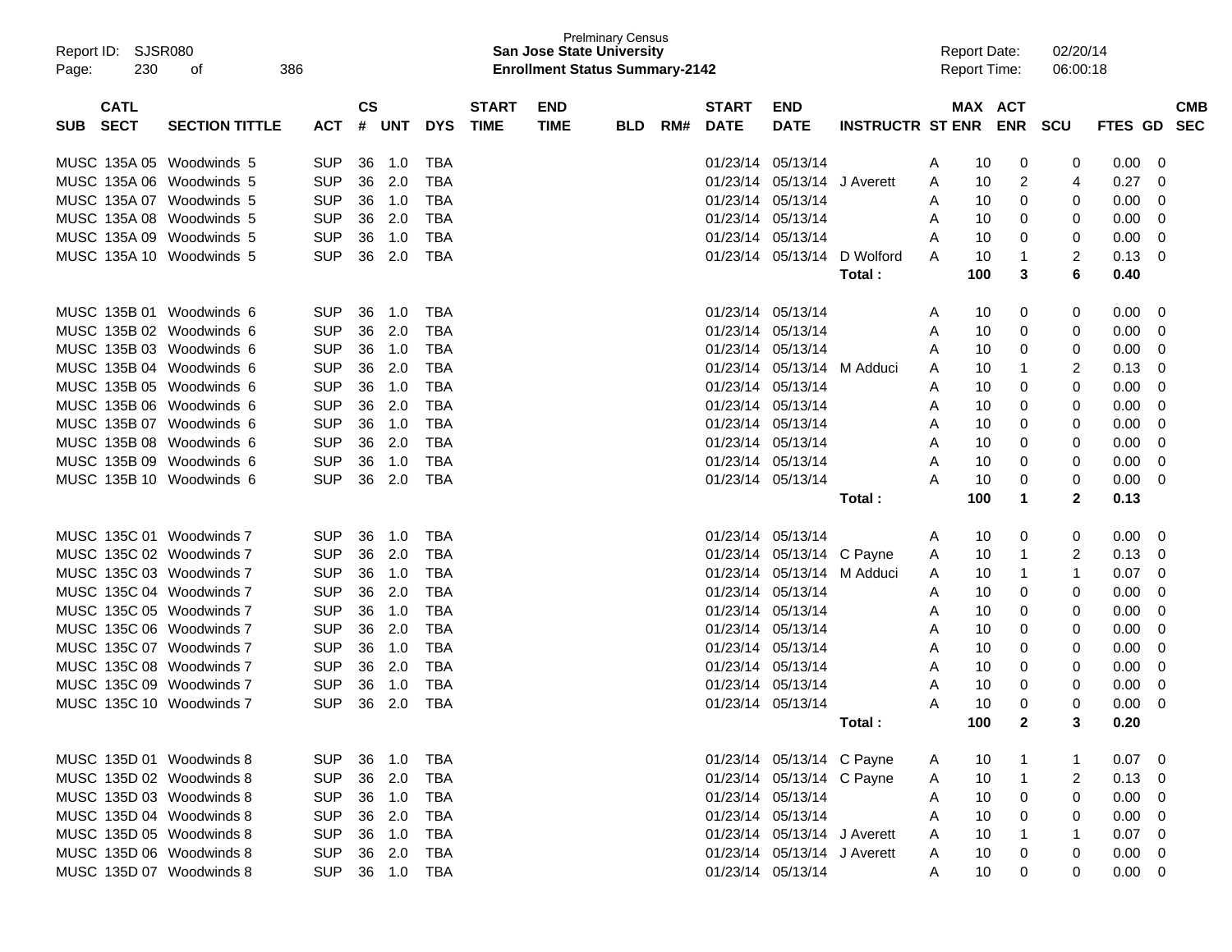Prelminary Census
**San Jose State University**
**Enrollment Status Summary-2142**

Report ID: SJSR080
Report Date: 02/20/14
Report Time: 06:00:18

| SUB | CATL SECT | SECTION TITTLE | ACT | CS # | UNT | DYS | START TIME | END TIME | BLD | RM# | START DATE | END DATE | INSTRUCTR | ST | MAX ENR | ACT ENR | SCU | FTES | GD | CMB SEC |
|---|---|---|---|---|---|---|---|---|---|---|---|---|---|---|---|---|---|---|---|---|
| MUSC | 135A 05 | Woodwinds 5 | SUP | 36 | 1.0 | TBA | | | | | 01/23/14 | 05/13/14 | | A | 10 | 0 | 0 | 0.00 | 0 | |
| MUSC | 135A 06 | Woodwinds 5 | SUP | 36 | 2.0 | TBA | | | | | 01/23/14 | 05/13/14 | J Averett | A | 10 | 2 | 4 | 0.27 | 0 | |
| MUSC | 135A 07 | Woodwinds 5 | SUP | 36 | 1.0 | TBA | | | | | 01/23/14 | 05/13/14 | | A | 10 | 0 | 0 | 0.00 | 0 | |
| MUSC | 135A 08 | Woodwinds 5 | SUP | 36 | 2.0 | TBA | | | | | 01/23/14 | 05/13/14 | | A | 10 | 0 | 0 | 0.00 | 0 | |
| MUSC | 135A 09 | Woodwinds 5 | SUP | 36 | 1.0 | TBA | | | | | 01/23/14 | 05/13/14 | | A | 10 | 0 | 0 | 0.00 | 0 | |
| MUSC | 135A 10 | Woodwinds 5 | SUP | 36 | 2.0 | TBA | | | | | 01/23/14 | 05/13/14 | D Wolford | A | 10 | 1 | 2 | 0.13 | 0 | |
| | | | | | | | | | | | | | **Total :** | | **100** | **3** | **6** | **0.40** | | |
| MUSC | 135B 01 | Woodwinds 6 | SUP | 36 | 1.0 | TBA | | | | | 01/23/14 | 05/13/14 | | A | 10 | 0 | 0 | 0.00 | 0 | |
| MUSC | 135B 02 | Woodwinds 6 | SUP | 36 | 2.0 | TBA | | | | | 01/23/14 | 05/13/14 | | A | 10 | 0 | 0 | 0.00 | 0 | |
| MUSC | 135B 03 | Woodwinds 6 | SUP | 36 | 1.0 | TBA | | | | | 01/23/14 | 05/13/14 | | A | 10 | 0 | 0 | 0.00 | 0 | |
| MUSC | 135B 04 | Woodwinds 6 | SUP | 36 | 2.0 | TBA | | | | | 01/23/14 | 05/13/14 | M Adduci | A | 10 | 1 | 2 | 0.13 | 0 | |
| MUSC | 135B 05 | Woodwinds 6 | SUP | 36 | 1.0 | TBA | | | | | 01/23/14 | 05/13/14 | | A | 10 | 0 | 0 | 0.00 | 0 | |
| MUSC | 135B 06 | Woodwinds 6 | SUP | 36 | 2.0 | TBA | | | | | 01/23/14 | 05/13/14 | | A | 10 | 0 | 0 | 0.00 | 0 | |
| MUSC | 135B 07 | Woodwinds 6 | SUP | 36 | 1.0 | TBA | | | | | 01/23/14 | 05/13/14 | | A | 10 | 0 | 0 | 0.00 | 0 | |
| MUSC | 135B 08 | Woodwinds 6 | SUP | 36 | 2.0 | TBA | | | | | 01/23/14 | 05/13/14 | | A | 10 | 0 | 0 | 0.00 | 0 | |
| MUSC | 135B 09 | Woodwinds 6 | SUP | 36 | 1.0 | TBA | | | | | 01/23/14 | 05/13/14 | | A | 10 | 0 | 0 | 0.00 | 0 | |
| MUSC | 135B 10 | Woodwinds 6 | SUP | 36 | 2.0 | TBA | | | | | 01/23/14 | 05/13/14 | | A | 10 | 0 | 0 | 0.00 | 0 | |
| | | | | | | | | | | | | | **Total :** | | **100** | **1** | **2** | **0.13** | | |
| MUSC | 135C 01 | Woodwinds 7 | SUP | 36 | 1.0 | TBA | | | | | 01/23/14 | 05/13/14 | | A | 10 | 0 | 0 | 0.00 | 0 | |
| MUSC | 135C 02 | Woodwinds 7 | SUP | 36 | 2.0 | TBA | | | | | 01/23/14 | 05/13/14 | C Payne | A | 10 | 1 | 2 | 0.13 | 0 | |
| MUSC | 135C 03 | Woodwinds 7 | SUP | 36 | 1.0 | TBA | | | | | 01/23/14 | 05/13/14 | M Adduci | A | 10 | 1 | 1 | 0.07 | 0 | |
| MUSC | 135C 04 | Woodwinds 7 | SUP | 36 | 2.0 | TBA | | | | | 01/23/14 | 05/13/14 | | A | 10 | 0 | 0 | 0.00 | 0 | |
| MUSC | 135C 05 | Woodwinds 7 | SUP | 36 | 1.0 | TBA | | | | | 01/23/14 | 05/13/14 | | A | 10 | 0 | 0 | 0.00 | 0 | |
| MUSC | 135C 06 | Woodwinds 7 | SUP | 36 | 2.0 | TBA | | | | | 01/23/14 | 05/13/14 | | A | 10 | 0 | 0 | 0.00 | 0 | |
| MUSC | 135C 07 | Woodwinds 7 | SUP | 36 | 1.0 | TBA | | | | | 01/23/14 | 05/13/14 | | A | 10 | 0 | 0 | 0.00 | 0 | |
| MUSC | 135C 08 | Woodwinds 7 | SUP | 36 | 2.0 | TBA | | | | | 01/23/14 | 05/13/14 | | A | 10 | 0 | 0 | 0.00 | 0 | |
| MUSC | 135C 09 | Woodwinds 7 | SUP | 36 | 1.0 | TBA | | | | | 01/23/14 | 05/13/14 | | A | 10 | 0 | 0 | 0.00 | 0 | |
| MUSC | 135C 10 | Woodwinds 7 | SUP | 36 | 2.0 | TBA | | | | | 01/23/14 | 05/13/14 | | A | 10 | 0 | 0 | 0.00 | 0 | |
| | | | | | | | | | | | | | **Total :** | | **100** | **2** | **3** | **0.20** | | |
| MUSC | 135D 01 | Woodwinds 8 | SUP | 36 | 1.0 | TBA | | | | | 01/23/14 | 05/13/14 | C Payne | A | 10 | 1 | 1 | 0.07 | 0 | |
| MUSC | 135D 02 | Woodwinds 8 | SUP | 36 | 2.0 | TBA | | | | | 01/23/14 | 05/13/14 | C Payne | A | 10 | 1 | 2 | 0.13 | 0 | |
| MUSC | 135D 03 | Woodwinds 8 | SUP | 36 | 1.0 | TBA | | | | | 01/23/14 | 05/13/14 | | A | 10 | 0 | 0 | 0.00 | 0 | |
| MUSC | 135D 04 | Woodwinds 8 | SUP | 36 | 2.0 | TBA | | | | | 01/23/14 | 05/13/14 | | A | 10 | 0 | 0 | 0.00 | 0 | |
| MUSC | 135D 05 | Woodwinds 8 | SUP | 36 | 1.0 | TBA | | | | | 01/23/14 | 05/13/14 | J Averett | A | 10 | 1 | 1 | 0.07 | 0 | |
| MUSC | 135D 06 | Woodwinds 8 | SUP | 36 | 2.0 | TBA | | | | | 01/23/14 | 05/13/14 | J Averett | A | 10 | 0 | 0 | 0.00 | 0 | |
| MUSC | 135D 07 | Woodwinds 8 | SUP | 36 | 1.0 | TBA | | | | | 01/23/14 | 05/13/14 | | A | 10 | 0 | 0 | 0.00 | 0 | |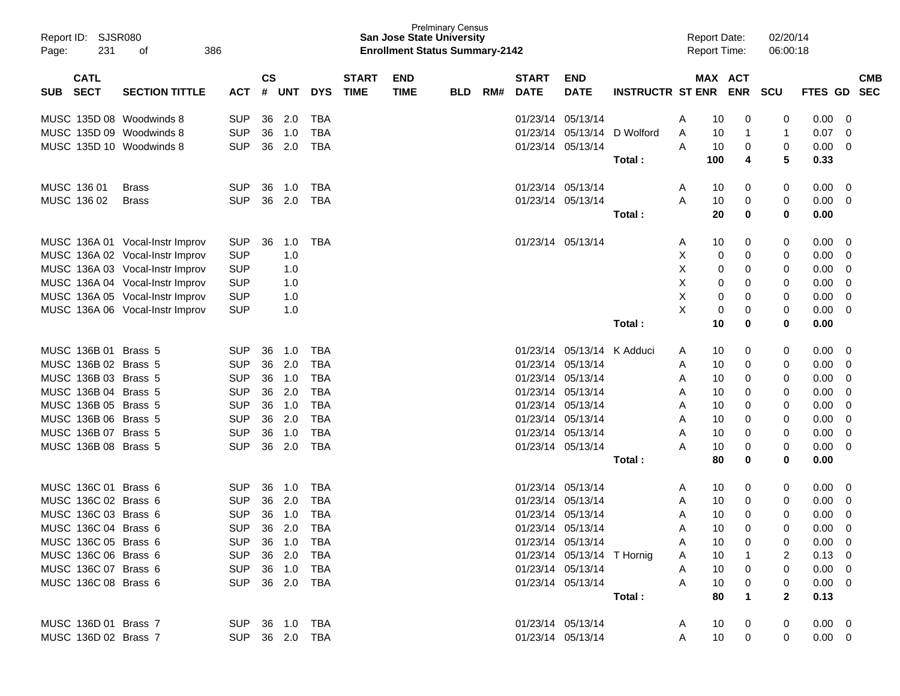Report ID: SJSR080
Prelminary Census
**San Jose State University**
**Enrollment Status Summary-2142**

Report Date: 02/20/14
Report Time: 06:00:18

| SUB | CATL SECT | SECTION TITTLE | ACT | CS # | UNT | DYS | START TIME | END TIME | BLD | RM# | START DATE | END DATE | INSTRUCTR | ST | MAX ENR | ACT ENR | SCU | FTES | GD | CMB SEC |
|---|---|---|---|---|---|---|---|---|---|---|---|---|---|---|---|---|---|---|---|---|
| MUSC | 135D 08 | Woodwinds 8 | SUP | 36 | 2.0 | TBA | | | | | 01/23/14 | 05/13/14 | | A | 10 | 0 | 0 | 0.00 | 0 | |
| MUSC | 135D 09 | Woodwinds 8 | SUP | 36 | 1.0 | TBA | | | | | 01/23/14 | 05/13/14 | D Wolford | A | 10 | 1 | 1 | 0.07 | 0 | |
| MUSC | 135D 10 | Woodwinds 8 | SUP | 36 | 2.0 | TBA | | | | | 01/23/14 | 05/13/14 | | A | 10 | 0 | 0 | 0.00 | 0 | |
| | | | | | | | | | | | | | **Total :** | | **100** | **4** | **5** | **0.33** | | |
| MUSC | 136 01 | Brass | SUP | 36 | 1.0 | TBA | | | | | 01/23/14 | 05/13/14 | | A | 10 | 0 | 0 | 0.00 | 0 | |
| MUSC | 136 02 | Brass | SUP | 36 | 2.0 | TBA | | | | | 01/23/14 | 05/13/14 | | A | 10 | 0 | 0 | 0.00 | 0 | |
| | | | | | | | | | | | | | **Total :** | | **20** | **0** | **0** | **0.00** | | |
| MUSC | 136A 01 | Vocal-Instr Improv | SUP | 36 | 1.0 | TBA | | | | | 01/23/14 | 05/13/14 | | A | 10 | 0 | 0 | 0.00 | 0 | |
| MUSC | 136A 02 | Vocal-Instr Improv | SUP | | 1.0 | | | | | | | | | X | 0 | 0 | 0 | 0.00 | 0 | |
| MUSC | 136A 03 | Vocal-Instr Improv | SUP | | 1.0 | | | | | | | | | X | 0 | 0 | 0 | 0.00 | 0 | |
| MUSC | 136A 04 | Vocal-Instr Improv | SUP | | 1.0 | | | | | | | | | X | 0 | 0 | 0 | 0.00 | 0 | |
| MUSC | 136A 05 | Vocal-Instr Improv | SUP | | 1.0 | | | | | | | | | X | 0 | 0 | 0 | 0.00 | 0 | |
| MUSC | 136A 06 | Vocal-Instr Improv | SUP | | 1.0 | | | | | | | | | X | 0 | 0 | 0 | 0.00 | 0 | |
| | | | | | | | | | | | | | **Total :** | | **10** | **0** | **0** | **0.00** | | |
| MUSC | 136B 01 | Brass 5 | SUP | 36 | 1.0 | TBA | | | | | 01/23/14 | 05/13/14 | K Adduci | A | 10 | 0 | 0 | 0.00 | 0 | |
| MUSC | 136B 02 | Brass 5 | SUP | 36 | 2.0 | TBA | | | | | 01/23/14 | 05/13/14 | | A | 10 | 0 | 0 | 0.00 | 0 | |
| MUSC | 136B 03 | Brass 5 | SUP | 36 | 1.0 | TBA | | | | | 01/23/14 | 05/13/14 | | A | 10 | 0 | 0 | 0.00 | 0 | |
| MUSC | 136B 04 | Brass 5 | SUP | 36 | 2.0 | TBA | | | | | 01/23/14 | 05/13/14 | | A | 10 | 0 | 0 | 0.00 | 0 | |
| MUSC | 136B 05 | Brass 5 | SUP | 36 | 1.0 | TBA | | | | | 01/23/14 | 05/13/14 | | A | 10 | 0 | 0 | 0.00 | 0 | |
| MUSC | 136B 06 | Brass 5 | SUP | 36 | 2.0 | TBA | | | | | 01/23/14 | 05/13/14 | | A | 10 | 0 | 0 | 0.00 | 0 | |
| MUSC | 136B 07 | Brass 5 | SUP | 36 | 1.0 | TBA | | | | | 01/23/14 | 05/13/14 | | A | 10 | 0 | 0 | 0.00 | 0 | |
| MUSC | 136B 08 | Brass 5 | SUP | 36 | 2.0 | TBA | | | | | 01/23/14 | 05/13/14 | | A | 10 | 0 | 0 | 0.00 | 0 | |
| | | | | | | | | | | | | | **Total :** | | **80** | **0** | **0** | **0.00** | | |
| MUSC | 136C 01 | Brass 6 | SUP | 36 | 1.0 | TBA | | | | | 01/23/14 | 05/13/14 | | A | 10 | 0 | 0 | 0.00 | 0 | |
| MUSC | 136C 02 | Brass 6 | SUP | 36 | 2.0 | TBA | | | | | 01/23/14 | 05/13/14 | | A | 10 | 0 | 0 | 0.00 | 0 | |
| MUSC | 136C 03 | Brass 6 | SUP | 36 | 1.0 | TBA | | | | | 01/23/14 | 05/13/14 | | A | 10 | 0 | 0 | 0.00 | 0 | |
| MUSC | 136C 04 | Brass 6 | SUP | 36 | 2.0 | TBA | | | | | 01/23/14 | 05/13/14 | | A | 10 | 0 | 0 | 0.00 | 0 | |
| MUSC | 136C 05 | Brass 6 | SUP | 36 | 1.0 | TBA | | | | | 01/23/14 | 05/13/14 | | A | 10 | 0 | 0 | 0.00 | 0 | |
| MUSC | 136C 06 | Brass 6 | SUP | 36 | 2.0 | TBA | | | | | 01/23/14 | 05/13/14 | T Hornig | A | 10 | 1 | 2 | 0.13 | 0 | |
| MUSC | 136C 07 | Brass 6 | SUP | 36 | 1.0 | TBA | | | | | 01/23/14 | 05/13/14 | | A | 10 | 0 | 0 | 0.00 | 0 | |
| MUSC | 136C 08 | Brass 6 | SUP | 36 | 2.0 | TBA | | | | | 01/23/14 | 05/13/14 | | A | 10 | 0 | 0 | 0.00 | 0 | |
| | | | | | | | | | | | | | **Total :** | | **80** | **1** | **2** | **0.13** | | |
| MUSC | 136D 01 | Brass 7 | SUP | 36 | 1.0 | TBA | | | | | 01/23/14 | 05/13/14 | | A | 10 | 0 | 0 | 0.00 | 0 | |
| MUSC | 136D 02 | Brass 7 | SUP | 36 | 2.0 | TBA | | | | | 01/23/14 | 05/13/14 | | A | 10 | 0 | 0 | 0.00 | 0 | |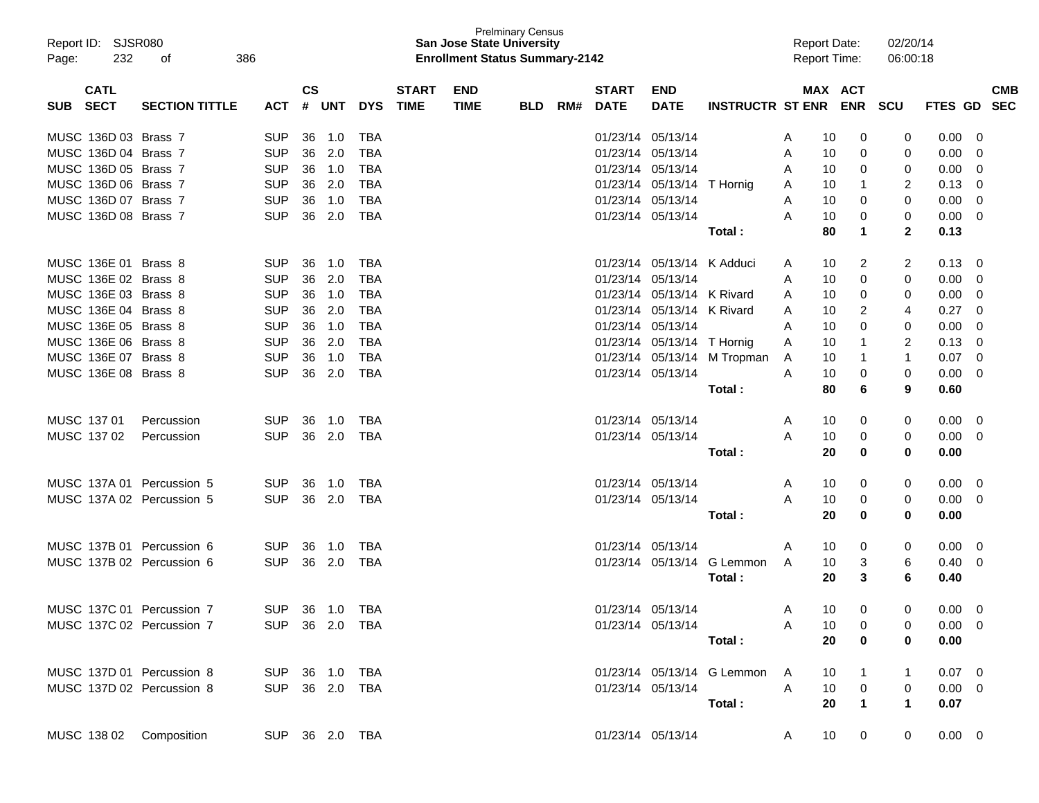Prelminary Census
**San Jose State University**
**Enrollment Status Summary-2142**

Report ID: SJSR080
Report Date: 02/20/14
Report Time: 06:00:18

| SUB | CATL SECT | SECTION TITTLE | ACT | CS # | UNT | DYS | START TIME | END TIME | BLD | RM# | START DATE | END DATE | INSTRUCTR | ST | MAX ENR | ACT ENR | SCU | FTES | GD | CMB SEC |
|---|---|---|---|---|---|---|---|---|---|---|---|---|---|---|---|---|---|---|---|---|
| MUSC | 136D 03 | Brass 7 | SUP | 36 | 1.0 | TBA | | | | | 01/23/14 | 05/13/14 | | A | 10 | 0 | 0 | 0.00 | 0 | |
| MUSC | 136D 04 | Brass 7 | SUP | 36 | 2.0 | TBA | | | | | 01/23/14 | 05/13/14 | | A | 10 | 0 | 0 | 0.00 | 0 | |
| MUSC | 136D 05 | Brass 7 | SUP | 36 | 1.0 | TBA | | | | | 01/23/14 | 05/13/14 | | A | 10 | 0 | 0 | 0.00 | 0 | |
| MUSC | 136D 06 | Brass 7 | SUP | 36 | 2.0 | TBA | | | | | 01/23/14 | 05/13/14 | T Hornig | A | 10 | 1 | 2 | 0.13 | 0 | |
| MUSC | 136D 07 | Brass 7 | SUP | 36 | 1.0 | TBA | | | | | 01/23/14 | 05/13/14 | | A | 10 | 0 | 0 | 0.00 | 0 | |
| MUSC | 136D 08 | Brass 7 | SUP | 36 | 2.0 | TBA | | | | | 01/23/14 | 05/13/14 | | A | 10 | 0 | 0 | 0.00 | 0 | |
| | | | | | | | | | | | | | **Total :** | | **80** | **1** | **2** | **0.13** | | |
| MUSC | 136E 01 | Brass 8 | SUP | 36 | 1.0 | TBA | | | | | 01/23/14 | 05/13/14 | K Adduci | A | 10 | 2 | 2 | 0.13 | 0 | |
| MUSC | 136E 02 | Brass 8 | SUP | 36 | 2.0 | TBA | | | | | 01/23/14 | 05/13/14 | | A | 10 | 0 | 0 | 0.00 | 0 | |
| MUSC | 136E 03 | Brass 8 | SUP | 36 | 1.0 | TBA | | | | | 01/23/14 | 05/13/14 | K Rivard | A | 10 | 0 | 0 | 0.00 | 0 | |
| MUSC | 136E 04 | Brass 8 | SUP | 36 | 2.0 | TBA | | | | | 01/23/14 | 05/13/14 | K Rivard | A | 10 | 2 | 4 | 0.27 | 0 | |
| MUSC | 136E 05 | Brass 8 | SUP | 36 | 1.0 | TBA | | | | | 01/23/14 | 05/13/14 | | A | 10 | 0 | 0 | 0.00 | 0 | |
| MUSC | 136E 06 | Brass 8 | SUP | 36 | 2.0 | TBA | | | | | 01/23/14 | 05/13/14 | T Hornig | A | 10 | 1 | 2 | 0.13 | 0 | |
| MUSC | 136E 07 | Brass 8 | SUP | 36 | 1.0 | TBA | | | | | 01/23/14 | 05/13/14 | M Tropman | A | 10 | 1 | 1 | 0.07 | 0 | |
| MUSC | 136E 08 | Brass 8 | SUP | 36 | 2.0 | TBA | | | | | 01/23/14 | 05/13/14 | | A | 10 | 0 | 0 | 0.00 | 0 | |
| | | | | | | | | | | | | | **Total :** | | **80** | **6** | **9** | **0.60** | | |
| MUSC | 137 01 | Percussion | SUP | 36 | 1.0 | TBA | | | | | 01/23/14 | 05/13/14 | | A | 10 | 0 | 0 | 0.00 | 0 | |
| MUSC | 137 02 | Percussion | SUP | 36 | 2.0 | TBA | | | | | 01/23/14 | 05/13/14 | | A | 10 | 0 | 0 | 0.00 | 0 | |
| | | | | | | | | | | | | | **Total :** | | **20** | **0** | **0** | **0.00** | | |
| MUSC | 137A 01 | Percussion 5 | SUP | 36 | 1.0 | TBA | | | | | 01/23/14 | 05/13/14 | | A | 10 | 0 | 0 | 0.00 | 0 | |
| MUSC | 137A 02 | Percussion 5 | SUP | 36 | 2.0 | TBA | | | | | 01/23/14 | 05/13/14 | | A | 10 | 0 | 0 | 0.00 | 0 | |
| | | | | | | | | | | | | | **Total :** | | **20** | **0** | **0** | **0.00** | | |
| MUSC | 137B 01 | Percussion 6 | SUP | 36 | 1.0 | TBA | | | | | 01/23/14 | 05/13/14 | | A | 10 | 0 | 0 | 0.00 | 0 | |
| MUSC | 137B 02 | Percussion 6 | SUP | 36 | 2.0 | TBA | | | | | 01/23/14 | 05/13/14 | G Lemmon | A | 10 | 3 | 6 | 0.40 | 0 | |
| | | | | | | | | | | | | | **Total :** | | **20** | **3** | **6** | **0.40** | | |
| MUSC | 137C 01 | Percussion 7 | SUP | 36 | 1.0 | TBA | | | | | 01/23/14 | 05/13/14 | | A | 10 | 0 | 0 | 0.00 | 0 | |
| MUSC | 137C 02 | Percussion 7 | SUP | 36 | 2.0 | TBA | | | | | 01/23/14 | 05/13/14 | | A | 10 | 0 | 0 | 0.00 | 0 | |
| | | | | | | | | | | | | | **Total :** | | **20** | **0** | **0** | **0.00** | | |
| MUSC | 137D 01 | Percussion 8 | SUP | 36 | 1.0 | TBA | | | | | 01/23/14 | 05/13/14 | G Lemmon | A | 10 | 1 | 1 | 0.07 | 0 | |
| MUSC | 137D 02 | Percussion 8 | SUP | 36 | 2.0 | TBA | | | | | 01/23/14 | 05/13/14 | | A | 10 | 0 | 0 | 0.00 | 0 | |
| | | | | | | | | | | | | | **Total :** | | **20** | **1** | **1** | **0.07** | | |
| MUSC | 138 02 | Composition | SUP | 36 | 2.0 | TBA | | | | | 01/23/14 | 05/13/14 | | A | 10 | 0 | 0 | 0.00 | 0 | |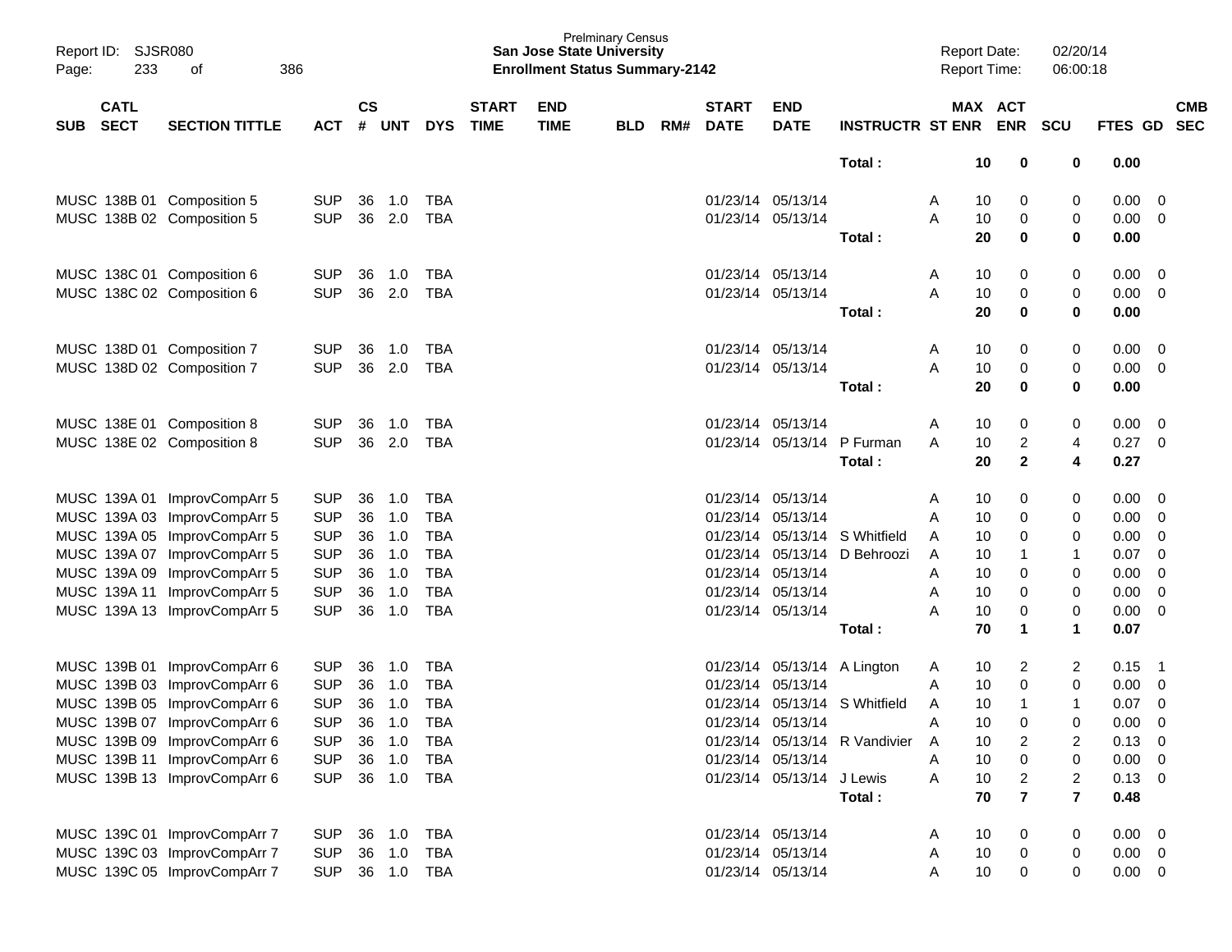| SUB | CATL SECT | SECTION TITTLE | ACT | CS # | UNT | DYS | START TIME | END TIME | BLD | RM# | START DATE | END DATE | INSTRUCTR | ST | MAX ENR | ACT ENR | SCU | FTES | GD | CMB SEC |
|---|---|---|---|---|---|---|---|---|---|---|---|---|---|---|---|---|---|---|---|---|
| | | | | | | | | | | | | | Total : | | 10 | 0 | 0 | 0.00 | | |
| MUSC | 138B 01 | Composition 5 | SUP | 36 | 1.0 | TBA | | | | | 01/23/14 | 05/13/14 | | A | 10 | 0 | 0 | 0.00 | 0 | |
| MUSC | 138B 02 | Composition 5 | SUP | 36 | 2.0 | TBA | | | | | 01/23/14 | 05/13/14 | | A | 10 | 0 | 0 | 0.00 | 0 | |
| | | | | | | | | | | | | | Total : | | 20 | 0 | 0 | 0.00 | | |
| MUSC | 138C 01 | Composition 6 | SUP | 36 | 1.0 | TBA | | | | | 01/23/14 | 05/13/14 | | A | 10 | 0 | 0 | 0.00 | 0 | |
| MUSC | 138C 02 | Composition 6 | SUP | 36 | 2.0 | TBA | | | | | 01/23/14 | 05/13/14 | | A | 10 | 0 | 0 | 0.00 | 0 | |
| | | | | | | | | | | | | | Total : | | 20 | 0 | 0 | 0.00 | | |
| MUSC | 138D 01 | Composition 7 | SUP | 36 | 1.0 | TBA | | | | | 01/23/14 | 05/13/14 | | A | 10 | 0 | 0 | 0.00 | 0 | |
| MUSC | 138D 02 | Composition 7 | SUP | 36 | 2.0 | TBA | | | | | 01/23/14 | 05/13/14 | | A | 10 | 0 | 0 | 0.00 | 0 | |
| | | | | | | | | | | | | | Total : | | 20 | 0 | 0 | 0.00 | | |
| MUSC | 138E 01 | Composition 8 | SUP | 36 | 1.0 | TBA | | | | | 01/23/14 | 05/13/14 | | A | 10 | 0 | 0 | 0.00 | 0 | |
| MUSC | 138E 02 | Composition 8 | SUP | 36 | 2.0 | TBA | | | | | 01/23/14 | 05/13/14 | P Furman | A | 10 | 2 | 4 | 0.27 | 0 | |
| | | | | | | | | | | | | | Total : | | 20 | 2 | 4 | 0.27 | | |
| MUSC | 139A 01 | ImprovCompArr 5 | SUP | 36 | 1.0 | TBA | | | | | 01/23/14 | 05/13/14 | | A | 10 | 0 | 0 | 0.00 | 0 | |
| MUSC | 139A 03 | ImprovCompArr 5 | SUP | 36 | 1.0 | TBA | | | | | 01/23/14 | 05/13/14 | | A | 10 | 0 | 0 | 0.00 | 0 | |
| MUSC | 139A 05 | ImprovCompArr 5 | SUP | 36 | 1.0 | TBA | | | | | 01/23/14 | 05/13/14 | S Whitfield | A | 10 | 0 | 0 | 0.00 | 0 | |
| MUSC | 139A 07 | ImprovCompArr 5 | SUP | 36 | 1.0 | TBA | | | | | 01/23/14 | 05/13/14 | D Behroozi | A | 10 | 1 | 1 | 0.07 | 0 | |
| MUSC | 139A 09 | ImprovCompArr 5 | SUP | 36 | 1.0 | TBA | | | | | 01/23/14 | 05/13/14 | | A | 10 | 0 | 0 | 0.00 | 0 | |
| MUSC | 139A 11 | ImprovCompArr 5 | SUP | 36 | 1.0 | TBA | | | | | 01/23/14 | 05/13/14 | | A | 10 | 0 | 0 | 0.00 | 0 | |
| MUSC | 139A 13 | ImprovCompArr 5 | SUP | 36 | 1.0 | TBA | | | | | 01/23/14 | 05/13/14 | | A | 10 | 0 | 0 | 0.00 | 0 | |
| | | | | | | | | | | | | | Total : | | 70 | 1 | 1 | 0.07 | | |
| MUSC | 139B 01 | ImprovCompArr 6 | SUP | 36 | 1.0 | TBA | | | | | 01/23/14 | 05/13/14 | A Lington | A | 10 | 2 | 2 | 0.15 | 1 | |
| MUSC | 139B 03 | ImprovCompArr 6 | SUP | 36 | 1.0 | TBA | | | | | 01/23/14 | 05/13/14 | | A | 10 | 0 | 0 | 0.00 | 0 | |
| MUSC | 139B 05 | ImprovCompArr 6 | SUP | 36 | 1.0 | TBA | | | | | 01/23/14 | 05/13/14 | S Whitfield | A | 10 | 1 | 1 | 0.07 | 0 | |
| MUSC | 139B 07 | ImprovCompArr 6 | SUP | 36 | 1.0 | TBA | | | | | 01/23/14 | 05/13/14 | | A | 10 | 0 | 0 | 0.00 | 0 | |
| MUSC | 139B 09 | ImprovCompArr 6 | SUP | 36 | 1.0 | TBA | | | | | 01/23/14 | 05/13/14 | R Vandivier | A | 10 | 2 | 2 | 0.13 | 0 | |
| MUSC | 139B 11 | ImprovCompArr 6 | SUP | 36 | 1.0 | TBA | | | | | 01/23/14 | 05/13/14 | | A | 10 | 0 | 0 | 0.00 | 0 | |
| MUSC | 139B 13 | ImprovCompArr 6 | SUP | 36 | 1.0 | TBA | | | | | 01/23/14 | 05/13/14 | J Lewis | A | 10 | 2 | 2 | 0.13 | 0 | |
| | | | | | | | | | | | | | Total : | | 70 | 7 | 7 | 0.48 | | |
| MUSC | 139C 01 | ImprovCompArr 7 | SUP | 36 | 1.0 | TBA | | | | | 01/23/14 | 05/13/14 | | A | 10 | 0 | 0 | 0.00 | 0 | |
| MUSC | 139C 03 | ImprovCompArr 7 | SUP | 36 | 1.0 | TBA | | | | | 01/23/14 | 05/13/14 | | A | 10 | 0 | 0 | 0.00 | 0 | |
| MUSC | 139C 05 | ImprovCompArr 7 | SUP | 36 | 1.0 | TBA | | | | | 01/23/14 | 05/13/14 | | A | 10 | 0 | 0 | 0.00 | 0 | |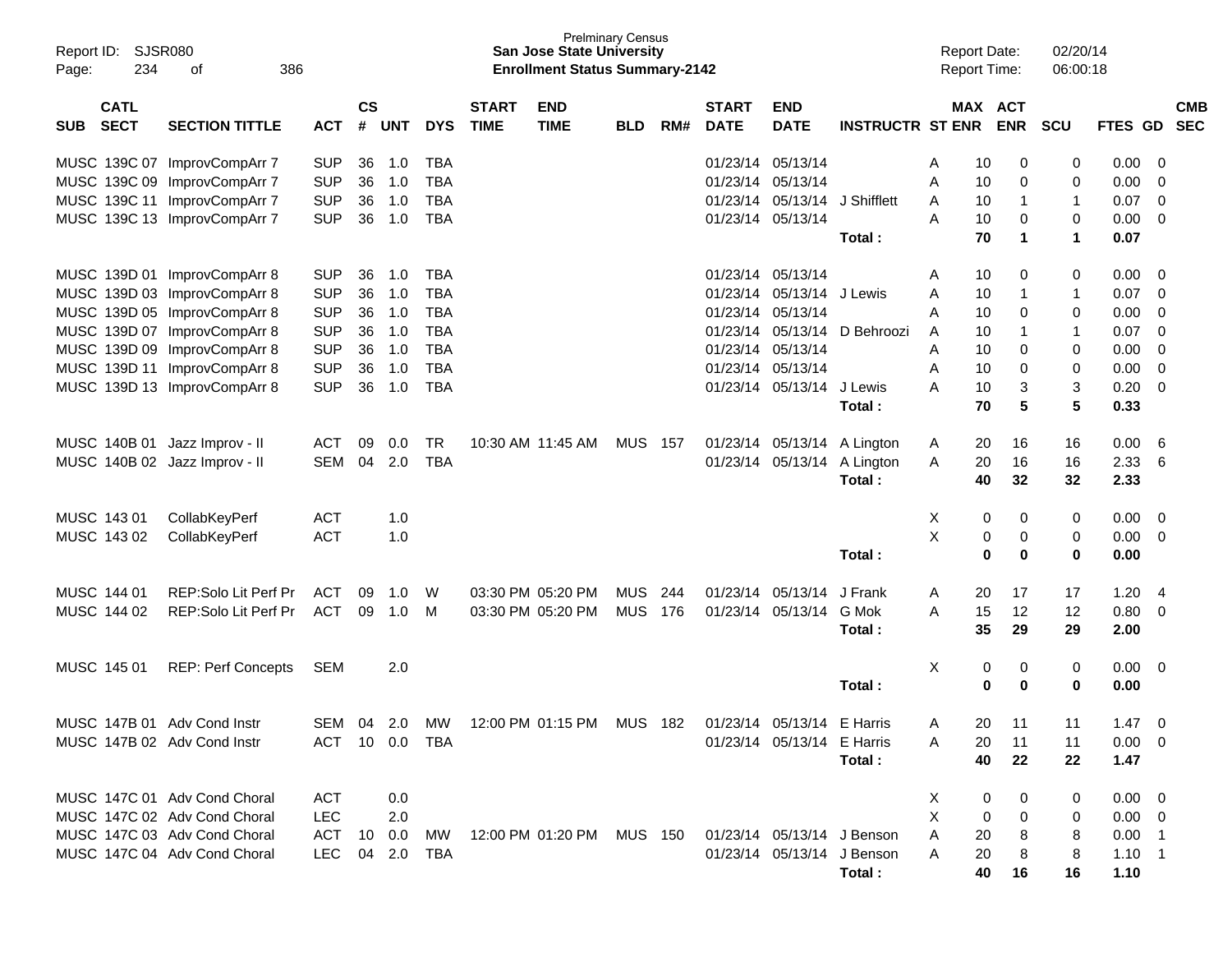| SUB | CATL SECT | SECTION TITTLE | ACT | CS # | UNT | DYS | START TIME | END TIME | BLD | RM# | START DATE | END DATE | INSTRUCTR | ST | MAX ENR | ACT ENR | SCU | FTES | GD | CMB SEC |
|---|---|---|---|---|---|---|---|---|---|---|---|---|---|---|---|---|---|---|---|---|
| MUSC | 139C 07 | ImprovCompArr 7 | SUP | 36 | 1.0 | TBA | | | | | 01/23/14 | 05/13/14 | | A | 10 | 0 | 0 | 0.00 | 0 | |
| MUSC | 139C 09 | ImprovCompArr 7 | SUP | 36 | 1.0 | TBA | | | | | 01/23/14 | 05/13/14 | | A | 10 | 0 | 0 | 0.00 | 0 | |
| MUSC | 139C 11 | ImprovCompArr 7 | SUP | 36 | 1.0 | TBA | | | | | 01/23/14 | 05/13/14 | J Shifflett | A | 10 | 1 | 1 | 0.07 | 0 | |
| MUSC | 139C 13 | ImprovCompArr 7 | SUP | 36 | 1.0 | TBA | | | | | 01/23/14 | 05/13/14 | | A | 10 | 0 | 0 | 0.00 | 0 | |
| | | | | | | | | | | | | | **Total :** | | **70** | **1** | **1** | **0.07** | | |
| MUSC | 139D 01 | ImprovCompArr 8 | SUP | 36 | 1.0 | TBA | | | | | 01/23/14 | 05/13/14 | | A | 10 | 0 | 0 | 0.00 | 0 | |
| MUSC | 139D 03 | ImprovCompArr 8 | SUP | 36 | 1.0 | TBA | | | | | 01/23/14 | 05/13/14 | J Lewis | A | 10 | 1 | 1 | 0.07 | 0 | |
| MUSC | 139D 05 | ImprovCompArr 8 | SUP | 36 | 1.0 | TBA | | | | | 01/23/14 | 05/13/14 | | A | 10 | 0 | 0 | 0.00 | 0 | |
| MUSC | 139D 07 | ImprovCompArr 8 | SUP | 36 | 1.0 | TBA | | | | | 01/23/14 | 05/13/14 | D Behroozi | A | 10 | 1 | 1 | 0.07 | 0 | |
| MUSC | 139D 09 | ImprovCompArr 8 | SUP | 36 | 1.0 | TBA | | | | | 01/23/14 | 05/13/14 | | A | 10 | 0 | 0 | 0.00 | 0 | |
| MUSC | 139D 11 | ImprovCompArr 8 | SUP | 36 | 1.0 | TBA | | | | | 01/23/14 | 05/13/14 | | A | 10 | 0 | 0 | 0.00 | 0 | |
| MUSC | 139D 13 | ImprovCompArr 8 | SUP | 36 | 1.0 | TBA | | | | | 01/23/14 | 05/13/14 | J Lewis | A | 10 | 3 | 3 | 0.20 | 0 | |
| | | | | | | | | | | | | | **Total :** | | **70** | **5** | **5** | **0.33** | | |
| MUSC | 140B 01 | Jazz Improv - II | ACT | 09 | 0.0 | TR | 10:30 AM | 11:45 AM | MUS | 157 | 01/23/14 | 05/13/14 | A Lington | A | 20 | 16 | 16 | 0.00 | 6 | |
| MUSC | 140B 02 | Jazz Improv - II | SEM | 04 | 2.0 | TBA | | | | | 01/23/14 | 05/13/14 | A Lington | A | 20 | 16 | 16 | 2.33 | 6 | |
| | | | | | | | | | | | | | **Total :** | | **40** | **32** | **32** | **2.33** | | |
| MUSC | 143 01 | CollabKeyPerf | ACT | | 1.0 | | | | | | | | | X | 0 | 0 | 0 | 0.00 | 0 | |
| MUSC | 143 02 | CollabKeyPerf | ACT | | 1.0 | | | | | | | | | X | 0 | 0 | 0 | 0.00 | 0 | |
| | | | | | | | | | | | | | **Total :** | | **0** | **0** | **0** | **0.00** | | |
| MUSC | 144 01 | REP:Solo Lit Perf Pr | ACT | 09 | 1.0 | W | 03:30 PM | 05:20 PM | MUS | 244 | 01/23/14 | 05/13/14 | J Frank | A | 20 | 17 | 17 | 1.20 | 4 | |
| MUSC | 144 02 | REP:Solo Lit Perf Pr | ACT | 09 | 1.0 | M | 03:30 PM | 05:20 PM | MUS | 176 | 01/23/14 | 05/13/14 | G Mok | A | 15 | 12 | 12 | 0.80 | 0 | |
| | | | | | | | | | | | | | **Total :** | | **35** | **29** | **29** | **2.00** | | |
| MUSC | 145 01 | REP: Perf Concepts | SEM | | 2.0 | | | | | | | | | X | 0 | 0 | 0 | 0.00 | 0 | |
| | | | | | | | | | | | | | **Total :** | | **0** | **0** | **0** | **0.00** | | |
| MUSC | 147B 01 | Adv Cond Instr | SEM | 04 | 2.0 | MW | 12:00 PM | 01:15 PM | MUS | 182 | 01/23/14 | 05/13/14 | E Harris | A | 20 | 11 | 11 | 1.47 | 0 | |
| MUSC | 147B 02 | Adv Cond Instr | ACT | 10 | 0.0 | TBA | | | | | 01/23/14 | 05/13/14 | E Harris | A | 20 | 11 | 11 | 0.00 | 0 | |
| | | | | | | | | | | | | | **Total :** | | **40** | **22** | **22** | **1.47** | | |
| MUSC | 147C 01 | Adv Cond Choral | ACT | | 0.0 | | | | | | | | | X | 0 | 0 | 0 | 0.00 | 0 | |
| MUSC | 147C 02 | Adv Cond Choral | LEC | | 2.0 | | | | | | | | | X | 0 | 0 | 0 | 0.00 | 0 | |
| MUSC | 147C 03 | Adv Cond Choral | ACT | 10 | 0.0 | MW | 12:00 PM | 01:20 PM | MUS | 150 | 01/23/14 | 05/13/14 | J Benson | A | 20 | 8 | 8 | 0.00 | 1 | |
| MUSC | 147C 04 | Adv Cond Choral | LEC | 04 | 2.0 | TBA | | | | | 01/23/14 | 05/13/14 | J Benson | A | 20 | 8 | 8 | 1.10 | 1 | |
| | | | | | | | | | | | | | **Total :** | | **40** | **16** | **16** | **1.10** | | |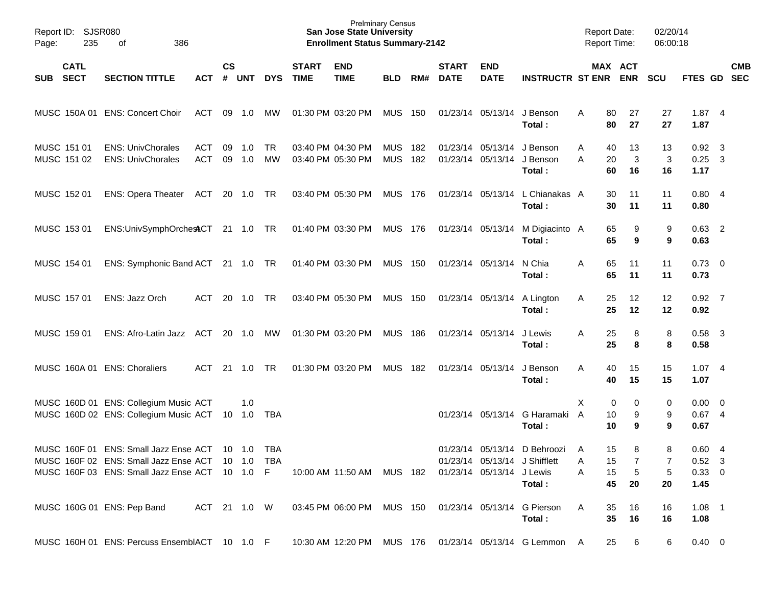Prelminary Census
**San Jose State University**
**Enrollment Status Summary-2142**

Report ID: SJSR080
Report Date: 02/20/14
Report Time: 06:00:18

| SUB | CATL SECT | SECTION TITTLE | ACT | CS # | UNT | DYS | START TIME | END TIME | BLD | RM# | START DATE | END DATE | INSTRUCTR | ST | MAX ENR | ACT ENR | SCU | FTES | GD | CMB SEC |
|---|---|---|---|---|---|---|---|---|---|---|---|---|---|---|---|---|---|---|---|---|
| MUSC | 150A 01 | ENS: Concert Choir | ACT | 09 | 1.0 | MW | 01:30 PM | 03:20 PM | MUS | 150 | 01/23/14 | 05/13/14 | J Benson | A | 80 | 27 | 27 | 1.87 | 4 | |
| | | | | | | | | | | | | | **Total :** | | **80** | **27** | **27** | **1.87** | | |
| MUSC | 151 01 | ENS: UnivChorales | ACT | 09 | 1.0 | TR | 03:40 PM | 04:30 PM | MUS | 182 | 01/23/14 | 05/13/14 | J Benson | A | 40 | 13 | 13 | 0.92 | 3 | |
| MUSC | 151 02 | ENS: UnivChorales | ACT | 09 | 1.0 | MW | 03:40 PM | 05:30 PM | MUS | 182 | 01/23/14 | 05/13/14 | J Benson | A | 20 | 3 | 3 | 0.25 | 3 | |
| | | | | | | | | | | | | | **Total :** | | **60** | **16** | **16** | **1.17** | | |
| MUSC | 152 01 | ENS: Opera Theater | ACT | 20 | 1.0 | TR | 03:40 PM | 05:30 PM | MUS | 176 | 01/23/14 | 05/13/14 | L Chianakas | A | 30 | 11 | 11 | 0.80 | 4 | |
| | | | | | | | | | | | | | **Total :** | | **30** | **11** | **11** | **0.80** | | |
| MUSC | 153 01 | ENS:UnivSymphOrchest | ACT | 21 | 1.0 | TR | 01:40 PM | 03:30 PM | MUS | 176 | 01/23/14 | 05/13/14 | M Digiacinto | A | 65 | 9 | 9 | 0.63 | 2 | |
| | | | | | | | | | | | | | **Total :** | | **65** | **9** | **9** | **0.63** | | |
| MUSC | 154 01 | ENS: Symphonic Band | ACT | 21 | 1.0 | TR | 01:40 PM | 03:30 PM | MUS | 150 | 01/23/14 | 05/13/14 | N Chia | A | 65 | 11 | 11 | 0.73 | 0 | |
| | | | | | | | | | | | | | **Total :** | | **65** | **11** | **11** | **0.73** | | |
| MUSC | 157 01 | ENS: Jazz Orch | ACT | 20 | 1.0 | TR | 03:40 PM | 05:30 PM | MUS | 150 | 01/23/14 | 05/13/14 | A Lington | A | 25 | 12 | 12 | 0.92 | 7 | |
| | | | | | | | | | | | | | **Total :** | | **25** | **12** | **12** | **0.92** | | |
| MUSC | 159 01 | ENS: Afro-Latin Jazz | ACT | 20 | 1.0 | MW | 01:30 PM | 03:20 PM | MUS | 186 | 01/23/14 | 05/13/14 | J Lewis | A | 25 | 8 | 8 | 0.58 | 3 | |
| | | | | | | | | | | | | | **Total :** | | **25** | **8** | **8** | **0.58** | | |
| MUSC | 160A 01 | ENS: Choraliers | ACT | 21 | 1.0 | TR | 01:30 PM | 03:20 PM | MUS | 182 | 01/23/14 | 05/13/14 | J Benson | A | 40 | 15 | 15 | 1.07 | 4 | |
| | | | | | | | | | | | | | **Total :** | | **40** | **15** | **15** | **1.07** | | |
| MUSC | 160D 01 | ENS: Collegium Music | ACT | | 1.0 | | | | | | | | | X | 0 | 0 | 0 | 0.00 | 0 | |
| MUSC | 160D 02 | ENS: Collegium Music | ACT | 10 | 1.0 | TBA | | | | | 01/23/14 | 05/13/14 | G Haramaki | A | 10 | 9 | 9 | 0.67 | 4 | |
| | | | | | | | | | | | | | **Total :** | | **10** | **9** | **9** | **0.67** | | |
| MUSC | 160F 01 | ENS: Small Jazz Ense | ACT | 10 | 1.0 | TBA | | | | | 01/23/14 | 05/13/14 | D Behroozi | A | 15 | 8 | 8 | 0.60 | 4 | |
| MUSC | 160F 02 | ENS: Small Jazz Ense | ACT | 10 | 1.0 | TBA | | | | | 01/23/14 | 05/13/14 | J Shifflett | A | 15 | 7 | 7 | 0.52 | 3 | |
| MUSC | 160F 03 | ENS: Small Jazz Ense | ACT | 10 | 1.0 | F | 10:00 AM | 11:50 AM | MUS | 182 | 01/23/14 | 05/13/14 | J Lewis | A | 15 | 5 | 5 | 0.33 | 0 | |
| | | | | | | | | | | | | | **Total :** | | **45** | **20** | **20** | **1.45** | | |
| MUSC | 160G 01 | ENS: Pep Band | ACT | 21 | 1.0 | W | 03:45 PM | 06:00 PM | MUS | 150 | 01/23/14 | 05/13/14 | G Pierson | A | 35 | 16 | 16 | 1.08 | 1 | |
| | | | | | | | | | | | | | **Total :** | | **35** | **16** | **16** | **1.08** | | |
| MUSC | 160H 01 | ENS: Percuss Ensembl | ACT | 10 | 1.0 | F | 10:30 AM | 12:20 PM | MUS | 176 | 01/23/14 | 05/13/14 | G Lemmon | A | 25 | 6 | 6 | 0.40 | 0 | |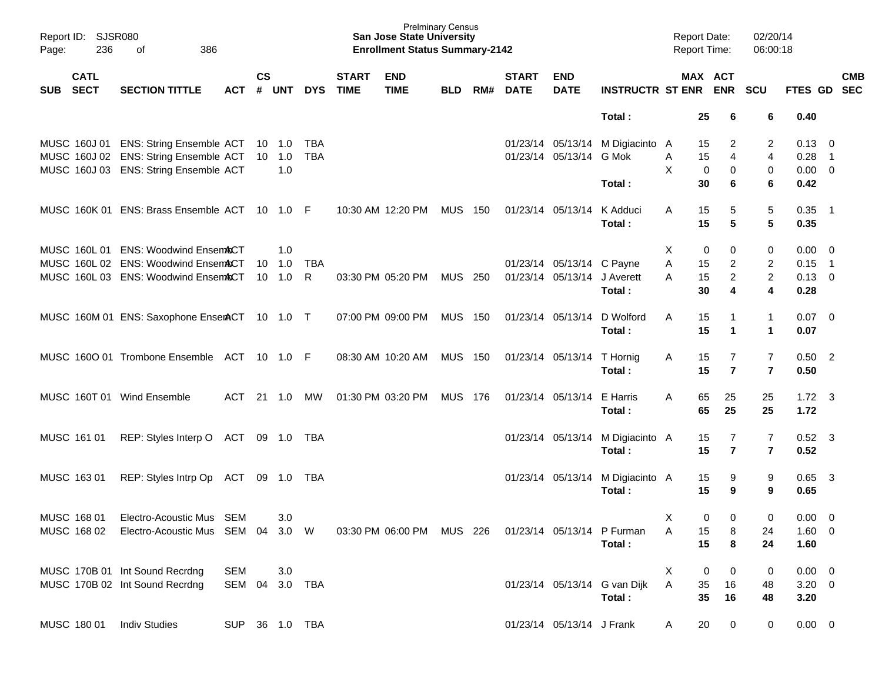| SUB | CATL SECT | SECTION TITTLE | ACT | CS # | UNT | DYS | START TIME | END TIME | BLD | RM# | START DATE | END DATE | INSTRUCTR | ST | MAX ENR | ACT ENR | SCU | FTES | GD | CMB SEC |
|---|---|---|---|---|---|---|---|---|---|---|---|---|---|---|---|---|---|---|---|---|
| | | | | | | | | | | | | | **Total :** | | **25** | **6** | **6** | **0.40** | | |
| MUSC | 160J 01 | ENS: String Ensemble | ACT | 10 | 1.0 | TBA | | | | | 01/23/14 | 05/13/14 | M Digiacinto | A | 15 | 2 | 2 | 0.13 | 0 | |
| MUSC | 160J 02 | ENS: String Ensemble | ACT | 10 | 1.0 | TBA | | | | | 01/23/14 | 05/13/14 | G Mok | A | 15 | 4 | 4 | 0.28 | 1 | |
| MUSC | 160J 03 | ENS: String Ensemble | ACT | | 1.0 | | | | | | | | | X | 0 | 0 | 0 | 0.00 | 0 | |
| | | | | | | | | | | | | | **Total :** | | **30** | **6** | **6** | **0.42** | | |
| MUSC | 160K 01 | ENS: Brass Ensemble | ACT | 10 | 1.0 | F | 10:30 AM | 12:20 PM | MUS | 150 | 01/23/14 | 05/13/14 | K Adduci | A | 15 | 5 | 5 | 0.35 | 1 | |
| | | | | | | | | | | | | | **Total :** | | **15** | **5** | **5** | **0.35** | | |
| MUSC | 160L 01 | ENS: Woodwind Ensem | ACT | | 1.0 | | | | | | | | | X | 0 | 0 | 0 | 0.00 | 0 | |
| MUSC | 160L 02 | ENS: Woodwind Ensem | ACT | 10 | 1.0 | TBA | | | | | 01/23/14 | 05/13/14 | C Payne | A | 15 | 2 | 2 | 0.15 | 1 | |
| MUSC | 160L 03 | ENS: Woodwind Ensem | ACT | 10 | 1.0 | R | 03:30 PM | 05:20 PM | MUS | 250 | 01/23/14 | 05/13/14 | J Averett | A | 15 | 2 | 2 | 0.13 | 0 | |
| | | | | | | | | | | | | | **Total :** | | **30** | **4** | **4** | **0.28** | | |
| MUSC | 160M 01 | ENS: Saxophone Ensem | ACT | 10 | 1.0 | T | 07:00 PM | 09:00 PM | MUS | 150 | 01/23/14 | 05/13/14 | D Wolford | A | 15 | 1 | 1 | 0.07 | 0 | |
| | | | | | | | | | | | | | **Total :** | | **15** | **1** | **1** | **0.07** | | |
| MUSC | 160O 01 | Trombone Ensemble | ACT | 10 | 1.0 | F | 08:30 AM | 10:20 AM | MUS | 150 | 01/23/14 | 05/13/14 | T Hornig | A | 15 | 7 | 7 | 0.50 | 2 | |
| | | | | | | | | | | | | | **Total :** | | **15** | **7** | **7** | **0.50** | | |
| MUSC | 160T 01 | Wind Ensemble | ACT | 21 | 1.0 | MW | 01:30 PM | 03:20 PM | MUS | 176 | 01/23/14 | 05/13/14 | E Harris | A | 65 | 25 | 25 | 1.72 | 3 | |
| | | | | | | | | | | | | | **Total :** | | **65** | **25** | **25** | **1.72** | | |
| MUSC | 161 01 | REP: Styles Interp O | ACT | 09 | 1.0 | TBA | | | | | 01/23/14 | 05/13/14 | M Digiacinto | A | 15 | 7 | 7 | 0.52 | 3 | |
| | | | | | | | | | | | | | **Total :** | | **15** | **7** | **7** | **0.52** | | |
| MUSC | 163 01 | REP: Styles Intrp Op | ACT | 09 | 1.0 | TBA | | | | | 01/23/14 | 05/13/14 | M Digiacinto | A | 15 | 9 | 9 | 0.65 | 3 | |
| | | | | | | | | | | | | | **Total :** | | **15** | **9** | **9** | **0.65** | | |
| MUSC | 168 01 | Electro-Acoustic Mus | SEM | | 3.0 | | | | | | | | | X | 0 | 0 | 0 | 0.00 | 0 | |
| MUSC | 168 02 | Electro-Acoustic Mus | SEM | 04 | 3.0 | W | 03:30 PM | 06:00 PM | MUS | 226 | 01/23/14 | 05/13/14 | P Furman | A | 15 | 8 | 24 | 1.60 | 0 | |
| | | | | | | | | | | | | | **Total :** | | **15** | **8** | **24** | **1.60** | | |
| MUSC | 170B 01 | Int Sound Recrdng | SEM | | 3.0 | | | | | | | | | X | 0 | 0 | 0 | 0.00 | 0 | |
| MUSC | 170B 02 | Int Sound Recrdng | SEM | 04 | 3.0 | TBA | | | | | 01/23/14 | 05/13/14 | G van Dijk | A | 35 | 16 | 48 | 3.20 | 0 | |
| | | | | | | | | | | | | | **Total :** | | **35** | **16** | **48** | **3.20** | | |
| MUSC | 180 01 | Indiv Studies | SUP | 36 | 1.0 | TBA | | | | | 01/23/14 | 05/13/14 | J Frank | A | 20 | 0 | 0 | 0.00 | 0 | |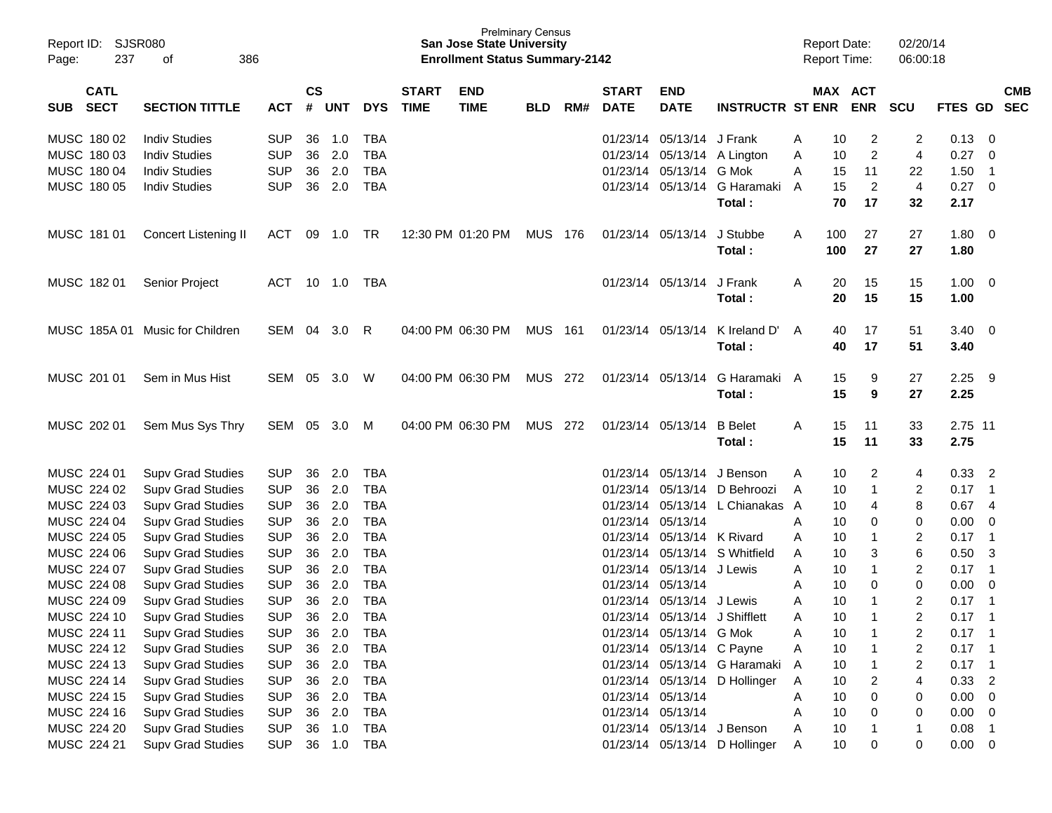| SUB | CATL SECT | SECTION TITTLE | ACT | CS # | UNT | DYS | START TIME | END TIME | BLD | RM# | START DATE | END DATE | INSTRUCTR | ST | MAX ENR | ACT ENR | SCU | FTES | GD | CMB SEC |
|---|---|---|---|---|---|---|---|---|---|---|---|---|---|---|---|---|---|---|---|---|
| MUSC | 180 02 | Indiv Studies | SUP | 36 | 1.0 | TBA | | | | | 01/23/14 | 05/13/14 | J Frank | A | 10 | 2 | 2 | 0.13 | 0 | |
| MUSC | 180 03 | Indiv Studies | SUP | 36 | 2.0 | TBA | | | | | 01/23/14 | 05/13/14 | A Lington | A | 10 | 2 | 4 | 0.27 | 0 | |
| MUSC | 180 04 | Indiv Studies | SUP | 36 | 2.0 | TBA | | | | | 01/23/14 | 05/13/14 | G Mok | A | 15 | 11 | 22 | 1.50 | 1 | |
| MUSC | 180 05 | Indiv Studies | SUP | 36 | 2.0 | TBA | | | | | 01/23/14 | 05/13/14 | G Haramaki | A | 15 | 2 | 4 | 0.27 | 0 | |
| | | | | | | | | | | | | | **Total :** | | **70** | **17** | **32** | **2.17** | | |
| MUSC | 181 01 | Concert Listening II | ACT | 09 | 1.0 | TR | 12:30 PM | 01:20 PM | MUS | 176 | 01/23/14 | 05/13/14 | J Stubbe | A | 100 | 27 | 27 | 1.80 | 0 | |
| | | | | | | | | | | | | | **Total :** | | **100** | **27** | **27** | **1.80** | | |
| MUSC | 182 01 | Senior Project | ACT | 10 | 1.0 | TBA | | | | | 01/23/14 | 05/13/14 | J Frank | A | 20 | 15 | 15 | 1.00 | 0 | |
| | | | | | | | | | | | | | **Total :** | | **20** | **15** | **15** | **1.00** | | |
| MUSC | 185A 01 | Music for Children | SEM | 04 | 3.0 | R | 04:00 PM | 06:30 PM | MUS | 161 | 01/23/14 | 05/13/14 | K Ireland D' | A | 40 | 17 | 51 | 3.40 | 0 | |
| | | | | | | | | | | | | | **Total :** | | **40** | **17** | **51** | **3.40** | | |
| MUSC | 201 01 | Sem in Mus Hist | SEM | 05 | 3.0 | W | 04:00 PM | 06:30 PM | MUS | 272 | 01/23/14 | 05/13/14 | G Haramaki | A | 15 | 9 | 27 | 2.25 | 9 | |
| | | | | | | | | | | | | | **Total :** | | **15** | **9** | **27** | **2.25** | | |
| MUSC | 202 01 | Sem Mus Sys Thry | SEM | 05 | 3.0 | M | 04:00 PM | 06:30 PM | MUS | 272 | 01/23/14 | 05/13/14 | B Belet | A | 15 | 11 | 33 | 2.75 | 11 | |
| | | | | | | | | | | | | | **Total :** | | **15** | **11** | **33** | **2.75** | | |
| MUSC | 224 01 | Supv Grad Studies | SUP | 36 | 2.0 | TBA | | | | | 01/23/14 | 05/13/14 | J Benson | A | 10 | 2 | 4 | 0.33 | 2 | |
| MUSC | 224 02 | Supv Grad Studies | SUP | 36 | 2.0 | TBA | | | | | 01/23/14 | 05/13/14 | D Behroozi | A | 10 | 1 | 2 | 0.17 | 1 | |
| MUSC | 224 03 | Supv Grad Studies | SUP | 36 | 2.0 | TBA | | | | | 01/23/14 | 05/13/14 | L Chianakas | A | 10 | 4 | 8 | 0.67 | 4 | |
| MUSC | 224 04 | Supv Grad Studies | SUP | 36 | 2.0 | TBA | | | | | 01/23/14 | 05/13/14 | | A | 10 | 0 | 0 | 0.00 | 0 | |
| MUSC | 224 05 | Supv Grad Studies | SUP | 36 | 2.0 | TBA | | | | | 01/23/14 | 05/13/14 | K Rivard | A | 10 | 1 | 2 | 0.17 | 1 | |
| MUSC | 224 06 | Supv Grad Studies | SUP | 36 | 2.0 | TBA | | | | | 01/23/14 | 05/13/14 | S Whitfield | A | 10 | 3 | 6 | 0.50 | 3 | |
| MUSC | 224 07 | Supv Grad Studies | SUP | 36 | 2.0 | TBA | | | | | 01/23/14 | 05/13/14 | J Lewis | A | 10 | 1 | 2 | 0.17 | 1 | |
| MUSC | 224 08 | Supv Grad Studies | SUP | 36 | 2.0 | TBA | | | | | 01/23/14 | 05/13/14 | | A | 10 | 0 | 0 | 0.00 | 0 | |
| MUSC | 224 09 | Supv Grad Studies | SUP | 36 | 2.0 | TBA | | | | | 01/23/14 | 05/13/14 | J Lewis | A | 10 | 1 | 2 | 0.17 | 1 | |
| MUSC | 224 10 | Supv Grad Studies | SUP | 36 | 2.0 | TBA | | | | | 01/23/14 | 05/13/14 | J Shifflett | A | 10 | 1 | 2 | 0.17 | 1 | |
| MUSC | 224 11 | Supv Grad Studies | SUP | 36 | 2.0 | TBA | | | | | 01/23/14 | 05/13/14 | G Mok | A | 10 | 1 | 2 | 0.17 | 1 | |
| MUSC | 224 12 | Supv Grad Studies | SUP | 36 | 2.0 | TBA | | | | | 01/23/14 | 05/13/14 | C Payne | A | 10 | 1 | 2 | 0.17 | 1 | |
| MUSC | 224 13 | Supv Grad Studies | SUP | 36 | 2.0 | TBA | | | | | 01/23/14 | 05/13/14 | G Haramaki | A | 10 | 1 | 2 | 0.17 | 1 | |
| MUSC | 224 14 | Supv Grad Studies | SUP | 36 | 2.0 | TBA | | | | | 01/23/14 | 05/13/14 | D Hollinger | A | 10 | 2 | 4 | 0.33 | 2 | |
| MUSC | 224 15 | Supv Grad Studies | SUP | 36 | 2.0 | TBA | | | | | 01/23/14 | 05/13/14 | | A | 10 | 0 | 0 | 0.00 | 0 | |
| MUSC | 224 16 | Supv Grad Studies | SUP | 36 | 2.0 | TBA | | | | | 01/23/14 | 05/13/14 | | A | 10 | 0 | 0 | 0.00 | 0 | |
| MUSC | 224 20 | Supv Grad Studies | SUP | 36 | 1.0 | TBA | | | | | 01/23/14 | 05/13/14 | J Benson | A | 10 | 1 | 1 | 0.08 | 1 | |
| MUSC | 224 21 | Supv Grad Studies | SUP | 36 | 1.0 | TBA | | | | | 01/23/14 | 05/13/14 | D Hollinger | A | 10 | 0 | 0 | 0.00 | 0 | |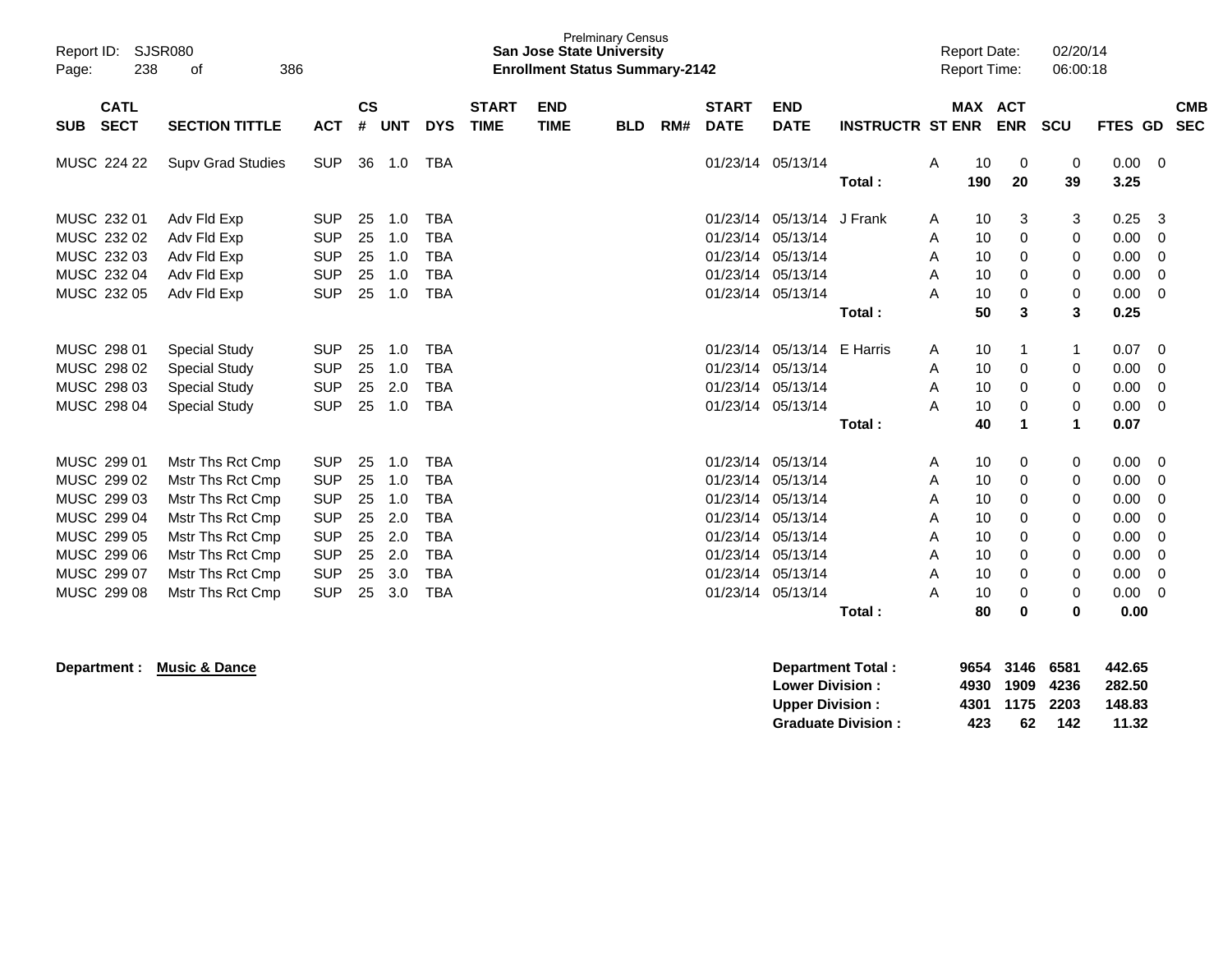Prelminary Census
**San Jose State University**
**Enrollment Status Summary-2142**

Report ID: SJSR080
Report Date: 02/20/14
Report Time: 06:00:18

| SUB | CATL SECT | SECTION TITTLE | ACT | CS # | UNT | DYS | START TIME | END TIME | BLD | RM# | START DATE | END DATE | INSTRUCTR | ST | MAX ENR | ACT ENR | SCU | FTES | GD | CMB SEC |
|---|---|---|---|---|---|---|---|---|---|---|---|---|---|---|---|---|---|---|---|---|
| MUSC | 224 22 | Supv Grad Studies | SUP | 36 | 1.0 | TBA | | | | | 01/23/14 | 05/13/14 | | A | 10 | 0 | 0 | 0.00 | 0 | |
| | | | | | | | | | | | | | **Total :** | | **190** | **20** | **39** | **3.25** | | |
| MUSC | 232 01 | Adv Fld Exp | SUP | 25 | 1.0 | TBA | | | | | 01/23/14 | 05/13/14 | J Frank | A | 10 | 3 | 3 | 0.25 | 3 | |
| MUSC | 232 02 | Adv Fld Exp | SUP | 25 | 1.0 | TBA | | | | | 01/23/14 | 05/13/14 | | A | 10 | 0 | 0 | 0.00 | 0 | |
| MUSC | 232 03 | Adv Fld Exp | SUP | 25 | 1.0 | TBA | | | | | 01/23/14 | 05/13/14 | | A | 10 | 0 | 0 | 0.00 | 0 | |
| MUSC | 232 04 | Adv Fld Exp | SUP | 25 | 1.0 | TBA | | | | | 01/23/14 | 05/13/14 | | A | 10 | 0 | 0 | 0.00 | 0 | |
| MUSC | 232 05 | Adv Fld Exp | SUP | 25 | 1.0 | TBA | | | | | 01/23/14 | 05/13/14 | | A | 10 | 0 | 0 | 0.00 | 0 | |
| | | | | | | | | | | | | | **Total :** | | **50** | **3** | **3** | **0.25** | | |
| MUSC | 298 01 | Special Study | SUP | 25 | 1.0 | TBA | | | | | 01/23/14 | 05/13/14 | E Harris | A | 10 | 1 | 1 | 0.07 | 0 | |
| MUSC | 298 02 | Special Study | SUP | 25 | 1.0 | TBA | | | | | 01/23/14 | 05/13/14 | | A | 10 | 0 | 0 | 0.00 | 0 | |
| MUSC | 298 03 | Special Study | SUP | 25 | 2.0 | TBA | | | | | 01/23/14 | 05/13/14 | | A | 10 | 0 | 0 | 0.00 | 0 | |
| MUSC | 298 04 | Special Study | SUP | 25 | 1.0 | TBA | | | | | 01/23/14 | 05/13/14 | | A | 10 | 0 | 0 | 0.00 | 0 | |
| | | | | | | | | | | | | | **Total :** | | **40** | **1** | **1** | **0.07** | | |
| MUSC | 299 01 | Mstr Ths Rct Cmp | SUP | 25 | 1.0 | TBA | | | | | 01/23/14 | 05/13/14 | | A | 10 | 0 | 0 | 0.00 | 0 | |
| MUSC | 299 02 | Mstr Ths Rct Cmp | SUP | 25 | 1.0 | TBA | | | | | 01/23/14 | 05/13/14 | | A | 10 | 0 | 0 | 0.00 | 0 | |
| MUSC | 299 03 | Mstr Ths Rct Cmp | SUP | 25 | 1.0 | TBA | | | | | 01/23/14 | 05/13/14 | | A | 10 | 0 | 0 | 0.00 | 0 | |
| MUSC | 299 04 | Mstr Ths Rct Cmp | SUP | 25 | 2.0 | TBA | | | | | 01/23/14 | 05/13/14 | | A | 10 | 0 | 0 | 0.00 | 0 | |
| MUSC | 299 05 | Mstr Ths Rct Cmp | SUP | 25 | 2.0 | TBA | | | | | 01/23/14 | 05/13/14 | | A | 10 | 0 | 0 | 0.00 | 0 | |
| MUSC | 299 06 | Mstr Ths Rct Cmp | SUP | 25 | 2.0 | TBA | | | | | 01/23/14 | 05/13/14 | | A | 10 | 0 | 0 | 0.00 | 0 | |
| MUSC | 299 07 | Mstr Ths Rct Cmp | SUP | 25 | 3.0 | TBA | | | | | 01/23/14 | 05/13/14 | | A | 10 | 0 | 0 | 0.00 | 0 | |
| MUSC | 299 08 | Mstr Ths Rct Cmp | SUP | 25 | 3.0 | TBA | | | | | 01/23/14 | 05/13/14 | | A | 10 | 0 | 0 | 0.00 | 0 | |
| | | | | | | | | | | | | | **Total :** | | **80** | **0** | **0** | **0.00** | | |

**Department : Music & Dance**

| | MAX ENR | ACT ENR | SCU | FTES |
|---|---|---|---|---|
| **Department Total :** | **9654** | **3146** | **6581** | **442.65** |
| **Lower Division :** | **4930** | **1909** | **4236** | **282.50** |
| **Upper Division :** | **4301** | **1175** | **2203** | **148.83** |
| **Graduate Division :** | **423** | **62** | **142** | **11.32** |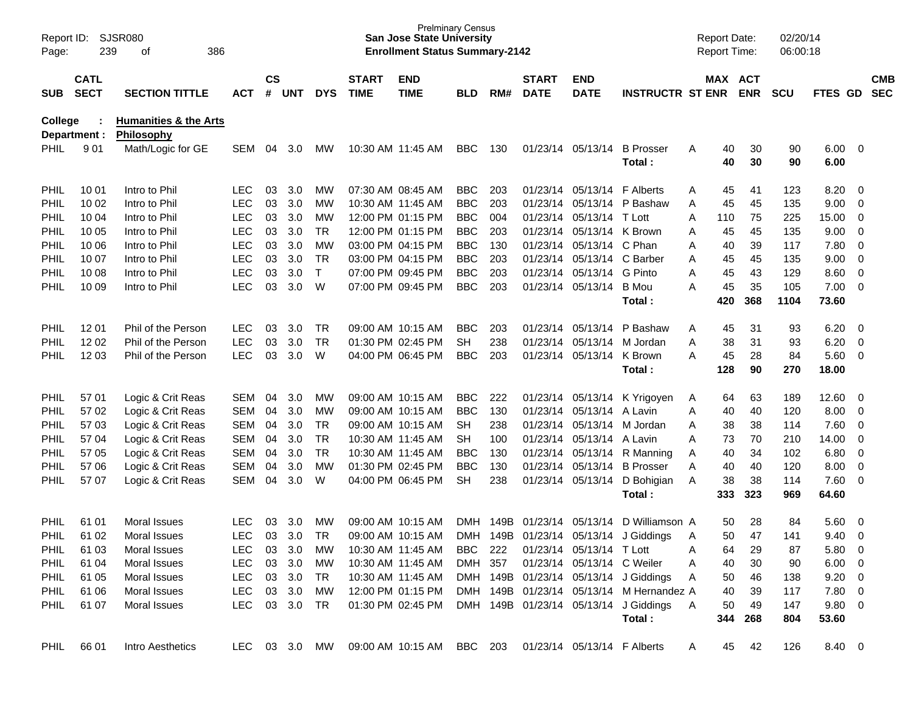Report ID: SJSR080 Page: 239 of 386

**Prelminary Census**
**San Jose State University**
**Enrollment Status Summary-2142**

Report Date: 02/20/14
Report Time: 06:00:18

**College : Humanities & the Arts**
**Department : Philosophy**

| SUB | CATL SECT | SECTION TITTLE | ACT | CS # | UNT | DYS | START TIME | END TIME | BLD | RM# | START DATE | END DATE | INSTRUCTR | ST | MAX ENR | ACT ENR | SCU | FTES | GD | CMB SEC |
|---|---|---|---|---|---|---|---|---|---|---|---|---|---|---|---|---|---|---|---|---|
| PHIL | 9 01 | Math/Logic for GE | SEM | 04 | 3.0 | MW | 10:30 AM | 11:45 AM | BBC | 130 | 01/23/14 | 05/13/14 | B Prosser | A | 40 | 30 | 90 | 6.00 | 0 | |
| | | | | | | | | | | | | | **Total :** | | **40** | **30** | **90** | **6.00** | | |
| PHIL | 10 01 | Intro to Phil | LEC | 03 | 3.0 | MW | 07:30 AM | 08:45 AM | BBC | 203 | 01/23/14 | 05/13/14 | F Alberts | A | 45 | 41 | 123 | 8.20 | 0 | |
| PHIL | 10 02 | Intro to Phil | LEC | 03 | 3.0 | MW | 10:30 AM | 11:45 AM | BBC | 203 | 01/23/14 | 05/13/14 | P Bashaw | A | 45 | 45 | 135 | 9.00 | 0 | |
| PHIL | 10 04 | Intro to Phil | LEC | 03 | 3.0 | MW | 12:00 PM | 01:15 PM | BBC | 004 | 01/23/14 | 05/13/14 | T Lott | A | 110 | 75 | 225 | 15.00 | 0 | |
| PHIL | 10 05 | Intro to Phil | LEC | 03 | 3.0 | TR | 12:00 PM | 01:15 PM | BBC | 203 | 01/23/14 | 05/13/14 | K Brown | A | 45 | 45 | 135 | 9.00 | 0 | |
| PHIL | 10 06 | Intro to Phil | LEC | 03 | 3.0 | MW | 03:00 PM | 04:15 PM | BBC | 130 | 01/23/14 | 05/13/14 | C Phan | A | 40 | 39 | 117 | 7.80 | 0 | |
| PHIL | 10 07 | Intro to Phil | LEC | 03 | 3.0 | TR | 03:00 PM | 04:15 PM | BBC | 203 | 01/23/14 | 05/13/14 | C Barber | A | 45 | 45 | 135 | 9.00 | 0 | |
| PHIL | 10 08 | Intro to Phil | LEC | 03 | 3.0 | T | 07:00 PM | 09:45 PM | BBC | 203 | 01/23/14 | 05/13/14 | G Pinto | A | 45 | 43 | 129 | 8.60 | 0 | |
| PHIL | 10 09 | Intro to Phil | LEC | 03 | 3.0 | W | 07:00 PM | 09:45 PM | BBC | 203 | 01/23/14 | 05/13/14 | B Mou | A | 45 | 35 | 105 | 7.00 | 0 | |
| | | | | | | | | | | | | | **Total :** | | **420** | **368** | **1104** | **73.60** | | |
| PHIL | 12 01 | Phil of the Person | LEC | 03 | 3.0 | TR | 09:00 AM | 10:15 AM | BBC | 203 | 01/23/14 | 05/13/14 | P Bashaw | A | 45 | 31 | 93 | 6.20 | 0 | |
| PHIL | 12 02 | Phil of the Person | LEC | 03 | 3.0 | TR | 01:30 PM | 02:45 PM | SH | 238 | 01/23/14 | 05/13/14 | M Jordan | A | 38 | 31 | 93 | 6.20 | 0 | |
| PHIL | 12 03 | Phil of the Person | LEC | 03 | 3.0 | W | 04:00 PM | 06:45 PM | BBC | 203 | 01/23/14 | 05/13/14 | K Brown | A | 45 | 28 | 84 | 5.60 | 0 | |
| | | | | | | | | | | | | | **Total :** | | **128** | **90** | **270** | **18.00** | | |
| PHIL | 57 01 | Logic & Crit Reas | SEM | 04 | 3.0 | MW | 09:00 AM | 10:15 AM | BBC | 222 | 01/23/14 | 05/13/14 | K Yrigoyen | A | 64 | 63 | 189 | 12.60 | 0 | |
| PHIL | 57 02 | Logic & Crit Reas | SEM | 04 | 3.0 | MW | 09:00 AM | 10:15 AM | BBC | 130 | 01/23/14 | 05/13/14 | A Lavin | A | 40 | 40 | 120 | 8.00 | 0 | |
| PHIL | 57 03 | Logic & Crit Reas | SEM | 04 | 3.0 | TR | 09:00 AM | 10:15 AM | SH | 238 | 01/23/14 | 05/13/14 | M Jordan | A | 38 | 38 | 114 | 7.60 | 0 | |
| PHIL | 57 04 | Logic & Crit Reas | SEM | 04 | 3.0 | TR | 10:30 AM | 11:45 AM | SH | 100 | 01/23/14 | 05/13/14 | A Lavin | A | 73 | 70 | 210 | 14.00 | 0 | |
| PHIL | 57 05 | Logic & Crit Reas | SEM | 04 | 3.0 | TR | 10:30 AM | 11:45 AM | BBC | 130 | 01/23/14 | 05/13/14 | R Manning | A | 40 | 34 | 102 | 6.80 | 0 | |
| PHIL | 57 06 | Logic & Crit Reas | SEM | 04 | 3.0 | MW | 01:30 PM | 02:45 PM | BBC | 130 | 01/23/14 | 05/13/14 | B Prosser | A | 40 | 40 | 120 | 8.00 | 0 | |
| PHIL | 57 07 | Logic & Crit Reas | SEM | 04 | 3.0 | W | 04:00 PM | 06:45 PM | SH | 238 | 01/23/14 | 05/13/14 | D Bohigian | A | 38 | 38 | 114 | 7.60 | 0 | |
| | | | | | | | | | | | | | **Total :** | | **333** | **323** | **969** | **64.60** | | |
| PHIL | 61 01 | Moral Issues | LEC | 03 | 3.0 | MW | 09:00 AM | 10:15 AM | DMH | 149B | 01/23/14 | 05/13/14 | D Williamson | A | 50 | 28 | 84 | 5.60 | 0 | |
| PHIL | 61 02 | Moral Issues | LEC | 03 | 3.0 | TR | 09:00 AM | 10:15 AM | DMH | 149B | 01/23/14 | 05/13/14 | J Giddings | A | 50 | 47 | 141 | 9.40 | 0 | |
| PHIL | 61 03 | Moral Issues | LEC | 03 | 3.0 | MW | 10:30 AM | 11:45 AM | BBC | 222 | 01/23/14 | 05/13/14 | T Lott | A | 64 | 29 | 87 | 5.80 | 0 | |
| PHIL | 61 04 | Moral Issues | LEC | 03 | 3.0 | MW | 10:30 AM | 11:45 AM | DMH | 357 | 01/23/14 | 05/13/14 | C Weiler | A | 40 | 30 | 90 | 6.00 | 0 | |
| PHIL | 61 05 | Moral Issues | LEC | 03 | 3.0 | TR | 10:30 AM | 11:45 AM | DMH | 149B | 01/23/14 | 05/13/14 | J Giddings | A | 50 | 46 | 138 | 9.20 | 0 | |
| PHIL | 61 06 | Moral Issues | LEC | 03 | 3.0 | MW | 12:00 PM | 01:15 PM | DMH | 149B | 01/23/14 | 05/13/14 | M Hernandez | A | 40 | 39 | 117 | 7.80 | 0 | |
| PHIL | 61 07 | Moral Issues | LEC | 03 | 3.0 | TR | 01:30 PM | 02:45 PM | DMH | 149B | 01/23/14 | 05/13/14 | J Giddings | A | 50 | 49 | 147 | 9.80 | 0 | |
| | | | | | | | | | | | | | **Total :** | | **344** | **268** | **804** | **53.60** | | |
| PHIL | 66 01 | Intro Aesthetics | LEC | 03 | 3.0 | MW | 09:00 AM | 10:15 AM | BBC | 203 | 01/23/14 | 05/13/14 | F Alberts | A | 45 | 42 | 126 | 8.40 | 0 | |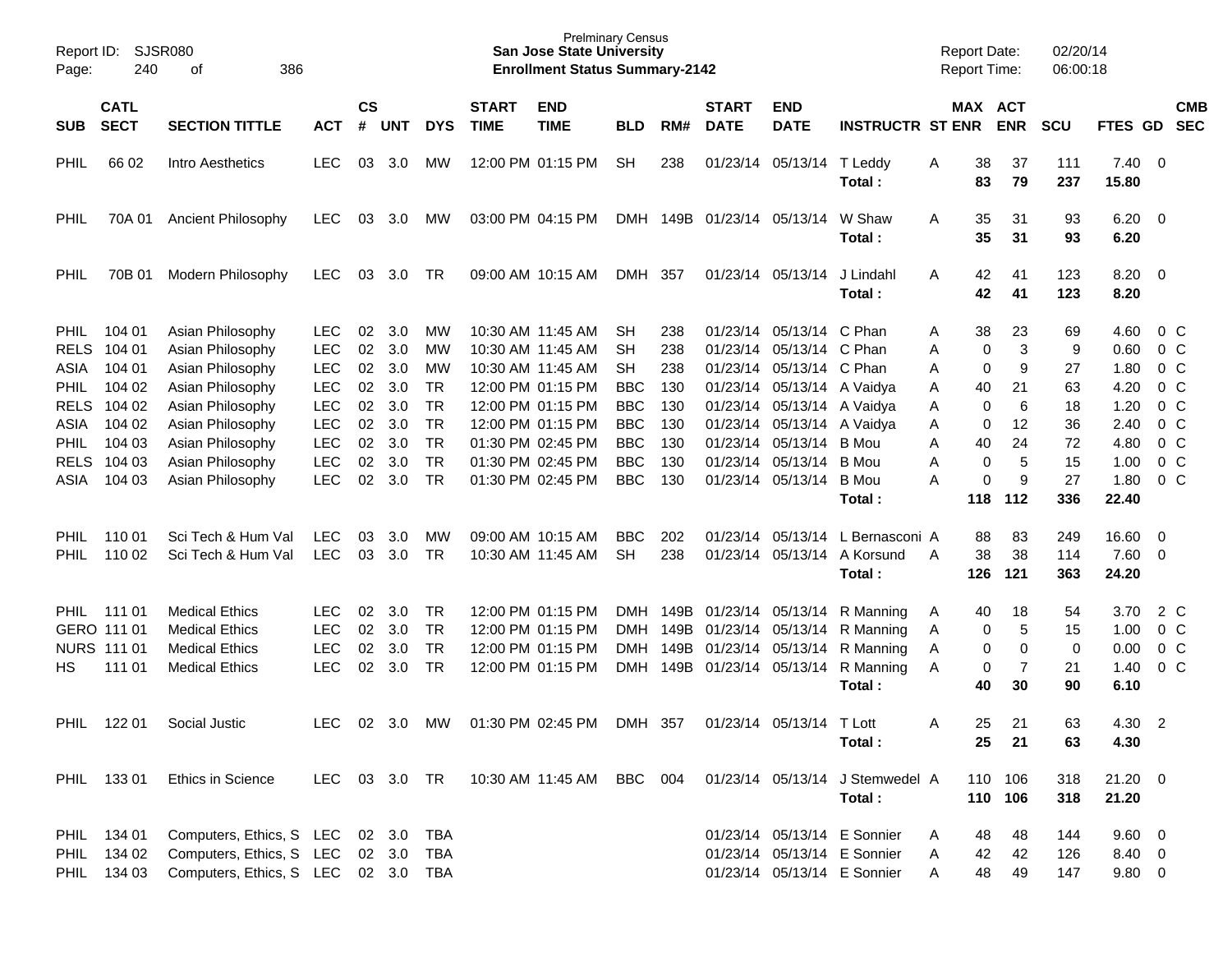Prelminary Census
**San Jose State University**
**Enrollment Status Summary-2142**

Report ID: SJSR080
Report Date: 02/20/14
Report Time: 06:00:18

| SUB | CATL SECT | SECTION TITTLE | ACT | CS # | UNT | DYS | START TIME | END TIME | BLD | RM# | START DATE | END DATE | INSTRUCTR | ST | MAX ENR | ACT ENR | SCU | FTES | GD | CMB SEC |
|---|---|---|---|---|---|---|---|---|---|---|---|---|---|---|---|---|---|---|---|---|
| PHIL | 66 02 | Intro Aesthetics | LEC | 03 | 3.0 | MW | 12:00 PM | 01:15 PM | SH | 238 | 01/23/14 | 05/13/14 | T Leddy | A | 38 | 37 | 111 | 7.40 | 0 | |
| | | | | | | | | | | | | | **Total :** | | **83** | **79** | **237** | **15.80** | | |
| PHIL | 70A 01 | Ancient Philosophy | LEC | 03 | 3.0 | MW | 03:00 PM | 04:15 PM | DMH | 149B | 01/23/14 | 05/13/14 | W Shaw | A | 35 | 31 | 93 | 6.20 | 0 | |
| | | | | | | | | | | | | | **Total :** | | **35** | **31** | **93** | **6.20** | | |
| PHIL | 70B 01 | Modern Philosophy | LEC | 03 | 3.0 | TR | 09:00 AM | 10:15 AM | DMH | 357 | 01/23/14 | 05/13/14 | J Lindahl | A | 42 | 41 | 123 | 8.20 | 0 | |
| | | | | | | | | | | | | | **Total :** | | **42** | **41** | **123** | **8.20** | | |
| PHIL | 104 01 | Asian Philosophy | LEC | 02 | 3.0 | MW | 10:30 AM | 11:45 AM | SH | 238 | 01/23/14 | 05/13/14 | C Phan | A | 38 | 23 | 69 | 4.60 | 0 | C |
| RELS | 104 01 | Asian Philosophy | LEC | 02 | 3.0 | MW | 10:30 AM | 11:45 AM | SH | 238 | 01/23/14 | 05/13/14 | C Phan | A | 0 | 3 | 9 | 0.60 | 0 | C |
| ASIA | 104 01 | Asian Philosophy | LEC | 02 | 3.0 | MW | 10:30 AM | 11:45 AM | SH | 238 | 01/23/14 | 05/13/14 | C Phan | A | 0 | 9 | 27 | 1.80 | 0 | C |
| PHIL | 104 02 | Asian Philosophy | LEC | 02 | 3.0 | TR | 12:00 PM | 01:15 PM | BBC | 130 | 01/23/14 | 05/13/14 | A Vaidya | A | 40 | 21 | 63 | 4.20 | 0 | C |
| RELS | 104 02 | Asian Philosophy | LEC | 02 | 3.0 | TR | 12:00 PM | 01:15 PM | BBC | 130 | 01/23/14 | 05/13/14 | A Vaidya | A | 0 | 6 | 18 | 1.20 | 0 | C |
| ASIA | 104 02 | Asian Philosophy | LEC | 02 | 3.0 | TR | 12:00 PM | 01:15 PM | BBC | 130 | 01/23/14 | 05/13/14 | A Vaidya | A | 0 | 12 | 36 | 2.40 | 0 | C |
| PHIL | 104 03 | Asian Philosophy | LEC | 02 | 3.0 | TR | 01:30 PM | 02:45 PM | BBC | 130 | 01/23/14 | 05/13/14 | B Mou | A | 40 | 24 | 72 | 4.80 | 0 | C |
| RELS | 104 03 | Asian Philosophy | LEC | 02 | 3.0 | TR | 01:30 PM | 02:45 PM | BBC | 130 | 01/23/14 | 05/13/14 | B Mou | A | 0 | 5 | 15 | 1.00 | 0 | C |
| ASIA | 104 03 | Asian Philosophy | LEC | 02 | 3.0 | TR | 01:30 PM | 02:45 PM | BBC | 130 | 01/23/14 | 05/13/14 | B Mou | A | 0 | 9 | 27 | 1.80 | 0 | C |
| | | | | | | | | | | | | | **Total :** | | **118** | **112** | **336** | **22.40** | | |
| PHIL | 110 01 | Sci Tech & Hum Val | LEC | 03 | 3.0 | MW | 09:00 AM | 10:15 AM | BBC | 202 | 01/23/14 | 05/13/14 | L Bernasconi | A | 88 | 83 | 249 | 16.60 | 0 | |
| PHIL | 110 02 | Sci Tech & Hum Val | LEC | 03 | 3.0 | TR | 10:30 AM | 11:45 AM | SH | 238 | 01/23/14 | 05/13/14 | A Korsund | A | 38 | 38 | 114 | 7.60 | 0 | |
| | | | | | | | | | | | | | **Total :** | | **126** | **121** | **363** | **24.20** | | |
| PHIL | 111 01 | Medical Ethics | LEC | 02 | 3.0 | TR | 12:00 PM | 01:15 PM | DMH | 149B | 01/23/14 | 05/13/14 | R Manning | A | 40 | 18 | 54 | 3.70 | 2 | C |
| GERO | 111 01 | Medical Ethics | LEC | 02 | 3.0 | TR | 12:00 PM | 01:15 PM | DMH | 149B | 01/23/14 | 05/13/14 | R Manning | A | 0 | 5 | 15 | 1.00 | 0 | C |
| NURS | 111 01 | Medical Ethics | LEC | 02 | 3.0 | TR | 12:00 PM | 01:15 PM | DMH | 149B | 01/23/14 | 05/13/14 | R Manning | A | 0 | 0 | 0 | 0.00 | 0 | C |
| HS | 111 01 | Medical Ethics | LEC | 02 | 3.0 | TR | 12:00 PM | 01:15 PM | DMH | 149B | 01/23/14 | 05/13/14 | R Manning | A | 0 | 7 | 21 | 1.40 | 0 | C |
| | | | | | | | | | | | | | **Total :** | | **40** | **30** | **90** | **6.10** | | |
| PHIL | 122 01 | Social Justic | LEC | 02 | 3.0 | MW | 01:30 PM | 02:45 PM | DMH | 357 | 01/23/14 | 05/13/14 | T Lott | A | 25 | 21 | 63 | 4.30 | 2 | |
| | | | | | | | | | | | | | **Total :** | | **25** | **21** | **63** | **4.30** | | |
| PHIL | 133 01 | Ethics in Science | LEC | 03 | 3.0 | TR | 10:30 AM | 11:45 AM | BBC | 004 | 01/23/14 | 05/13/14 | J Stemwedel | A | 110 | 106 | 318 | 21.20 | 0 | |
| | | | | | | | | | | | | | **Total :** | | **110** | **106** | **318** | **21.20** | | |
| PHIL | 134 01 | Computers, Ethics, S | LEC | 02 | 3.0 | TBA | | | | | 01/23/14 | 05/13/14 | E Sonnier | A | 48 | 48 | 144 | 9.60 | 0 | |
| PHIL | 134 02 | Computers, Ethics, S | LEC | 02 | 3.0 | TBA | | | | | 01/23/14 | 05/13/14 | E Sonnier | A | 42 | 42 | 126 | 8.40 | 0 | |
| PHIL | 134 03 | Computers, Ethics, S | LEC | 02 | 3.0 | TBA | | | | | 01/23/14 | 05/13/14 | E Sonnier | A | 48 | 49 | 147 | 9.80 | 0 | |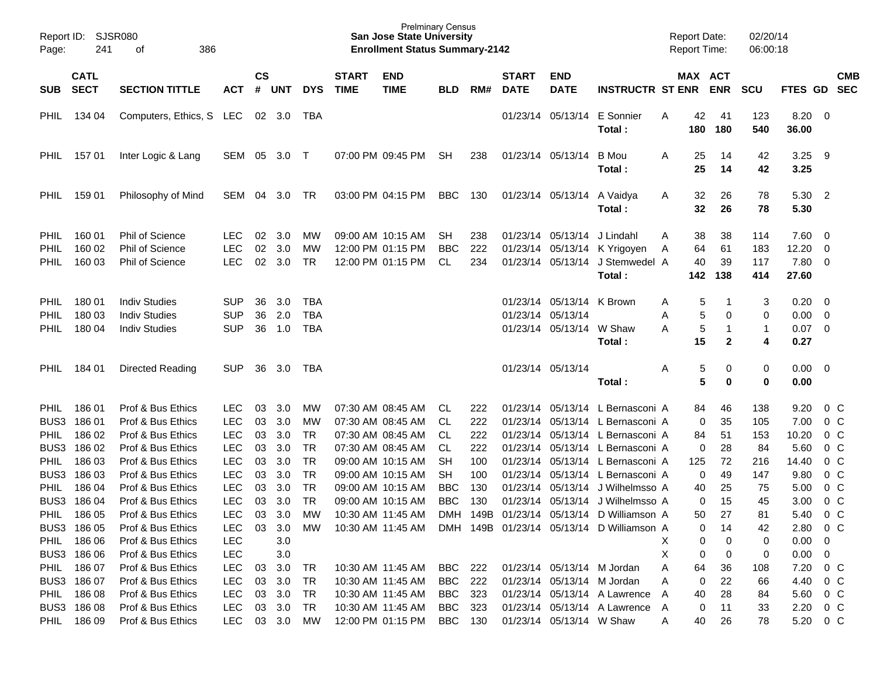Prelminary Census
**San Jose State University**
**Enrollment Status Summary-2142**

Report ID: SJSR080
Report Date: 02/20/14
Report Time: 06:00:18

| SUB | CATL SECT | SECTION TITTLE | ACT | CS # | UNT | DYS | START TIME | END TIME | BLD | RM# | START DATE | END DATE | INSTRUCTR | ST | MAX ENR | ACT ENR | SCU | FTES | GD | CMB SEC |
|---|---|---|---|---|---|---|---|---|---|---|---|---|---|---|---|---|---|---|---|---|
| PHIL | 134 04 | Computers, Ethics, S | LEC | 02 | 3.0 | TBA | | | | | 01/23/14 | 05/13/14 | E Sonnier | A | 42 | 41 | 123 | 8.20 | 0 | |
| | | | | | | | | | | | | | **Total :** | | **180** | **180** | **540** | **36.00** | | |
| PHIL | 157 01 | Inter Logic & Lang | SEM | 05 | 3.0 | T | 07:00 PM | 09:45 PM | SH | 238 | 01/23/14 | 05/13/14 | B Mou | A | 25 | 14 | 42 | 3.25 | 9 | |
| | | | | | | | | | | | | | **Total :** | | **25** | **14** | **42** | **3.25** | | |
| PHIL | 159 01 | Philosophy of Mind | SEM | 04 | 3.0 | TR | 03:00 PM | 04:15 PM | BBC | 130 | 01/23/14 | 05/13/14 | A Vaidya | A | 32 | 26 | 78 | 5.30 | 2 | |
| | | | | | | | | | | | | | **Total :** | | **32** | **26** | **78** | **5.30** | | |
| PHIL | 160 01 | Phil of Science | LEC | 02 | 3.0 | MW | 09:00 AM | 10:15 AM | SH | 238 | 01/23/14 | 05/13/14 | J Lindahl | A | 38 | 38 | 114 | 7.60 | 0 | |
| PHIL | 160 02 | Phil of Science | LEC | 02 | 3.0 | MW | 12:00 PM | 01:15 PM | BBC | 222 | 01/23/14 | 05/13/14 | K Yrigoyen | A | 64 | 61 | 183 | 12.20 | 0 | |
| PHIL | 160 03 | Phil of Science | LEC | 02 | 3.0 | TR | 12:00 PM | 01:15 PM | CL | 234 | 01/23/14 | 05/13/14 | J Stemwedel | A | 40 | 39 | 117 | 7.80 | 0 | |
| | | | | | | | | | | | | | **Total :** | | **142** | **138** | **414** | **27.60** | | |
| PHIL | 180 01 | Indiv Studies | SUP | 36 | 3.0 | TBA | | | | | 01/23/14 | 05/13/14 | K Brown | A | 5 | 1 | 3 | 0.20 | 0 | |
| PHIL | 180 03 | Indiv Studies | SUP | 36 | 2.0 | TBA | | | | | 01/23/14 | 05/13/14 | | A | 5 | 0 | 0 | 0.00 | 0 | |
| PHIL | 180 04 | Indiv Studies | SUP | 36 | 1.0 | TBA | | | | | 01/23/14 | 05/13/14 | W Shaw | A | 5 | 1 | 1 | 0.07 | 0 | |
| | | | | | | | | | | | | | **Total :** | | **15** | **2** | **4** | **0.27** | | |
| PHIL | 184 01 | Directed Reading | SUP | 36 | 3.0 | TBA | | | | | 01/23/14 | 05/13/14 | | A | 5 | 0 | 0 | 0.00 | 0 | |
| | | | | | | | | | | | | | **Total :** | | **5** | **0** | **0** | **0.00** | | |
| PHIL | 186 01 | Prof & Bus Ethics | LEC | 03 | 3.0 | MW | 07:30 AM | 08:45 AM | CL | 222 | 01/23/14 | 05/13/14 | L Bernasconi | A | 84 | 46 | 138 | 9.20 | 0 | C |
| BUS3 | 186 01 | Prof & Bus Ethics | LEC | 03 | 3.0 | MW | 07:30 AM | 08:45 AM | CL | 222 | 01/23/14 | 05/13/14 | L Bernasconi | A | 0 | 35 | 105 | 7.00 | 0 | C |
| PHIL | 186 02 | Prof & Bus Ethics | LEC | 03 | 3.0 | TR | 07:30 AM | 08:45 AM | CL | 222 | 01/23/14 | 05/13/14 | L Bernasconi | A | 84 | 51 | 153 | 10.20 | 0 | C |
| BUS3 | 186 02 | Prof & Bus Ethics | LEC | 03 | 3.0 | TR | 07:30 AM | 08:45 AM | CL | 222 | 01/23/14 | 05/13/14 | L Bernasconi | A | 0 | 28 | 84 | 5.60 | 0 | C |
| PHIL | 186 03 | Prof & Bus Ethics | LEC | 03 | 3.0 | TR | 09:00 AM | 10:15 AM | SH | 100 | 01/23/14 | 05/13/14 | L Bernasconi | A | 125 | 72 | 216 | 14.40 | 0 | C |
| BUS3 | 186 03 | Prof & Bus Ethics | LEC | 03 | 3.0 | TR | 09:00 AM | 10:15 AM | SH | 100 | 01/23/14 | 05/13/14 | L Bernasconi | A | 0 | 49 | 147 | 9.80 | 0 | C |
| PHIL | 186 04 | Prof & Bus Ethics | LEC | 03 | 3.0 | TR | 09:00 AM | 10:15 AM | BBC | 130 | 01/23/14 | 05/13/14 | J Wilhelmsso | A | 40 | 25 | 75 | 5.00 | 0 | C |
| BUS3 | 186 04 | Prof & Bus Ethics | LEC | 03 | 3.0 | TR | 09:00 AM | 10:15 AM | BBC | 130 | 01/23/14 | 05/13/14 | J Wilhelmsso | A | 0 | 15 | 45 | 3.00 | 0 | C |
| PHIL | 186 05 | Prof & Bus Ethics | LEC | 03 | 3.0 | MW | 10:30 AM | 11:45 AM | DMH | 149B | 01/23/14 | 05/13/14 | D Williamson | A | 50 | 27 | 81 | 5.40 | 0 | C |
| BUS3 | 186 05 | Prof & Bus Ethics | LEC | 03 | 3.0 | MW | 10:30 AM | 11:45 AM | DMH | 149B | 01/23/14 | 05/13/14 | D Williamson | A | 0 | 14 | 42 | 2.80 | 0 | C |
| PHIL | 186 06 | Prof & Bus Ethics | LEC | | 3.0 | | | | | | | | | X | 0 | 0 | 0 | 0.00 | 0 | |
| BUS3 | 186 06 | Prof & Bus Ethics | LEC | | 3.0 | | | | | | | | | X | 0 | 0 | 0 | 0.00 | 0 | |
| PHIL | 186 07 | Prof & Bus Ethics | LEC | 03 | 3.0 | TR | 10:30 AM | 11:45 AM | BBC | 222 | 01/23/14 | 05/13/14 | M Jordan | A | 64 | 36 | 108 | 7.20 | 0 | C |
| BUS3 | 186 07 | Prof & Bus Ethics | LEC | 03 | 3.0 | TR | 10:30 AM | 11:45 AM | BBC | 222 | 01/23/14 | 05/13/14 | M Jordan | A | 0 | 22 | 66 | 4.40 | 0 | C |
| PHIL | 186 08 | Prof & Bus Ethics | LEC | 03 | 3.0 | TR | 10:30 AM | 11:45 AM | BBC | 323 | 01/23/14 | 05/13/14 | A Lawrence | A | 40 | 28 | 84 | 5.60 | 0 | C |
| BUS3 | 186 08 | Prof & Bus Ethics | LEC | 03 | 3.0 | TR | 10:30 AM | 11:45 AM | BBC | 323 | 01/23/14 | 05/13/14 | A Lawrence | A | 0 | 11 | 33 | 2.20 | 0 | C |
| PHIL | 186 09 | Prof & Bus Ethics | LEC | 03 | 3.0 | MW | 12:00 PM | 01:15 PM | BBC | 130 | 01/23/14 | 05/13/14 | W Shaw | A | 40 | 26 | 78 | 5.20 | 0 | C |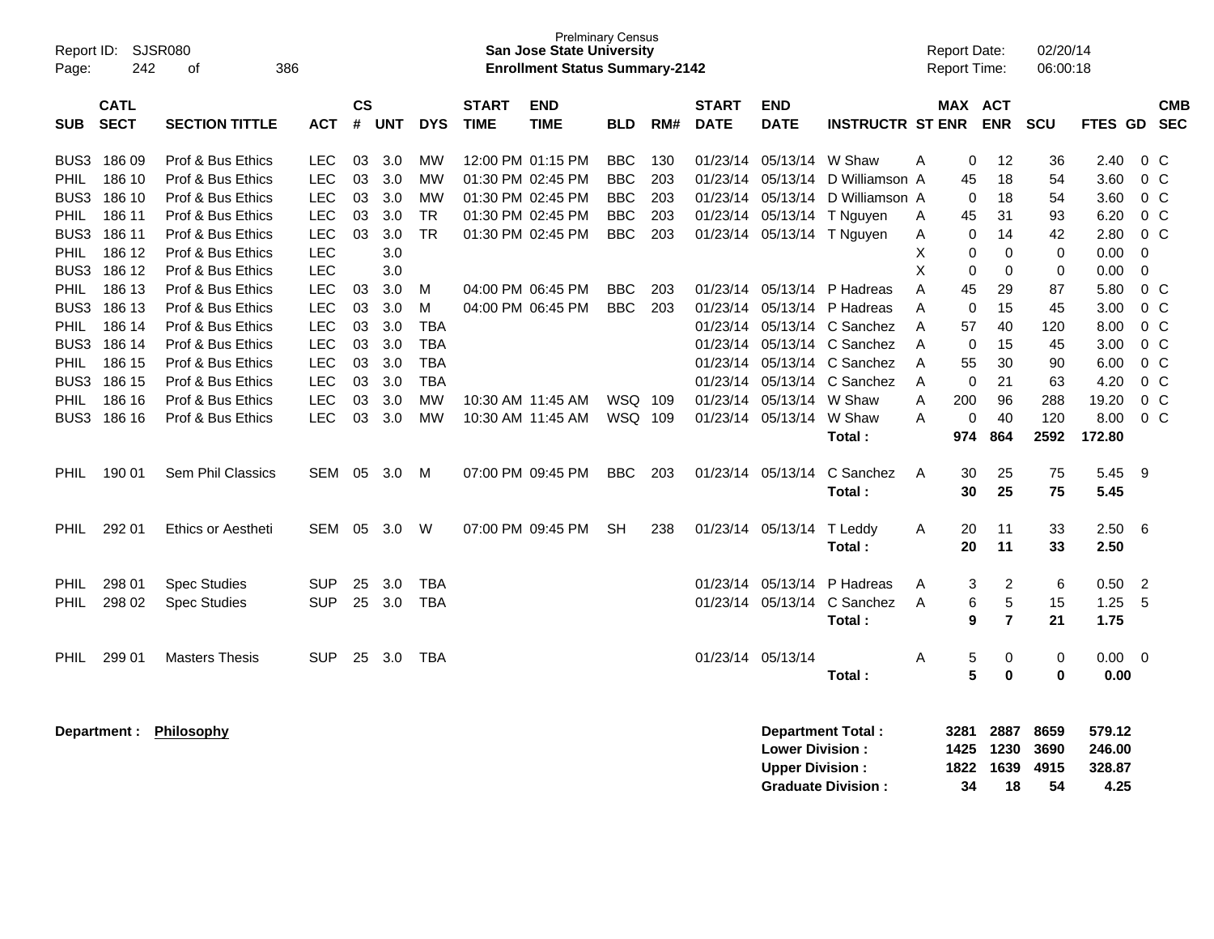Prelminary Census
**San Jose State University**
**Enrollment Status Summary-2142**

Report ID: SJSR080
Report Date: 02/20/14
Report Time: 06:00:18

| SUB | CATL SECT | SECTION TITTLE | ACT | CS # | UNT | DYS | START TIME | END TIME | BLD | RM# | START DATE | END DATE | INSTRUCTR | ST | MAX ENR | ACT ENR | SCU | FTES | GD | CMB SEC |
|---|---|---|---|---|---|---|---|---|---|---|---|---|---|---|---|---|---|---|---|---|
| BUS3 | 186 09 | Prof & Bus Ethics | LEC | 03 | 3.0 | MW | 12:00 PM | 01:15 PM | BBC | 130 | 01/23/14 | 05/13/14 | W Shaw | A | 0 | 12 | 36 | 2.40 | 0 | C |
| PHIL | 186 10 | Prof & Bus Ethics | LEC | 03 | 3.0 | MW | 01:30 PM | 02:45 PM | BBC | 203 | 01/23/14 | 05/13/14 | D Williamson | A | 45 | 18 | 54 | 3.60 | 0 | C |
| BUS3 | 186 10 | Prof & Bus Ethics | LEC | 03 | 3.0 | MW | 01:30 PM | 02:45 PM | BBC | 203 | 01/23/14 | 05/13/14 | D Williamson | A | 0 | 18 | 54 | 3.60 | 0 | C |
| PHIL | 186 11 | Prof & Bus Ethics | LEC | 03 | 3.0 | TR | 01:30 PM | 02:45 PM | BBC | 203 | 01/23/14 | 05/13/14 | T Nguyen | A | 45 | 31 | 93 | 6.20 | 0 | C |
| BUS3 | 186 11 | Prof & Bus Ethics | LEC | 03 | 3.0 | TR | 01:30 PM | 02:45 PM | BBC | 203 | 01/23/14 | 05/13/14 | T Nguyen | A | 0 | 14 | 42 | 2.80 | 0 | C |
| PHIL | 186 12 | Prof & Bus Ethics | LEC | | 3.0 | | | | | | | | | X | 0 | 0 | 0 | 0.00 | 0 | |
| BUS3 | 186 12 | Prof & Bus Ethics | LEC | | 3.0 | | | | | | | | | X | 0 | 0 | 0 | 0.00 | 0 | |
| PHIL | 186 13 | Prof & Bus Ethics | LEC | 03 | 3.0 | M | 04:00 PM | 06:45 PM | BBC | 203 | 01/23/14 | 05/13/14 | P Hadreas | A | 45 | 29 | 87 | 5.80 | 0 | C |
| BUS3 | 186 13 | Prof & Bus Ethics | LEC | 03 | 3.0 | M | 04:00 PM | 06:45 PM | BBC | 203 | 01/23/14 | 05/13/14 | P Hadreas | A | 0 | 15 | 45 | 3.00 | 0 | C |
| PHIL | 186 14 | Prof & Bus Ethics | LEC | 03 | 3.0 | TBA | | | | | 01/23/14 | 05/13/14 | C Sanchez | A | 57 | 40 | 120 | 8.00 | 0 | C |
| BUS3 | 186 14 | Prof & Bus Ethics | LEC | 03 | 3.0 | TBA | | | | | 01/23/14 | 05/13/14 | C Sanchez | A | 0 | 15 | 45 | 3.00 | 0 | C |
| PHIL | 186 15 | Prof & Bus Ethics | LEC | 03 | 3.0 | TBA | | | | | 01/23/14 | 05/13/14 | C Sanchez | A | 55 | 30 | 90 | 6.00 | 0 | C |
| BUS3 | 186 15 | Prof & Bus Ethics | LEC | 03 | 3.0 | TBA | | | | | 01/23/14 | 05/13/14 | C Sanchez | A | 0 | 21 | 63 | 4.20 | 0 | C |
| PHIL | 186 16 | Prof & Bus Ethics | LEC | 03 | 3.0 | MW | 10:30 AM | 11:45 AM | WSQ | 109 | 01/23/14 | 05/13/14 | W Shaw | A | 200 | 96 | 288 | 19.20 | 0 | C |
| BUS3 | 186 16 | Prof & Bus Ethics | LEC | 03 | 3.0 | MW | 10:30 AM | 11:45 AM | WSQ | 109 | 01/23/14 | 05/13/14 | W Shaw | A | 0 | 40 | 120 | 8.00 | 0 | C |
| | | | | | | | | | | | | | **Total :** | | **974** | **864** | **2592** | **172.80** | | |
| PHIL | 190 01 | Sem Phil Classics | SEM | 05 | 3.0 | M | 07:00 PM | 09:45 PM | BBC | 203 | 01/23/14 | 05/13/14 | C Sanchez | A | 30 | 25 | 75 | 5.45 | 9 | |
| | | | | | | | | | | | | | **Total :** | | **30** | **25** | **75** | **5.45** | | |
| PHIL | 292 01 | Ethics or Aestheti | SEM | 05 | 3.0 | W | 07:00 PM | 09:45 PM | SH | 238 | 01/23/14 | 05/13/14 | T Leddy | A | 20 | 11 | 33 | 2.50 | 6 | |
| | | | | | | | | | | | | | **Total :** | | **20** | **11** | **33** | **2.50** | | |
| PHIL | 298 01 | Spec Studies | SUP | 25 | 3.0 | TBA | | | | | 01/23/14 | 05/13/14 | P Hadreas | A | 3 | 2 | 6 | 0.50 | 2 | |
| PHIL | 298 02 | Spec Studies | SUP | 25 | 3.0 | TBA | | | | | 01/23/14 | 05/13/14 | C Sanchez | A | 6 | 5 | 15 | 1.25 | 5 | |
| | | | | | | | | | | | | | **Total :** | | **9** | **7** | **21** | **1.75** | | |
| PHIL | 299 01 | Masters Thesis | SUP | 25 | 3.0 | TBA | | | | | 01/23/14 | 05/13/14 | | A | 5 | 0 | 0 | 0.00 | 0 | |
| | | | | | | | | | | | | | **Total :** | | **5** | **0** | **0** | **0.00** | | |

**Department : Philosophy**

| | MAX ENR | ACT ENR | SCU | FTES |
|---|---|---|---|---|
| **Department Total :** | **3281** | **2887** | **8659** | **579.12** |
| **Lower Division :** | **1425** | **1230** | **3690** | **246.00** |
| **Upper Division :** | **1822** | **1639** | **4915** | **328.87** |
| **Graduate Division :** | **34** | **18** | **54** | **4.25** |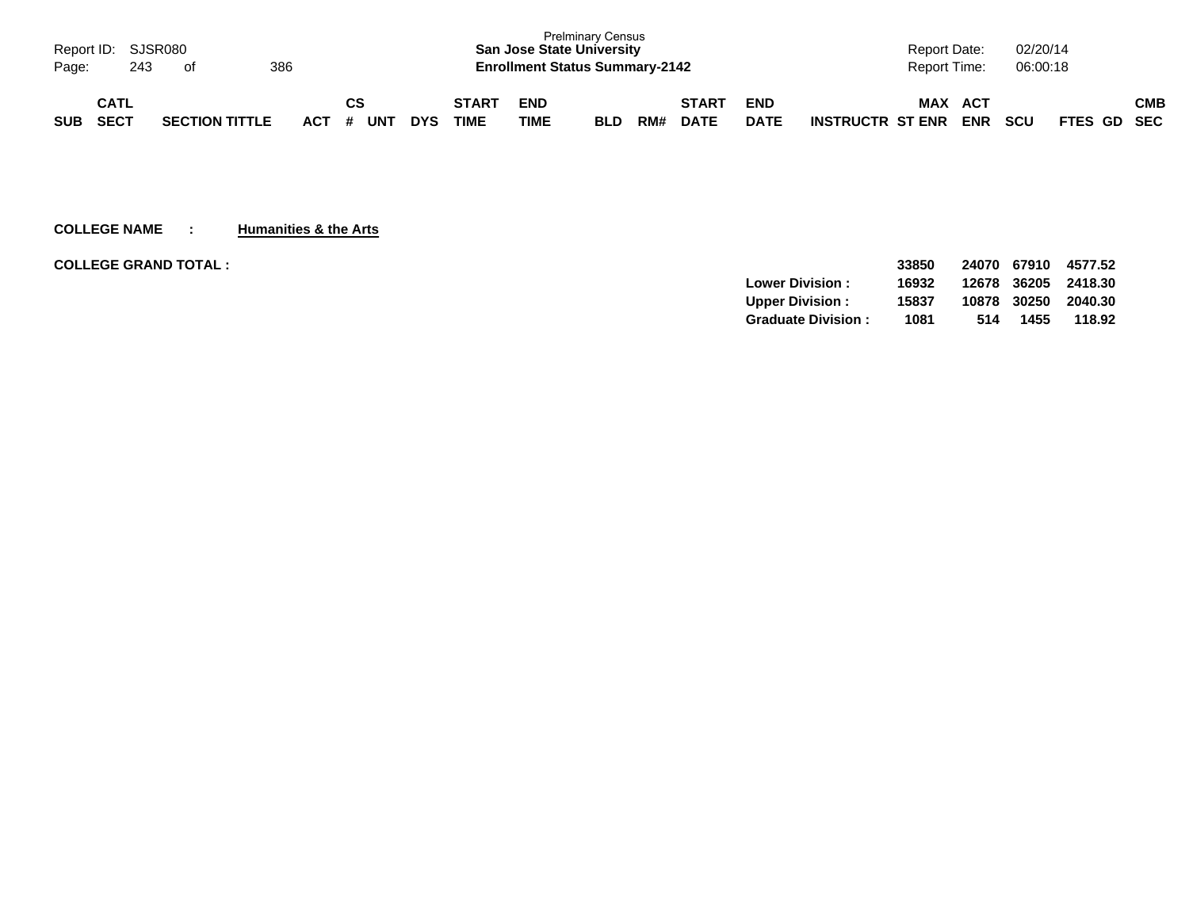Prelminary Census
**San Jose State University**
**Enrollment Status Summary-2142**

Report ID: SJSR080
Report Date: 02/20/14
Report Time: 06:00:18

| SUB | CATL SECT | SECTION TITTLE | ACT | CS # | UNT | DYS | START TIME | END TIME | BLD | RM# | START DATE | END DATE | INSTRUCTR | MAX ST ENR | ACT ENR | SCU | FTES | GD | CMB SEC |
|---|---|---|---|---|---|---|---|---|---|---|---|---|---|---|---|---|---|---|---|

**COLLEGE NAME : Humanities & the Arts**

**COLLEGE GRAND TOTAL :**

| | MAX ST ENR | ACT ENR | SCU | FTES |
|---|---|---|---|---|
| | **33850** | **24070** | **67910** | **4577.52** |
| **Lower Division :** | **16932** | **12678** | **36205** | **2418.30** |
| **Upper Division :** | **15837** | **10878** | **30250** | **2040.30** |
| **Graduate Division :** | **1081** | **514** | **1455** | **118.92** |